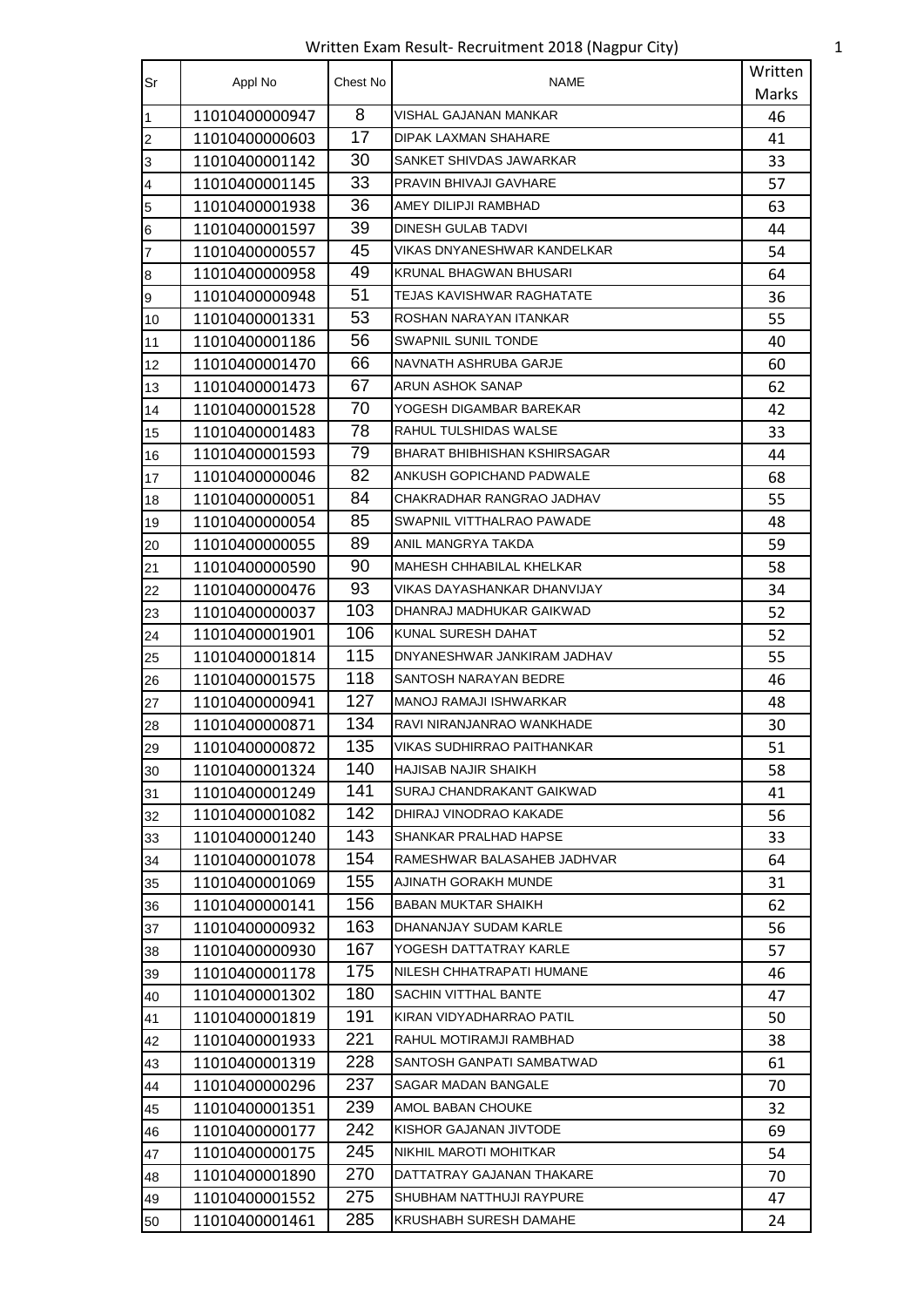# Written Exam Result- Recruitment 2018 (Nagpur City)

| Sr | Appl No | Chest No | NAME | Written Marks |
|---|---|---|---|---|
| 1 | 11010400000947 | 8 | VISHAL GAJANAN MANKAR | 46 |
| 2 | 11010400000603 | 17 | DIPAK LAXMAN SHAHARE | 41 |
| 3 | 11010400001142 | 30 | SANKET SHIVDAS JAWARKAR | 33 |
| 4 | 11010400001145 | 33 | PRAVIN BHIVAJI GAVHARE | 57 |
| 5 | 11010400001938 | 36 | AMEY DILIPJI RAMBHAD | 63 |
| 6 | 11010400001597 | 39 | DINESH GULAB TADVI | 44 |
| 7 | 11010400000557 | 45 | VIKAS DNYANESHWAR KANDELKAR | 54 |
| 8 | 11010400000958 | 49 | KRUNAL BHAGWAN BHUSARI | 64 |
| 9 | 11010400000948 | 51 | TEJAS KAVISHWAR RAGHATATE | 36 |
| 10 | 11010400001331 | 53 | ROSHAN NARAYAN ITANKAR | 55 |
| 11 | 11010400001186 | 56 | SWAPNIL SUNIL TONDE | 40 |
| 12 | 11010400001470 | 66 | NAVNATH ASHRUBA GARJE | 60 |
| 13 | 11010400001473 | 67 | ARUN ASHOK SANAP | 62 |
| 14 | 11010400001528 | 70 | YOGESH DIGAMBAR BAREKAR | 42 |
| 15 | 11010400001483 | 78 | RAHUL TULSHIDAS WALSE | 33 |
| 16 | 11010400001593 | 79 | BHARAT BHIBHISHAN KSHIRSAGAR | 44 |
| 17 | 11010400000046 | 82 | ANKUSH GOPICHAND PADWALE | 68 |
| 18 | 11010400000051 | 84 | CHAKRADHAR RANGRAO JADHAV | 55 |
| 19 | 11010400000054 | 85 | SWAPNIL VITTHALRAO PAWADE | 48 |
| 20 | 11010400000055 | 89 | ANIL MANGRYA TAKDA | 59 |
| 21 | 11010400000590 | 90 | MAHESH CHHABILAL KHELKAR | 58 |
| 22 | 11010400000476 | 93 | VIKAS DAYASHANKAR DHANVIJAY | 34 |
| 23 | 11010400000037 | 103 | DHANRAJ MADHUKAR GAIKWAD | 52 |
| 24 | 11010400001901 | 106 | KUNAL SURESH DAHAT | 52 |
| 25 | 11010400001814 | 115 | DNYANESHWAR JANKIRAM JADHAV | 55 |
| 26 | 11010400001575 | 118 | SANTOSH NARAYAN BEDRE | 46 |
| 27 | 11010400000941 | 127 | MANOJ RAMAJI ISHWARKAR | 48 |
| 28 | 11010400000871 | 134 | RAVI NIRANJANRAO WANKHADE | 30 |
| 29 | 11010400000872 | 135 | VIKAS SUDHIRRAO PAITHANKAR | 51 |
| 30 | 11010400001324 | 140 | HAJISAB NAJIR SHAIKH | 58 |
| 31 | 11010400001249 | 141 | SURAJ CHANDRAKANT GAIKWAD | 41 |
| 32 | 11010400001082 | 142 | DHIRAJ VINODRAO KAKADE | 56 |
| 33 | 11010400001240 | 143 | SHANKAR PRALHAD HAPSE | 33 |
| 34 | 11010400001078 | 154 | RAMESHWAR BALASAHEB JADHVAR | 64 |
| 35 | 11010400001069 | 155 | AJINATH GORAKH MUNDE | 31 |
| 36 | 11010400000141 | 156 | BABAN MUKTAR SHAIKH | 62 |
| 37 | 11010400000932 | 163 | DHANANJAY SUDAM KARLE | 56 |
| 38 | 11010400000930 | 167 | YOGESH DATTATRAY KARLE | 57 |
| 39 | 11010400001178 | 175 | NILESH CHHATRAPATI HUMANE | 46 |
| 40 | 11010400001302 | 180 | SACHIN VITTHAL BANTE | 47 |
| 41 | 11010400001819 | 191 | KIRAN VIDYADHARRAO PATIL | 50 |
| 42 | 11010400001933 | 221 | RAHUL MOTIRAMJI RAMBHAD | 38 |
| 43 | 11010400001319 | 228 | SANTOSH GANPATI SAMBATWAD | 61 |
| 44 | 11010400000296 | 237 | SAGAR MADAN BANGALE | 70 |
| 45 | 11010400001351 | 239 | AMOL BABAN CHOUKE | 32 |
| 46 | 11010400000177 | 242 | KISHOR GAJANAN JIVTODE | 69 |
| 47 | 11010400000175 | 245 | NIKHIL MAROTI MOHITKAR | 54 |
| 48 | 11010400001890 | 270 | DATTATRAY GAJANAN THAKARE | 70 |
| 49 | 11010400001552 | 275 | SHUBHAM NATTHUJI RAYPURE | 47 |
| 50 | 11010400001461 | 285 | KRUSHABH SURESH DAMAHE | 24 |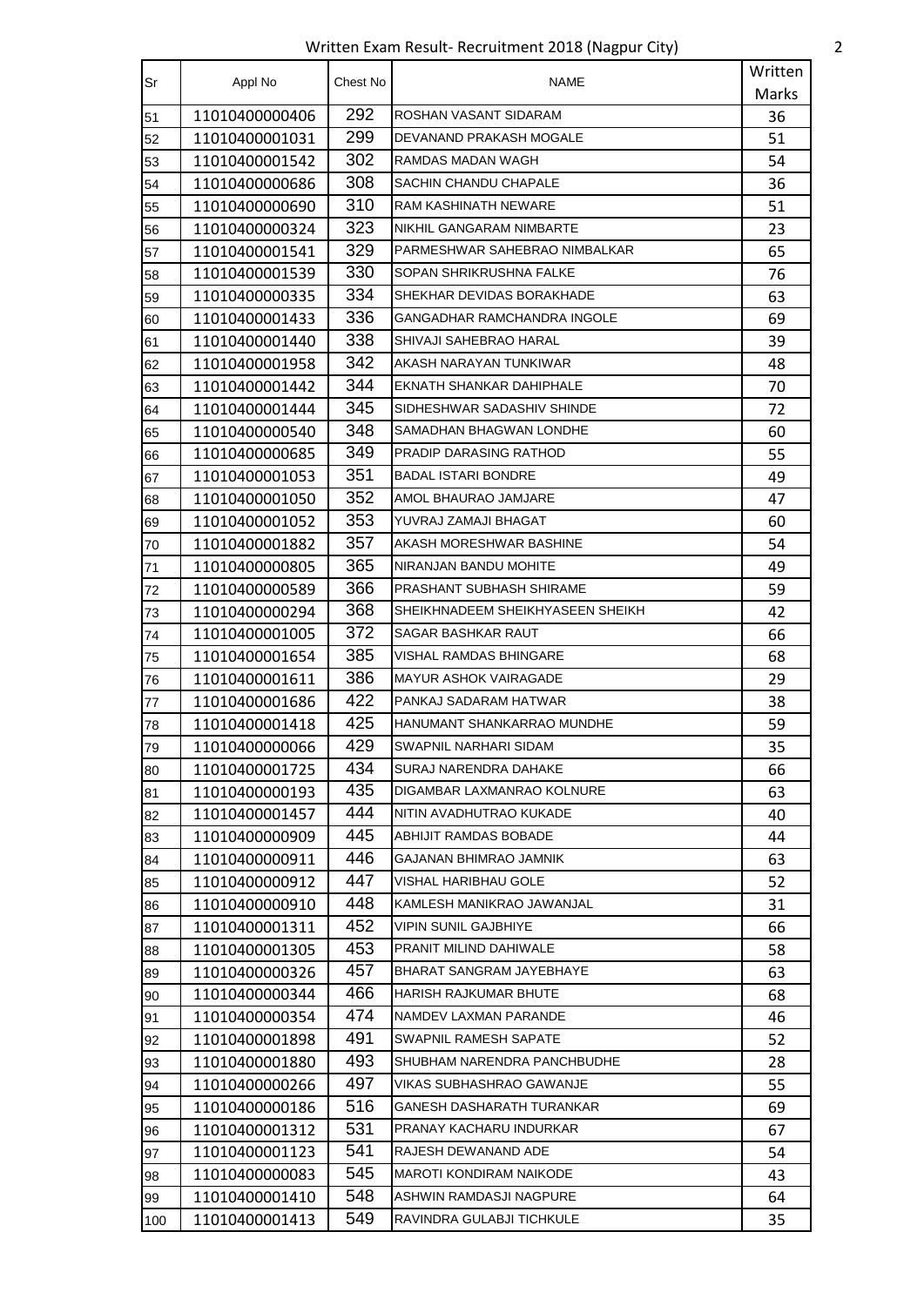Written Exam Result- Recruitment 2018 (Nagpur City)

| Sr | Appl No | Chest No | NAME | Written Marks |
|---|---|---|---|---|
| 51 | 11010400000406 | 292 | ROSHAN VASANT SIDARAM | 36 |
| 52 | 11010400001031 | 299 | DEVANAND PRAKASH MOGALE | 51 |
| 53 | 11010400001542 | 302 | RAMDAS MADAN WAGH | 54 |
| 54 | 11010400000686 | 308 | SACHIN CHANDU CHAPALE | 36 |
| 55 | 11010400000690 | 310 | RAM KASHINATH NEWARE | 51 |
| 56 | 11010400000324 | 323 | NIKHIL GANGARAM NIMBARTE | 23 |
| 57 | 11010400001541 | 329 | PARMESHWAR SAHEBRAO NIMBALKAR | 65 |
| 58 | 11010400001539 | 330 | SOPAN SHRIKRUSHNA FALKE | 76 |
| 59 | 11010400000335 | 334 | SHEKHAR DEVIDAS BORAKHADE | 63 |
| 60 | 11010400001433 | 336 | GANGADHAR RAMCHANDRA INGOLE | 69 |
| 61 | 11010400001440 | 338 | SHIVAJI SAHEBRAO HARAL | 39 |
| 62 | 11010400001958 | 342 | AKASH NARAYAN TUNKIWAR | 48 |
| 63 | 11010400001442 | 344 | EKNATH SHANKAR DAHIPHALE | 70 |
| 64 | 11010400001444 | 345 | SIDHESHWAR SADASHIV SHINDE | 72 |
| 65 | 11010400000540 | 348 | SAMADHAN BHAGWAN LONDHE | 60 |
| 66 | 11010400000685 | 349 | PRADIP DARASING RATHOD | 55 |
| 67 | 11010400001053 | 351 | BADAL ISTARI BONDRE | 49 |
| 68 | 11010400001050 | 352 | AMOL BHAURAO JAMJARE | 47 |
| 69 | 11010400001052 | 353 | YUVRAJ ZAMAJI BHAGAT | 60 |
| 70 | 11010400001882 | 357 | AKASH MORESHWAR BASHINE | 54 |
| 71 | 11010400000805 | 365 | NIRANJAN BANDU MOHITE | 49 |
| 72 | 11010400000589 | 366 | PRASHANT SUBHASH SHIRAME | 59 |
| 73 | 11010400000294 | 368 | SHEIKHNADEEM SHEIKHYASEEN SHEIKH | 42 |
| 74 | 11010400001005 | 372 | SAGAR BASHKAR RAUT | 66 |
| 75 | 11010400001654 | 385 | VISHAL RAMDAS BHINGARE | 68 |
| 76 | 11010400001611 | 386 | MAYUR ASHOK VAIRAGADE | 29 |
| 77 | 11010400001686 | 422 | PANKAJ SADARAM HATWAR | 38 |
| 78 | 11010400001418 | 425 | HANUMANT SHANKARRAO MUNDHE | 59 |
| 79 | 11010400000066 | 429 | SWAPNIL NARHARI SIDAM | 35 |
| 80 | 11010400001725 | 434 | SURAJ NARENDRA DAHAKE | 66 |
| 81 | 11010400000193 | 435 | DIGAMBAR LAXMANRAO KOLNURE | 63 |
| 82 | 11010400001457 | 444 | NITIN AVADHUTRAO KUKADE | 40 |
| 83 | 11010400000909 | 445 | ABHIJIT RAMDAS BOBADE | 44 |
| 84 | 11010400000911 | 446 | GAJANAN BHIMRAO JAMNIK | 63 |
| 85 | 11010400000912 | 447 | VISHAL HARIBHAU GOLE | 52 |
| 86 | 11010400000910 | 448 | KAMLESH MANIKRAO JAWANJAL | 31 |
| 87 | 11010400001311 | 452 | VIPIN SUNIL GAJBHIYE | 66 |
| 88 | 11010400001305 | 453 | PRANIT MILIND DAHIWALE | 58 |
| 89 | 11010400000326 | 457 | BHARAT SANGRAM JAYEBHAYE | 63 |
| 90 | 11010400000344 | 466 | HARISH RAJKUMAR BHUTE | 68 |
| 91 | 11010400000354 | 474 | NAMDEV LAXMAN PARANDE | 46 |
| 92 | 11010400001898 | 491 | SWAPNIL RAMESH SAPATE | 52 |
| 93 | 11010400001880 | 493 | SHUBHAM NARENDRA PANCHBUDHE | 28 |
| 94 | 11010400000266 | 497 | VIKAS SUBHASHRAO GAWANJE | 55 |
| 95 | 11010400000186 | 516 | GANESH DASHARATH TURANKAR | 69 |
| 96 | 11010400001312 | 531 | PRANAY KACHARU INDURKAR | 67 |
| 97 | 11010400001123 | 541 | RAJESH DEWANAND ADE | 54 |
| 98 | 11010400000083 | 545 | MAROTI KONDIRAM NAIKODE | 43 |
| 99 | 11010400001410 | 548 | ASHWIN RAMDASJI NAGPURE | 64 |
| 100 | 11010400001413 | 549 | RAVINDRA GULABJI TICHKULE | 35 |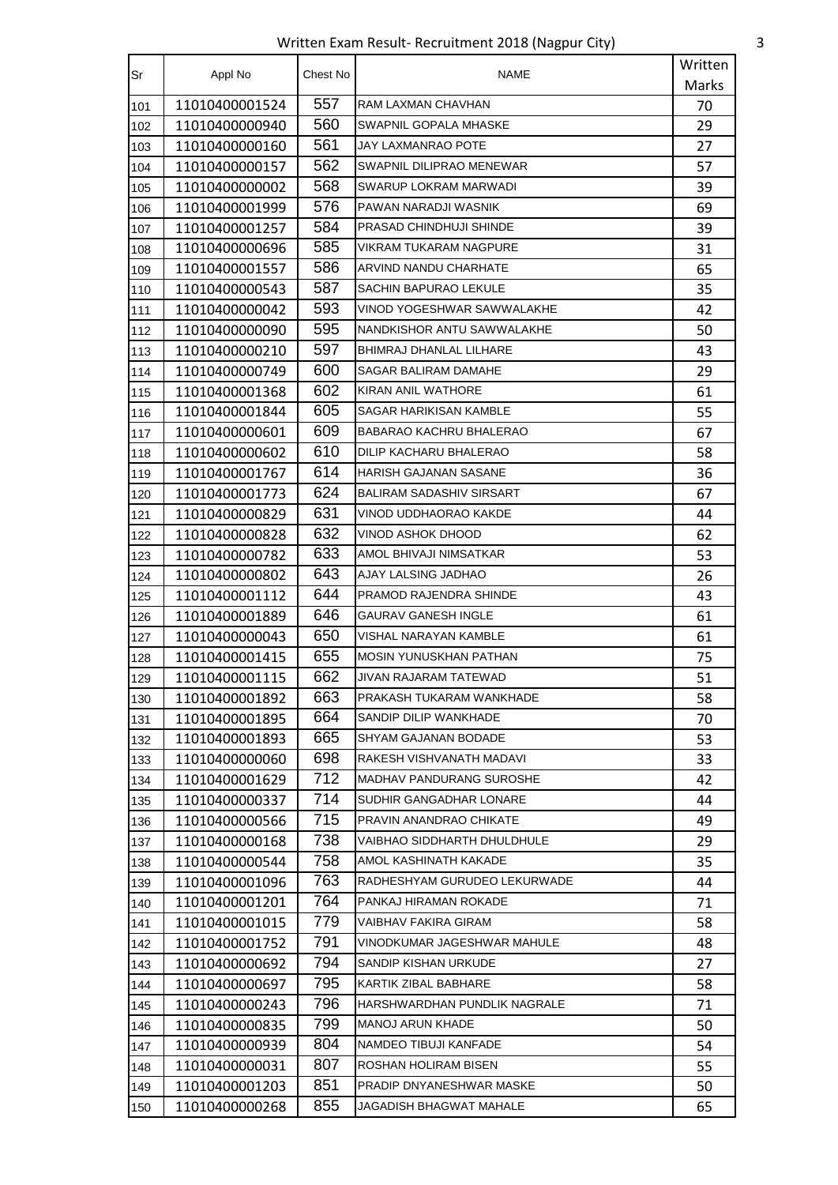Written Exam Result- Recruitment 2018 (Nagpur City)

| Sr | Appl No | Chest No | NAME | Written Marks |
|---|---|---|---|---|
| 101 | 11010400001524 | 557 | RAM LAXMAN CHAVHAN | 70 |
| 102 | 11010400000940 | 560 | SWAPNIL GOPALA MHASKE | 29 |
| 103 | 11010400000160 | 561 | JAY LAXMANRAO POTE | 27 |
| 104 | 11010400000157 | 562 | SWAPNIL DILIPRAO MENEWAR | 57 |
| 105 | 11010400000002 | 568 | SWARUP LOKRAM MARWADI | 39 |
| 106 | 11010400001999 | 576 | PAWAN NARADJI WASNIK | 69 |
| 107 | 11010400001257 | 584 | PRASAD CHINDHUJI SHINDE | 39 |
| 108 | 11010400000696 | 585 | VIKRAM TUKARAM NAGPURE | 31 |
| 109 | 11010400001557 | 586 | ARVIND NANDU CHARHATE | 65 |
| 110 | 11010400000543 | 587 | SACHIN BAPURAO LEKULE | 35 |
| 111 | 11010400000042 | 593 | VINOD YOGESHWAR SAWWALAKHE | 42 |
| 112 | 11010400000090 | 595 | NANDKISHOR ANTU SAWWALAKHE | 50 |
| 113 | 11010400000210 | 597 | BHIMRAJ DHANLAL LILHARE | 43 |
| 114 | 11010400000749 | 600 | SAGAR BALIRAM DAMAHE | 29 |
| 115 | 11010400001368 | 602 | KIRAN ANIL WATHORE | 61 |
| 116 | 11010400001844 | 605 | SAGAR HARIKISAN KAMBLE | 55 |
| 117 | 11010400000601 | 609 | BABARAO KACHRU BHALERAO | 67 |
| 118 | 11010400000602 | 610 | DILIP KACHARU BHALERAO | 58 |
| 119 | 11010400001767 | 614 | HARISH GAJANAN SASANE | 36 |
| 120 | 11010400001773 | 624 | BALIRAM SADASHIV SIRSART | 67 |
| 121 | 11010400000829 | 631 | VINOD UDDHAORAO KAKDE | 44 |
| 122 | 11010400000828 | 632 | VINOD ASHOK DHOOD | 62 |
| 123 | 11010400000782 | 633 | AMOL BHIVAJI NIMSATKAR | 53 |
| 124 | 11010400000802 | 643 | AJAY LALSING JADHAO | 26 |
| 125 | 11010400001112 | 644 | PRAMOD RAJENDRA SHINDE | 43 |
| 126 | 11010400001889 | 646 | GAURAV GANESH INGLE | 61 |
| 127 | 11010400000043 | 650 | VISHAL NARAYAN KAMBLE | 61 |
| 128 | 11010400001415 | 655 | MOSIN YUNUSKHAN PATHAN | 75 |
| 129 | 11010400001115 | 662 | JIVAN RAJARAM TATEWAD | 51 |
| 130 | 11010400001892 | 663 | PRAKASH TUKARAM WANKHADE | 58 |
| 131 | 11010400001895 | 664 | SANDIP DILIP WANKHADE | 70 |
| 132 | 11010400001893 | 665 | SHYAM GAJANAN BODADE | 53 |
| 133 | 11010400000060 | 698 | RAKESH VISHVANATH MADAVI | 33 |
| 134 | 11010400001629 | 712 | MADHAV PANDURANG SUROSHE | 42 |
| 135 | 11010400000337 | 714 | SUDHIR GANGADHAR LONARE | 44 |
| 136 | 11010400000566 | 715 | PRAVIN ANANDRAO CHIKATE | 49 |
| 137 | 11010400000168 | 738 | VAIBHAO SIDDHARTH DHULDHULE | 29 |
| 138 | 11010400000544 | 758 | AMOL KASHINATH KAKADE | 35 |
| 139 | 11010400001096 | 763 | RADHESHYAM GURUDEO LEKURWADE | 44 |
| 140 | 11010400001201 | 764 | PANKAJ HIRAMAN ROKADE | 71 |
| 141 | 11010400001015 | 779 | VAIBHAV FAKIRA GIRAM | 58 |
| 142 | 11010400001752 | 791 | VINODKUMAR JAGESHWAR MAHULE | 48 |
| 143 | 11010400000692 | 794 | SANDIP KISHAN URKUDE | 27 |
| 144 | 11010400000697 | 795 | KARTIK ZIBAL BABHARE | 58 |
| 145 | 11010400000243 | 796 | HARSHWARDHAN PUNDLIK NAGRALE | 71 |
| 146 | 11010400000835 | 799 | MANOJ ARUN KHADE | 50 |
| 147 | 11010400000939 | 804 | NAMDEO TIBUJI KANFADE | 54 |
| 148 | 11010400000031 | 807 | ROSHAN HOLIRAM BISEN | 55 |
| 149 | 11010400001203 | 851 | PRADIP DNYANESHWAR MASKE | 50 |
| 150 | 11010400000268 | 855 | JAGADISH BHAGWAT MAHALE | 65 |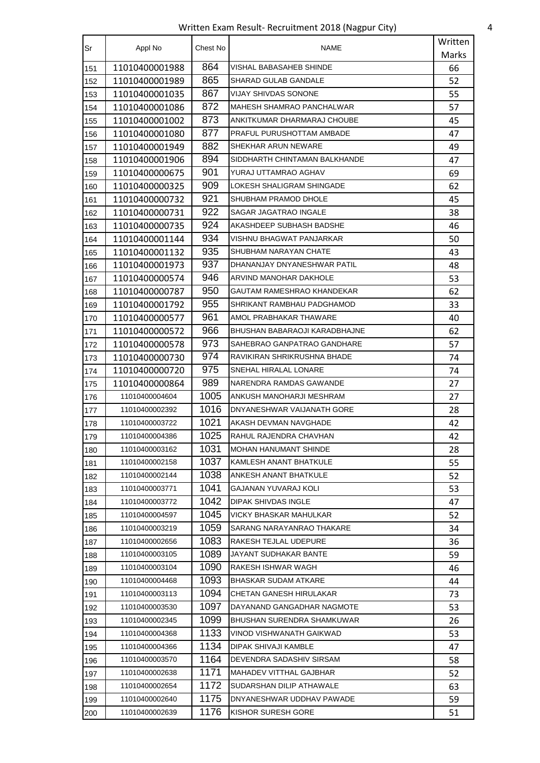Written Exam Result- Recruitment 2018 (Nagpur City)

| Sr | Appl No | Chest No | NAME | Written Marks |
|---|---|---|---|---|
| 151 | 11010400001988 | 864 | VISHAL BABASAHEB SHINDE | 66 |
| 152 | 11010400001989 | 865 | SHARAD GULAB GANDALE | 52 |
| 153 | 11010400001035 | 867 | VIJAY SHIVDAS SONONE | 55 |
| 154 | 11010400001086 | 872 | MAHESH SHAMRAO PANCHALWAR | 57 |
| 155 | 11010400001002 | 873 | ANKITKUMAR DHARMARAJ CHOUBE | 45 |
| 156 | 11010400001080 | 877 | PRAFUL PURUSHOTTAM AMBADE | 47 |
| 157 | 11010400001949 | 882 | SHEKHAR ARUN NEWARE | 49 |
| 158 | 11010400001906 | 894 | SIDDHARTH CHINTAMAN BALKHANDE | 47 |
| 159 | 11010400000675 | 901 | YURAJ UTTAMRAO AGHAV | 69 |
| 160 | 11010400000325 | 909 | LOKESH SHALIGRAM SHINGADE | 62 |
| 161 | 11010400000732 | 921 | SHUBHAM PRAMOD DHOLE | 45 |
| 162 | 11010400000731 | 922 | SAGAR JAGATRAO INGALE | 38 |
| 163 | 11010400000735 | 924 | AKASHDEEP SUBHASH BADSHE | 46 |
| 164 | 11010400001144 | 934 | VISHNU BHAGWAT PANJARKAR | 50 |
| 165 | 11010400001132 | 935 | SHUBHAM NARAYAN CHATE | 43 |
| 166 | 11010400001973 | 937 | DHANANJAY DNYANESHWAR PATIL | 48 |
| 167 | 11010400000574 | 946 | ARVIND MANOHAR DAKHOLE | 53 |
| 168 | 11010400000787 | 950 | GAUTAM RAMESHRAO KHANDEKAR | 62 |
| 169 | 11010400001792 | 955 | SHRIKANT RAMBHAU PADGHAMOD | 33 |
| 170 | 11010400000577 | 961 | AMOL PRABHAKAR THAWARE | 40 |
| 171 | 11010400000572 | 966 | BHUSHAN BABARAOJI KARADBHAJNE | 62 |
| 172 | 11010400000578 | 973 | SAHEBRAO GANPATRAO GANDHARE | 57 |
| 173 | 11010400000730 | 974 | RAVIKIRAN SHRIKRUSHNA BHADE | 74 |
| 174 | 11010400000720 | 975 | SNEHAL HIRALAL LONARE | 74 |
| 175 | 11010400000864 | 989 | NARENDRA RAMDAS GAWANDE | 27 |
| 176 | 11010400004604 | 1005 | ANKUSH MANOHARJI MESHRAM | 27 |
| 177 | 11010400002392 | 1016 | DNYANESHWAR VAIJANATH GORE | 28 |
| 178 | 11010400003722 | 1021 | AKASH DEVMAN NAVGHADE | 42 |
| 179 | 11010400004386 | 1025 | RAHUL RAJENDRA CHAVHAN | 42 |
| 180 | 11010400003162 | 1031 | MOHAN HANUMANT SHINDE | 28 |
| 181 | 11010400002158 | 1037 | KAMLESH ANANT BHATKULE | 55 |
| 182 | 11010400002144 | 1038 | ANKESH ANANT BHATKULE | 52 |
| 183 | 11010400003771 | 1041 | GAJANAN YUVARAJ KOLI | 53 |
| 184 | 11010400003772 | 1042 | DIPAK SHIVDAS INGLE | 47 |
| 185 | 11010400004597 | 1045 | VICKY BHASKAR MAHULKAR | 52 |
| 186 | 11010400003219 | 1059 | SARANG NARAYANRAO THAKARE | 34 |
| 187 | 11010400002656 | 1083 | RAKESH TEJLAL UDEPURE | 36 |
| 188 | 11010400003105 | 1089 | JAYANT SUDHAKAR BANTE | 59 |
| 189 | 11010400003104 | 1090 | RAKESH ISHWAR WAGH | 46 |
| 190 | 11010400004468 | 1093 | BHASKAR SUDAM ATKARE | 44 |
| 191 | 11010400003113 | 1094 | CHETAN GANESH HIRULAKAR | 73 |
| 192 | 11010400003530 | 1097 | DAYANAND GANGADHAR NAGMOTE | 53 |
| 193 | 11010400002345 | 1099 | BHUSHAN SURENDRA SHAMKUWAR | 26 |
| 194 | 11010400004368 | 1133 | VINOD VISHWANATH GAIKWAD | 53 |
| 195 | 11010400004366 | 1134 | DIPAK SHIVAJI KAMBLE | 47 |
| 196 | 11010400003570 | 1164 | DEVENDRA SADASHIV SIRSAM | 58 |
| 197 | 11010400002638 | 1171 | MAHADEV VITTHAL GAJBHAR | 52 |
| 198 | 11010400002654 | 1172 | SUDARSHAN DILIP ATHAWALE | 63 |
| 199 | 11010400002640 | 1175 | DNYANESHWAR UDDHAV PAWADE | 59 |
| 200 | 11010400002639 | 1176 | KISHOR SURESH GORE | 51 |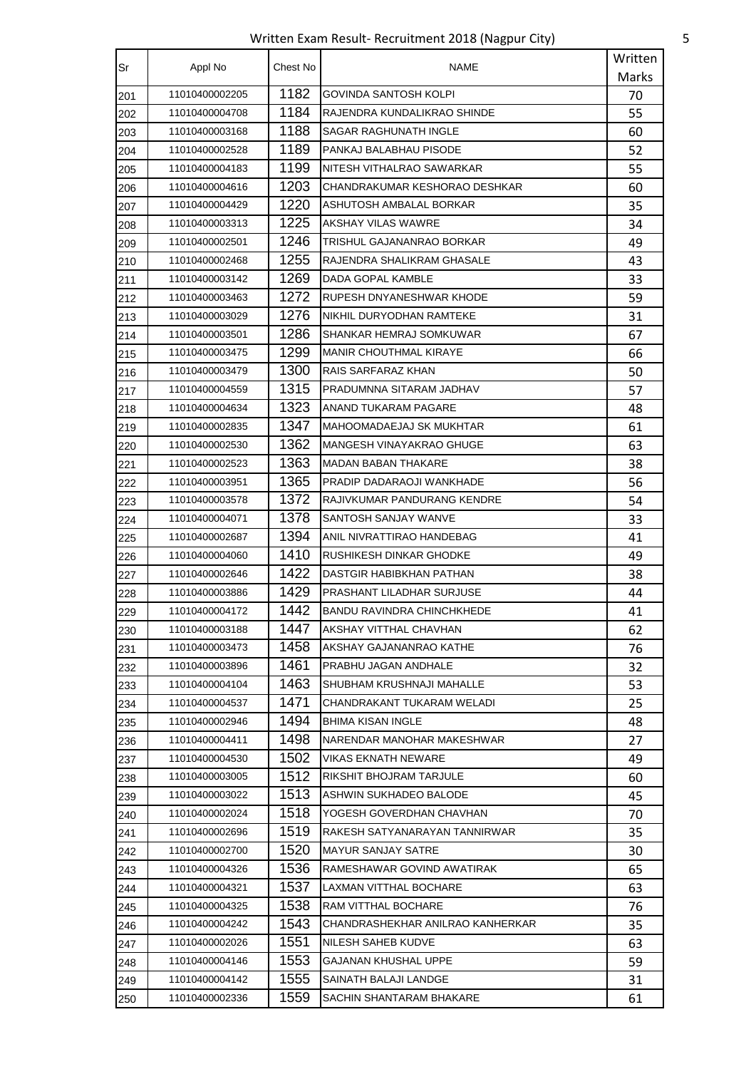Written Exam Result- Recruitment 2018 (Nagpur City)

| Sr | Appl No | Chest No | NAME | Written Marks |
|---|---|---|---|---|
| 201 | 11010400002205 | 1182 | GOVINDA SANTOSH KOLPI | 70 |
| 202 | 11010400004708 | 1184 | RAJENDRA KUNDALIKRAO SHINDE | 55 |
| 203 | 11010400003168 | 1188 | SAGAR RAGHUNATH INGLE | 60 |
| 204 | 11010400002528 | 1189 | PANKAJ BALABHAU PISODE | 52 |
| 205 | 11010400004183 | 1199 | NITESH VITHALRAO SAWARKAR | 55 |
| 206 | 11010400004616 | 1203 | CHANDRAKUMAR KESHORAO DESHKAR | 60 |
| 207 | 11010400004429 | 1220 | ASHUTOSH AMBALAL BORKAR | 35 |
| 208 | 11010400003313 | 1225 | AKSHAY VILAS WAWRE | 34 |
| 209 | 11010400002501 | 1246 | TRISHUL GAJANANRAO BORKAR | 49 |
| 210 | 11010400002468 | 1255 | RAJENDRA SHALIKRAM GHASALE | 43 |
| 211 | 11010400003142 | 1269 | DADA GOPAL KAMBLE | 33 |
| 212 | 11010400003463 | 1272 | RUPESH DNYANESHWAR KHODE | 59 |
| 213 | 11010400003029 | 1276 | NIKHIL DURYODHAN RAMTEKE | 31 |
| 214 | 11010400003501 | 1286 | SHANKAR HEMRAJ SOMKUWAR | 67 |
| 215 | 11010400003475 | 1299 | MANIR CHOUTHMAL KIRAYE | 66 |
| 216 | 11010400003479 | 1300 | RAIS SARFARAZ KHAN | 50 |
| 217 | 11010400004559 | 1315 | PRADUMNNA SITARAM JADHAV | 57 |
| 218 | 11010400004634 | 1323 | ANAND TUKARAM PAGARE | 48 |
| 219 | 11010400002835 | 1347 | MAHOOMADAEJAJ SK MUKHTAR | 61 |
| 220 | 11010400002530 | 1362 | MANGESH VINAYAKRAO GHUGE | 63 |
| 221 | 11010400002523 | 1363 | MADAN BABAN THAKARE | 38 |
| 222 | 11010400003951 | 1365 | PRADIP DADARAOJI WANKHADE | 56 |
| 223 | 11010400003578 | 1372 | RAJIVKUMAR PANDURANG KENDRE | 54 |
| 224 | 11010400004071 | 1378 | SANTOSH SANJAY WANVE | 33 |
| 225 | 11010400002687 | 1394 | ANIL NIVRATTIRAO HANDEBAG | 41 |
| 226 | 11010400004060 | 1410 | RUSHIKESH DINKAR GHODKE | 49 |
| 227 | 11010400002646 | 1422 | DASTGIR HABIBKHAN PATHAN | 38 |
| 228 | 11010400003886 | 1429 | PRASHANT LILADHAR SURJUSE | 44 |
| 229 | 11010400004172 | 1442 | BANDU RAVINDRA CHINCHKHEDE | 41 |
| 230 | 11010400003188 | 1447 | AKSHAY VITTHAL CHAVHAN | 62 |
| 231 | 11010400003473 | 1458 | AKSHAY GAJANANRAO KATHE | 76 |
| 232 | 11010400003896 | 1461 | PRABHU JAGAN ANDHALE | 32 |
| 233 | 11010400004104 | 1463 | SHUBHAM KRUSHNAJI MAHALLE | 53 |
| 234 | 11010400004537 | 1471 | CHANDRAKANT TUKARAM WELADI | 25 |
| 235 | 11010400002946 | 1494 | BHIMA KISAN INGLE | 48 |
| 236 | 11010400004411 | 1498 | NARENDAR MANOHAR MAKESHWAR | 27 |
| 237 | 11010400004530 | 1502 | VIKAS EKNATH NEWARE | 49 |
| 238 | 11010400003005 | 1512 | RIKSHIT BHOJRAM TARJULE | 60 |
| 239 | 11010400003022 | 1513 | ASHWIN SUKHADEO BALODE | 45 |
| 240 | 11010400002024 | 1518 | YOGESH GOVERDHAN CHAVHAN | 70 |
| 241 | 11010400002696 | 1519 | RAKESH SATYANARAYAN TANNIRWAR | 35 |
| 242 | 11010400002700 | 1520 | MAYUR SANJAY SATRE | 30 |
| 243 | 11010400004326 | 1536 | RAMESHAWAR GOVIND AWATIRAK | 65 |
| 244 | 11010400004321 | 1537 | LAXMAN VITTHAL BOCHARE | 63 |
| 245 | 11010400004325 | 1538 | RAM VITTHAL BOCHARE | 76 |
| 246 | 11010400004242 | 1543 | CHANDRASHEKHAR ANILRAO KANHERKAR | 35 |
| 247 | 11010400002026 | 1551 | NILESH SAHEB KUDVE | 63 |
| 248 | 11010400004146 | 1553 | GAJANAN KHUSHAL UPPE | 59 |
| 249 | 11010400004142 | 1555 | SAINATH BALAJI LANDGE | 31 |
| 250 | 11010400002336 | 1559 | SACHIN SHANTARAM BHAKARE | 61 |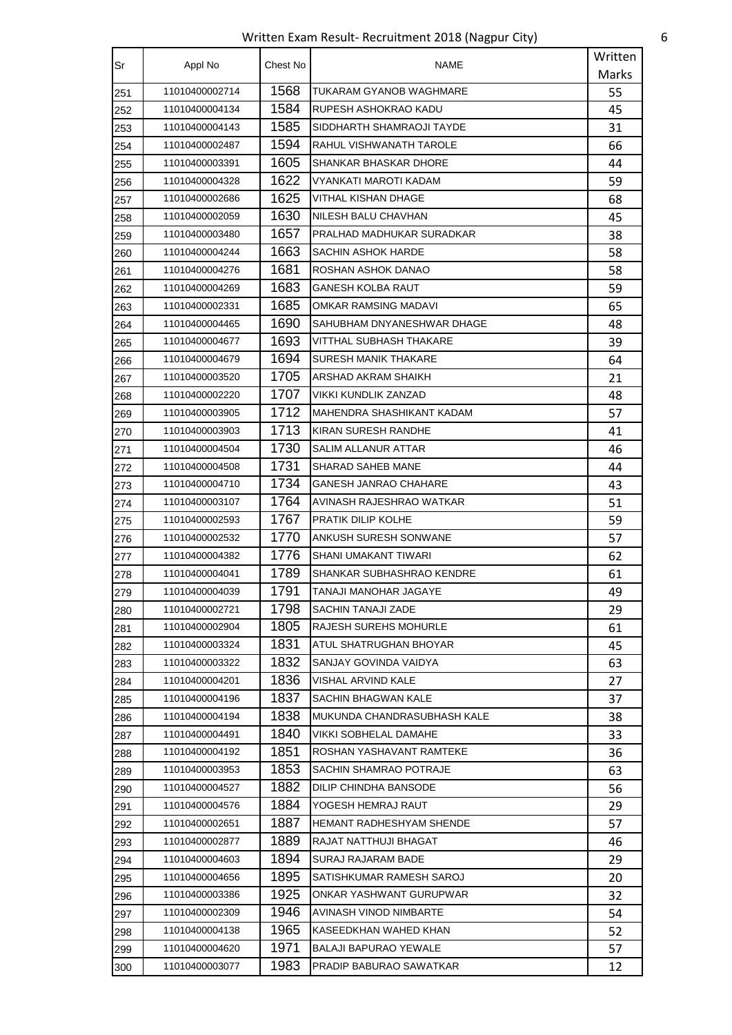Written Exam Result- Recruitment 2018 (Nagpur City)

| Sr | Appl No | Chest No | NAME | Written Marks |
|---|---|---|---|---|
| 251 | 11010400002714 | 1568 | TUKARAM GYANOB WAGHMARE | 55 |
| 252 | 11010400004134 | 1584 | RUPESH ASHOKRAO KADU | 45 |
| 253 | 11010400004143 | 1585 | SIDDHARTH SHAMRAOJI TAYDE | 31 |
| 254 | 11010400002487 | 1594 | RAHUL VISHWANATH TAROLE | 66 |
| 255 | 11010400003391 | 1605 | SHANKAR BHASKAR DHORE | 44 |
| 256 | 11010400004328 | 1622 | VYANKATI MAROTI KADAM | 59 |
| 257 | 11010400002686 | 1625 | VITHAL KISHAN DHAGE | 68 |
| 258 | 11010400002059 | 1630 | NILESH BALU CHAVHAN | 45 |
| 259 | 11010400003480 | 1657 | PRALHAD MADHUKAR SURADKAR | 38 |
| 260 | 11010400004244 | 1663 | SACHIN ASHOK HARDE | 58 |
| 261 | 11010400004276 | 1681 | ROSHAN ASHOK DANAO | 58 |
| 262 | 11010400004269 | 1683 | GANESH KOLBA RAUT | 59 |
| 263 | 11010400002331 | 1685 | OMKAR RAMSING MADAVI | 65 |
| 264 | 11010400004465 | 1690 | SAHUBHAM DNYANESHWAR DHAGE | 48 |
| 265 | 11010400004677 | 1693 | VITTHAL SUBHASH THAKARE | 39 |
| 266 | 11010400004679 | 1694 | SURESH MANIK THAKARE | 64 |
| 267 | 11010400003520 | 1705 | ARSHAD AKRAM SHAIKH | 21 |
| 268 | 11010400002220 | 1707 | VIKKI KUNDLIK ZANZAD | 48 |
| 269 | 11010400003905 | 1712 | MAHENDRA SHASHIKANT KADAM | 57 |
| 270 | 11010400003903 | 1713 | KIRAN SURESH RANDHE | 41 |
| 271 | 11010400004504 | 1730 | SALIM ALLANUR ATTAR | 46 |
| 272 | 11010400004508 | 1731 | SHARAD SAHEB MANE | 44 |
| 273 | 11010400004710 | 1734 | GANESH JANRAO CHAHARE | 43 |
| 274 | 11010400003107 | 1764 | AVINASH RAJESHRAO WATKAR | 51 |
| 275 | 11010400002593 | 1767 | PRATIK DILIP KOLHE | 59 |
| 276 | 11010400002532 | 1770 | ANKUSH SURESH SONWANE | 57 |
| 277 | 11010400004382 | 1776 | SHANI UMAKANT TIWARI | 62 |
| 278 | 11010400004041 | 1789 | SHANKAR SUBHASHRAO KENDRE | 61 |
| 279 | 11010400004039 | 1791 | TANAJI MANOHAR JAGAYE | 49 |
| 280 | 11010400002721 | 1798 | SACHIN TANAJI ZADE | 29 |
| 281 | 11010400002904 | 1805 | RAJESH SUREHS MOHURLE | 61 |
| 282 | 11010400003324 | 1831 | ATUL SHATRUGHAN BHOYAR | 45 |
| 283 | 11010400003322 | 1832 | SANJAY GOVINDA VAIDYA | 63 |
| 284 | 11010400004201 | 1836 | VISHAL ARVIND KALE | 27 |
| 285 | 11010400004196 | 1837 | SACHIN BHAGWAN KALE | 37 |
| 286 | 11010400004194 | 1838 | MUKUNDA CHANDRASUBHASH KALE | 38 |
| 287 | 11010400004491 | 1840 | VIKKI SOBHELAL DAMAHE | 33 |
| 288 | 11010400004192 | 1851 | ROSHAN YASHAVANT RAMTEKE | 36 |
| 289 | 11010400003953 | 1853 | SACHIN SHAMRAO POTRAJE | 63 |
| 290 | 11010400004527 | 1882 | DILIP CHINDHA BANSODE | 56 |
| 291 | 11010400004576 | 1884 | YOGESH HEMRAJ RAUT | 29 |
| 292 | 11010400002651 | 1887 | HEMANT RADHESHYAM SHENDE | 57 |
| 293 | 11010400002877 | 1889 | RAJAT NATTHUJI BHAGAT | 46 |
| 294 | 11010400004603 | 1894 | SURAJ RAJARAM BADE | 29 |
| 295 | 11010400004656 | 1895 | SATISHKUMAR RAMESH SAROJ | 20 |
| 296 | 11010400003386 | 1925 | ONKAR YASHWANT GURUPWAR | 32 |
| 297 | 11010400002309 | 1946 | AVINASH VINOD NIMBARTE | 54 |
| 298 | 11010400004138 | 1965 | KASEEDKHAN WAHED KHAN | 52 |
| 299 | 11010400004620 | 1971 | BALAJI BAPURAO YEWALE | 57 |
| 300 | 11010400003077 | 1983 | PRADIP BABURAO SAWATKAR | 12 |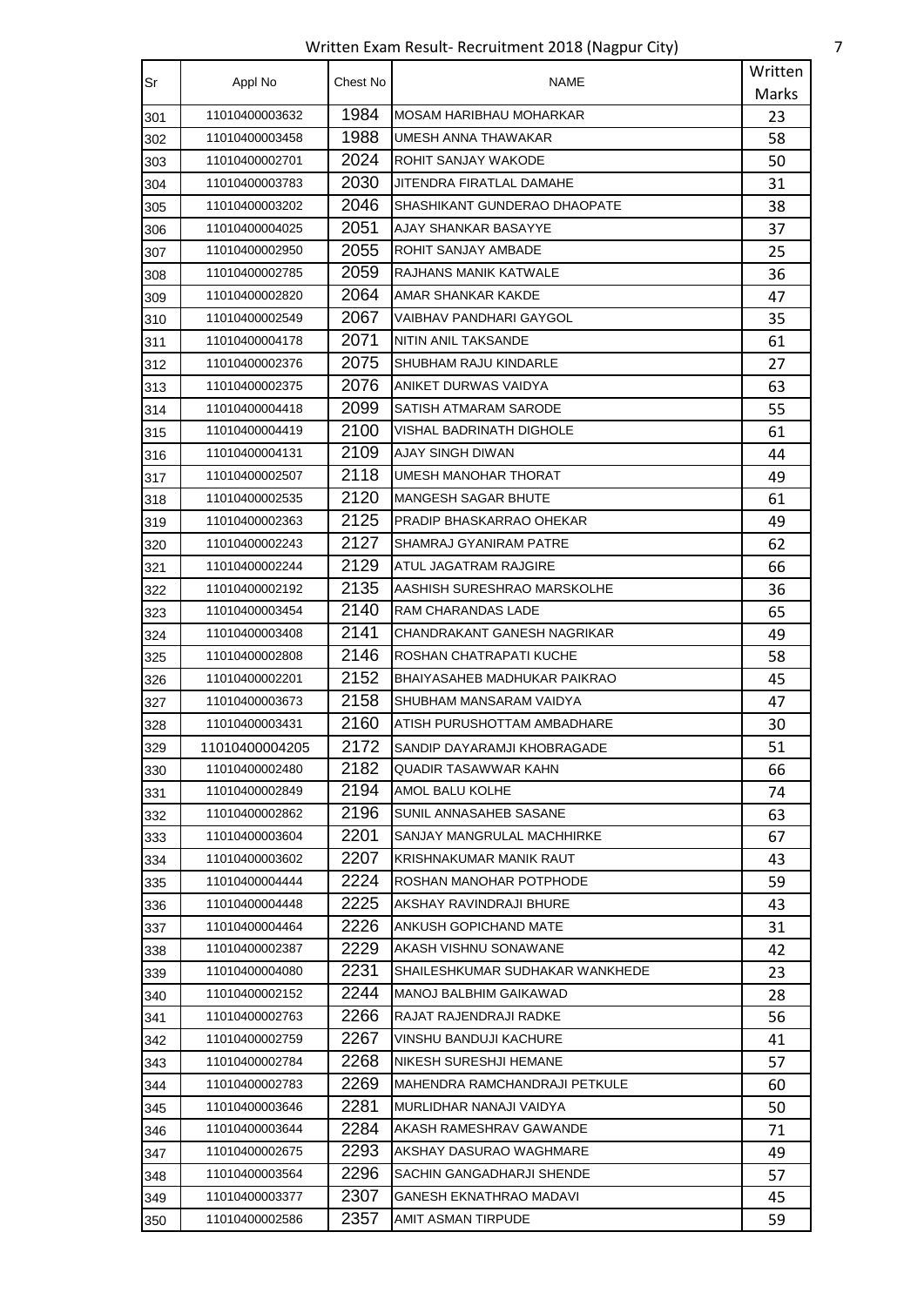Written Exam Result- Recruitment 2018 (Nagpur City)

| Sr | Appl No | Chest No | NAME | Written Marks |
|---|---|---|---|---|
| 301 | 11010400003632 | 1984 | MOSAM HARIBHAU MOHARKAR | 23 |
| 302 | 11010400003458 | 1988 | UMESH ANNA THAWAKAR | 58 |
| 303 | 11010400002701 | 2024 | ROHIT SANJAY WAKODE | 50 |
| 304 | 11010400003783 | 2030 | JITENDRA FIRATLAL DAMAHE | 31 |
| 305 | 11010400003202 | 2046 | SHASHIKANT GUNDERAO DHAOPATE | 38 |
| 306 | 11010400004025 | 2051 | AJAY SHANKAR BASAYYE | 37 |
| 307 | 11010400002950 | 2055 | ROHIT SANJAY AMBADE | 25 |
| 308 | 11010400002785 | 2059 | RAJHANS MANIK KATWALE | 36 |
| 309 | 11010400002820 | 2064 | AMAR SHANKAR KAKDE | 47 |
| 310 | 11010400002549 | 2067 | VAIBHAV PANDHARI GAYGOL | 35 |
| 311 | 11010400004178 | 2071 | NITIN ANIL TAKSANDE | 61 |
| 312 | 11010400002376 | 2075 | SHUBHAM RAJU KINDARLE | 27 |
| 313 | 11010400002375 | 2076 | ANIKET DURWAS VAIDYA | 63 |
| 314 | 11010400004418 | 2099 | SATISH ATMARAM SARODE | 55 |
| 315 | 11010400004419 | 2100 | VISHAL BADRINATH DIGHOLE | 61 |
| 316 | 11010400004131 | 2109 | AJAY SINGH DIWAN | 44 |
| 317 | 11010400002507 | 2118 | UMESH MANOHAR THORAT | 49 |
| 318 | 11010400002535 | 2120 | MANGESH SAGAR BHUTE | 61 |
| 319 | 11010400002363 | 2125 | PRADIP BHASKARRAO OHEKAR | 49 |
| 320 | 11010400002243 | 2127 | SHAMRAJ GYANIRAM PATRE | 62 |
| 321 | 11010400002244 | 2129 | ATUL JAGATRAM RAJGIRE | 66 |
| 322 | 11010400002192 | 2135 | AASHISH SURESHRAO MARSKOLHE | 36 |
| 323 | 11010400003454 | 2140 | RAM CHARANDAS LADE | 65 |
| 324 | 11010400003408 | 2141 | CHANDRAKANT GANESH NAGRIKAR | 49 |
| 325 | 11010400002808 | 2146 | ROSHAN CHATRAPATI KUCHE | 58 |
| 326 | 11010400002201 | 2152 | BHAIYASAHEB MADHUKAR PAIKRAO | 45 |
| 327 | 11010400003673 | 2158 | SHUBHAM MANSARAM VAIDYA | 47 |
| 328 | 11010400003431 | 2160 | ATISH PURUSHOTTAM AMBADHARE | 30 |
| 329 | 11010400004205 | 2172 | SANDIP DAYARAMJI KHOBRAGADE | 51 |
| 330 | 11010400002480 | 2182 | QUADIR TASAWWAR KAHN | 66 |
| 331 | 11010400002849 | 2194 | AMOL BALU KOLHE | 74 |
| 332 | 11010400002862 | 2196 | SUNIL ANNASAHEB SASANE | 63 |
| 333 | 11010400003604 | 2201 | SANJAY MANGRULAL MACHHIRKE | 67 |
| 334 | 11010400003602 | 2207 | KRISHNAKUMAR MANIK RAUT | 43 |
| 335 | 11010400004444 | 2224 | ROSHAN MANOHAR POTPHODE | 59 |
| 336 | 11010400004448 | 2225 | AKSHAY RAVINDRAJI BHURE | 43 |
| 337 | 11010400004464 | 2226 | ANKUSH GOPICHAND MATE | 31 |
| 338 | 11010400002387 | 2229 | AKASH VISHNU SONAWANE | 42 |
| 339 | 11010400004080 | 2231 | SHAILESHKUMAR SUDHAKAR WANKHEDE | 23 |
| 340 | 11010400002152 | 2244 | MANOJ BALBHIM GAIKAWAD | 28 |
| 341 | 11010400002763 | 2266 | RAJAT RAJENDRAJI RADKE | 56 |
| 342 | 11010400002759 | 2267 | VINSHU BANDUJI KACHURE | 41 |
| 343 | 11010400002784 | 2268 | NIKESH SURESHJI HEMANE | 57 |
| 344 | 11010400002783 | 2269 | MAHENDRA RAMCHANDRAJI PETKULE | 60 |
| 345 | 11010400003646 | 2281 | MURLIDHAR NANAJI VAIDYA | 50 |
| 346 | 11010400003644 | 2284 | AKASH RAMESHRAV GAWANDE | 71 |
| 347 | 11010400002675 | 2293 | AKSHAY DASURAO WAGHMARE | 49 |
| 348 | 11010400003564 | 2296 | SACHIN GANGADHARJI SHENDE | 57 |
| 349 | 11010400003377 | 2307 | GANESH EKNATHRAO MADAVI | 45 |
| 350 | 11010400002586 | 2357 | AMIT ASMAN TIRPUDE | 59 |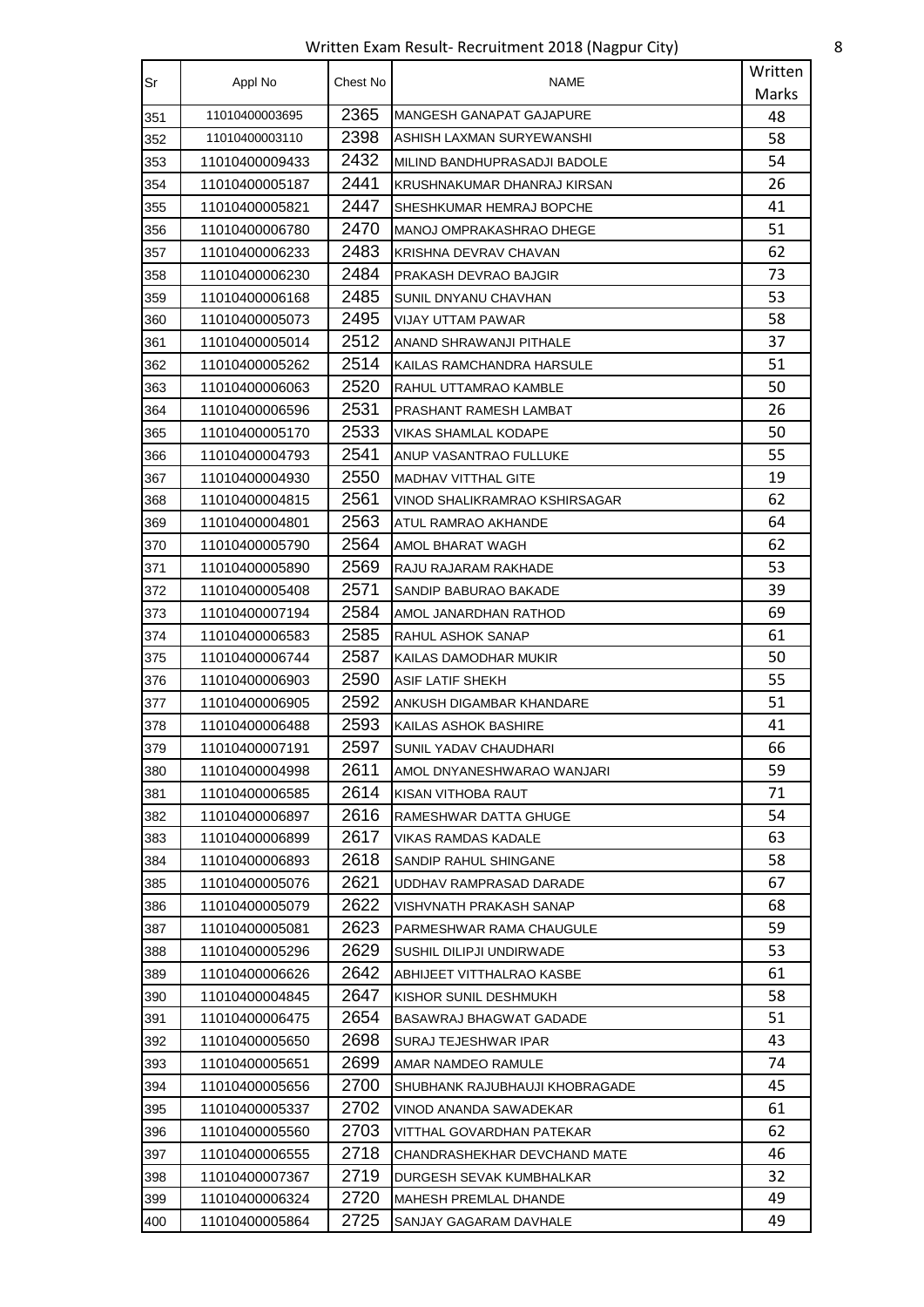Written Exam Result- Recruitment 2018 (Nagpur City)

| Sr | Appl No | Chest No | NAME | Written Marks |
|---|---|---|---|---|
| 351 | 11010400003695 | 2365 | MANGESH GANAPAT GAJAPURE | 48 |
| 352 | 11010400003110 | 2398 | ASHISH LAXMAN SURYEWANSHI | 58 |
| 353 | 11010400009433 | 2432 | MILIND BANDHUPRASADJI BADOLE | 54 |
| 354 | 11010400005187 | 2441 | KRUSHNAKUMAR DHANRAJ KIRSAN | 26 |
| 355 | 11010400005821 | 2447 | SHESHKUMAR HEMRAJ BOPCHE | 41 |
| 356 | 11010400006780 | 2470 | MANOJ OMPRAKASHRAO DHEGE | 51 |
| 357 | 11010400006233 | 2483 | KRISHNA DEVRAV CHAVAN | 62 |
| 358 | 11010400006230 | 2484 | PRAKASH DEVRAO BAJGIR | 73 |
| 359 | 11010400006168 | 2485 | SUNIL DNYANU CHAVHAN | 53 |
| 360 | 11010400005073 | 2495 | VIJAY UTTAM PAWAR | 58 |
| 361 | 11010400005014 | 2512 | ANAND SHRAWANJI PITHALE | 37 |
| 362 | 11010400005262 | 2514 | KAILAS RAMCHANDRA HARSULE | 51 |
| 363 | 11010400006063 | 2520 | RAHUL UTTAMRAO KAMBLE | 50 |
| 364 | 11010400006596 | 2531 | PRASHANT RAMESH LAMBAT | 26 |
| 365 | 11010400005170 | 2533 | VIKAS SHAMLAL KODAPE | 50 |
| 366 | 11010400004793 | 2541 | ANUP VASANTRAO FULLUKE | 55 |
| 367 | 11010400004930 | 2550 | MADHAV VITTHAL GITE | 19 |
| 368 | 11010400004815 | 2561 | VINOD SHALIKRAMRAO KSHIRSAGAR | 62 |
| 369 | 11010400004801 | 2563 | ATUL RAMRAO AKHANDE | 64 |
| 370 | 11010400005790 | 2564 | AMOL BHARAT WAGH | 62 |
| 371 | 11010400005890 | 2569 | RAJU RAJARAM RAKHADE | 53 |
| 372 | 11010400005408 | 2571 | SANDIP BABURAO BAKADE | 39 |
| 373 | 11010400007194 | 2584 | AMOL JANARDHAN RATHOD | 69 |
| 374 | 11010400006583 | 2585 | RAHUL ASHOK SANAP | 61 |
| 375 | 11010400006744 | 2587 | KAILAS DAMODHAR MUKIR | 50 |
| 376 | 11010400006903 | 2590 | ASIF LATIF SHEKH | 55 |
| 377 | 11010400006905 | 2592 | ANKUSH DIGAMBAR KHANDARE | 51 |
| 378 | 11010400006488 | 2593 | KAILAS ASHOK BASHIRE | 41 |
| 379 | 11010400007191 | 2597 | SUNIL YADAV CHAUDHARI | 66 |
| 380 | 11010400004998 | 2611 | AMOL DNYANESHWARAO WANJARI | 59 |
| 381 | 11010400006585 | 2614 | KISAN VITHOBA RAUT | 71 |
| 382 | 11010400006897 | 2616 | RAMESHWAR DATTA GHUGE | 54 |
| 383 | 11010400006899 | 2617 | VIKAS RAMDAS KADALE | 63 |
| 384 | 11010400006893 | 2618 | SANDIP RAHUL SHINGANE | 58 |
| 385 | 11010400005076 | 2621 | UDDHAV RAMPRASAD DARADE | 67 |
| 386 | 11010400005079 | 2622 | VISHVNATH PRAKASH SANAP | 68 |
| 387 | 11010400005081 | 2623 | PARMESHWAR RAMA CHAUGULE | 59 |
| 388 | 11010400005296 | 2629 | SUSHIL DILIPJI UNDIRWADE | 53 |
| 389 | 11010400006626 | 2642 | ABHIJEET VITTHALRAO KASBE | 61 |
| 390 | 11010400004845 | 2647 | KISHOR SUNIL DESHMUKH | 58 |
| 391 | 11010400006475 | 2654 | BASAWRAJ BHAGWAT GADADE | 51 |
| 392 | 11010400005650 | 2698 | SURAJ TEJESHWAR IPAR | 43 |
| 393 | 11010400005651 | 2699 | AMAR NAMDEO RAMULE | 74 |
| 394 | 11010400005656 | 2700 | SHUBHANK RAJUBHAUJI KHOBRAGADE | 45 |
| 395 | 11010400005337 | 2702 | VINOD ANANDA SAWADEKAR | 61 |
| 396 | 11010400005560 | 2703 | VITTHAL GOVARDHAN PATEKAR | 62 |
| 397 | 11010400006555 | 2718 | CHANDRASHEKHAR DEVCHAND MATE | 46 |
| 398 | 11010400007367 | 2719 | DURGESH SEVAK KUMBHALKAR | 32 |
| 399 | 11010400006324 | 2720 | MAHESH PREMLAL DHANDE | 49 |
| 400 | 11010400005864 | 2725 | SANJAY GAGARAM DAVHALE | 49 |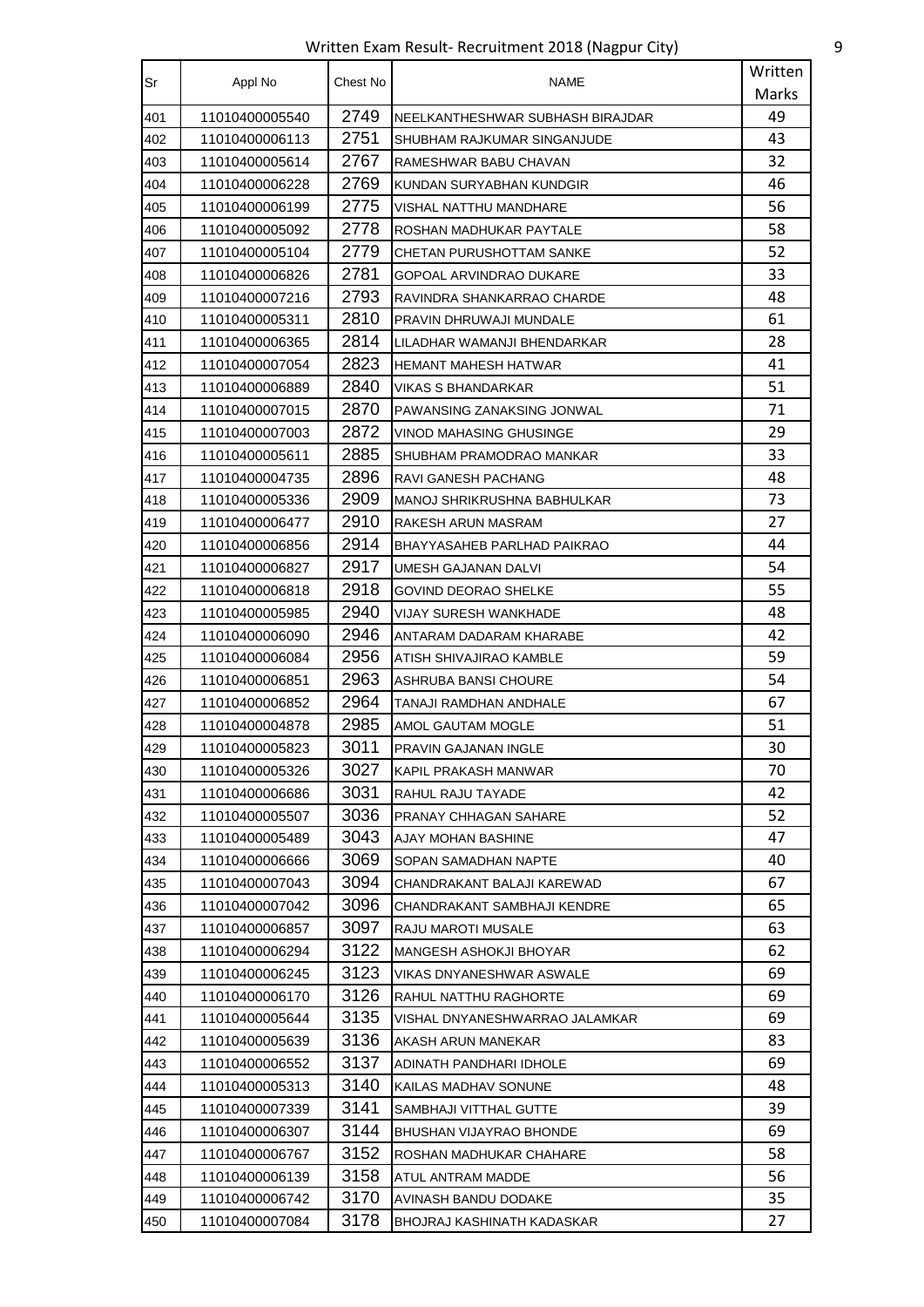| Sr | Appl No | Chest No | NAME | Written Marks |
|---|---|---|---|---|
| 401 | 11010400005540 | 2749 | NEELKANTHESHWAR SUBHASH BIRAJDAR | 49 |
| 402 | 11010400006113 | 2751 | SHUBHAM RAJKUMAR SINGANJUDE | 43 |
| 403 | 11010400005614 | 2767 | RAMESHWAR BABU CHAVAN | 32 |
| 404 | 11010400006228 | 2769 | KUNDAN SURYABHAN KUNDGIR | 46 |
| 405 | 11010400006199 | 2775 | VISHAL NATTHU MANDHARE | 56 |
| 406 | 11010400005092 | 2778 | ROSHAN MADHUKAR PAYTALE | 58 |
| 407 | 11010400005104 | 2779 | CHETAN PURUSHOTTAM SANKE | 52 |
| 408 | 11010400006826 | 2781 | GOPOAL ARVINDRAO DUKARE | 33 |
| 409 | 11010400007216 | 2793 | RAVINDRA SHANKARRAO CHARDE | 48 |
| 410 | 11010400005311 | 2810 | PRAVIN DHRUWAJI MUNDALE | 61 |
| 411 | 11010400006365 | 2814 | LILADHAR WAMANJI BHENDARKAR | 28 |
| 412 | 11010400007054 | 2823 | HEMANT MAHESH HATWAR | 41 |
| 413 | 11010400006889 | 2840 | VIKAS S BHANDARKAR | 51 |
| 414 | 11010400007015 | 2870 | PAWANSING ZANAKSING JONWAL | 71 |
| 415 | 11010400007003 | 2872 | VINOD MAHASING GHUSINGE | 29 |
| 416 | 11010400005611 | 2885 | SHUBHAM PRAMODRAO MANKAR | 33 |
| 417 | 11010400004735 | 2896 | RAVI GANESH PACHANG | 48 |
| 418 | 11010400005336 | 2909 | MANOJ SHRIKRUSHNA BABHULKAR | 73 |
| 419 | 11010400006477 | 2910 | RAKESH ARUN MASRAM | 27 |
| 420 | 11010400006856 | 2914 | BHAYYASAHEB PARLHAD PAIKRAO | 44 |
| 421 | 11010400006827 | 2917 | UMESH GAJANAN DALVI | 54 |
| 422 | 11010400006818 | 2918 | GOVIND DEORAO SHELKE | 55 |
| 423 | 11010400005985 | 2940 | VIJAY SURESH WANKHADE | 48 |
| 424 | 11010400006090 | 2946 | ANTARAM DADARAM KHARABE | 42 |
| 425 | 11010400006084 | 2956 | ATISH SHIVAJIRAO KAMBLE | 59 |
| 426 | 11010400006851 | 2963 | ASHRUBA BANSI CHOURE | 54 |
| 427 | 11010400006852 | 2964 | TANAJI RAMDHAN ANDHALE | 67 |
| 428 | 11010400004878 | 2985 | AMOL GAUTAM MOGLE | 51 |
| 429 | 11010400005823 | 3011 | PRAVIN GAJANAN INGLE | 30 |
| 430 | 11010400005326 | 3027 | KAPIL PRAKASH MANWAR | 70 |
| 431 | 11010400006686 | 3031 | RAHUL RAJU TAYADE | 42 |
| 432 | 11010400005507 | 3036 | PRANAY CHHAGAN SAHARE | 52 |
| 433 | 11010400005489 | 3043 | AJAY MOHAN BASHINE | 47 |
| 434 | 11010400006666 | 3069 | SOPAN SAMADHAN NAPTE | 40 |
| 435 | 11010400007043 | 3094 | CHANDRAKANT BALAJI KAREWAD | 67 |
| 436 | 11010400007042 | 3096 | CHANDRAKANT SAMBHAJI KENDRE | 65 |
| 437 | 11010400006857 | 3097 | RAJU MAROTI MUSALE | 63 |
| 438 | 11010400006294 | 3122 | MANGESH ASHOKJI BHOYAR | 62 |
| 439 | 11010400006245 | 3123 | VIKAS DNYANESHWAR ASWALE | 69 |
| 440 | 11010400006170 | 3126 | RAHUL NATTHU RAGHORTE | 69 |
| 441 | 11010400005644 | 3135 | VISHAL DNYANESHWARRAO JALAMKAR | 69 |
| 442 | 11010400005639 | 3136 | AKASH ARUN MANEKAR | 83 |
| 443 | 11010400006552 | 3137 | ADINATH PANDHARI IDHOLE | 69 |
| 444 | 11010400005313 | 3140 | KAILAS MADHAV SONUNE | 48 |
| 445 | 11010400007339 | 3141 | SAMBHAJI VITTHAL GUTTE | 39 |
| 446 | 11010400006307 | 3144 | BHUSHAN VIJAYRAO BHONDE | 69 |
| 447 | 11010400006767 | 3152 | ROSHAN MADHUKAR CHAHARE | 58 |
| 448 | 11010400006139 | 3158 | ATUL ANTRAM MADDE | 56 |
| 449 | 11010400006742 | 3170 | AVINASH BANDU DODAKE | 35 |
| 450 | 11010400007084 | 3178 | BHOJRAJ KASHINATH KADASKAR | 27 |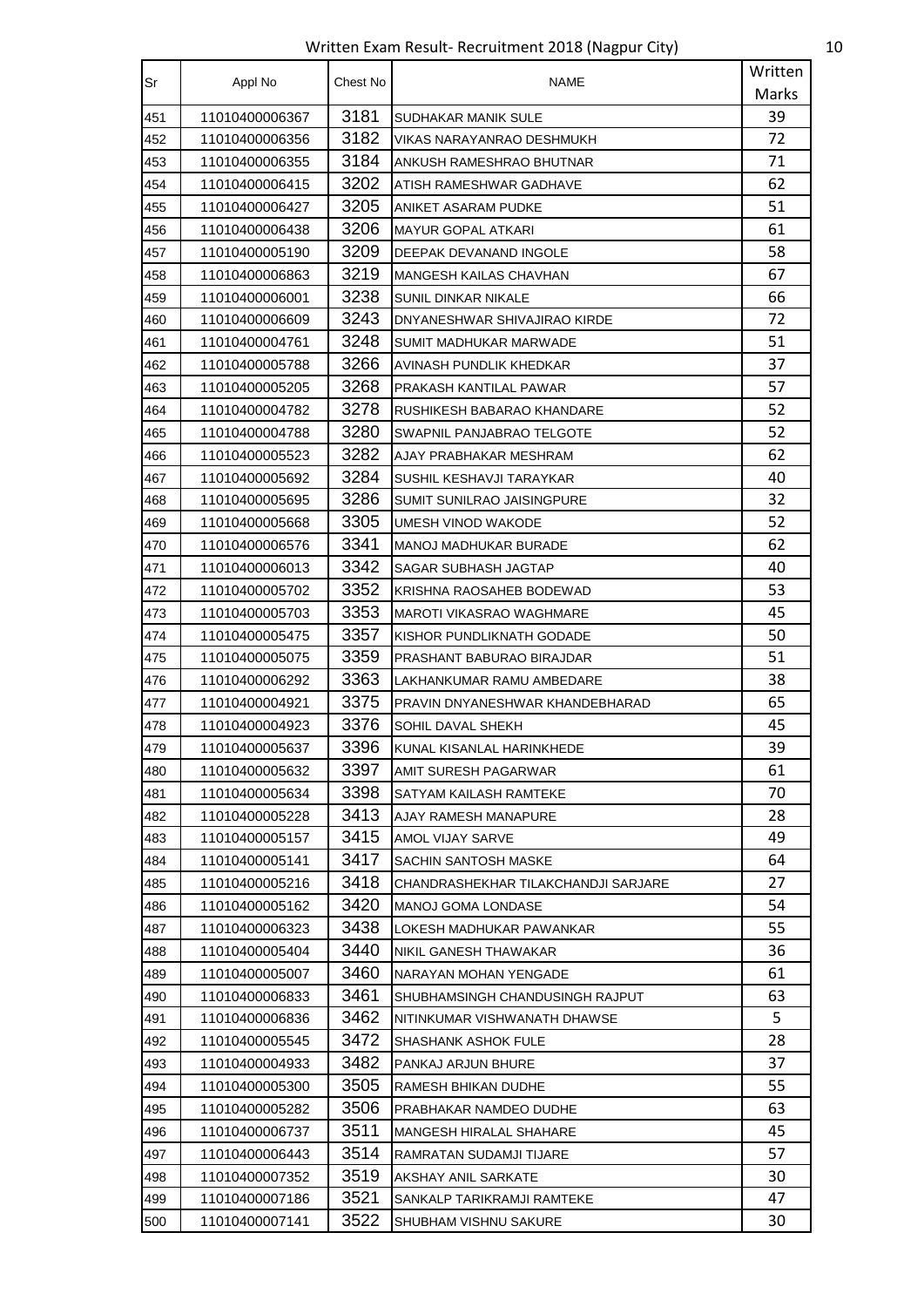Written Exam Result- Recruitment 2018 (Nagpur City)

| Sr | Appl No | Chest No | NAME | Written Marks |
|---|---|---|---|---|
| 451 | 11010400006367 | 3181 | SUDHAKAR MANIK SULE | 39 |
| 452 | 11010400006356 | 3182 | VIKAS NARAYANRAO DESHMUKH | 72 |
| 453 | 11010400006355 | 3184 | ANKUSH RAMESHRAO BHUTNAR | 71 |
| 454 | 11010400006415 | 3202 | ATISH RAMESHWAR GADHAVE | 62 |
| 455 | 11010400006427 | 3205 | ANIKET ASARAM PUDKE | 51 |
| 456 | 11010400006438 | 3206 | MAYUR GOPAL ATKARI | 61 |
| 457 | 11010400005190 | 3209 | DEEPAK DEVANAND INGOLE | 58 |
| 458 | 11010400006863 | 3219 | MANGESH KAILAS CHAVHAN | 67 |
| 459 | 11010400006001 | 3238 | SUNIL DINKAR NIKALE | 66 |
| 460 | 11010400006609 | 3243 | DNYANESHWAR SHIVAJIRAO KIRDE | 72 |
| 461 | 11010400004761 | 3248 | SUMIT MADHUKAR MARWADE | 51 |
| 462 | 11010400005788 | 3266 | AVINASH PUNDLIK KHEDKAR | 37 |
| 463 | 11010400005205 | 3268 | PRAKASH KANTILAL PAWAR | 57 |
| 464 | 11010400004782 | 3278 | RUSHIKESH BABARAO KHANDARE | 52 |
| 465 | 11010400004788 | 3280 | SWAPNIL PANJABRAO TELGOTE | 52 |
| 466 | 11010400005523 | 3282 | AJAY PRABHAKAR MESHRAM | 62 |
| 467 | 11010400005692 | 3284 | SUSHIL KESHAVJI TARAYKAR | 40 |
| 468 | 11010400005695 | 3286 | SUMIT SUNILRAO JAISINGPURE | 32 |
| 469 | 11010400005668 | 3305 | UMESH VINOD WAKODE | 52 |
| 470 | 11010400006576 | 3341 | MANOJ MADHUKAR BURADE | 62 |
| 471 | 11010400006013 | 3342 | SAGAR SUBHASH JAGTAP | 40 |
| 472 | 11010400005702 | 3352 | KRISHNA RAOSAHEB BODEWAD | 53 |
| 473 | 11010400005703 | 3353 | MAROTI VIKASRAO WAGHMARE | 45 |
| 474 | 11010400005475 | 3357 | KISHOR PUNDLIKNATH GODADE | 50 |
| 475 | 11010400005075 | 3359 | PRASHANT BABURAO BIRAJDAR | 51 |
| 476 | 11010400006292 | 3363 | LAKHANKUMAR RAMU AMBEDARE | 38 |
| 477 | 11010400004921 | 3375 | PRAVIN DNYANESHWAR KHANDEBHARAD | 65 |
| 478 | 11010400004923 | 3376 | SOHIL DAVAL SHEKH | 45 |
| 479 | 11010400005637 | 3396 | KUNAL KISANLAL HARINKHEDE | 39 |
| 480 | 11010400005632 | 3397 | AMIT SURESH PAGARWAR | 61 |
| 481 | 11010400005634 | 3398 | SATYAM KAILASH RAMTEKE | 70 |
| 482 | 11010400005228 | 3413 | AJAY RAMESH MANAPURE | 28 |
| 483 | 11010400005157 | 3415 | AMOL VIJAY SARVE | 49 |
| 484 | 11010400005141 | 3417 | SACHIN SANTOSH MASKE | 64 |
| 485 | 11010400005216 | 3418 | CHANDRASHEKHAR TILAKCHANDJI SARJARE | 27 |
| 486 | 11010400005162 | 3420 | MANOJ GOMA LONDASE | 54 |
| 487 | 11010400006323 | 3438 | LOKESH MADHUKAR PAWANKAR | 55 |
| 488 | 11010400005404 | 3440 | NIKIL GANESH THAWAKAR | 36 |
| 489 | 11010400005007 | 3460 | NARAYAN MOHAN YENGADE | 61 |
| 490 | 11010400006833 | 3461 | SHUBHAMSINGH CHANDUSINGH RAJPUT | 63 |
| 491 | 11010400006836 | 3462 | NITINKUMAR VISHWANATH DHAWSE | 5 |
| 492 | 11010400005545 | 3472 | SHASHANK ASHOK FULE | 28 |
| 493 | 11010400004933 | 3482 | PANKAJ ARJUN BHURE | 37 |
| 494 | 11010400005300 | 3505 | RAMESH BHIKAN DUDHE | 55 |
| 495 | 11010400005282 | 3506 | PRABHAKAR NAMDEO DUDHE | 63 |
| 496 | 11010400006737 | 3511 | MANGESH HIRALAL SHAHARE | 45 |
| 497 | 11010400006443 | 3514 | RAMRATAN SUDAMJI TIJARE | 57 |
| 498 | 11010400007352 | 3519 | AKSHAY ANIL SARKATE | 30 |
| 499 | 11010400007186 | 3521 | SANKALP TARIKRAMJI RAMTEKE | 47 |
| 500 | 11010400007141 | 3522 | SHUBHAM VISHNU SAKURE | 30 |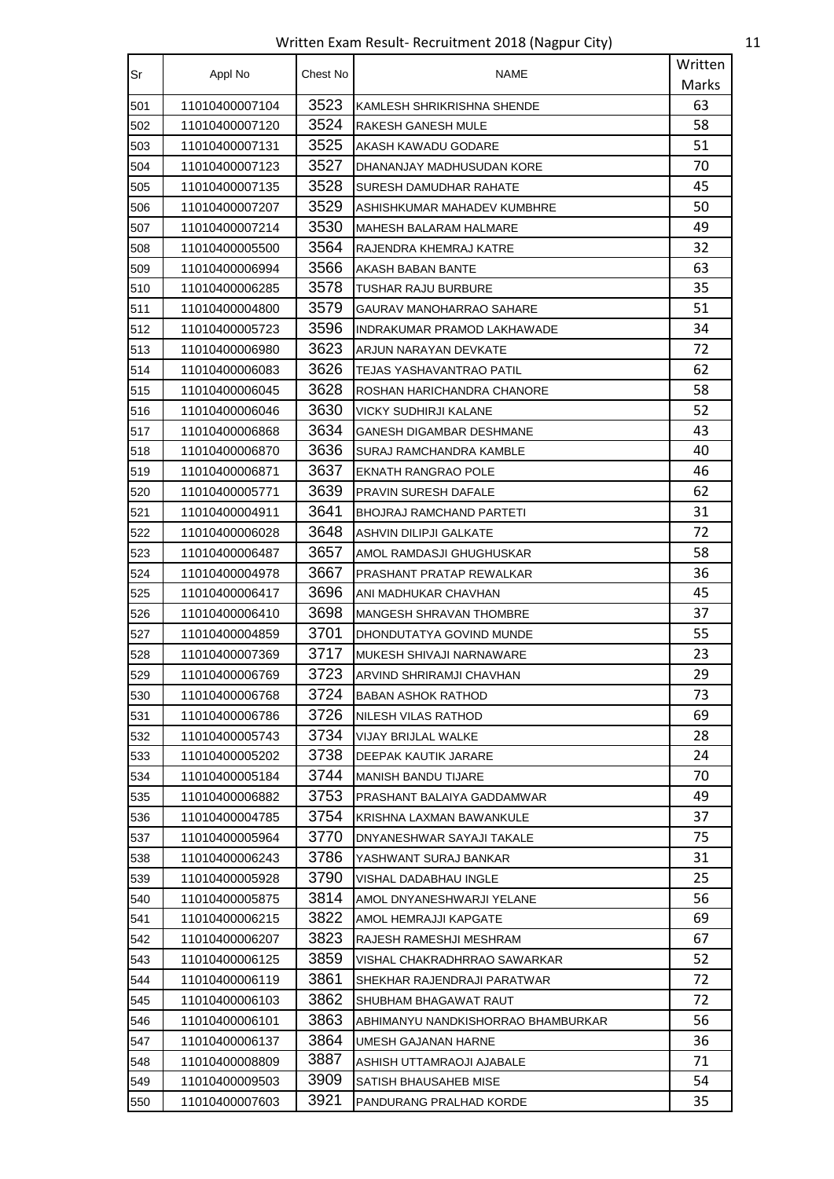Written Exam Result- Recruitment 2018 (Nagpur City)

| Sr | Appl No | Chest No | NAME | Written Marks |
|---|---|---|---|---|
| 501 | 11010400007104 | 3523 | KAMLESH SHRIKRISHNA SHENDE | 63 |
| 502 | 11010400007120 | 3524 | RAKESH GANESH MULE | 58 |
| 503 | 11010400007131 | 3525 | AKASH KAWADU GODARE | 51 |
| 504 | 11010400007123 | 3527 | DHANANJAY MADHUSUDAN KORE | 70 |
| 505 | 11010400007135 | 3528 | SURESH DAMUDHAR RAHATE | 45 |
| 506 | 11010400007207 | 3529 | ASHISHKUMAR MAHADEV KUMBHRE | 50 |
| 507 | 11010400007214 | 3530 | MAHESH BALARAM HALMARE | 49 |
| 508 | 11010400005500 | 3564 | RAJENDRA KHEMRAJ KATRE | 32 |
| 509 | 11010400006994 | 3566 | AKASH BABAN BANTE | 63 |
| 510 | 11010400006285 | 3578 | TUSHAR RAJU BURBURE | 35 |
| 511 | 11010400004800 | 3579 | GAURAV MANOHARRAO SAHARE | 51 |
| 512 | 11010400005723 | 3596 | INDRAKUMAR PRAMOD LAKHAWADE | 34 |
| 513 | 11010400006980 | 3623 | ARJUN NARAYAN DEVKATE | 72 |
| 514 | 11010400006083 | 3626 | TEJAS YASHAVANTRAO PATIL | 62 |
| 515 | 11010400006045 | 3628 | ROSHAN HARICHANDRA CHANORE | 58 |
| 516 | 11010400006046 | 3630 | VICKY SUDHIRJI KALANE | 52 |
| 517 | 11010400006868 | 3634 | GANESH DIGAMBAR DESHMANE | 43 |
| 518 | 11010400006870 | 3636 | SURAJ RAMCHANDRA KAMBLE | 40 |
| 519 | 11010400006871 | 3637 | EKNATH RANGRAO POLE | 46 |
| 520 | 11010400005771 | 3639 | PRAVIN SURESH DAFALE | 62 |
| 521 | 11010400004911 | 3641 | BHOJRAJ RAMCHAND PARTETI | 31 |
| 522 | 11010400006028 | 3648 | ASHVIN DILIPJI GALKATE | 72 |
| 523 | 11010400006487 | 3657 | AMOL RAMDASJI GHUGHUSKAR | 58 |
| 524 | 11010400004978 | 3667 | PRASHANT PRATAP REWALKAR | 36 |
| 525 | 11010400006417 | 3696 | ANI MADHUKAR CHAVHAN | 45 |
| 526 | 11010400006410 | 3698 | MANGESH SHRAVAN THOMBRE | 37 |
| 527 | 11010400004859 | 3701 | DHONDUTATYA GOVIND MUNDE | 55 |
| 528 | 11010400007369 | 3717 | MUKESH SHIVAJI NARNAWARE | 23 |
| 529 | 11010400006769 | 3723 | ARVIND SHRIRAMJI CHAVHAN | 29 |
| 530 | 11010400006768 | 3724 | BABAN ASHOK RATHOD | 73 |
| 531 | 11010400006786 | 3726 | NILESH VILAS RATHOD | 69 |
| 532 | 11010400005743 | 3734 | VIJAY BRIJLAL WALKE | 28 |
| 533 | 11010400005202 | 3738 | DEEPAK KAUTIK JARARE | 24 |
| 534 | 11010400005184 | 3744 | MANISH BANDU TIJARE | 70 |
| 535 | 11010400006882 | 3753 | PRASHANT BALAIYA GADDAMWAR | 49 |
| 536 | 11010400004785 | 3754 | KRISHNA LAXMAN BAWANKULE | 37 |
| 537 | 11010400005964 | 3770 | DNYANESHWAR SAYAJI TAKALE | 75 |
| 538 | 11010400006243 | 3786 | YASHWANT SURAJ BANKAR | 31 |
| 539 | 11010400005928 | 3790 | VISHAL DADABHAU INGLE | 25 |
| 540 | 11010400005875 | 3814 | AMOL DNYANESHWARJI YELANE | 56 |
| 541 | 11010400006215 | 3822 | AMOL HEMRAJJI KAPGATE | 69 |
| 542 | 11010400006207 | 3823 | RAJESH RAMESHJI MESHRAM | 67 |
| 543 | 11010400006125 | 3859 | VISHAL CHAKRADHRRAO SAWARKAR | 52 |
| 544 | 11010400006119 | 3861 | SHEKHAR RAJENDRAJI PARATWAR | 72 |
| 545 | 11010400006103 | 3862 | SHUBHAM BHAGAWAT RAUT | 72 |
| 546 | 11010400006101 | 3863 | ABHIMANYU NANDKISHORRAO BHAMBURKAR | 56 |
| 547 | 11010400006137 | 3864 | UMESH GAJANAN HARNE | 36 |
| 548 | 11010400008809 | 3887 | ASHISH UTTAMRAOJI AJABALE | 71 |
| 549 | 11010400009503 | 3909 | SATISH BHAUSAHEB MISE | 54 |
| 550 | 11010400007603 | 3921 | PANDURANG PRALHAD KORDE | 35 |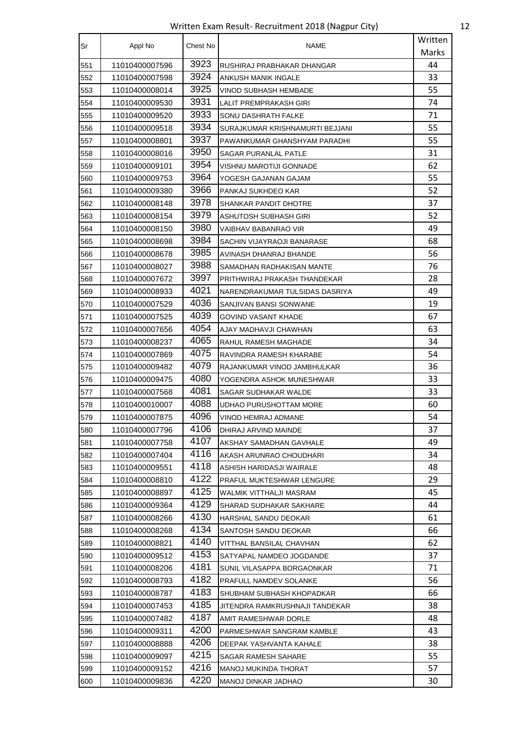Written Exam Result- Recruitment 2018 (Nagpur City)

| Sr | Appl No | Chest No | NAME | Written Marks |
|---|---|---|---|---|
| 551 | 11010400007596 | 3923 | RUSHIRAJ PRABHAKAR DHANGAR | 44 |
| 552 | 11010400007598 | 3924 | ANKUSH MANIK INGALE | 33 |
| 553 | 11010400008014 | 3925 | VINOD SUBHASH HEMBADE | 55 |
| 554 | 11010400009530 | 3931 | LALIT PREMPRAKASH GIRI | 74 |
| 555 | 11010400009520 | 3933 | SONU DASHRATH FALKE | 71 |
| 556 | 11010400009518 | 3934 | SURAJKUMAR KRISHNAMURTI BEJJANI | 55 |
| 557 | 11010400008801 | 3937 | PAWANKUMAR GHANSHYAM PARADHI | 55 |
| 558 | 11010400008016 | 3950 | SAGAR PURANLAL PATLE | 31 |
| 559 | 11010400009101 | 3954 | VISHNU MAROTIJI GONNADE | 62 |
| 560 | 11010400009753 | 3964 | YOGESH GAJANAN GAJAM | 55 |
| 561 | 11010400009380 | 3966 | PANKAJ SUKHDEO KAR | 52 |
| 562 | 11010400008148 | 3978 | SHANKAR PANDIT DHOTRE | 37 |
| 563 | 11010400008154 | 3979 | ASHUTOSH SUBHASH GIRI | 52 |
| 564 | 11010400008150 | 3980 | VAIBHAV BABANRAO VIR | 49 |
| 565 | 11010400008698 | 3984 | SACHIN VIJAYRAOJI BANARASE | 68 |
| 566 | 11010400008678 | 3985 | AVINASH DHANRAJ BHANDE | 56 |
| 567 | 11010400008027 | 3988 | SAMADHAN RADHAKISAN MANTE | 76 |
| 568 | 11010400007672 | 3997 | PRITHWIRAJ PRAKASH THANDEKAR | 28 |
| 569 | 11010400008933 | 4021 | NARENDRAKUMAR TULSIDAS DASRIYA | 49 |
| 570 | 11010400007529 | 4036 | SANJIVAN BANSI SONWANE | 19 |
| 571 | 11010400007525 | 4039 | GOVIND VASANT KHADE | 67 |
| 572 | 11010400007656 | 4054 | AJAY MADHAVJI CHAWHAN | 63 |
| 573 | 11010400008237 | 4065 | RAHUL RAMESH MAGHADE | 34 |
| 574 | 11010400007869 | 4075 | RAVINDRA RAMESH KHARABE | 54 |
| 575 | 11010400009482 | 4079 | RAJANKUMAR VINOD JAMBHULKAR | 36 |
| 576 | 11010400009475 | 4080 | YOGENDRA ASHOK MUNESHWAR | 33 |
| 577 | 11010400007568 | 4081 | SAGAR SUDHAKAR WALDE | 33 |
| 578 | 11010400010007 | 4088 | UDHAO PURUSHOTTAM MORE | 60 |
| 579 | 11010400007875 | 4096 | VINOD HEMRAJ ADMANE | 54 |
| 580 | 11010400007796 | 4106 | DHIRAJ ARVIND MAINDE | 37 |
| 581 | 11010400007758 | 4107 | AKSHAY SAMADHAN GAVHALE | 49 |
| 582 | 11010400007404 | 4116 | AKASH ARUNRAO CHOUDHARI | 34 |
| 583 | 11010400009551 | 4118 | ASHISH HARIDASJI WAIRALE | 48 |
| 584 | 11010400008810 | 4122 | PRAFUL MUKTESHWAR LENGURE | 29 |
| 585 | 11010400008897 | 4125 | WALMIK VITTHALJI MASRAM | 45 |
| 586 | 11010400009364 | 4129 | SHARAD SUDHAKAR SAKHARE | 44 |
| 587 | 11010400008266 | 4130 | HARSHAL SANDU DEOKAR | 61 |
| 588 | 11010400008268 | 4134 | SANTOSH SANDU DEOKAR | 66 |
| 589 | 11010400008821 | 4140 | VITTHAL BANSILAL CHAVHAN | 62 |
| 590 | 11010400009512 | 4153 | SATYAPAL NAMDEO JOGDANDE | 37 |
| 591 | 11010400008206 | 4181 | SUNIL VILASAPPA BORGAONKAR | 71 |
| 592 | 11010400008793 | 4182 | PRAFULL NAMDEV SOLANKE | 56 |
| 593 | 11010400008787 | 4183 | SHUBHAM SUBHASH KHOPADKAR | 66 |
| 594 | 11010400007453 | 4185 | JITENDRA RAMKRUSHNAJI TANDEKAR | 38 |
| 595 | 11010400007482 | 4187 | AMIT RAMESHWAR DORLE | 48 |
| 596 | 11010400009311 | 4200 | PARMESHWAR SANGRAM KAMBLE | 43 |
| 597 | 11010400008888 | 4206 | DEEPAK YASHVANTA KAHALE | 38 |
| 598 | 11010400009097 | 4215 | SAGAR RAMESH SAHARE | 55 |
| 599 | 11010400009152 | 4216 | MANOJ MUKINDA THORAT | 57 |
| 600 | 11010400009836 | 4220 | MANOJ DINKAR JADHAO | 30 |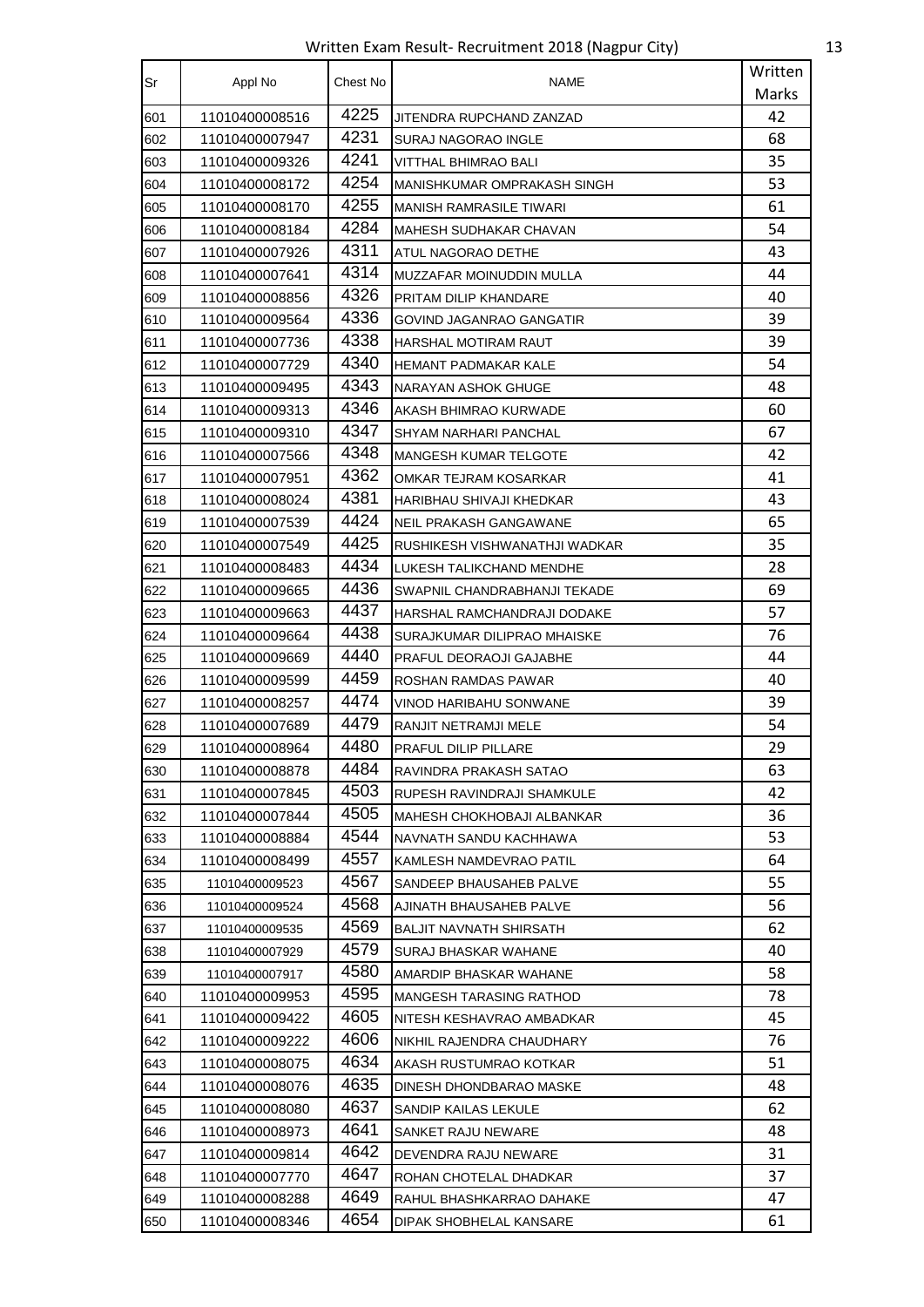Written Exam Result- Recruitment 2018 (Nagpur City)

| Sr | Appl No | Chest No | NAME | Written Marks |
|---|---|---|---|---|
| 601 | 11010400008516 | 4225 | JITENDRA RUPCHAND ZANZAD | 42 |
| 602 | 11010400007947 | 4231 | SURAJ NAGORAO INGLE | 68 |
| 603 | 11010400009326 | 4241 | VITTHAL BHIMRAO BALI | 35 |
| 604 | 11010400008172 | 4254 | MANISHKUMAR OMPRAKASH SINGH | 53 |
| 605 | 11010400008170 | 4255 | MANISH RAMRASILE TIWARI | 61 |
| 606 | 11010400008184 | 4284 | MAHESH SUDHAKAR CHAVAN | 54 |
| 607 | 11010400007926 | 4311 | ATUL NAGORAO DETHE | 43 |
| 608 | 11010400007641 | 4314 | MUZZAFAR MOINUDDIN MULLA | 44 |
| 609 | 11010400008856 | 4326 | PRITAM DILIP KHANDARE | 40 |
| 610 | 11010400009564 | 4336 | GOVIND JAGANRAO GANGATIR | 39 |
| 611 | 11010400007736 | 4338 | HARSHAL MOTIRAM RAUT | 39 |
| 612 | 11010400007729 | 4340 | HEMANT PADMAKAR KALE | 54 |
| 613 | 11010400009495 | 4343 | NARAYAN ASHOK GHUGE | 48 |
| 614 | 11010400009313 | 4346 | AKASH BHIMRAO KURWADE | 60 |
| 615 | 11010400009310 | 4347 | SHYAM NARHARI PANCHAL | 67 |
| 616 | 11010400007566 | 4348 | MANGESH KUMAR TELGOTE | 42 |
| 617 | 11010400007951 | 4362 | OMKAR TEJRAM KOSARKAR | 41 |
| 618 | 11010400008024 | 4381 | HARIBHAU SHIVAJI KHEDKAR | 43 |
| 619 | 11010400007539 | 4424 | NEIL PRAKASH GANGAWANE | 65 |
| 620 | 11010400007549 | 4425 | RUSHIKESH VISHWANATHJI WADKAR | 35 |
| 621 | 11010400008483 | 4434 | LUKESH TALIKCHAND MENDHE | 28 |
| 622 | 11010400009665 | 4436 | SWAPNIL CHANDRABHANJI TEKADE | 69 |
| 623 | 11010400009663 | 4437 | HARSHAL RAMCHANDRAJI DODAKE | 57 |
| 624 | 11010400009664 | 4438 | SURAJKUMAR DILIPRAO MHAISKE | 76 |
| 625 | 11010400009669 | 4440 | PRAFUL DEORAOJI GAJABHE | 44 |
| 626 | 11010400009599 | 4459 | ROSHAN RAMDAS PAWAR | 40 |
| 627 | 11010400008257 | 4474 | VINOD HARIBAHU SONWANE | 39 |
| 628 | 11010400007689 | 4479 | RANJIT NETRAMJI MELE | 54 |
| 629 | 11010400008964 | 4480 | PRAFUL DILIP PILLARE | 29 |
| 630 | 11010400008878 | 4484 | RAVINDRA PRAKASH SATAO | 63 |
| 631 | 11010400007845 | 4503 | RUPESH RAVINDRAJI SHAMKULE | 42 |
| 632 | 11010400007844 | 4505 | MAHESH CHOKHOBAJI ALBANKAR | 36 |
| 633 | 11010400008884 | 4544 | NAVNATH SANDU KACHHAWA | 53 |
| 634 | 11010400008499 | 4557 | KAMLESH NAMDEVRAO PATIL | 64 |
| 635 | 11010400009523 | 4567 | SANDEEP BHAUSAHEB PALVE | 55 |
| 636 | 11010400009524 | 4568 | AJINATH BHAUSAHEB PALVE | 56 |
| 637 | 11010400009535 | 4569 | BALJIT NAVNATH SHIRSATH | 62 |
| 638 | 11010400007929 | 4579 | SURAJ BHASKAR WAHANE | 40 |
| 639 | 11010400007917 | 4580 | AMARDIP BHASKAR WAHANE | 58 |
| 640 | 11010400009953 | 4595 | MANGESH TARASING RATHOD | 78 |
| 641 | 11010400009422 | 4605 | NITESH KESHAVRAO AMBADKAR | 45 |
| 642 | 11010400009222 | 4606 | NIKHIL RAJENDRA CHAUDHARY | 76 |
| 643 | 11010400008075 | 4634 | AKASH RUSTUMRAO KOTKAR | 51 |
| 644 | 11010400008076 | 4635 | DINESH DHONDBARAO MASKE | 48 |
| 645 | 11010400008080 | 4637 | SANDIP KAILAS LEKULE | 62 |
| 646 | 11010400008973 | 4641 | SANKET RAJU NEWARE | 48 |
| 647 | 11010400009814 | 4642 | DEVENDRA RAJU NEWARE | 31 |
| 648 | 11010400007770 | 4647 | ROHAN CHOTELAL DHADKAR | 37 |
| 649 | 11010400008288 | 4649 | RAHUL BHASHKARRAO DAHAKE | 47 |
| 650 | 11010400008346 | 4654 | DIPAK SHOBHELAL KANSARE | 61 |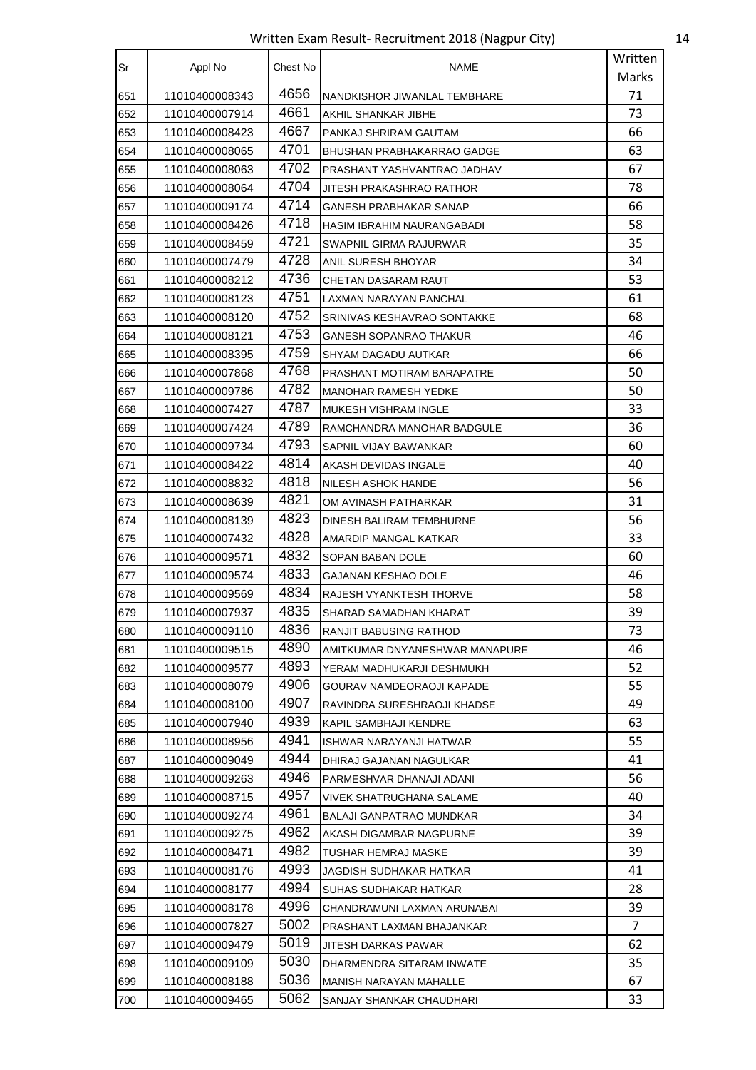Written Exam Result- Recruitment 2018 (Nagpur City)

| Sr | Appl No | Chest No | NAME | Written Marks |
|---|---|---|---|---|
| 651 | 11010400008343 | 4656 | NANDKISHOR JIWANLAL TEMBHARE | 71 |
| 652 | 11010400007914 | 4661 | AKHIL SHANKAR JIBHE | 73 |
| 653 | 11010400008423 | 4667 | PANKAJ SHRIRAM GAUTAM | 66 |
| 654 | 11010400008065 | 4701 | BHUSHAN PRABHAKARRAO GADGE | 63 |
| 655 | 11010400008063 | 4702 | PRASHANT YASHVANTRAO JADHAV | 67 |
| 656 | 11010400008064 | 4704 | JITESH PRAKASHRAO RATHOR | 78 |
| 657 | 11010400009174 | 4714 | GANESH PRABHAKAR SANAP | 66 |
| 658 | 11010400008426 | 4718 | HASIM IBRAHIM NAURANGABADI | 58 |
| 659 | 11010400008459 | 4721 | SWAPNIL GIRMA RAJURWAR | 35 |
| 660 | 11010400007479 | 4728 | ANIL SURESH BHOYAR | 34 |
| 661 | 11010400008212 | 4736 | CHETAN DASARAM RAUT | 53 |
| 662 | 11010400008123 | 4751 | LAXMAN NARAYAN PANCHAL | 61 |
| 663 | 11010400008120 | 4752 | SRINIVAS KESHAVRAO SONTAKKE | 68 |
| 664 | 11010400008121 | 4753 | GANESH SOPANRAO THAKUR | 46 |
| 665 | 11010400008395 | 4759 | SHYAM DAGADU AUTKAR | 66 |
| 666 | 11010400007868 | 4768 | PRASHANT MOTIRAM BARAPATRE | 50 |
| 667 | 11010400009786 | 4782 | MANOHAR RAMESH YEDKE | 50 |
| 668 | 11010400007427 | 4787 | MUKESH VISHRAM INGLE | 33 |
| 669 | 11010400007424 | 4789 | RAMCHANDRA MANOHAR BADGULE | 36 |
| 670 | 11010400009734 | 4793 | SAPNIL VIJAY BAWANKAR | 60 |
| 671 | 11010400008422 | 4814 | AKASH DEVIDAS INGALE | 40 |
| 672 | 11010400008832 | 4818 | NILESH ASHOK HANDE | 56 |
| 673 | 11010400008639 | 4821 | OM AVINASH PATHARKAR | 31 |
| 674 | 11010400008139 | 4823 | DINESH BALIRAM TEMBHURNE | 56 |
| 675 | 11010400007432 | 4828 | AMARDIP MANGAL KATKAR | 33 |
| 676 | 11010400009571 | 4832 | SOPAN BABAN DOLE | 60 |
| 677 | 11010400009574 | 4833 | GAJANAN KESHAO DOLE | 46 |
| 678 | 11010400009569 | 4834 | RAJESH VYANKTESH THORVE | 58 |
| 679 | 11010400007937 | 4835 | SHARAD SAMADHAN KHARAT | 39 |
| 680 | 11010400009110 | 4836 | RANJIT BABUSING RATHOD | 73 |
| 681 | 11010400009515 | 4890 | AMITKUMAR DNYANESHWAR MANAPURE | 46 |
| 682 | 11010400009577 | 4893 | YERAM MADHUKARJI DESHMUKH | 52 |
| 683 | 11010400008079 | 4906 | GOURAV NAMDEORAOJI KAPADE | 55 |
| 684 | 11010400008100 | 4907 | RAVINDRA SURESHRAOJI KHADSE | 49 |
| 685 | 11010400007940 | 4939 | KAPIL SAMBHAJI KENDRE | 63 |
| 686 | 11010400008956 | 4941 | ISHWAR NARAYANJI HATWAR | 55 |
| 687 | 11010400009049 | 4944 | DHIRAJ GAJANAN NAGULKAR | 41 |
| 688 | 11010400009263 | 4946 | PARMESHVAR DHANAJI ADANI | 56 |
| 689 | 11010400008715 | 4957 | VIVEK SHATRUGHANA SALAME | 40 |
| 690 | 11010400009274 | 4961 | BALAJI GANPATRAO MUNDKAR | 34 |
| 691 | 11010400009275 | 4962 | AKASH DIGAMBAR NAGPURNE | 39 |
| 692 | 11010400008471 | 4982 | TUSHAR HEMRAJ MASKE | 39 |
| 693 | 11010400008176 | 4993 | JAGDISH SUDHAKAR HATKAR | 41 |
| 694 | 11010400008177 | 4994 | SUHAS SUDHAKAR HATKAR | 28 |
| 695 | 11010400008178 | 4996 | CHANDRAMUNI LAXMAN ARUNABAI | 39 |
| 696 | 11010400007827 | 5002 | PRASHANT LAXMAN BHAJANKAR | 7 |
| 697 | 11010400009479 | 5019 | JITESH DARKAS PAWAR | 62 |
| 698 | 11010400009109 | 5030 | DHARMENDRA SITARAM INWATE | 35 |
| 699 | 11010400008188 | 5036 | MANISH NARAYAN MAHALLE | 67 |
| 700 | 11010400009465 | 5062 | SANJAY SHANKAR CHAUDHARI | 33 |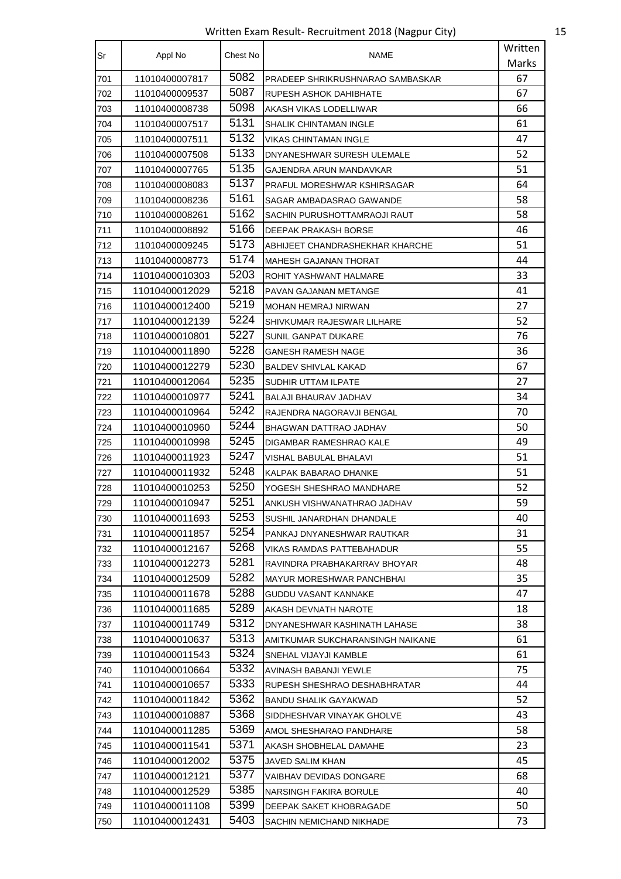Written Exam Result- Recruitment 2018 (Nagpur City)

| Sr | Appl No | Chest No | NAME | Written Marks |
|---|---|---|---|---|
| 701 | 11010400007817 | 5082 | PRADEEP SHRIKRUSHNARAO SAMBASKAR | 67 |
| 702 | 11010400009537 | 5087 | RUPESH ASHOK DAHIBHATE | 67 |
| 703 | 11010400008738 | 5098 | AKASH VIKAS LODELLIWAR | 66 |
| 704 | 11010400007517 | 5131 | SHALIK CHINTAMAN INGLE | 61 |
| 705 | 11010400007511 | 5132 | VIKAS CHINTAMAN INGLE | 47 |
| 706 | 11010400007508 | 5133 | DNYANESHWAR SURESH ULEMALE | 52 |
| 707 | 11010400007765 | 5135 | GAJENDRA ARUN MANDAVKAR | 51 |
| 708 | 11010400008083 | 5137 | PRAFUL MORESHWAR KSHIRSAGAR | 64 |
| 709 | 11010400008236 | 5161 | SAGAR AMBADASRAO GAWANDE | 58 |
| 710 | 11010400008261 | 5162 | SACHIN PURUSHOTTAMRAOJI RAUT | 58 |
| 711 | 11010400008892 | 5166 | DEEPAK PRAKASH BORSE | 46 |
| 712 | 11010400009245 | 5173 | ABHIJEET CHANDRASHEKHAR KHARCHE | 51 |
| 713 | 11010400008773 | 5174 | MAHESH GAJANAN THORAT | 44 |
| 714 | 11010400010303 | 5203 | ROHIT YASHWANT HALMARE | 33 |
| 715 | 11010400012029 | 5218 | PAVAN GAJANAN METANGE | 41 |
| 716 | 11010400012400 | 5219 | MOHAN HEMRAJ NIRWAN | 27 |
| 717 | 11010400012139 | 5224 | SHIVKUMAR RAJESWAR LILHARE | 52 |
| 718 | 11010400010801 | 5227 | SUNIL GANPAT DUKARE | 76 |
| 719 | 11010400011890 | 5228 | GANESH RAMESH NAGE | 36 |
| 720 | 11010400012279 | 5230 | BALDEV SHIVLAL KAKAD | 67 |
| 721 | 11010400012064 | 5235 | SUDHIR UTTAM ILPATE | 27 |
| 722 | 11010400010977 | 5241 | BALAJI BHAURAV JADHAV | 34 |
| 723 | 11010400010964 | 5242 | RAJENDRA NAGORAVJI BENGAL | 70 |
| 724 | 11010400010960 | 5244 | BHAGWAN DATTRAO JADHAV | 50 |
| 725 | 11010400010998 | 5245 | DIGAMBAR RAMESHRAO KALE | 49 |
| 726 | 11010400011923 | 5247 | VISHAL BABULAL BHALAVI | 51 |
| 727 | 11010400011932 | 5248 | KALPAK BABARAO DHANKE | 51 |
| 728 | 11010400010253 | 5250 | YOGESH SHESHRAO MANDHARE | 52 |
| 729 | 11010400010947 | 5251 | ANKUSH VISHWANATHRAO JADHAV | 59 |
| 730 | 11010400011693 | 5253 | SUSHIL JANARDHAN DHANDALE | 40 |
| 731 | 11010400011857 | 5254 | PANKAJ DNYANESHWAR RAUTKAR | 31 |
| 732 | 11010400012167 | 5268 | VIKAS RAMDAS PATTEBAHADUR | 55 |
| 733 | 11010400012273 | 5281 | RAVINDRA PRABHAKARRAV BHOYAR | 48 |
| 734 | 11010400012509 | 5282 | MAYUR MORESHWAR PANCHBHAI | 35 |
| 735 | 11010400011678 | 5288 | GUDDU VASANT KANNAKE | 47 |
| 736 | 11010400011685 | 5289 | AKASH DEVNATH NAROTE | 18 |
| 737 | 11010400011749 | 5312 | DNYANESHWAR KASHINATH LAHASE | 38 |
| 738 | 11010400010637 | 5313 | AMITKUMAR SUKCHARANSINGH NAIKANE | 61 |
| 739 | 11010400011543 | 5324 | SNEHAL VIJAYJI KAMBLE | 61 |
| 740 | 11010400010664 | 5332 | AVINASH BABANJI YEWLE | 75 |
| 741 | 11010400010657 | 5333 | RUPESH SHESHRAO DESHABHRATAR | 44 |
| 742 | 11010400011842 | 5362 | BANDU SHALIK GAYAKWAD | 52 |
| 743 | 11010400010887 | 5368 | SIDDHESHVAR VINAYAK GHOLVE | 43 |
| 744 | 11010400011285 | 5369 | AMOL SHESHARAO PANDHARE | 58 |
| 745 | 11010400011541 | 5371 | AKASH SHOBHELAL DAMAHE | 23 |
| 746 | 11010400012002 | 5375 | JAVED SALIM KHAN | 45 |
| 747 | 11010400012121 | 5377 | VAIBHAV DEVIDAS DONGARE | 68 |
| 748 | 11010400012529 | 5385 | NARSINGH FAKIRA BORULE | 40 |
| 749 | 11010400011108 | 5399 | DEEPAK SAKET KHOBRAGADE | 50 |
| 750 | 11010400012431 | 5403 | SACHIN NEMICHAND NIKHADE | 73 |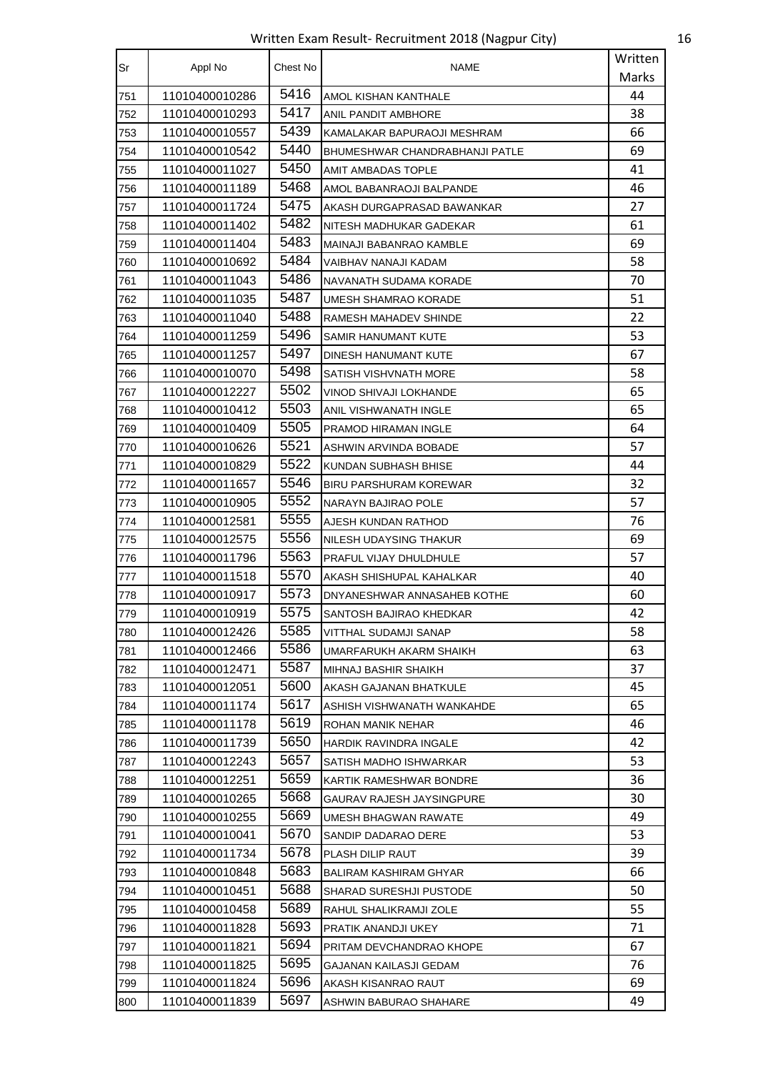Written Exam Result- Recruitment 2018 (Nagpur City)

| Sr | Appl No | Chest No | NAME | Written Marks |
|---|---|---|---|---|
| 751 | 11010400010286 | 5416 | AMOL KISHAN KANTHALE | 44 |
| 752 | 11010400010293 | 5417 | ANIL PANDIT AMBHORE | 38 |
| 753 | 11010400010557 | 5439 | KAMALAKAR BAPURAOJI MESHRAM | 66 |
| 754 | 11010400010542 | 5440 | BHUMESHWAR CHANDRABHANJI PATLE | 69 |
| 755 | 11010400011027 | 5450 | AMIT AMBADAS TOPLE | 41 |
| 756 | 11010400011189 | 5468 | AMOL BABANRAOJI BALPANDE | 46 |
| 757 | 11010400011724 | 5475 | AKASH DURGAPRASAD BAWANKAR | 27 |
| 758 | 11010400011402 | 5482 | NITESH MADHUKAR GADEKAR | 61 |
| 759 | 11010400011404 | 5483 | MAINAJI BABANRAO KAMBLE | 69 |
| 760 | 11010400010692 | 5484 | VAIBHAV NANAJI KADAM | 58 |
| 761 | 11010400011043 | 5486 | NAVANATH SUDAMA KORADE | 70 |
| 762 | 11010400011035 | 5487 | UMESH SHAMRAO KORADE | 51 |
| 763 | 11010400011040 | 5488 | RAMESH MAHADEV SHINDE | 22 |
| 764 | 11010400011259 | 5496 | SAMIR HANUMANT KUTE | 53 |
| 765 | 11010400011257 | 5497 | DINESH HANUMANT KUTE | 67 |
| 766 | 11010400010070 | 5498 | SATISH VISHVNATH MORE | 58 |
| 767 | 11010400012227 | 5502 | VINOD SHIVAJI LOKHANDE | 65 |
| 768 | 11010400010412 | 5503 | ANIL VISHWANATH INGLE | 65 |
| 769 | 11010400010409 | 5505 | PRAMOD HIRAMAN INGLE | 64 |
| 770 | 11010400010626 | 5521 | ASHWIN ARVINDA BOBADE | 57 |
| 771 | 11010400010829 | 5522 | KUNDAN SUBHASH BHISE | 44 |
| 772 | 11010400011657 | 5546 | BIRU PARSHURAM KOREWAR | 32 |
| 773 | 11010400010905 | 5552 | NARAYN BAJIRAO POLE | 57 |
| 774 | 11010400012581 | 5555 | AJESH KUNDAN RATHOD | 76 |
| 775 | 11010400012575 | 5556 | NILESH UDAYSING THAKUR | 69 |
| 776 | 11010400011796 | 5563 | PRAFUL VIJAY DHULDHULE | 57 |
| 777 | 11010400011518 | 5570 | AKASH SHISHUPAL KAHALKAR | 40 |
| 778 | 11010400010917 | 5573 | DNYANESHWAR ANNASAHEB KOTHE | 60 |
| 779 | 11010400010919 | 5575 | SANTOSH BAJIRAO KHEDKAR | 42 |
| 780 | 11010400012426 | 5585 | VITTHAL SUDAMJI SANAP | 58 |
| 781 | 11010400012466 | 5586 | UMARFARUKH AKARM SHAIKH | 63 |
| 782 | 11010400012471 | 5587 | MIHNAJ BASHIR SHAIKH | 37 |
| 783 | 11010400012051 | 5600 | AKASH GAJANAN BHATKULE | 45 |
| 784 | 11010400011174 | 5617 | ASHISH VISHWANATH WANKAHDE | 65 |
| 785 | 11010400011178 | 5619 | ROHAN MANIK NEHAR | 46 |
| 786 | 11010400011739 | 5650 | HARDIK RAVINDRA INGALE | 42 |
| 787 | 11010400012243 | 5657 | SATISH MADHO ISHWARKAR | 53 |
| 788 | 11010400012251 | 5659 | KARTIK RAMESHWAR BONDRE | 36 |
| 789 | 11010400010265 | 5668 | GAURAV RAJESH JAYSINGPURE | 30 |
| 790 | 11010400010255 | 5669 | UMESH BHAGWAN RAWATE | 49 |
| 791 | 11010400010041 | 5670 | SANDIP DADARAO DERE | 53 |
| 792 | 11010400011734 | 5678 | PLASH DILIP RAUT | 39 |
| 793 | 11010400010848 | 5683 | BALIRAM KASHIRAM GHYAR | 66 |
| 794 | 11010400010451 | 5688 | SHARAD SURESHJI PUSTODE | 50 |
| 795 | 11010400010458 | 5689 | RAHUL SHALIKRAMJI ZOLE | 55 |
| 796 | 11010400011828 | 5693 | PRATIK ANANDJI UKEY | 71 |
| 797 | 11010400011821 | 5694 | PRITAM DEVCHANDRAO KHOPE | 67 |
| 798 | 11010400011825 | 5695 | GAJANAN KAILASJI GEDAM | 76 |
| 799 | 11010400011824 | 5696 | AKASH KISANRAO RAUT | 69 |
| 800 | 11010400011839 | 5697 | ASHWIN BABURAO SHAHARE | 49 |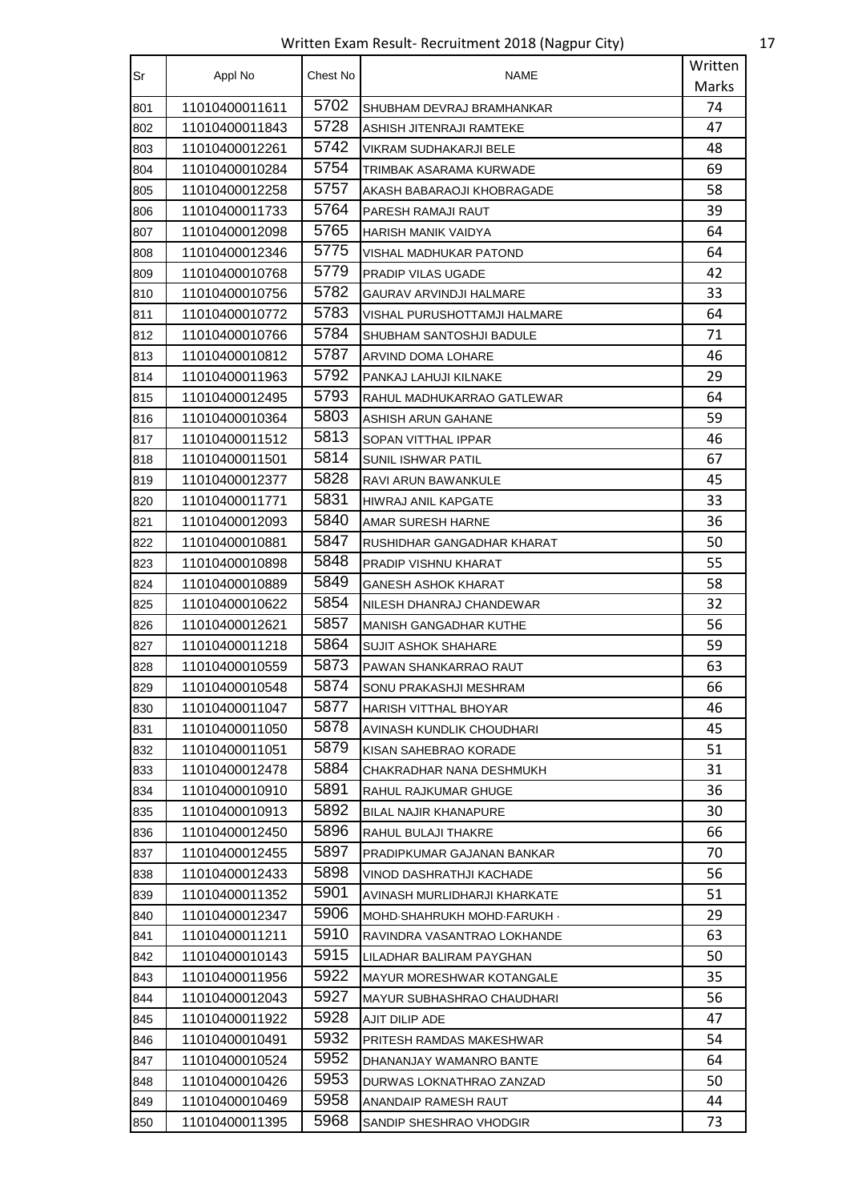Written Exam Result- Recruitment 2018 (Nagpur City)

| Sr | Appl No | Chest No | NAME | Written Marks |
|---|---|---|---|---|
| 801 | 11010400011611 | 5702 | SHUBHAM DEVRAJ BRAMHANKAR | 74 |
| 802 | 11010400011843 | 5728 | ASHISH JITENRAJI RAMTEKE | 47 |
| 803 | 11010400012261 | 5742 | VIKRAM SUDHAKARJI BELE | 48 |
| 804 | 11010400010284 | 5754 | TRIMBAK ASARAMA KURWADE | 69 |
| 805 | 11010400012258 | 5757 | AKASH BABARAOJI KHOBRAGADE | 58 |
| 806 | 11010400011733 | 5764 | PARESH RAMAJI RAUT | 39 |
| 807 | 11010400012098 | 5765 | HARISH MANIK VAIDYA | 64 |
| 808 | 11010400012346 | 5775 | VISHAL MADHUKAR PATOND | 64 |
| 809 | 11010400010768 | 5779 | PRADIP VILAS UGADE | 42 |
| 810 | 11010400010756 | 5782 | GAURAV ARVINDJI HALMARE | 33 |
| 811 | 11010400010772 | 5783 | VISHAL PURUSHOTTAMJI HALMARE | 64 |
| 812 | 11010400010766 | 5784 | SHUBHAM SANTOSHJI BADULE | 71 |
| 813 | 11010400010812 | 5787 | ARVIND DOMA LOHARE | 46 |
| 814 | 11010400011963 | 5792 | PANKAJ LAHUJI KILNAKE | 29 |
| 815 | 11010400012495 | 5793 | RAHUL MADHUKARRAO GATLEWAR | 64 |
| 816 | 11010400010364 | 5803 | ASHISH ARUN GAHANE | 59 |
| 817 | 11010400011512 | 5813 | SOPAN VITTHAL IPPAR | 46 |
| 818 | 11010400011501 | 5814 | SUNIL ISHWAR PATIL | 67 |
| 819 | 11010400012377 | 5828 | RAVI ARUN BAWANKULE | 45 |
| 820 | 11010400011771 | 5831 | HIWRAJ ANIL KAPGATE | 33 |
| 821 | 11010400012093 | 5840 | AMAR SURESH HARNE | 36 |
| 822 | 11010400010881 | 5847 | RUSHIDHAR GANGADHAR KHARAT | 50 |
| 823 | 11010400010898 | 5848 | PRADIP VISHNU KHARAT | 55 |
| 824 | 11010400010889 | 5849 | GANESH ASHOK KHARAT | 58 |
| 825 | 11010400010622 | 5854 | NILESH DHANRAJ CHANDEWAR | 32 |
| 826 | 11010400012621 | 5857 | MANISH GANGADHAR KUTHE | 56 |
| 827 | 11010400011218 | 5864 | SUJIT ASHOK SHAHARE | 59 |
| 828 | 11010400010559 | 5873 | PAWAN SHANKARRAO RAUT | 63 |
| 829 | 11010400010548 | 5874 | SONU PRAKASHJI MESHRAM | 66 |
| 830 | 11010400011047 | 5877 | HARISH VITTHAL BHOYAR | 46 |
| 831 | 11010400011050 | 5878 | AVINASH KUNDLIK CHOUDHARI | 45 |
| 832 | 11010400011051 | 5879 | KISAN SAHEBRAO KORADE | 51 |
| 833 | 11010400012478 | 5884 | CHAKRADHAR NANA DESHMUKH | 31 |
| 834 | 11010400010910 | 5891 | RAHUL RAJKUMAR GHUGE | 36 |
| 835 | 11010400010913 | 5892 | BILAL NAJIR KHANAPURE | 30 |
| 836 | 11010400012450 | 5896 | RAHUL BULAJI THAKRE | 66 |
| 837 | 11010400012455 | 5897 | PRADIPKUMAR GAJANAN BANKAR | 70 |
| 838 | 11010400012433 | 5898 | VINOD DASHRATHJI KACHADE | 56 |
| 839 | 11010400011352 | 5901 | AVINASH MURLIDHARJI KHARKATE | 51 |
| 840 | 11010400012347 | 5906 | MOHD·SHAHRUKH MOHD·FARUKH · | 29 |
| 841 | 11010400011211 | 5910 | RAVINDRA VASANTRAO LOKHANDE | 63 |
| 842 | 11010400010143 | 5915 | LILADHAR BALIRAM PAYGHAN | 50 |
| 843 | 11010400011956 | 5922 | MAYUR MORESHWAR KOTANGALE | 35 |
| 844 | 11010400012043 | 5927 | MAYUR SUBHASHRAO CHAUDHARI | 56 |
| 845 | 11010400011922 | 5928 | AJIT DILIP ADE | 47 |
| 846 | 11010400010491 | 5932 | PRITESH RAMDAS MAKESHWAR | 54 |
| 847 | 11010400010524 | 5952 | DHANANJAY WAMANRO BANTE | 64 |
| 848 | 11010400010426 | 5953 | DURWAS LOKNATHRAO ZANZAD | 50 |
| 849 | 11010400010469 | 5958 | ANANDAIP RAMESH RAUT | 44 |
| 850 | 11010400011395 | 5968 | SANDIP SHESHRAO VHODGIR | 73 |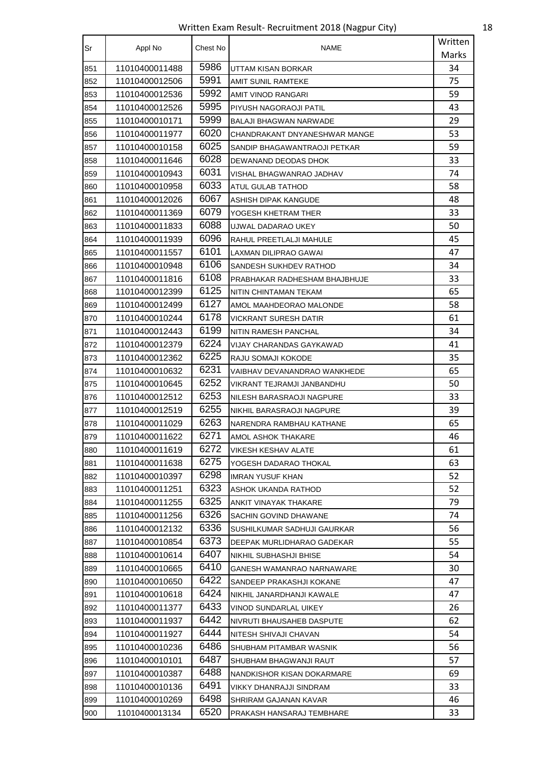Written Exam Result- Recruitment 2018 (Nagpur City)

| Sr | Appl No | Chest No | NAME | Written Marks |
|---|---|---|---|---|
| 851 | 11010400011488 | 5986 | UTTAM KISAN BORKAR | 34 |
| 852 | 11010400012506 | 5991 | AMIT SUNIL RAMTEKE | 75 |
| 853 | 11010400012536 | 5992 | AMIT VINOD RANGARI | 59 |
| 854 | 11010400012526 | 5995 | PIYUSH NAGORAOJI PATIL | 43 |
| 855 | 11010400010171 | 5999 | BALAJI BHAGWAN NARWADE | 29 |
| 856 | 11010400011977 | 6020 | CHANDRAKANT DNYANESHWAR MANGE | 53 |
| 857 | 11010400010158 | 6025 | SANDIP BHAGAWANTRAOJI PETKAR | 59 |
| 858 | 11010400011646 | 6028 | DEWANAND DEODAS DHOK | 33 |
| 859 | 11010400010943 | 6031 | VISHAL BHAGWANRAO JADHAV | 74 |
| 860 | 11010400010958 | 6033 | ATUL GULAB TATHOD | 58 |
| 861 | 11010400012026 | 6067 | ASHISH DIPAK KANGUDE | 48 |
| 862 | 11010400011369 | 6079 | YOGESH KHETRAM THER | 33 |
| 863 | 11010400011833 | 6088 | UJWAL DADARAO UKEY | 50 |
| 864 | 11010400011939 | 6096 | RAHUL PREETLALJI MAHULE | 45 |
| 865 | 11010400011557 | 6101 | LAXMAN DILIPRAO GAWAI | 47 |
| 866 | 11010400010948 | 6106 | SANDESH SUKHDEV RATHOD | 34 |
| 867 | 11010400011816 | 6108 | PRABHAKAR RADHESHAM BHAJBHUJE | 33 |
| 868 | 11010400012399 | 6125 | NITIN CHINTAMAN TEKAM | 65 |
| 869 | 11010400012499 | 6127 | AMOL MAAHDEORAO MALONDE | 58 |
| 870 | 11010400010244 | 6178 | VICKRANT SURESH DATIR | 61 |
| 871 | 11010400012443 | 6199 | NITIN RAMESH PANCHAL | 34 |
| 872 | 11010400012379 | 6224 | VIJAY CHARANDAS GAYKAWAD | 41 |
| 873 | 11010400012362 | 6225 | RAJU SOMAJI KOKODE | 35 |
| 874 | 11010400010632 | 6231 | VAIBHAV DEVANANDRAO WANKHEDE | 65 |
| 875 | 11010400010645 | 6252 | VIKRANT TEJRAMJI JANBANDHU | 50 |
| 876 | 11010400012512 | 6253 | NILESH BARASRAOJI NAGPURE | 33 |
| 877 | 11010400012519 | 6255 | NIKHIL BARASRAOJI NAGPURE | 39 |
| 878 | 11010400011029 | 6263 | NARENDRA RAMBHAU KATHANE | 65 |
| 879 | 11010400011622 | 6271 | AMOL ASHOK THAKARE | 46 |
| 880 | 11010400011619 | 6272 | VIKESH KESHAV ALATE | 61 |
| 881 | 11010400011638 | 6275 | YOGESH DADARAO THOKAL | 63 |
| 882 | 11010400010397 | 6298 | IMRAN YUSUF KHAN | 52 |
| 883 | 11010400011251 | 6323 | ASHOK UKANDA RATHOD | 52 |
| 884 | 11010400011255 | 6325 | ANKIT VINAYAK THAKARE | 79 |
| 885 | 11010400011256 | 6326 | SACHIN GOVIND DHAWANE | 74 |
| 886 | 11010400012132 | 6336 | SUSHILKUMAR SADHUJI GAURKAR | 56 |
| 887 | 11010400010854 | 6373 | DEEPAK MURLIDHARAO GADEKAR | 55 |
| 888 | 11010400010614 | 6407 | NIKHIL SUBHASHJI BHISE | 54 |
| 889 | 11010400010665 | 6410 | GANESH WAMANRAO NARNAWARE | 30 |
| 890 | 11010400010650 | 6422 | SANDEEP PRAKASHJI KOKANE | 47 |
| 891 | 11010400010618 | 6424 | NIKHIL JANARDHANJI KAWALE | 47 |
| 892 | 11010400011377 | 6433 | VINOD SUNDARLAL UIKEY | 26 |
| 893 | 11010400011937 | 6442 | NIVRUTI BHAUSAHEB DASPUTE | 62 |
| 894 | 11010400011927 | 6444 | NITESH SHIVAJI CHAVAN | 54 |
| 895 | 11010400010236 | 6486 | SHUBHAM PITAMBAR WASNIK | 56 |
| 896 | 11010400010101 | 6487 | SHUBHAM BHAGWANJI RAUT | 57 |
| 897 | 11010400010387 | 6488 | NANDKISHOR KISAN DOKARMARE | 69 |
| 898 | 11010400010136 | 6491 | VIKKY DHANRAJJI SINDRAM | 33 |
| 899 | 11010400010269 | 6498 | SHRIRAM GAJANAN KAVAR | 46 |
| 900 | 11010400013134 | 6520 | PRAKASH HANSARAJ TEMBHARE | 33 |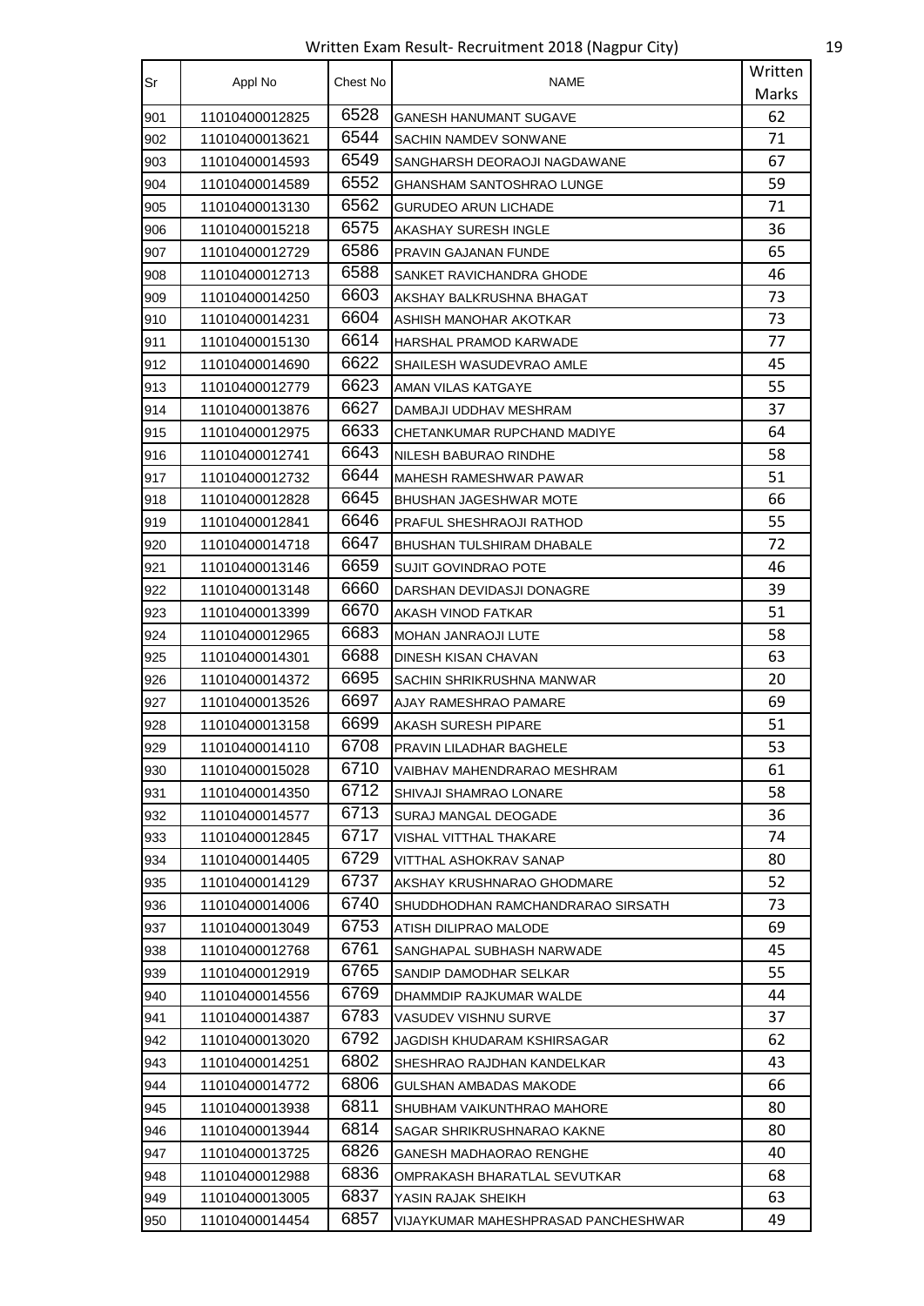Written Exam Result- Recruitment 2018 (Nagpur City)

| Sr | Appl No | Chest No | NAME | Written Marks |
|---|---|---|---|---|
| 901 | 11010400012825 | 6528 | GANESH HANUMANT SUGAVE | 62 |
| 902 | 11010400013621 | 6544 | SACHIN NAMDEV SONWANE | 71 |
| 903 | 11010400014593 | 6549 | SANGHARSH DEORAOJI NAGDAWANE | 67 |
| 904 | 11010400014589 | 6552 | GHANSHAM SANTOSHRAO LUNGE | 59 |
| 905 | 11010400013130 | 6562 | GURUDEO ARUN LICHADE | 71 |
| 906 | 11010400015218 | 6575 | AKASHAY SURESH INGLE | 36 |
| 907 | 11010400012729 | 6586 | PRAVIN GAJANAN FUNDE | 65 |
| 908 | 11010400012713 | 6588 | SANKET RAVICHANDRA GHODE | 46 |
| 909 | 11010400014250 | 6603 | AKSHAY BALKRUSHNA BHAGAT | 73 |
| 910 | 11010400014231 | 6604 | ASHISH MANOHAR AKOTKAR | 73 |
| 911 | 11010400015130 | 6614 | HARSHAL PRAMOD KARWADE | 77 |
| 912 | 11010400014690 | 6622 | SHAILESH WASUDEVRAO AMLE | 45 |
| 913 | 11010400012779 | 6623 | AMAN VILAS KATGAYE | 55 |
| 914 | 11010400013876 | 6627 | DAMBAJI UDDHAV MESHRAM | 37 |
| 915 | 11010400012975 | 6633 | CHETANKUMAR RUPCHAND MADIYE | 64 |
| 916 | 11010400012741 | 6643 | NILESH BABURAO RINDHE | 58 |
| 917 | 11010400012732 | 6644 | MAHESH RAMESHWAR PAWAR | 51 |
| 918 | 11010400012828 | 6645 | BHUSHAN JAGESHWAR MOTE | 66 |
| 919 | 11010400012841 | 6646 | PRAFUL SHESHRAOJI RATHOD | 55 |
| 920 | 11010400014718 | 6647 | BHUSHAN TULSHIRAM DHABALE | 72 |
| 921 | 11010400013146 | 6659 | SUJIT GOVINDRAO POTE | 46 |
| 922 | 11010400013148 | 6660 | DARSHAN DEVIDASJI DONAGRE | 39 |
| 923 | 11010400013399 | 6670 | AKASH VINOD FATKAR | 51 |
| 924 | 11010400012965 | 6683 | MOHAN JANRAOJI LUTE | 58 |
| 925 | 11010400014301 | 6688 | DINESH KISAN CHAVAN | 63 |
| 926 | 11010400014372 | 6695 | SACHIN SHRIKRUSHNA MANWAR | 20 |
| 927 | 11010400013526 | 6697 | AJAY RAMESHRAO PAMARE | 69 |
| 928 | 11010400013158 | 6699 | AKASH SURESH PIPARE | 51 |
| 929 | 11010400014110 | 6708 | PRAVIN LILADHAR BAGHELE | 53 |
| 930 | 11010400015028 | 6710 | VAIBHAV MAHENDRARAO MESHRAM | 61 |
| 931 | 11010400014350 | 6712 | SHIVAJI SHAMRAO LONARE | 58 |
| 932 | 11010400014577 | 6713 | SURAJ MANGAL DEOGADE | 36 |
| 933 | 11010400012845 | 6717 | VISHAL VITTHAL THAKARE | 74 |
| 934 | 11010400014405 | 6729 | VITTHAL ASHOKRAV SANAP | 80 |
| 935 | 11010400014129 | 6737 | AKSHAY KRUSHNARAO GHODMARE | 52 |
| 936 | 11010400014006 | 6740 | SHUDDHODHAN RAMCHANDRARAO SIRSATH | 73 |
| 937 | 11010400013049 | 6753 | ATISH DILIPRAO MALODE | 69 |
| 938 | 11010400012768 | 6761 | SANGHAPAL SUBHASH NARWADE | 45 |
| 939 | 11010400012919 | 6765 | SANDIP DAMODHAR SELKAR | 55 |
| 940 | 11010400014556 | 6769 | DHAMMDIP RAJKUMAR WALDE | 44 |
| 941 | 11010400014387 | 6783 | VASUDEV VISHNU SURVE | 37 |
| 942 | 11010400013020 | 6792 | JAGDISH KHUDARAM KSHIRSAGAR | 62 |
| 943 | 11010400014251 | 6802 | SHESHRAO RAJDHAN KANDELKAR | 43 |
| 944 | 11010400014772 | 6806 | GULSHAN AMBADAS MAKODE | 66 |
| 945 | 11010400013938 | 6811 | SHUBHAM VAIKUNTHRAO MAHORE | 80 |
| 946 | 11010400013944 | 6814 | SAGAR SHRIKRUSHNARAO KAKNE | 80 |
| 947 | 11010400013725 | 6826 | GANESH MADHAORAO RENGHE | 40 |
| 948 | 11010400012988 | 6836 | OMPRAKASH BHARATLAL SEVUTKAR | 68 |
| 949 | 11010400013005 | 6837 | YASIN RAJAK SHEIKH | 63 |
| 950 | 11010400014454 | 6857 | VIJAYKUMAR MAHESHPRASAD PANCHESHWAR | 49 |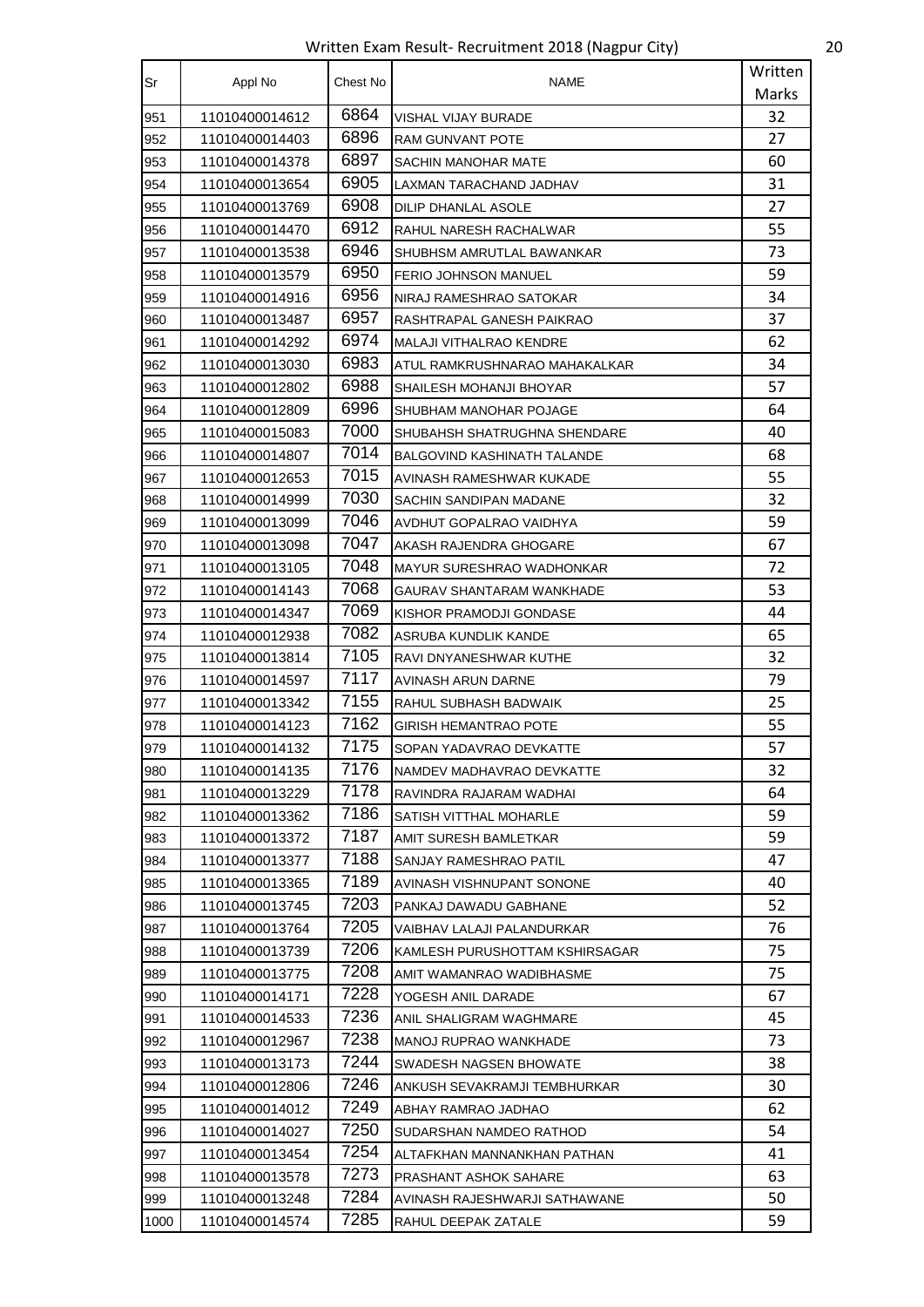Written Exam Result- Recruitment 2018 (Nagpur City)

| Sr | Appl No | Chest No | NAME | Written Marks |
|---|---|---|---|---|
| 951 | 11010400014612 | 6864 | VISHAL VIJAY BURADE | 32 |
| 952 | 11010400014403 | 6896 | RAM GUNVANT POTE | 27 |
| 953 | 11010400014378 | 6897 | SACHIN MANOHAR MATE | 60 |
| 954 | 11010400013654 | 6905 | LAXMAN TARACHAND JADHAV | 31 |
| 955 | 11010400013769 | 6908 | DILIP DHANLAL ASOLE | 27 |
| 956 | 11010400014470 | 6912 | RAHUL NARESH RACHALWAR | 55 |
| 957 | 11010400013538 | 6946 | SHUBHSM AMRUTLAL BAWANKAR | 73 |
| 958 | 11010400013579 | 6950 | FERIO JOHNSON MANUEL | 59 |
| 959 | 11010400014916 | 6956 | NIRAJ RAMESHRAO SATOKAR | 34 |
| 960 | 11010400013487 | 6957 | RASHTRAPAL GANESH PAIKRAO | 37 |
| 961 | 11010400014292 | 6974 | MALAJI VITHALRAO KENDRE | 62 |
| 962 | 11010400013030 | 6983 | ATUL RAMKRUSHNARAO MAHAKALKAR | 34 |
| 963 | 11010400012802 | 6988 | SHAILESH MOHANJI BHOYAR | 57 |
| 964 | 11010400012809 | 6996 | SHUBHAM MANOHAR POJAGE | 64 |
| 965 | 11010400015083 | 7000 | SHUBAHSH SHATRUGHNA SHENDARE | 40 |
| 966 | 11010400014807 | 7014 | BALGOVIND KASHINATH TALANDE | 68 |
| 967 | 11010400012653 | 7015 | AVINASH RAMESHWAR KUKADE | 55 |
| 968 | 11010400014999 | 7030 | SACHIN SANDIPAN MADANE | 32 |
| 969 | 11010400013099 | 7046 | AVDHUT GOPALRAO VAIDHYA | 59 |
| 970 | 11010400013098 | 7047 | AKASH RAJENDRA GHOGARE | 67 |
| 971 | 11010400013105 | 7048 | MAYUR SURESHRAO WADHONKAR | 72 |
| 972 | 11010400014143 | 7068 | GAURAV SHANTARAM WANKHADE | 53 |
| 973 | 11010400014347 | 7069 | KISHOR PRAMODJI GONDASE | 44 |
| 974 | 11010400012938 | 7082 | ASRUBA KUNDLIK KANDE | 65 |
| 975 | 11010400013814 | 7105 | RAVI DNYANESHWAR KUTHE | 32 |
| 976 | 11010400014597 | 7117 | AVINASH ARUN DARNE | 79 |
| 977 | 11010400013342 | 7155 | RAHUL SUBHASH BADWAIK | 25 |
| 978 | 11010400014123 | 7162 | GIRISH HEMANTRAO POTE | 55 |
| 979 | 11010400014132 | 7175 | SOPAN YADAVRAO DEVKATTE | 57 |
| 980 | 11010400014135 | 7176 | NAMDEV MADHAVRAO DEVKATTE | 32 |
| 981 | 11010400013229 | 7178 | RAVINDRA RAJARAM WADHAI | 64 |
| 982 | 11010400013362 | 7186 | SATISH VITTHAL MOHARLE | 59 |
| 983 | 11010400013372 | 7187 | AMIT SURESH BAMLETKAR | 59 |
| 984 | 11010400013377 | 7188 | SANJAY RAMESHRAO PATIL | 47 |
| 985 | 11010400013365 | 7189 | AVINASH VISHNUPANT SONONE | 40 |
| 986 | 11010400013745 | 7203 | PANKAJ DAWADU GABHANE | 52 |
| 987 | 11010400013764 | 7205 | VAIBHAV LALAJI PALANDURKAR | 76 |
| 988 | 11010400013739 | 7206 | KAMLESH PURUSHOTTAM KSHIRSAGAR | 75 |
| 989 | 11010400013775 | 7208 | AMIT WAMANRAO WADIBHASME | 75 |
| 990 | 11010400014171 | 7228 | YOGESH ANIL DARADE | 67 |
| 991 | 11010400014533 | 7236 | ANIL SHALIGRAM WAGHMARE | 45 |
| 992 | 11010400012967 | 7238 | MANOJ RUPRAO WANKHADE | 73 |
| 993 | 11010400013173 | 7244 | SWADESH NAGSEN BHOWATE | 38 |
| 994 | 11010400012806 | 7246 | ANKUSH SEVAKRAMJI TEMBHURKAR | 30 |
| 995 | 11010400014012 | 7249 | ABHAY RAMRAO JADHAO | 62 |
| 996 | 11010400014027 | 7250 | SUDARSHAN NAMDEO RATHOD | 54 |
| 997 | 11010400013454 | 7254 | ALTAFKHAN MANNANKHAN PATHAN | 41 |
| 998 | 11010400013578 | 7273 | PRASHANT ASHOK SAHARE | 63 |
| 999 | 11010400013248 | 7284 | AVINASH RAJESHWARJI SATHAWANE | 50 |
| 1000 | 11010400014574 | 7285 | RAHUL DEEPAK ZATALE | 59 |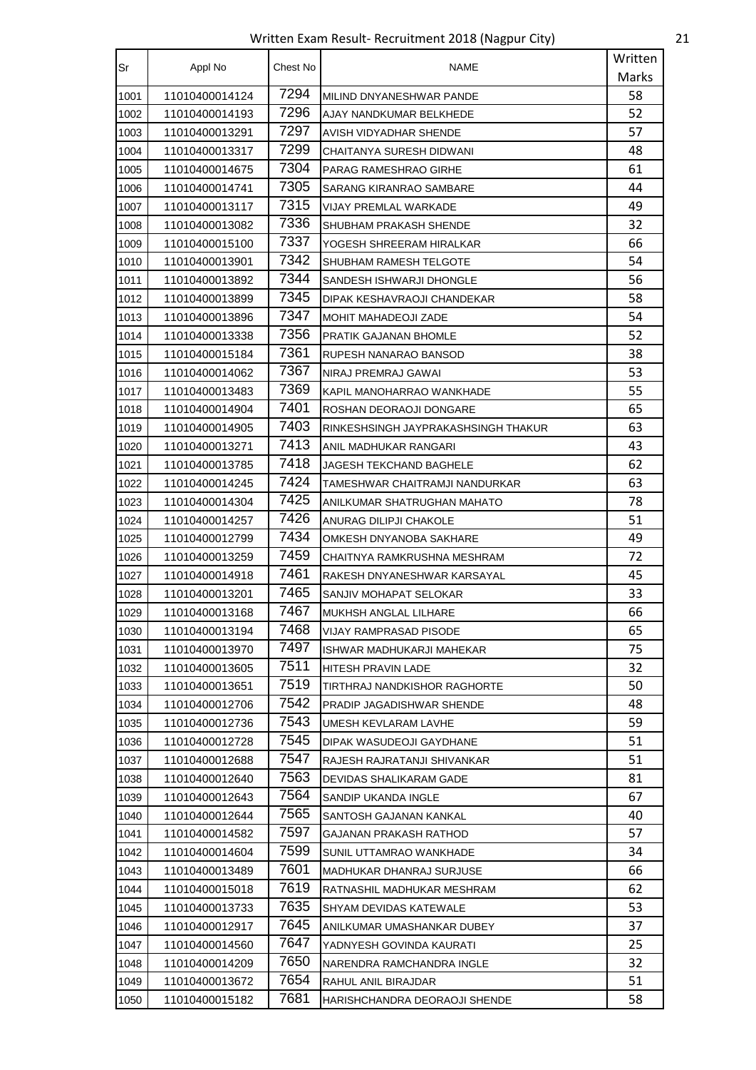Written Exam Result- Recruitment 2018 (Nagpur City)

| Sr | Appl No | Chest No | NAME | Written Marks |
|---|---|---|---|---|
| 1001 | 11010400014124 | 7294 | MILIND DNYANESHWAR PANDE | 58 |
| 1002 | 11010400014193 | 7296 | AJAY NANDKUMAR BELKHEDE | 52 |
| 1003 | 11010400013291 | 7297 | AVISH VIDYADHAR SHENDE | 57 |
| 1004 | 11010400013317 | 7299 | CHAITANYA SURESH DIDWANI | 48 |
| 1005 | 11010400014675 | 7304 | PARAG RAMESHRAO GIRHE | 61 |
| 1006 | 11010400014741 | 7305 | SARANG KIRANRAO SAMBARE | 44 |
| 1007 | 11010400013117 | 7315 | VIJAY PREMLAL WARKADE | 49 |
| 1008 | 11010400013082 | 7336 | SHUBHAM PRAKASH SHENDE | 32 |
| 1009 | 11010400015100 | 7337 | YOGESH SHREERAM HIRALKAR | 66 |
| 1010 | 11010400013901 | 7342 | SHUBHAM RAMESH TELGOTE | 54 |
| 1011 | 11010400013892 | 7344 | SANDESH ISHWARJI DHONGLE | 56 |
| 1012 | 11010400013899 | 7345 | DIPAK KESHAVRAOJI CHANDEKAR | 58 |
| 1013 | 11010400013896 | 7347 | MOHIT MAHADEOJI ZADE | 54 |
| 1014 | 11010400013338 | 7356 | PRATIK GAJANAN BHOMLE | 52 |
| 1015 | 11010400015184 | 7361 | RUPESH NANARAO BANSOD | 38 |
| 1016 | 11010400014062 | 7367 | NIRAJ PREMRAJ GAWAI | 53 |
| 1017 | 11010400013483 | 7369 | KAPIL MANOHARRAO WANKHADE | 55 |
| 1018 | 11010400014904 | 7401 | ROSHAN DEORAOJI DONGARE | 65 |
| 1019 | 11010400014905 | 7403 | RINKESHSINGH JAYPRAKASHSINGH THAKUR | 63 |
| 1020 | 11010400013271 | 7413 | ANIL MADHUKAR RANGARI | 43 |
| 1021 | 11010400013785 | 7418 | JAGESH TEKCHAND BAGHELE | 62 |
| 1022 | 11010400014245 | 7424 | TAMESHWAR CHAITRAMJI NANDURKAR | 63 |
| 1023 | 11010400014304 | 7425 | ANILKUMAR SHATRUGHAN MAHATO | 78 |
| 1024 | 11010400014257 | 7426 | ANURAG DILIPJI CHAKOLE | 51 |
| 1025 | 11010400012799 | 7434 | OMKESH DNYANOBA SAKHARE | 49 |
| 1026 | 11010400013259 | 7459 | CHAITNYA RAMKRUSHNA MESHRAM | 72 |
| 1027 | 11010400014918 | 7461 | RAKESH DNYANESHWAR KARSAYAL | 45 |
| 1028 | 11010400013201 | 7465 | SANJIV MOHAPAT SELOKAR | 33 |
| 1029 | 11010400013168 | 7467 | MUKHSH ANGLAL LILHARE | 66 |
| 1030 | 11010400013194 | 7468 | VIJAY RAMPRASAD PISODE | 65 |
| 1031 | 11010400013970 | 7497 | ISHWAR MADHUKARJI MAHEKAR | 75 |
| 1032 | 11010400013605 | 7511 | HITESH PRAVIN LADE | 32 |
| 1033 | 11010400013651 | 7519 | TIRTHRAJ NANDKISHOR RAGHORTE | 50 |
| 1034 | 11010400012706 | 7542 | PRADIP JAGADISHWAR SHENDE | 48 |
| 1035 | 11010400012736 | 7543 | UMESH KEVLARAM LAVHE | 59 |
| 1036 | 11010400012728 | 7545 | DIPAK WASUDEOJI GAYDHANE | 51 |
| 1037 | 11010400012688 | 7547 | RAJESH RAJRATANJI SHIVANKAR | 51 |
| 1038 | 11010400012640 | 7563 | DEVIDAS SHALIKARAM GADE | 81 |
| 1039 | 11010400012643 | 7564 | SANDIP UKANDA INGLE | 67 |
| 1040 | 11010400012644 | 7565 | SANTOSH GAJANAN KANKAL | 40 |
| 1041 | 11010400014582 | 7597 | GAJANAN PRAKASH RATHOD | 57 |
| 1042 | 11010400014604 | 7599 | SUNIL UTTAMRAO WANKHADE | 34 |
| 1043 | 11010400013489 | 7601 | MADHUKAR DHANRAJ SURJUSE | 66 |
| 1044 | 11010400015018 | 7619 | RATNASHIL MADHUKAR MESHRAM | 62 |
| 1045 | 11010400013733 | 7635 | SHYAM DEVIDAS KATEWALE | 53 |
| 1046 | 11010400012917 | 7645 | ANILKUMAR UMASHANKAR DUBEY | 37 |
| 1047 | 11010400014560 | 7647 | YADNYESH GOVINDA KAURATI | 25 |
| 1048 | 11010400014209 | 7650 | NARENDRA RAMCHANDRA INGLE | 32 |
| 1049 | 11010400013672 | 7654 | RAHUL ANIL BIRAJDAR | 51 |
| 1050 | 11010400015182 | 7681 | HARISHCHANDRA DEORAOJI SHENDE | 58 |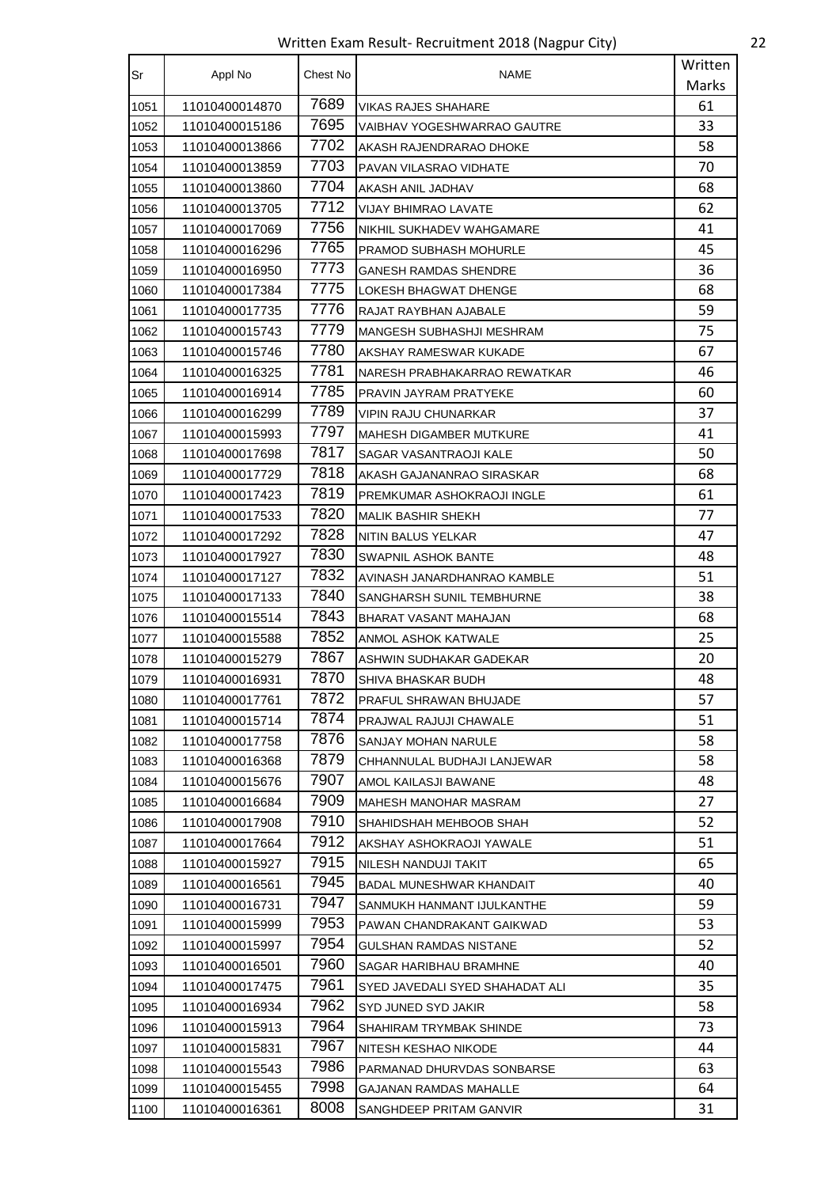Written Exam Result- Recruitment 2018 (Nagpur City)

| Sr | Appl No | Chest No | NAME | Written Marks |
|---|---|---|---|---|
| 1051 | 11010400014870 | 7689 | VIKAS RAJES SHAHARE | 61 |
| 1052 | 11010400015186 | 7695 | VAIBHAV YOGESHWARRAO GAUTRE | 33 |
| 1053 | 11010400013866 | 7702 | AKASH RAJENDRARAO DHOKE | 58 |
| 1054 | 11010400013859 | 7703 | PAVAN VILASRAO VIDHATE | 70 |
| 1055 | 11010400013860 | 7704 | AKASH ANIL JADHAV | 68 |
| 1056 | 11010400013705 | 7712 | VIJAY BHIMRAO LAVATE | 62 |
| 1057 | 11010400017069 | 7756 | NIKHIL SUKHADEV WAHGAMARE | 41 |
| 1058 | 11010400016296 | 7765 | PRAMOD SUBHASH MOHURLE | 45 |
| 1059 | 11010400016950 | 7773 | GANESH RAMDAS SHENDRE | 36 |
| 1060 | 11010400017384 | 7775 | LOKESH BHAGWAT DHENGE | 68 |
| 1061 | 11010400017735 | 7776 | RAJAT RAYBHAN AJABALE | 59 |
| 1062 | 11010400015743 | 7779 | MANGESH SUBHASHJI MESHRAM | 75 |
| 1063 | 11010400015746 | 7780 | AKSHAY RAMESWAR KUKADE | 67 |
| 1064 | 11010400016325 | 7781 | NARESH PRABHAKARRAO REWATKAR | 46 |
| 1065 | 11010400016914 | 7785 | PRAVIN JAYRAM PRATYEKE | 60 |
| 1066 | 11010400016299 | 7789 | VIPIN RAJU CHUNARKAR | 37 |
| 1067 | 11010400015993 | 7797 | MAHESH DIGAMBER MUTKURE | 41 |
| 1068 | 11010400017698 | 7817 | SAGAR VASANTRAOJI KALE | 50 |
| 1069 | 11010400017729 | 7818 | AKASH GAJANANRAO SIRASKAR | 68 |
| 1070 | 11010400017423 | 7819 | PREMKUMAR ASHOKRAOJI INGLE | 61 |
| 1071 | 11010400017533 | 7820 | MALIK BASHIR SHEKH | 77 |
| 1072 | 11010400017292 | 7828 | NITIN BALUS YELKAR | 47 |
| 1073 | 11010400017927 | 7830 | SWAPNIL ASHOK BANTE | 48 |
| 1074 | 11010400017127 | 7832 | AVINASH JANARDHANRAO KAMBLE | 51 |
| 1075 | 11010400017133 | 7840 | SANGHARSH SUNIL TEMBHURNE | 38 |
| 1076 | 11010400015514 | 7843 | BHARAT VASANT MAHAJAN | 68 |
| 1077 | 11010400015588 | 7852 | ANMOL ASHOK KATWALE | 25 |
| 1078 | 11010400015279 | 7867 | ASHWIN SUDHAKAR GADEKAR | 20 |
| 1079 | 11010400016931 | 7870 | SHIVA BHASKAR BUDH | 48 |
| 1080 | 11010400017761 | 7872 | PRAFUL SHRAWAN BHUJADE | 57 |
| 1081 | 11010400015714 | 7874 | PRAJWAL RAJUJI CHAWALE | 51 |
| 1082 | 11010400017758 | 7876 | SANJAY MOHAN NARULE | 58 |
| 1083 | 11010400016368 | 7879 | CHHANNULAL BUDHAJI LANJEWAR | 58 |
| 1084 | 11010400015676 | 7907 | AMOL KAILASJI BAWANE | 48 |
| 1085 | 11010400016684 | 7909 | MAHESH MANOHAR MASRAM | 27 |
| 1086 | 11010400017908 | 7910 | SHAHIDSHAH MEHBOOB SHAH | 52 |
| 1087 | 11010400017664 | 7912 | AKSHAY ASHOKRAOJI YAWALE | 51 |
| 1088 | 11010400015927 | 7915 | NILESH NANDUJI TAKIT | 65 |
| 1089 | 11010400016561 | 7945 | BADAL MUNESHWAR KHANDAIT | 40 |
| 1090 | 11010400016731 | 7947 | SANMUKH HANMANT IJULKANTHE | 59 |
| 1091 | 11010400015999 | 7953 | PAWAN CHANDRAKANT GAIKWAD | 53 |
| 1092 | 11010400015997 | 7954 | GULSHAN RAMDAS NISTANE | 52 |
| 1093 | 11010400016501 | 7960 | SAGAR HARIBHAU BRAMHNE | 40 |
| 1094 | 11010400017475 | 7961 | SYED JAVEDALI SYED SHAHADAT ALI | 35 |
| 1095 | 11010400016934 | 7962 | SYD JUNED SYD JAKIR | 58 |
| 1096 | 11010400015913 | 7964 | SHAHIRAM TRYMBAK SHINDE | 73 |
| 1097 | 11010400015831 | 7967 | NITESH KESHAO NIKODE | 44 |
| 1098 | 11010400015543 | 7986 | PARMANAD DHURVDAS SONBARSE | 63 |
| 1099 | 11010400015455 | 7998 | GAJANAN RAMDAS MAHALLE | 64 |
| 1100 | 11010400016361 | 8008 | SANGHDEEP PRITAM GANVIR | 31 |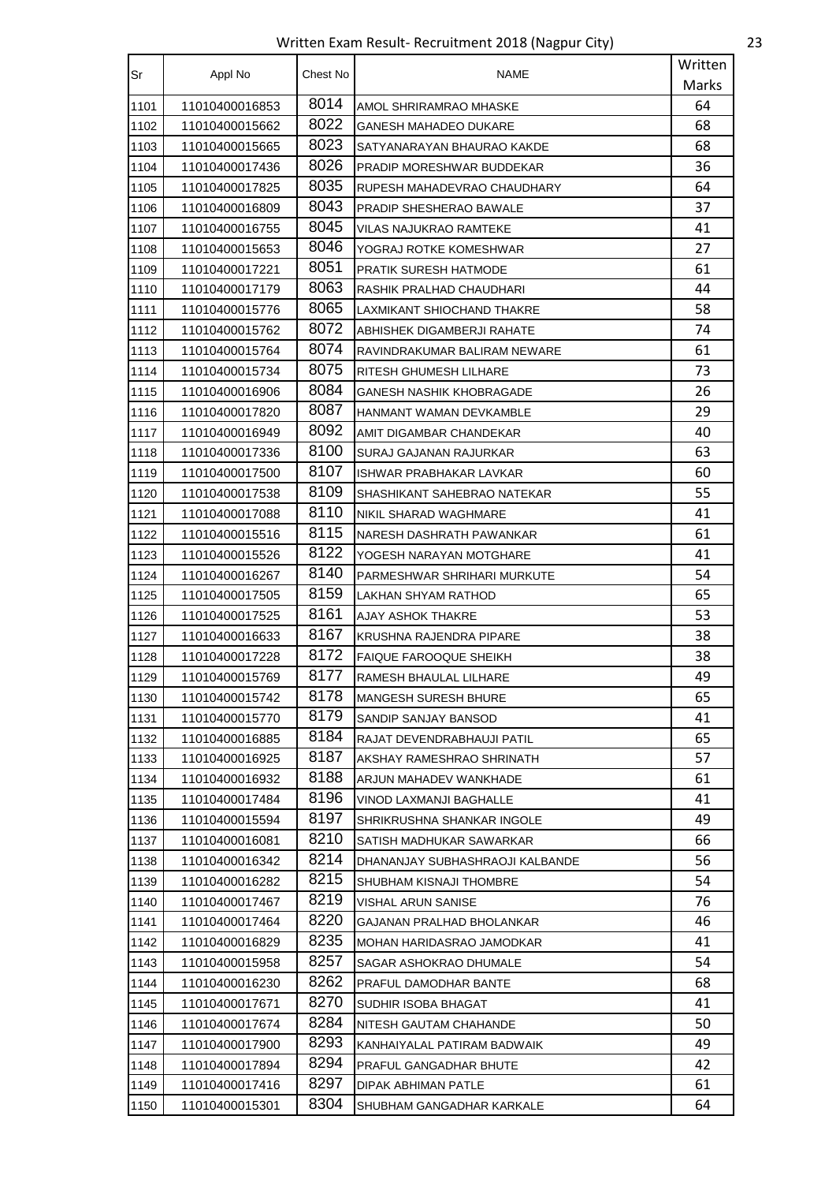Written Exam Result- Recruitment 2018 (Nagpur City)

| Sr | Appl No | Chest No | NAME | Written Marks |
|---|---|---|---|---|
| 1101 | 11010400016853 | 8014 | AMOL SHRIRAMRAO MHASKE | 64 |
| 1102 | 11010400015662 | 8022 | GANESH MAHADEO DUKARE | 68 |
| 1103 | 11010400015665 | 8023 | SATYANARAYAN BHAURAO KAKDE | 68 |
| 1104 | 11010400017436 | 8026 | PRADIP MORESHWAR BUDDEKAR | 36 |
| 1105 | 11010400017825 | 8035 | RUPESH MAHADEVRAO CHAUDHARY | 64 |
| 1106 | 11010400016809 | 8043 | PRADIP SHESHERAO BAWALE | 37 |
| 1107 | 11010400016755 | 8045 | VILAS NAJUKRAO RAMTEKE | 41 |
| 1108 | 11010400015653 | 8046 | YOGRAJ ROTKE KOMESHWAR | 27 |
| 1109 | 11010400017221 | 8051 | PRATIK SURESH HATMODE | 61 |
| 1110 | 11010400017179 | 8063 | RASHIK PRALHAD CHAUDHARI | 44 |
| 1111 | 11010400015776 | 8065 | LAXMIKANT SHIOCHAND THAKRE | 58 |
| 1112 | 11010400015762 | 8072 | ABHISHEK DIGAMBERJI RAHATE | 74 |
| 1113 | 11010400015764 | 8074 | RAVINDRAKUMAR BALIRAM NEWARE | 61 |
| 1114 | 11010400015734 | 8075 | RITESH GHUMESH LILHARE | 73 |
| 1115 | 11010400016906 | 8084 | GANESH NASHIK KHOBRAGADE | 26 |
| 1116 | 11010400017820 | 8087 | HANMANT WAMAN DEVKAMBLE | 29 |
| 1117 | 11010400016949 | 8092 | AMIT DIGAMBAR CHANDEKAR | 40 |
| 1118 | 11010400017336 | 8100 | SURAJ GAJANAN RAJURKAR | 63 |
| 1119 | 11010400017500 | 8107 | ISHWAR PRABHAKAR LAVKAR | 60 |
| 1120 | 11010400017538 | 8109 | SHASHIKANT SAHEBRAO NATEKAR | 55 |
| 1121 | 11010400017088 | 8110 | NIKIL SHARAD WAGHMARE | 41 |
| 1122 | 11010400015516 | 8115 | NARESH DASHRATH PAWANKAR | 61 |
| 1123 | 11010400015526 | 8122 | YOGESH NARAYAN MOTGHARE | 41 |
| 1124 | 11010400016267 | 8140 | PARMESHWAR SHRIHARI MURKUTE | 54 |
| 1125 | 11010400017505 | 8159 | LAKHAN SHYAM RATHOD | 65 |
| 1126 | 11010400017525 | 8161 | AJAY ASHOK THAKRE | 53 |
| 1127 | 11010400016633 | 8167 | KRUSHNA RAJENDRA PIPARE | 38 |
| 1128 | 11010400017228 | 8172 | FAIQUE FAROOQUE SHEIKH | 38 |
| 1129 | 11010400015769 | 8177 | RAMESH BHAULAL LILHARE | 49 |
| 1130 | 11010400015742 | 8178 | MANGESH SURESH BHURE | 65 |
| 1131 | 11010400015770 | 8179 | SANDIP SANJAY BANSOD | 41 |
| 1132 | 11010400016885 | 8184 | RAJAT DEVENDRABHAUJI PATIL | 65 |
| 1133 | 11010400016925 | 8187 | AKSHAY RAMESHRAO SHRINATH | 57 |
| 1134 | 11010400016932 | 8188 | ARJUN MAHADEV WANKHADE | 61 |
| 1135 | 11010400017484 | 8196 | VINOD LAXMANJI BAGHALLE | 41 |
| 1136 | 11010400015594 | 8197 | SHRIKRUSHNA SHANKAR INGOLE | 49 |
| 1137 | 11010400016081 | 8210 | SATISH MADHUKAR SAWARKAR | 66 |
| 1138 | 11010400016342 | 8214 | DHANANJAY SUBHASHRAOJI KALBANDE | 56 |
| 1139 | 11010400016282 | 8215 | SHUBHAM KISNAJI THOMBRE | 54 |
| 1140 | 11010400017467 | 8219 | VISHAL ARUN SANISE | 76 |
| 1141 | 11010400017464 | 8220 | GAJANAN PRALHAD BHOLANKAR | 46 |
| 1142 | 11010400016829 | 8235 | MOHAN HARIDASRAO JAMODKAR | 41 |
| 1143 | 11010400015958 | 8257 | SAGAR ASHOKRAO DHUMALE | 54 |
| 1144 | 11010400016230 | 8262 | PRAFUL DAMODHAR BANTE | 68 |
| 1145 | 11010400017671 | 8270 | SUDHIR ISOBA BHAGAT | 41 |
| 1146 | 11010400017674 | 8284 | NITESH GAUTAM CHAHANDE | 50 |
| 1147 | 11010400017900 | 8293 | KANHAIYALAL PATIRAM BADWAIK | 49 |
| 1148 | 11010400017894 | 8294 | PRAFUL GANGADHAR BHUTE | 42 |
| 1149 | 11010400017416 | 8297 | DIPAK ABHIMAN PATLE | 61 |
| 1150 | 11010400015301 | 8304 | SHUBHAM GANGADHAR KARKALE | 64 |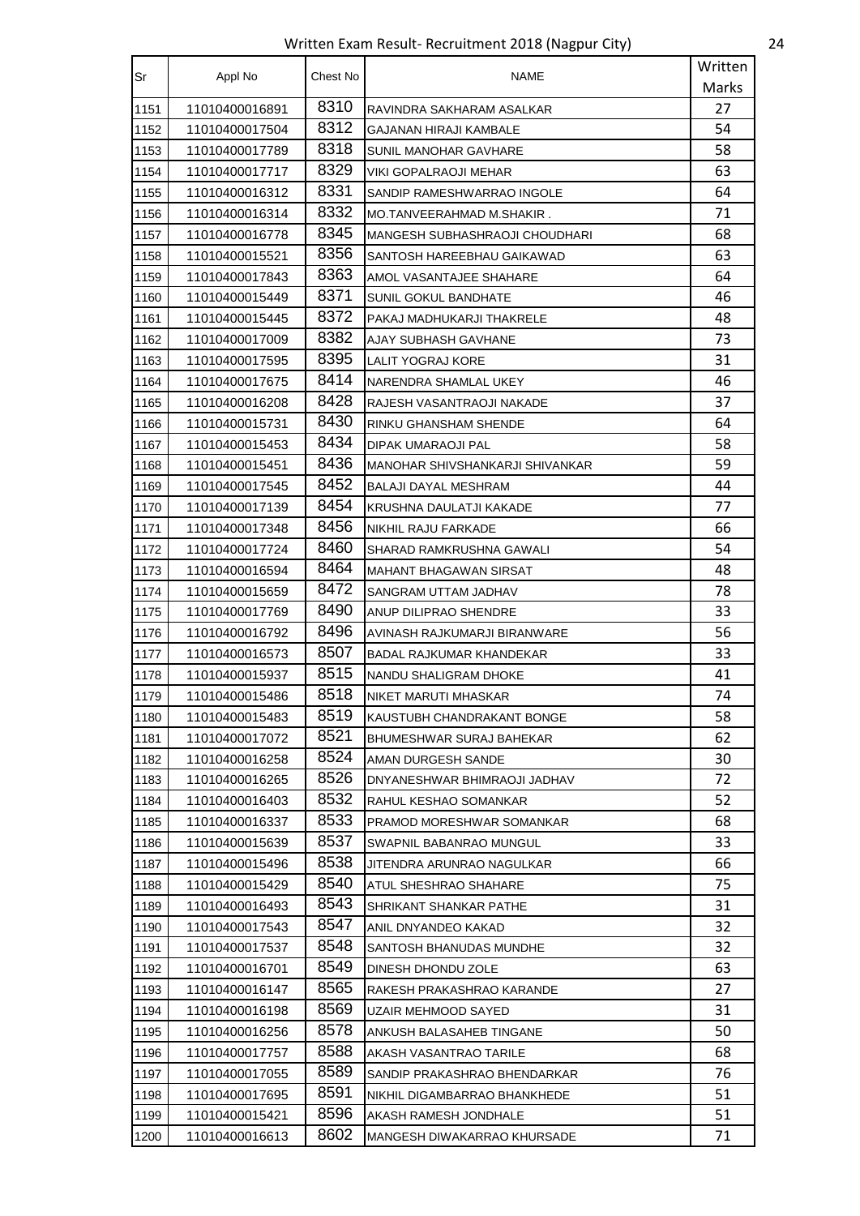Written Exam Result- Recruitment 2018 (Nagpur City)

| Sr | Appl No | Chest No | NAME | Written Marks |
|---|---|---|---|---|
| 1151 | 11010400016891 | 8310 | RAVINDRA SAKHARAM ASALKAR | 27 |
| 1152 | 11010400017504 | 8312 | GAJANAN HIRAJI KAMBALE | 54 |
| 1153 | 11010400017789 | 8318 | SUNIL MANOHAR GAVHARE | 58 |
| 1154 | 11010400017717 | 8329 | VIKI GOPALRAOJI MEHAR | 63 |
| 1155 | 11010400016312 | 8331 | SANDIP RAMESHWARRAO INGOLE | 64 |
| 1156 | 11010400016314 | 8332 | MO.TANVEERAHMAD M.SHAKIR . | 71 |
| 1157 | 11010400016778 | 8345 | MANGESH SUBHASHRAOJI CHOUDHARI | 68 |
| 1158 | 11010400015521 | 8356 | SANTOSH HAREEBHAU GAIKAWAD | 63 |
| 1159 | 11010400017843 | 8363 | AMOL VASANTAJEE SHAHARE | 64 |
| 1160 | 11010400015449 | 8371 | SUNIL GOKUL BANDHATE | 46 |
| 1161 | 11010400015445 | 8372 | PAKAJ MADHUKARJI THAKRELE | 48 |
| 1162 | 11010400017009 | 8382 | AJAY SUBHASH GAVHANE | 73 |
| 1163 | 11010400017595 | 8395 | LALIT YOGRAJ KORE | 31 |
| 1164 | 11010400017675 | 8414 | NARENDRA SHAMLAL UKEY | 46 |
| 1165 | 11010400016208 | 8428 | RAJESH VASANTRAOJI NAKADE | 37 |
| 1166 | 11010400015731 | 8430 | RINKU GHANSHAM SHENDE | 64 |
| 1167 | 11010400015453 | 8434 | DIPAK UMARAOJI PAL | 58 |
| 1168 | 11010400015451 | 8436 | MANOHAR SHIVSHANKARJI SHIVANKAR | 59 |
| 1169 | 11010400017545 | 8452 | BALAJI DAYAL MESHRAM | 44 |
| 1170 | 11010400017139 | 8454 | KRUSHNA DAULATJI KAKADE | 77 |
| 1171 | 11010400017348 | 8456 | NIKHIL RAJU FARKADE | 66 |
| 1172 | 11010400017724 | 8460 | SHARAD RAMKRUSHNA GAWALI | 54 |
| 1173 | 11010400016594 | 8464 | MAHANT BHAGAWAN SIRSAT | 48 |
| 1174 | 11010400015659 | 8472 | SANGRAM UTTAM JADHAV | 78 |
| 1175 | 11010400017769 | 8490 | ANUP DILIPRAO SHENDRE | 33 |
| 1176 | 11010400016792 | 8496 | AVINASH RAJKUMARJI BIRANWARE | 56 |
| 1177 | 11010400016573 | 8507 | BADAL RAJKUMAR KHANDEKAR | 33 |
| 1178 | 11010400015937 | 8515 | NANDU SHALIGRAM DHOKE | 41 |
| 1179 | 11010400015486 | 8518 | NIKET MARUTI MHASKAR | 74 |
| 1180 | 11010400015483 | 8519 | KAUSTUBH CHANDRAKANT BONGE | 58 |
| 1181 | 11010400017072 | 8521 | BHUMESHWAR SURAJ BAHEKAR | 62 |
| 1182 | 11010400016258 | 8524 | AMAN DURGESH SANDE | 30 |
| 1183 | 11010400016265 | 8526 | DNYANESHWAR BHIMRAOJI JADHAV | 72 |
| 1184 | 11010400016403 | 8532 | RAHUL KESHAO SOMANKAR | 52 |
| 1185 | 11010400016337 | 8533 | PRAMOD MORESHWAR SOMANKAR | 68 |
| 1186 | 11010400015639 | 8537 | SWAPNIL BABANRAO MUNGUL | 33 |
| 1187 | 11010400015496 | 8538 | JITENDRA ARUNRAO NAGULKAR | 66 |
| 1188 | 11010400015429 | 8540 | ATUL SHESHRAO SHAHARE | 75 |
| 1189 | 11010400016493 | 8543 | SHRIKANT SHANKAR PATHE | 31 |
| 1190 | 11010400017543 | 8547 | ANIL DNYANDEO KAKAD | 32 |
| 1191 | 11010400017537 | 8548 | SANTOSH BHANUDAS MUNDHE | 32 |
| 1192 | 11010400016701 | 8549 | DINESH DHONDU ZOLE | 63 |
| 1193 | 11010400016147 | 8565 | RAKESH PRAKASHRAO KARANDE | 27 |
| 1194 | 11010400016198 | 8569 | UZAIR MEHMOOD SAYED | 31 |
| 1195 | 11010400016256 | 8578 | ANKUSH BALASAHEB TINGANE | 50 |
| 1196 | 11010400017757 | 8588 | AKASH VASANTRAO TARILE | 68 |
| 1197 | 11010400017055 | 8589 | SANDIP PRAKASHRAO BHENDARKAR | 76 |
| 1198 | 11010400017695 | 8591 | NIKHIL DIGAMBARRAO BHANKHEDE | 51 |
| 1199 | 11010400015421 | 8596 | AKASH RAMESH JONDHALE | 51 |
| 1200 | 11010400016613 | 8602 | MANGESH DIWAKARRAO KHURSADE | 71 |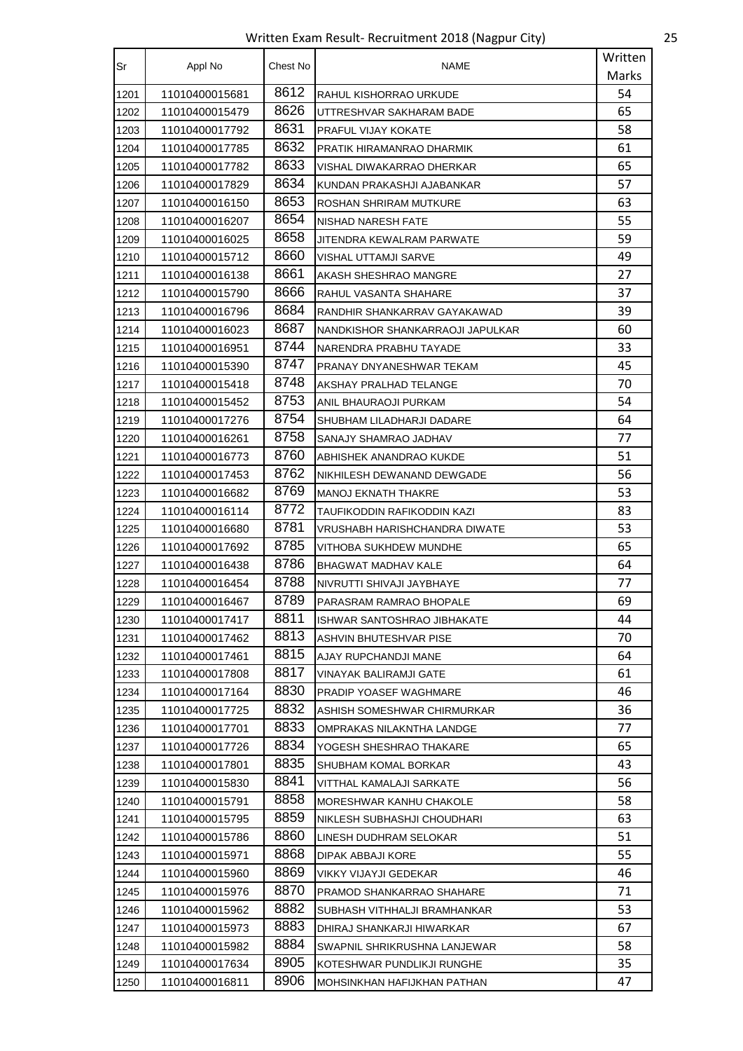| Sr | Appl No | Chest No | NAME | Written Marks |
|---|---|---|---|---|
| 1201 | 11010400015681 | 8612 | RAHUL KISHORRAO URKUDE | 54 |
| 1202 | 11010400015479 | 8626 | UTTRESHVAR SAKHARAM BADE | 65 |
| 1203 | 11010400017792 | 8631 | PRAFUL VIJAY KOKATE | 58 |
| 1204 | 11010400017785 | 8632 | PRATIK HIRAMANRAO DHARMIK | 61 |
| 1205 | 11010400017782 | 8633 | VISHAL DIWAKARRAO DHERKAR | 65 |
| 1206 | 11010400017829 | 8634 | KUNDAN PRAKASHJI AJABANKAR | 57 |
| 1207 | 11010400016150 | 8653 | ROSHAN SHRIRAM MUTKURE | 63 |
| 1208 | 11010400016207 | 8654 | NISHAD NARESH FATE | 55 |
| 1209 | 11010400016025 | 8658 | JITENDRA KEWALRAM PARWATE | 59 |
| 1210 | 11010400015712 | 8660 | VISHAL UTTAMJI SARVE | 49 |
| 1211 | 11010400016138 | 8661 | AKASH SHESHRAO MANGRE | 27 |
| 1212 | 11010400015790 | 8666 | RAHUL VASANTA SHAHARE | 37 |
| 1213 | 11010400016796 | 8684 | RANDHIR SHANKARRAV GAYAKAWAD | 39 |
| 1214 | 11010400016023 | 8687 | NANDKISHOR SHANKARRAOJI JAPULKAR | 60 |
| 1215 | 11010400016951 | 8744 | NARENDRA PRABHU TAYADE | 33 |
| 1216 | 11010400015390 | 8747 | PRANAY DNYANESHWAR TEKAM | 45 |
| 1217 | 11010400015418 | 8748 | AKSHAY PRALHAD TELANGE | 70 |
| 1218 | 11010400015452 | 8753 | ANIL BHAURAOJI PURKAM | 54 |
| 1219 | 11010400017276 | 8754 | SHUBHAM LILADHARJI DADARE | 64 |
| 1220 | 11010400016261 | 8758 | SANAJY SHAMRAO JADHAV | 77 |
| 1221 | 11010400016773 | 8760 | ABHISHEK ANANDRAO KUKDE | 51 |
| 1222 | 11010400017453 | 8762 | NIKHILESH DEWANAND DEWGADE | 56 |
| 1223 | 11010400016682 | 8769 | MANOJ EKNATH THAKRE | 53 |
| 1224 | 11010400016114 | 8772 | TAUFIKODDIN RAFIKODDIN KAZI | 83 |
| 1225 | 11010400016680 | 8781 | VRUSHABH HARISHCHANDRA DIWATE | 53 |
| 1226 | 11010400017692 | 8785 | VITHOBA SUKHDEW MUNDHE | 65 |
| 1227 | 11010400016438 | 8786 | BHAGWAT MADHAV KALE | 64 |
| 1228 | 11010400016454 | 8788 | NIVRUTTI SHIVAJI JAYBHAYE | 77 |
| 1229 | 11010400016467 | 8789 | PARASRAM RAMRAO BHOPALE | 69 |
| 1230 | 11010400017417 | 8811 | ISHWAR SANTOSHRAO JIBHAKATE | 44 |
| 1231 | 11010400017462 | 8813 | ASHVIN BHUTESHVAR PISE | 70 |
| 1232 | 11010400017461 | 8815 | AJAY RUPCHANDJI MANE | 64 |
| 1233 | 11010400017808 | 8817 | VINAYAK BALIRAMJI GATE | 61 |
| 1234 | 11010400017164 | 8830 | PRADIP YOASEF WAGHMARE | 46 |
| 1235 | 11010400017725 | 8832 | ASHISH SOMESHWAR CHIRMURKAR | 36 |
| 1236 | 11010400017701 | 8833 | OMPRAKAS NILAKNTHA LANDGE | 77 |
| 1237 | 11010400017726 | 8834 | YOGESH SHESHRAO THAKARE | 65 |
| 1238 | 11010400017801 | 8835 | SHUBHAM KOMAL BORKAR | 43 |
| 1239 | 11010400015830 | 8841 | VITTHAL KAMALAJI SARKATE | 56 |
| 1240 | 11010400015791 | 8858 | MORESHWAR KANHU CHAKOLE | 58 |
| 1241 | 11010400015795 | 8859 | NIKLESH SUBHASHJI CHOUDHARI | 63 |
| 1242 | 11010400015786 | 8860 | LINESH DUDHRAM SELOKAR | 51 |
| 1243 | 11010400015971 | 8868 | DIPAK ABBAJI KORE | 55 |
| 1244 | 11010400015960 | 8869 | VIKKY VIJAYJI GEDEKAR | 46 |
| 1245 | 11010400015976 | 8870 | PRAMOD SHANKARRAO SHAHARE | 71 |
| 1246 | 11010400015962 | 8882 | SUBHASH VITHHALJI BRAMHANKAR | 53 |
| 1247 | 11010400015973 | 8883 | DHIRAJ SHANKARJI HIWARKAR | 67 |
| 1248 | 11010400015982 | 8884 | SWAPNIL SHRIKRUSHNA LANJEWAR | 58 |
| 1249 | 11010400017634 | 8905 | KOTESHWAR PUNDLIKJI RUNGHE | 35 |
| 1250 | 11010400016811 | 8906 | MOHSINKHAN HAFIJKHAN PATHAN | 47 |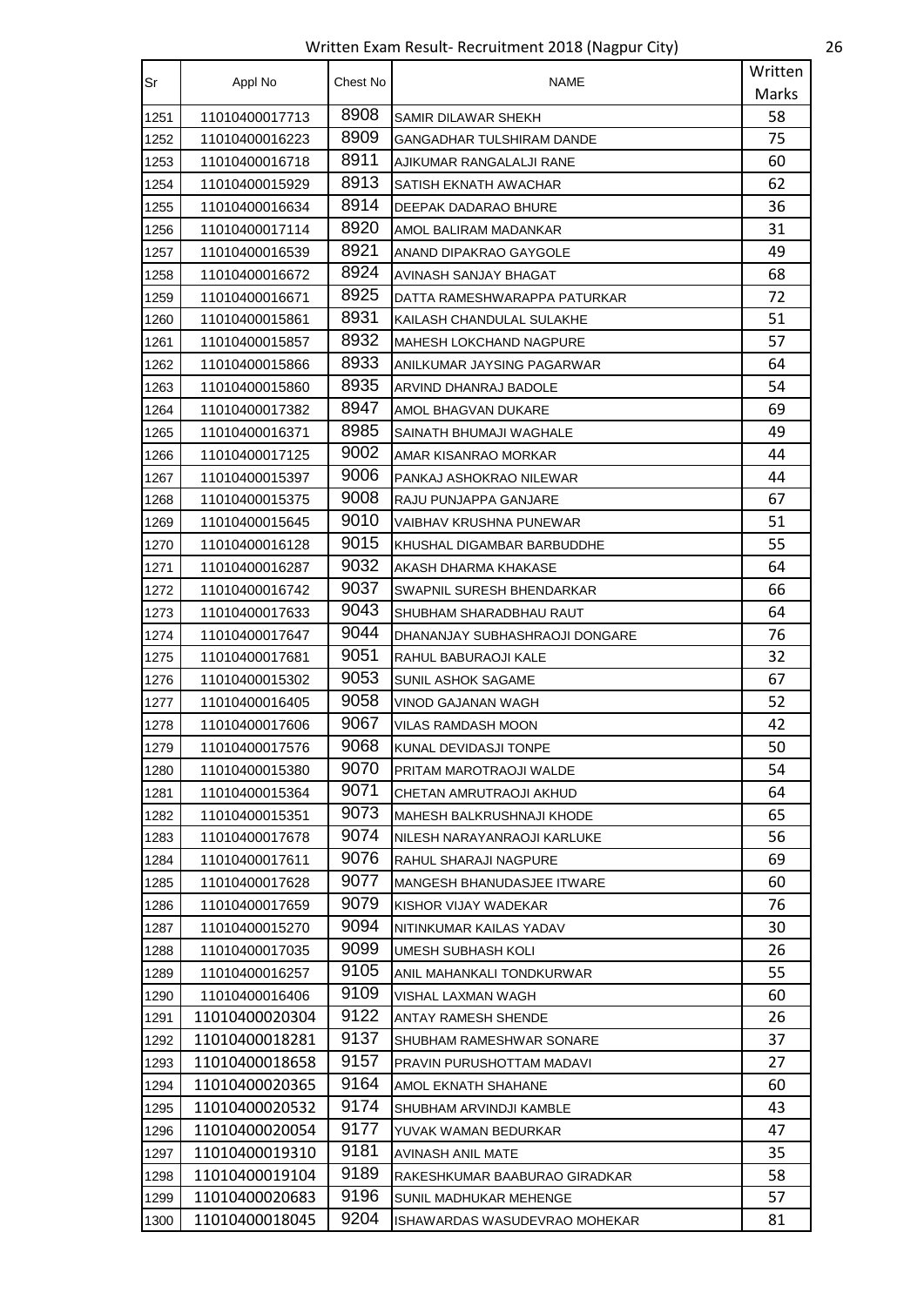Written Exam Result- Recruitment 2018 (Nagpur City)

| Sr | Appl No | Chest No | NAME | Written Marks |
|---|---|---|---|---|
| 1251 | 11010400017713 | 8908 | SAMIR DILAWAR SHEKH | 58 |
| 1252 | 11010400016223 | 8909 | GANGADHAR TULSHIRAM DANDE | 75 |
| 1253 | 11010400016718 | 8911 | AJIKUMAR RANGALALJI RANE | 60 |
| 1254 | 11010400015929 | 8913 | SATISH EKNATH AWACHAR | 62 |
| 1255 | 11010400016634 | 8914 | DEEPAK DADARAO BHURE | 36 |
| 1256 | 11010400017114 | 8920 | AMOL BALIRAM MADANKAR | 31 |
| 1257 | 11010400016539 | 8921 | ANAND DIPAKRAO GAYGOLE | 49 |
| 1258 | 11010400016672 | 8924 | AVINASH SANJAY BHAGAT | 68 |
| 1259 | 11010400016671 | 8925 | DATTA RAMESHWARAPPA PATURKAR | 72 |
| 1260 | 11010400015861 | 8931 | KAILASH CHANDULAL SULAKHE | 51 |
| 1261 | 11010400015857 | 8932 | MAHESH LOKCHAND NAGPURE | 57 |
| 1262 | 11010400015866 | 8933 | ANILKUMAR JAYSING PAGARWAR | 64 |
| 1263 | 11010400015860 | 8935 | ARVIND DHANRAJ BADOLE | 54 |
| 1264 | 11010400017382 | 8947 | AMOL BHAGVAN DUKARE | 69 |
| 1265 | 11010400016371 | 8985 | SAINATH BHUMAJI WAGHALE | 49 |
| 1266 | 11010400017125 | 9002 | AMAR KISANRAO MORKAR | 44 |
| 1267 | 11010400015397 | 9006 | PANKAJ ASHOKRAO NILEWAR | 44 |
| 1268 | 11010400015375 | 9008 | RAJU PUNJAPPA GANJARE | 67 |
| 1269 | 11010400015645 | 9010 | VAIBHAV KRUSHNA PUNEWAR | 51 |
| 1270 | 11010400016128 | 9015 | KHUSHAL DIGAMBAR BARBUDDHE | 55 |
| 1271 | 11010400016287 | 9032 | AKASH DHARMA KHAKASE | 64 |
| 1272 | 11010400016742 | 9037 | SWAPNIL SURESH BHENDARKAR | 66 |
| 1273 | 11010400017633 | 9043 | SHUBHAM SHARADBHAU RAUT | 64 |
| 1274 | 11010400017647 | 9044 | DHANANJAY SUBHASHRAOJI DONGARE | 76 |
| 1275 | 11010400017681 | 9051 | RAHUL BABURAOJI KALE | 32 |
| 1276 | 11010400015302 | 9053 | SUNIL ASHOK SAGAME | 67 |
| 1277 | 11010400016405 | 9058 | VINOD GAJANAN WAGH | 52 |
| 1278 | 11010400017606 | 9067 | VILAS RAMDASH MOON | 42 |
| 1279 | 11010400017576 | 9068 | KUNAL DEVIDASJI TONPE | 50 |
| 1280 | 11010400015380 | 9070 | PRITAM MAROTRAOJI WALDE | 54 |
| 1281 | 11010400015364 | 9071 | CHETAN AMRUTRAOJI AKHUD | 64 |
| 1282 | 11010400015351 | 9073 | MAHESH BALKRUSHNAJI KHODE | 65 |
| 1283 | 11010400017678 | 9074 | NILESH NARAYANRAOJI KARLUKE | 56 |
| 1284 | 11010400017611 | 9076 | RAHUL SHARAJI NAGPURE | 69 |
| 1285 | 11010400017628 | 9077 | MANGESH BHANUDASJEE ITWARE | 60 |
| 1286 | 11010400017659 | 9079 | KISHOR VIJAY WADEKAR | 76 |
| 1287 | 11010400015270 | 9094 | NITINKUMAR KAILAS YADAV | 30 |
| 1288 | 11010400017035 | 9099 | UMESH SUBHASH KOLI | 26 |
| 1289 | 11010400016257 | 9105 | ANIL MAHANKALI TONDKURWAR | 55 |
| 1290 | 11010400016406 | 9109 | VISHAL LAXMAN WAGH | 60 |
| 1291 | 11010400020304 | 9122 | ANTAY RAMESH SHENDE | 26 |
| 1292 | 11010400018281 | 9137 | SHUBHAM RAMESHWAR SONARE | 37 |
| 1293 | 11010400018658 | 9157 | PRAVIN PURUSHOTTAM MADAVI | 27 |
| 1294 | 11010400020365 | 9164 | AMOL EKNATH SHAHANE | 60 |
| 1295 | 11010400020532 | 9174 | SHUBHAM ARVINDJI KAMBLE | 43 |
| 1296 | 11010400020054 | 9177 | YUVAK WAMAN BEDURKAR | 47 |
| 1297 | 11010400019310 | 9181 | AVINASH ANIL MATE | 35 |
| 1298 | 11010400019104 | 9189 | RAKESHKUMAR BAABURAO GIRADKAR | 58 |
| 1299 | 11010400020683 | 9196 | SUNIL MADHUKAR MEHENGE | 57 |
| 1300 | 11010400018045 | 9204 | ISHAWARDAS WASUDEVRAO MOHEKAR | 81 |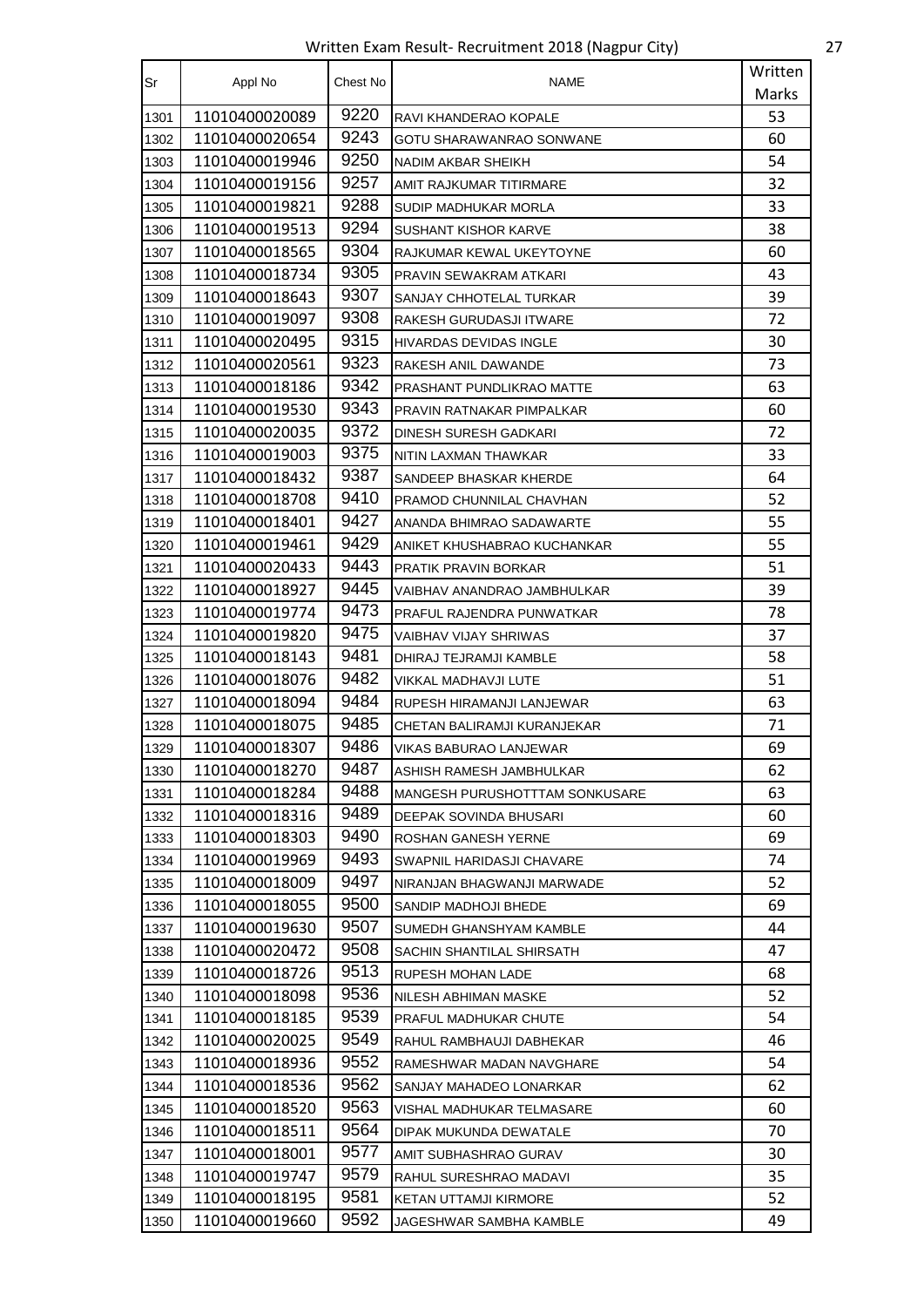Written Exam Result- Recruitment 2018 (Nagpur City)

| Sr | Appl No | Chest No | NAME | Written Marks |
|---|---|---|---|---|
| 1301 | 11010400020089 | 9220 | RAVI KHANDERAO KOPALE | 53 |
| 1302 | 11010400020654 | 9243 | GOTU SHARAWANRAO SONWANE | 60 |
| 1303 | 11010400019946 | 9250 | NADIM AKBAR SHEIKH | 54 |
| 1304 | 11010400019156 | 9257 | AMIT RAJKUMAR TITIRMARE | 32 |
| 1305 | 11010400019821 | 9288 | SUDIP MADHUKAR MORLA | 33 |
| 1306 | 11010400019513 | 9294 | SUSHANT KISHOR KARVE | 38 |
| 1307 | 11010400018565 | 9304 | RAJKUMAR KEWAL UKEYTOYNE | 60 |
| 1308 | 11010400018734 | 9305 | PRAVIN SEWAKRAM ATKARI | 43 |
| 1309 | 11010400018643 | 9307 | SANJAY CHHOTELAL TURKAR | 39 |
| 1310 | 11010400019097 | 9308 | RAKESH GURUDASJI ITWARE | 72 |
| 1311 | 11010400020495 | 9315 | HIVARDAS DEVIDAS INGLE | 30 |
| 1312 | 11010400020561 | 9323 | RAKESH ANIL DAWANDE | 73 |
| 1313 | 11010400018186 | 9342 | PRASHANT PUNDLIKRAO MATTE | 63 |
| 1314 | 11010400019530 | 9343 | PRAVIN RATNAKAR PIMPALKAR | 60 |
| 1315 | 11010400020035 | 9372 | DINESH SURESH GADKARI | 72 |
| 1316 | 11010400019003 | 9375 | NITIN LAXMAN THAWKAR | 33 |
| 1317 | 11010400018432 | 9387 | SANDEEP BHASKAR KHERDE | 64 |
| 1318 | 11010400018708 | 9410 | PRAMOD CHUNNILAL CHAVHAN | 52 |
| 1319 | 11010400018401 | 9427 | ANANDA BHIMRAO SADAWARTE | 55 |
| 1320 | 11010400019461 | 9429 | ANIKET KHUSHABRAO KUCHANKAR | 55 |
| 1321 | 11010400020433 | 9443 | PRATIK PRAVIN BORKAR | 51 |
| 1322 | 11010400018927 | 9445 | VAIBHAV ANANDRAO JAMBHULKAR | 39 |
| 1323 | 11010400019774 | 9473 | PRAFUL RAJENDRA PUNWATKAR | 78 |
| 1324 | 11010400019820 | 9475 | VAIBHAV VIJAY SHRIWAS | 37 |
| 1325 | 11010400018143 | 9481 | DHIRAJ TEJRAMJI KAMBLE | 58 |
| 1326 | 11010400018076 | 9482 | VIKKAL MADHAVJI LUTE | 51 |
| 1327 | 11010400018094 | 9484 | RUPESH HIRAMANJI LANJEWAR | 63 |
| 1328 | 11010400018075 | 9485 | CHETAN BALIRAMJI KURANJEKAR | 71 |
| 1329 | 11010400018307 | 9486 | VIKAS BABURAO LANJEWAR | 69 |
| 1330 | 11010400018270 | 9487 | ASHISH RAMESH JAMBHULKAR | 62 |
| 1331 | 11010400018284 | 9488 | MANGESH PURUSHOTTTAM SONKUSARE | 63 |
| 1332 | 11010400018316 | 9489 | DEEPAK SOVINDA BHUSARI | 60 |
| 1333 | 11010400018303 | 9490 | ROSHAN GANESH YERNE | 69 |
| 1334 | 11010400019969 | 9493 | SWAPNIL HARIDASJI CHAVARE | 74 |
| 1335 | 11010400018009 | 9497 | NIRANJAN BHAGWANJI MARWADE | 52 |
| 1336 | 11010400018055 | 9500 | SANDIP MADHOJI BHEDE | 69 |
| 1337 | 11010400019630 | 9507 | SUMEDH GHANSHYAM KAMBLE | 44 |
| 1338 | 11010400020472 | 9508 | SACHIN SHANTILAL SHIRSATH | 47 |
| 1339 | 11010400018726 | 9513 | RUPESH MOHAN LADE | 68 |
| 1340 | 11010400018098 | 9536 | NILESH ABHIMAN MASKE | 52 |
| 1341 | 11010400018185 | 9539 | PRAFUL MADHUKAR CHUTE | 54 |
| 1342 | 11010400020025 | 9549 | RAHUL RAMBHAUJI DABHEKAR | 46 |
| 1343 | 11010400018936 | 9552 | RAMESHWAR MADAN NAVGHARE | 54 |
| 1344 | 11010400018536 | 9562 | SANJAY MAHADEO LONARKAR | 62 |
| 1345 | 11010400018520 | 9563 | VISHAL MADHUKAR TELMASARE | 60 |
| 1346 | 11010400018511 | 9564 | DIPAK MUKUNDA DEWATALE | 70 |
| 1347 | 11010400018001 | 9577 | AMIT SUBHASHRAO GURAV | 30 |
| 1348 | 11010400019747 | 9579 | RAHUL SURESHRAO MADAVI | 35 |
| 1349 | 11010400018195 | 9581 | KETAN UTTAMJI KIRMORE | 52 |
| 1350 | 11010400019660 | 9592 | JAGESHWAR SAMBHA KAMBLE | 49 |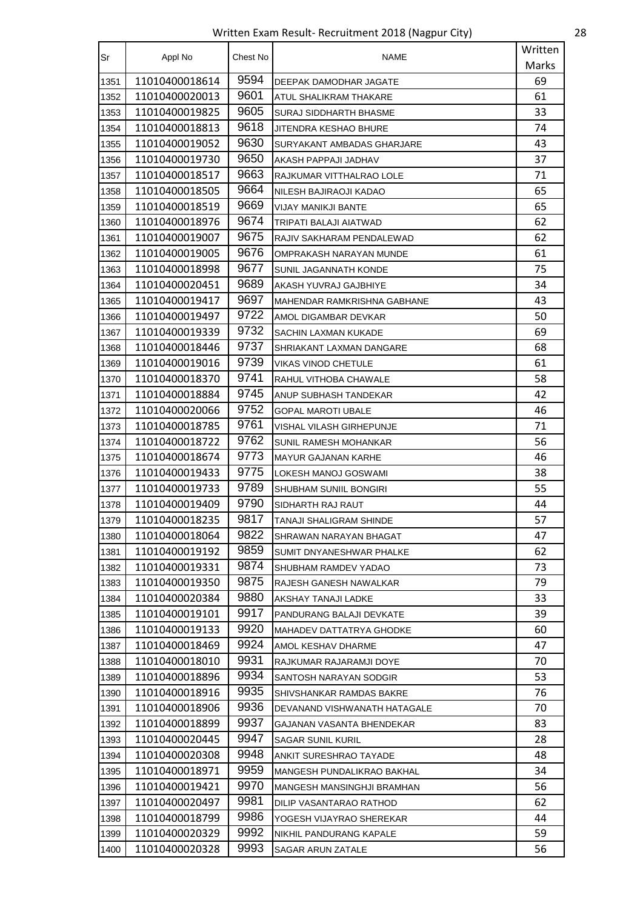Written Exam Result- Recruitment 2018 (Nagpur City)

| Sr | Appl No | Chest No | NAME | Written Marks |
|---|---|---|---|---|
| 1351 | 11010400018614 | 9594 | DEEPAK DAMODHAR JAGATE | 69 |
| 1352 | 11010400020013 | 9601 | ATUL SHALIKRAM THAKARE | 61 |
| 1353 | 11010400019825 | 9605 | SURAJ SIDDHARTH BHASME | 33 |
| 1354 | 11010400018813 | 9618 | JITENDRA KESHAO BHURE | 74 |
| 1355 | 11010400019052 | 9630 | SURYAKANT AMBADAS GHARJARE | 43 |
| 1356 | 11010400019730 | 9650 | AKASH PAPPAJI JADHAV | 37 |
| 1357 | 11010400018517 | 9663 | RAJKUMAR VITTHALRAO LOLE | 71 |
| 1358 | 11010400018505 | 9664 | NILESH BAJIRAOJI KADAO | 65 |
| 1359 | 11010400018519 | 9669 | VIJAY MANIKJI BANTE | 65 |
| 1360 | 11010400018976 | 9674 | TRIPATI BALAJI AIATWAD | 62 |
| 1361 | 11010400019007 | 9675 | RAJIV SAKHARAM PENDALEWAD | 62 |
| 1362 | 11010400019005 | 9676 | OMPRAKASH NARAYAN MUNDE | 61 |
| 1363 | 11010400018998 | 9677 | SUNIL JAGANNATH KONDE | 75 |
| 1364 | 11010400020451 | 9689 | AKASH YUVRAJ GAJBHIYE | 34 |
| 1365 | 11010400019417 | 9697 | MAHENDAR RAMKRISHNA GABHANE | 43 |
| 1366 | 11010400019497 | 9722 | AMOL DIGAMBAR DEVKAR | 50 |
| 1367 | 11010400019339 | 9732 | SACHIN LAXMAN KUKADE | 69 |
| 1368 | 11010400018446 | 9737 | SHRIAKANT LAXMAN DANGARE | 68 |
| 1369 | 11010400019016 | 9739 | VIKAS VINOD CHETULE | 61 |
| 1370 | 11010400018370 | 9741 | RAHUL VITHOBA CHAWALE | 58 |
| 1371 | 11010400018884 | 9745 | ANUP SUBHASH TANDEKAR | 42 |
| 1372 | 11010400020066 | 9752 | GOPAL MAROTI UBALE | 46 |
| 1373 | 11010400018785 | 9761 | VISHAL VILASH GIRHEPUNJE | 71 |
| 1374 | 11010400018722 | 9762 | SUNIL RAMESH MOHANKAR | 56 |
| 1375 | 11010400018674 | 9773 | MAYUR GAJANAN KARHE | 46 |
| 1376 | 11010400019433 | 9775 | LOKESH MANOJ GOSWAMI | 38 |
| 1377 | 11010400019733 | 9789 | SHUBHAM SUNIIL BONGIRI | 55 |
| 1378 | 11010400019409 | 9790 | SIDHARTH RAJ RAUT | 44 |
| 1379 | 11010400018235 | 9817 | TANAJI SHALIGRAM SHINDE | 57 |
| 1380 | 11010400018064 | 9822 | SHRAWAN NARAYAN BHAGAT | 47 |
| 1381 | 11010400019192 | 9859 | SUMIT DNYANESHWAR PHALKE | 62 |
| 1382 | 11010400019331 | 9874 | SHUBHAM RAMDEV YADAO | 73 |
| 1383 | 11010400019350 | 9875 | RAJESH GANESH NAWALKAR | 79 |
| 1384 | 11010400020384 | 9880 | AKSHAY TANAJI LADKE | 33 |
| 1385 | 11010400019101 | 9917 | PANDURANG BALAJI DEVKATE | 39 |
| 1386 | 11010400019133 | 9920 | MAHADEV DATTATRYA GHODKE | 60 |
| 1387 | 11010400018469 | 9924 | AMOL KESHAV DHARME | 47 |
| 1388 | 11010400018010 | 9931 | RAJKUMAR RAJARAMJI DOYE | 70 |
| 1389 | 11010400018896 | 9934 | SANTOSH NARAYAN SODGIR | 53 |
| 1390 | 11010400018916 | 9935 | SHIVSHANKAR RAMDAS BAKRE | 76 |
| 1391 | 11010400018906 | 9936 | DEVANAND VISHWANATH HATAGALE | 70 |
| 1392 | 11010400018899 | 9937 | GAJANAN VASANTA BHENDEKAR | 83 |
| 1393 | 11010400020445 | 9947 | SAGAR SUNIL KURIL | 28 |
| 1394 | 11010400020308 | 9948 | ANKIT SURESHRAO TAYADE | 48 |
| 1395 | 11010400018971 | 9959 | MANGESH PUNDALIKRAO BAKHAL | 34 |
| 1396 | 11010400019421 | 9970 | MANGESH MANSINGHJI BRAMHAN | 56 |
| 1397 | 11010400020497 | 9981 | DILIP VASANTARAO RATHOD | 62 |
| 1398 | 11010400018799 | 9986 | YOGESH VIJAYRAO SHEREKAR | 44 |
| 1399 | 11010400020329 | 9992 | NIKHIL PANDURANG KAPALE | 59 |
| 1400 | 11010400020328 | 9993 | SAGAR ARUN ZATALE | 56 |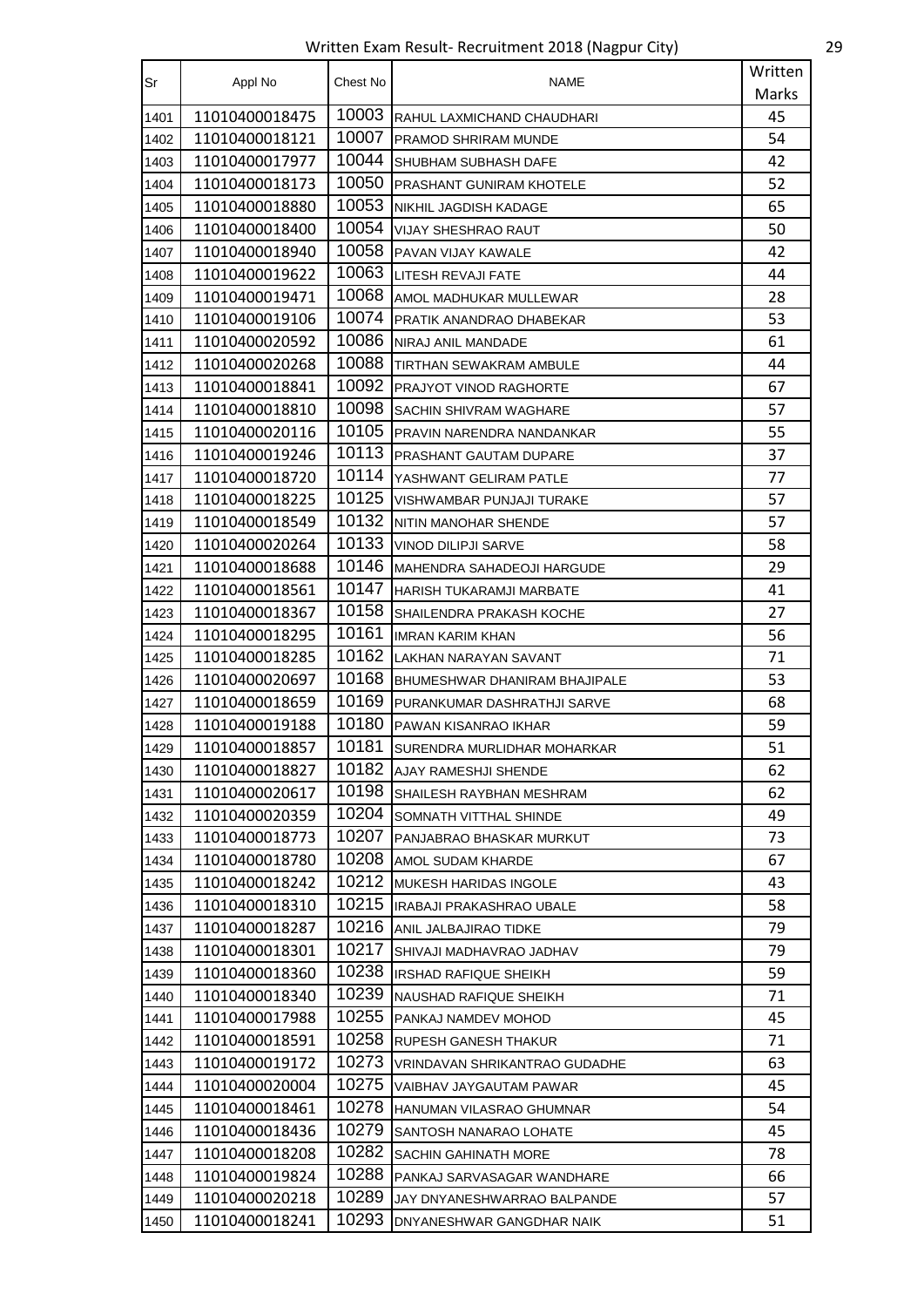| Sr | Appl No | Chest No | NAME | Written Marks |
|---|---|---|---|---|
| 1401 | 11010400018475 | 10003 | RAHUL LAXMICHAND CHAUDHARI | 45 |
| 1402 | 11010400018121 | 10007 | PRAMOD SHRIRAM MUNDE | 54 |
| 1403 | 11010400017977 | 10044 | SHUBHAM SUBHASH DAFE | 42 |
| 1404 | 11010400018173 | 10050 | PRASHANT GUNIRAM KHOTELE | 52 |
| 1405 | 11010400018880 | 10053 | NIKHIL JAGDISH KADAGE | 65 |
| 1406 | 11010400018400 | 10054 | VIJAY SHESHRAO RAUT | 50 |
| 1407 | 11010400018940 | 10058 | PAVAN VIJAY KAWALE | 42 |
| 1408 | 11010400019622 | 10063 | LITESH REVAJI FATE | 44 |
| 1409 | 11010400019471 | 10068 | AMOL MADHUKAR MULLEWAR | 28 |
| 1410 | 11010400019106 | 10074 | PRATIK ANANDRAO DHABEKAR | 53 |
| 1411 | 11010400020592 | 10086 | NIRAJ ANIL MANDADE | 61 |
| 1412 | 11010400020268 | 10088 | TIRTHAN SEWAKRAM AMBULE | 44 |
| 1413 | 11010400018841 | 10092 | PRAJYOT VINOD RAGHORTE | 67 |
| 1414 | 11010400018810 | 10098 | SACHIN SHIVRAM WAGHARE | 57 |
| 1415 | 11010400020116 | 10105 | PRAVIN NARENDRA NANDANKAR | 55 |
| 1416 | 11010400019246 | 10113 | PRASHANT GAUTAM DUPARE | 37 |
| 1417 | 11010400018720 | 10114 | YASHWANT GELIRAM PATLE | 77 |
| 1418 | 11010400018225 | 10125 | VISHWAMBAR PUNJAJI TURAKE | 57 |
| 1419 | 11010400018549 | 10132 | NITIN MANOHAR SHENDE | 57 |
| 1420 | 11010400020264 | 10133 | VINOD DILIPJI SARVE | 58 |
| 1421 | 11010400018688 | 10146 | MAHENDRA SAHADEOJI HARGUDE | 29 |
| 1422 | 11010400018561 | 10147 | HARISH TUKARAMJI MARBATE | 41 |
| 1423 | 11010400018367 | 10158 | SHAILENDRA PRAKASH KOCHE | 27 |
| 1424 | 11010400018295 | 10161 | IMRAN KARIM KHAN | 56 |
| 1425 | 11010400018285 | 10162 | LAKHAN NARAYAN SAVANT | 71 |
| 1426 | 11010400020697 | 10168 | BHUMESHWAR DHANIRAM BHAJIPALE | 53 |
| 1427 | 11010400018659 | 10169 | PURANKUMAR DASHRATHJI SARVE | 68 |
| 1428 | 11010400019188 | 10180 | PAWAN KISANRAO IKHAR | 59 |
| 1429 | 11010400018857 | 10181 | SURENDRA MURLIDHAR MOHARKAR | 51 |
| 1430 | 11010400018827 | 10182 | AJAY RAMESHJI SHENDE | 62 |
| 1431 | 11010400020617 | 10198 | SHAILESH RAYBHAN MESHRAM | 62 |
| 1432 | 11010400020359 | 10204 | SOMNATH VITTHAL SHINDE | 49 |
| 1433 | 11010400018773 | 10207 | PANJABRAO BHASKAR MURKUT | 73 |
| 1434 | 11010400018780 | 10208 | AMOL SUDAM KHARDE | 67 |
| 1435 | 11010400018242 | 10212 | MUKESH HARIDAS INGOLE | 43 |
| 1436 | 11010400018310 | 10215 | IRABAJI PRAKASHRAO UBALE | 58 |
| 1437 | 11010400018287 | 10216 | ANIL JALBAJIRAO TIDKE | 79 |
| 1438 | 11010400018301 | 10217 | SHIVAJI MADHAVRAO JADHAV | 79 |
| 1439 | 11010400018360 | 10238 | IRSHAD RAFIQUE SHEIKH | 59 |
| 1440 | 11010400018340 | 10239 | NAUSHAD RAFIQUE SHEIKH | 71 |
| 1441 | 11010400017988 | 10255 | PANKAJ NAMDEV MOHOD | 45 |
| 1442 | 11010400018591 | 10258 | RUPESH GANESH THAKUR | 71 |
| 1443 | 11010400019172 | 10273 | VRINDAVAN SHRIKANTRAO GUDADHE | 63 |
| 1444 | 11010400020004 | 10275 | VAIBHAV JAYGAUTAM PAWAR | 45 |
| 1445 | 11010400018461 | 10278 | HANUMAN VILASRAO GHUMNAR | 54 |
| 1446 | 11010400018436 | 10279 | SANTOSH NANARAO LOHATE | 45 |
| 1447 | 11010400018208 | 10282 | SACHIN GAHINATH MORE | 78 |
| 1448 | 11010400019824 | 10288 | PANKAJ SARVASAGAR WANDHARE | 66 |
| 1449 | 11010400020218 | 10289 | JAY DNYANESHWARRAO BALPANDE | 57 |
| 1450 | 11010400018241 | 10293 | DNYANESHWAR GANGDHAR NAIK | 51 |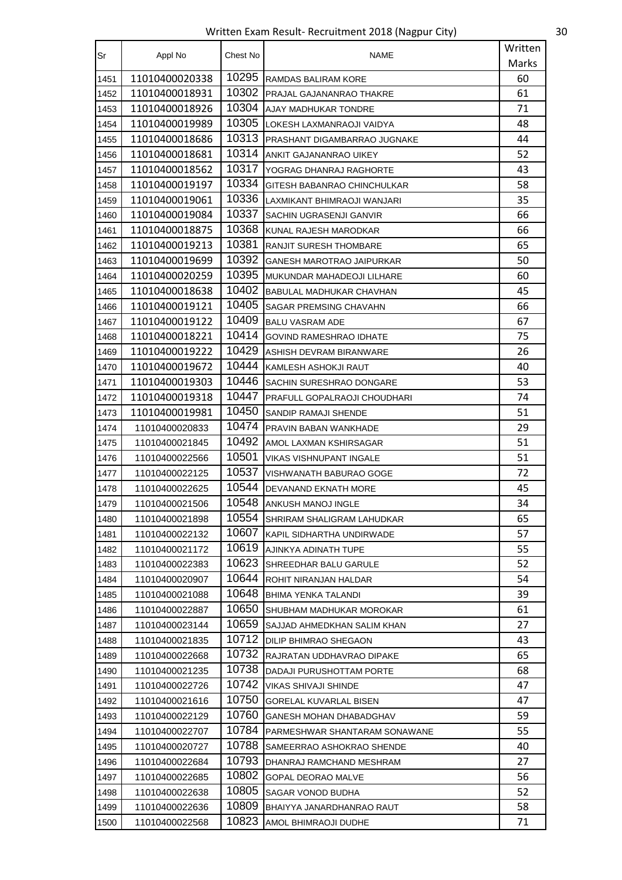| Sr | Appl No | Chest No | NAME | Written Marks |
|---|---|---|---|---|
| 1451 | 11010400020338 | 10295 | RAMDAS BALIRAM KORE | 60 |
| 1452 | 11010400018931 | 10302 | PRAJAL GAJANANRAO THAKRE | 61 |
| 1453 | 11010400018926 | 10304 | AJAY MADHUKAR TONDRE | 71 |
| 1454 | 11010400019989 | 10305 | LOKESH LAXMANRAOJI VAIDYA | 48 |
| 1455 | 11010400018686 | 10313 | PRASHANT DIGAMBARRAO JUGNAKE | 44 |
| 1456 | 11010400018681 | 10314 | ANKIT GAJANANRAO UIKEY | 52 |
| 1457 | 11010400018562 | 10317 | YOGRAG DHANRAJ RAGHORTE | 43 |
| 1458 | 11010400019197 | 10334 | GITESH BABANRAO CHINCHULKAR | 58 |
| 1459 | 11010400019061 | 10336 | LAXMIKANT BHIMRAOJI WANJARI | 35 |
| 1460 | 11010400019084 | 10337 | SACHIN UGRASENJI GANVIR | 66 |
| 1461 | 11010400018875 | 10368 | KUNAL RAJESH MARODKAR | 66 |
| 1462 | 11010400019213 | 10381 | RANJIT SURESH THOMBARE | 65 |
| 1463 | 11010400019699 | 10392 | GANESH MAROTRAO JAIPURKAR | 50 |
| 1464 | 11010400020259 | 10395 | MUKUNDAR MAHADEOJI LILHARE | 60 |
| 1465 | 11010400018638 | 10402 | BABULAL MADHUKAR CHAVHAN | 45 |
| 1466 | 11010400019121 | 10405 | SAGAR PREMSING CHAVAHN | 66 |
| 1467 | 11010400019122 | 10409 | BALU VASRAM ADE | 67 |
| 1468 | 11010400018221 | 10414 | GOVIND RAMESHRAO IDHATE | 75 |
| 1469 | 11010400019222 | 10429 | ASHISH DEVRAM BIRANWARE | 26 |
| 1470 | 11010400019672 | 10444 | KAMLESH ASHOKJI RAUT | 40 |
| 1471 | 11010400019303 | 10446 | SACHIN SURESHRAO DONGARE | 53 |
| 1472 | 11010400019318 | 10447 | PRAFULL GOPALRAOJI CHOUDHARI | 74 |
| 1473 | 11010400019981 | 10450 | SANDIP RAMAJI SHENDE | 51 |
| 1474 | 11010400020833 | 10474 | PRAVIN BABAN WANKHADE | 29 |
| 1475 | 11010400021845 | 10492 | AMOL LAXMAN KSHIRSAGAR | 51 |
| 1476 | 11010400022566 | 10501 | VIKAS VISHNUPANT INGALE | 51 |
| 1477 | 11010400022125 | 10537 | VISHWANATH BABURAO GOGE | 72 |
| 1478 | 11010400022625 | 10544 | DEVANAND EKNATH MORE | 45 |
| 1479 | 11010400021506 | 10548 | ANKUSH MANOJ INGLE | 34 |
| 1480 | 11010400021898 | 10554 | SHRIRAM SHALIGRAM LAHUDKAR | 65 |
| 1481 | 11010400022132 | 10607 | KAPIL SIDHARTHA UNDIRWADE | 57 |
| 1482 | 11010400021172 | 10619 | AJINKYA ADINATH TUPE | 55 |
| 1483 | 11010400022383 | 10623 | SHREEDHAR BALU GARULE | 52 |
| 1484 | 11010400020907 | 10644 | ROHIT NIRANJAN HALDAR | 54 |
| 1485 | 11010400021088 | 10648 | BHIMA YENKA TALANDI | 39 |
| 1486 | 11010400022887 | 10650 | SHUBHAM MADHUKAR MOROKAR | 61 |
| 1487 | 11010400023144 | 10659 | SAJJAD AHMEDKHAN SALIM KHAN | 27 |
| 1488 | 11010400021835 | 10712 | DILIP BHIMRAO SHEGAON | 43 |
| 1489 | 11010400022668 | 10732 | RAJRATAN UDDHAVRAO DIPAKE | 65 |
| 1490 | 11010400021235 | 10738 | DADAJI PURUSHOTTAM PORTE | 68 |
| 1491 | 11010400022726 | 10742 | VIKAS SHIVAJI SHINDE | 47 |
| 1492 | 11010400021616 | 10750 | GORELAL KUVARLAL BISEN | 47 |
| 1493 | 11010400022129 | 10760 | GANESH MOHAN DHABADGHAV | 59 |
| 1494 | 11010400022707 | 10784 | PARMESHWAR SHANTARAM SONAWANE | 55 |
| 1495 | 11010400020727 | 10788 | SAMEERRAO ASHOKRAO SHENDE | 40 |
| 1496 | 11010400022684 | 10793 | DHANRAJ RAMCHAND MESHRAM | 27 |
| 1497 | 11010400022685 | 10802 | GOPAL DEORAO MALVE | 56 |
| 1498 | 11010400022638 | 10805 | SAGAR VONOD BUDHA | 52 |
| 1499 | 11010400022636 | 10809 | BHAIYYA JANARDHANRAO RAUT | 58 |
| 1500 | 11010400022568 | 10823 | AMOL BHIMRAOJI DUDHE | 71 |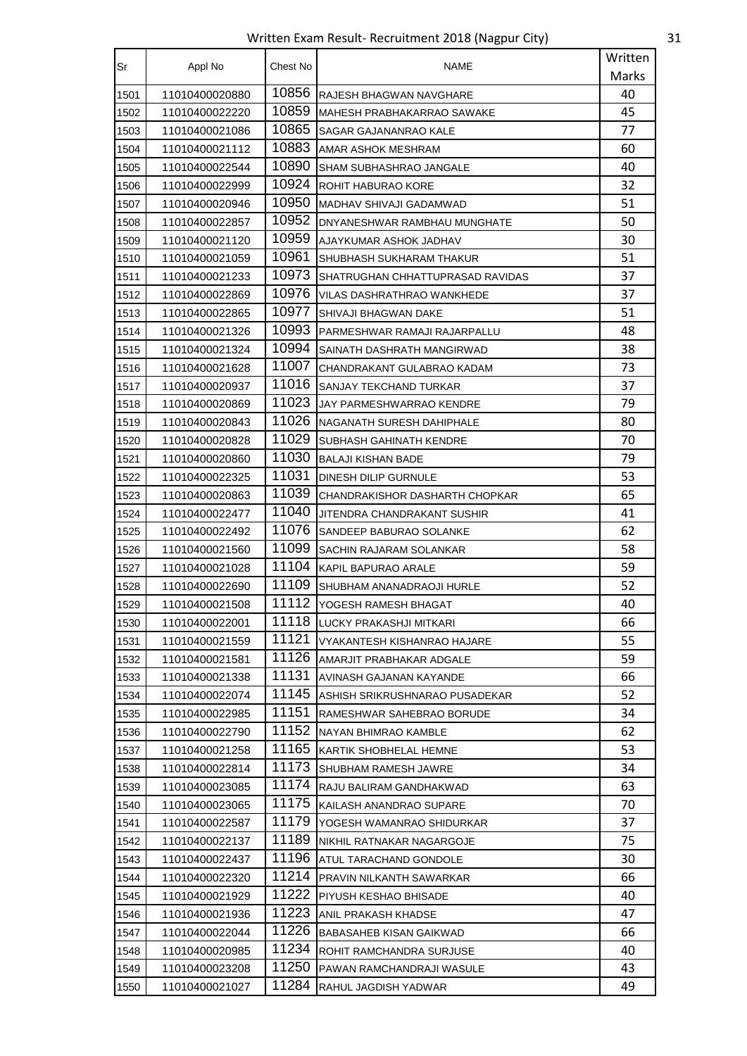Written Exam Result- Recruitment 2018 (Nagpur City)

| Sr | Appl No | Chest No | NAME | Written Marks |
|---|---|---|---|---|
| 1501 | 11010400020880 | 10856 | RAJESH BHAGWAN NAVGHARE | 40 |
| 1502 | 11010400022220 | 10859 | MAHESH PRABHAKARRAO SAWAKE | 45 |
| 1503 | 11010400021086 | 10865 | SAGAR GAJANANRAO KALE | 77 |
| 1504 | 11010400021112 | 10883 | AMAR ASHOK MESHRAM | 60 |
| 1505 | 11010400022544 | 10890 | SHAM SUBHASHRAO JANGALE | 40 |
| 1506 | 11010400022999 | 10924 | ROHIT HABURAO KORE | 32 |
| 1507 | 11010400020946 | 10950 | MADHAV SHIVAJI GADAMWAD | 51 |
| 1508 | 11010400022857 | 10952 | DNYANESHWAR RAMBHAU MUNGHATE | 50 |
| 1509 | 11010400021120 | 10959 | AJAYKUMAR ASHOK JADHAV | 30 |
| 1510 | 11010400021059 | 10961 | SHUBHASH SUKHARAM THAKUR | 51 |
| 1511 | 11010400021233 | 10973 | SHATRUGHAN CHHATTUPRASAD RAVIDAS | 37 |
| 1512 | 11010400022869 | 10976 | VILAS DASHRATHRAO WANKHEDE | 37 |
| 1513 | 11010400022865 | 10977 | SHIVAJI BHAGWAN DAKE | 51 |
| 1514 | 11010400021326 | 10993 | PARMESHWAR RAMAJI RAJARPALLU | 48 |
| 1515 | 11010400021324 | 10994 | SAINATH DASHRATH MANGIRWAD | 38 |
| 1516 | 11010400021628 | 11007 | CHANDRAKANT GULABRAO KADAM | 73 |
| 1517 | 11010400020937 | 11016 | SANJAY TEKCHAND TURKAR | 37 |
| 1518 | 11010400020869 | 11023 | JAY PARMESHWARRAO KENDRE | 79 |
| 1519 | 11010400020843 | 11026 | NAGANATH SURESH DAHIPHALE | 80 |
| 1520 | 11010400020828 | 11029 | SUBHASH GAHINATH KENDRE | 70 |
| 1521 | 11010400020860 | 11030 | BALAJI KISHAN BADE | 79 |
| 1522 | 11010400022325 | 11031 | DINESH DILIP GURNULE | 53 |
| 1523 | 11010400020863 | 11039 | CHANDRAKISHOR DASHARTH CHOPKAR | 65 |
| 1524 | 11010400022477 | 11040 | JITENDRA CHANDRAKANT SUSHIR | 41 |
| 1525 | 11010400022492 | 11076 | SANDEEP BABURAO SOLANKE | 62 |
| 1526 | 11010400021560 | 11099 | SACHIN RAJARAM SOLANKAR | 58 |
| 1527 | 11010400021028 | 11104 | KAPIL BAPURAO ARALE | 59 |
| 1528 | 11010400022690 | 11109 | SHUBHAM ANANADRAOJI HURLE | 52 |
| 1529 | 11010400021508 | 11112 | YOGESH RAMESH BHAGAT | 40 |
| 1530 | 11010400022001 | 11118 | LUCKY PRAKASHJI MITKARI | 66 |
| 1531 | 11010400021559 | 11121 | VYAKANTESH KISHANRAO HAJARE | 55 |
| 1532 | 11010400021581 | 11126 | AMARJIT PRABHAKAR ADGALE | 59 |
| 1533 | 11010400021338 | 11131 | AVINASH GAJANAN KAYANDE | 66 |
| 1534 | 11010400022074 | 11145 | ASHISH SRIKRUSHNARAO PUSADEKAR | 52 |
| 1535 | 11010400022985 | 11151 | RAMESHWAR SAHEBRAO BORUDE | 34 |
| 1536 | 11010400022790 | 11152 | NAYAN BHIMRAO KAMBLE | 62 |
| 1537 | 11010400021258 | 11165 | KARTIK SHOBHELAL HEMNE | 53 |
| 1538 | 11010400022814 | 11173 | SHUBHAM RAMESH JAWRE | 34 |
| 1539 | 11010400023085 | 11174 | RAJU BALIRAM GANDHAKWAD | 63 |
| 1540 | 11010400023065 | 11175 | KAILASH ANANDRAO SUPARE | 70 |
| 1541 | 11010400022587 | 11179 | YOGESH WAMANRAO SHIDURKAR | 37 |
| 1542 | 11010400022137 | 11189 | NIKHIL RATNAKAR NAGARGOJE | 75 |
| 1543 | 11010400022437 | 11196 | ATUL TARACHAND GONDOLE | 30 |
| 1544 | 11010400022320 | 11214 | PRAVIN NILKANTH SAWARKAR | 66 |
| 1545 | 11010400021929 | 11222 | PIYUSH KESHAO BHISADE | 40 |
| 1546 | 11010400021936 | 11223 | ANIL PRAKASH KHADSE | 47 |
| 1547 | 11010400022044 | 11226 | BABASAHEB KISAN GAIKWAD | 66 |
| 1548 | 11010400020985 | 11234 | ROHIT RAMCHANDRA SURJUSE | 40 |
| 1549 | 11010400023208 | 11250 | PAWAN RAMCHANDRAJI WASULE | 43 |
| 1550 | 11010400021027 | 11284 | RAHUL JAGDISH YADWAR | 49 |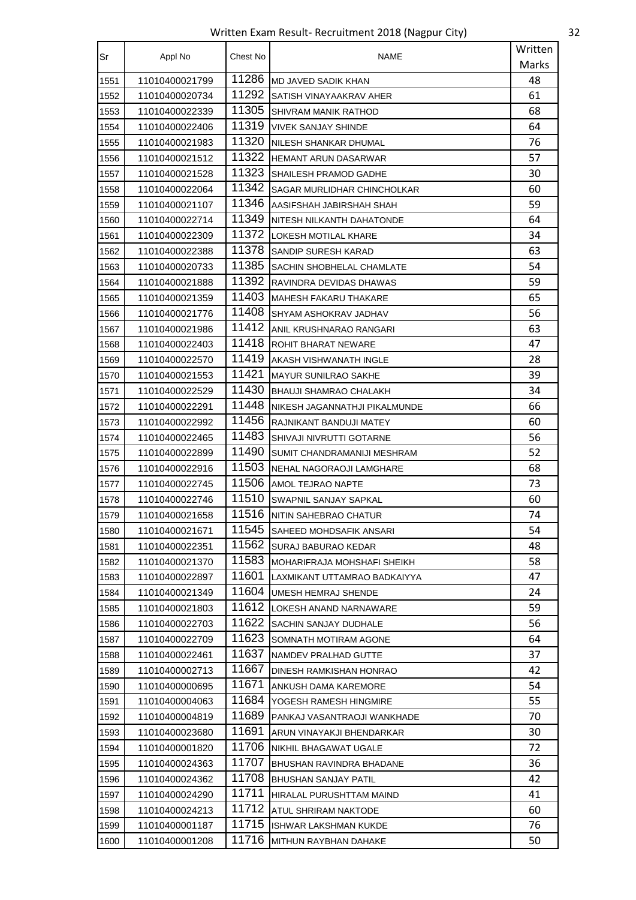| Sr | Appl No | Chest No | NAME | Written Marks |
|---|---|---|---|---|
| 1551 | 11010400021799 | 11286 | MD JAVED SADIK KHAN | 48 |
| 1552 | 11010400020734 | 11292 | SATISH VINAYAAKRAV AHER | 61 |
| 1553 | 11010400022339 | 11305 | SHIVRAM MANIK RATHOD | 68 |
| 1554 | 11010400022406 | 11319 | VIVEK SANJAY SHINDE | 64 |
| 1555 | 11010400021983 | 11320 | NILESH SHANKAR DHUMAL | 76 |
| 1556 | 11010400021512 | 11322 | HEMANT ARUN DASARWAR | 57 |
| 1557 | 11010400021528 | 11323 | SHAILESH PRAMOD GADHE | 30 |
| 1558 | 11010400022064 | 11342 | SAGAR MURLIDHAR CHINCHOLKAR | 60 |
| 1559 | 11010400021107 | 11346 | AASIFSHAH JABIRSHAH SHAH | 59 |
| 1560 | 11010400022714 | 11349 | NITESH NILKANTH DAHATONDE | 64 |
| 1561 | 11010400022309 | 11372 | LOKESH MOTILAL KHARE | 34 |
| 1562 | 11010400022388 | 11378 | SANDIP SURESH KARAD | 63 |
| 1563 | 11010400020733 | 11385 | SACHIN SHOBHELAL CHAMLATE | 54 |
| 1564 | 11010400021888 | 11392 | RAVINDRA DEVIDAS DHAWAS | 59 |
| 1565 | 11010400021359 | 11403 | MAHESH FAKARU THAKARE | 65 |
| 1566 | 11010400021776 | 11408 | SHYAM ASHOKRAV JADHAV | 56 |
| 1567 | 11010400021986 | 11412 | ANIL KRUSHNARAO RANGARI | 63 |
| 1568 | 11010400022403 | 11418 | ROHIT BHARAT NEWARE | 47 |
| 1569 | 11010400022570 | 11419 | AKASH VISHWANATH INGLE | 28 |
| 1570 | 11010400021553 | 11421 | MAYUR SUNILRAO SAKHE | 39 |
| 1571 | 11010400022529 | 11430 | BHAUJI SHAMRAO CHALAKH | 34 |
| 1572 | 11010400022291 | 11448 | NIKESH JAGANNATHJI PIKALMUNDE | 66 |
| 1573 | 11010400022992 | 11456 | RAJNIKANT BANDUJI MATEY | 60 |
| 1574 | 11010400022465 | 11483 | SHIVAJI NIVRUTTI GOTARNE | 56 |
| 1575 | 11010400022899 | 11490 | SUMIT CHANDRAMANIJI MESHRAM | 52 |
| 1576 | 11010400022916 | 11503 | NEHAL NAGORAOJI LAMGHARE | 68 |
| 1577 | 11010400022745 | 11506 | AMOL TEJRAO NAPTE | 73 |
| 1578 | 11010400022746 | 11510 | SWAPNIL SANJAY SAPKAL | 60 |
| 1579 | 11010400021658 | 11516 | NITIN SAHEBRAO CHATUR | 74 |
| 1580 | 11010400021671 | 11545 | SAHEED MOHDSAFIK ANSARI | 54 |
| 1581 | 11010400022351 | 11562 | SURAJ BABURAO KEDAR | 48 |
| 1582 | 11010400021370 | 11583 | MOHARIFRAJA MOHSHAFI SHEIKH | 58 |
| 1583 | 11010400022897 | 11601 | LAXMIKANT UTTAMRAO BADKAIYYA | 47 |
| 1584 | 11010400021349 | 11604 | UMESH HEMRAJ SHENDE | 24 |
| 1585 | 11010400021803 | 11612 | LOKESH ANAND NARNAWARE | 59 |
| 1586 | 11010400022703 | 11622 | SACHIN SANJAY DUDHALE | 56 |
| 1587 | 11010400022709 | 11623 | SOMNATH MOTIRAM AGONE | 64 |
| 1588 | 11010400022461 | 11637 | NAMDEV PRALHAD GUTTE | 37 |
| 1589 | 11010400002713 | 11667 | DINESH RAMKISHAN HONRAO | 42 |
| 1590 | 11010400000695 | 11671 | ANKUSH DAMA KAREMORE | 54 |
| 1591 | 11010400004063 | 11684 | YOGESH RAMESH HINGMIRE | 55 |
| 1592 | 11010400004819 | 11689 | PANKAJ VASANTRAOJI WANKHADE | 70 |
| 1593 | 11010400023680 | 11691 | ARUN VINAYAKJI BHENDARKAR | 30 |
| 1594 | 11010400001820 | 11706 | NIKHIL BHAGAWAT UGALE | 72 |
| 1595 | 11010400024363 | 11707 | BHUSHAN RAVINDRA BHADANE | 36 |
| 1596 | 11010400024362 | 11708 | BHUSHAN SANJAY PATIL | 42 |
| 1597 | 11010400024290 | 11711 | HIRALAL PURUSHTTAM MAIND | 41 |
| 1598 | 11010400024213 | 11712 | ATUL SHRIRAM NAKTODE | 60 |
| 1599 | 11010400001187 | 11715 | ISHWAR LAKSHMAN KUKDE | 76 |
| 1600 | 11010400001208 | 11716 | MITHUN RAYBHAN DAHAKE | 50 |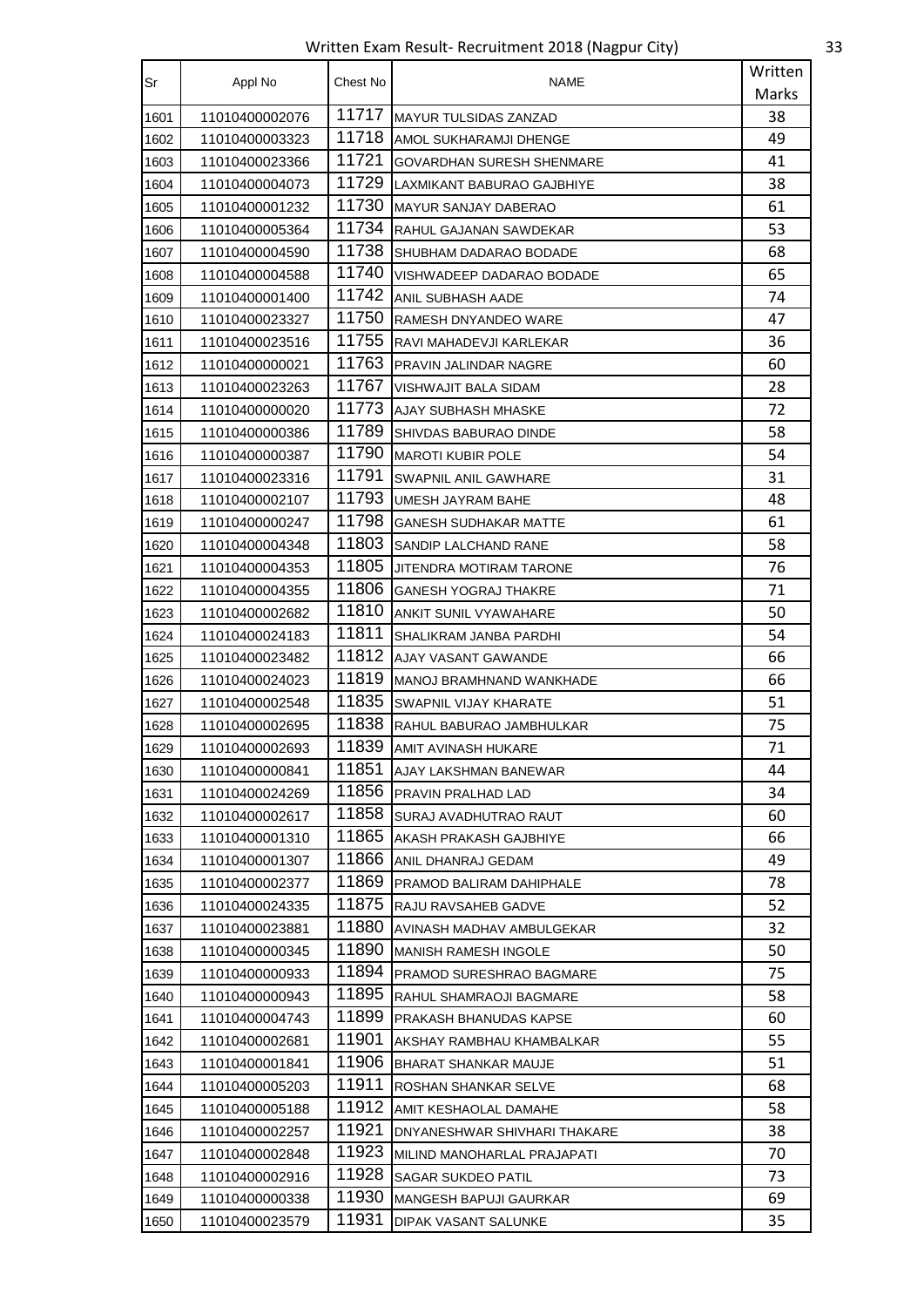| Sr | Appl No | Chest No | NAME | Written Marks |
|---|---|---|---|---|
| 1601 | 11010400002076 | 11717 | MAYUR TULSIDAS ZANZAD | 38 |
| 1602 | 11010400003323 | 11718 | AMOL SUKHARAMJI DHENGE | 49 |
| 1603 | 11010400023366 | 11721 | GOVARDHAN SURESH SHENMARE | 41 |
| 1604 | 11010400004073 | 11729 | LAXMIKANT BABURAO GAJBHIYE | 38 |
| 1605 | 11010400001232 | 11730 | MAYUR SANJAY DABERAO | 61 |
| 1606 | 11010400005364 | 11734 | RAHUL GAJANAN SAWDEKAR | 53 |
| 1607 | 11010400004590 | 11738 | SHUBHAM DADARAO BODADE | 68 |
| 1608 | 11010400004588 | 11740 | VISHWADEEP DADARAO BODADE | 65 |
| 1609 | 11010400001400 | 11742 | ANIL SUBHASH AADE | 74 |
| 1610 | 11010400023327 | 11750 | RAMESH DNYANDEO WARE | 47 |
| 1611 | 11010400023516 | 11755 | RAVI MAHADEVJI KARLEKAR | 36 |
| 1612 | 11010400000021 | 11763 | PRAVIN JALINDAR NAGRE | 60 |
| 1613 | 11010400023263 | 11767 | VISHWAJIT BALA SIDAM | 28 |
| 1614 | 11010400000020 | 11773 | AJAY SUBHASH MHASKE | 72 |
| 1615 | 11010400000386 | 11789 | SHIVDAS BABURAO DINDE | 58 |
| 1616 | 11010400000387 | 11790 | MAROTI KUBIR POLE | 54 |
| 1617 | 11010400023316 | 11791 | SWAPNIL ANIL GAWHARE | 31 |
| 1618 | 11010400002107 | 11793 | UMESH JAYRAM BAHE | 48 |
| 1619 | 11010400000247 | 11798 | GANESH SUDHAKAR MATTE | 61 |
| 1620 | 11010400004348 | 11803 | SANDIP LALCHAND RANE | 58 |
| 1621 | 11010400004353 | 11805 | JITENDRA MOTIRAM TARONE | 76 |
| 1622 | 11010400004355 | 11806 | GANESH YOGRAJ THAKRE | 71 |
| 1623 | 11010400002682 | 11810 | ANKIT SUNIL VYAWAHARE | 50 |
| 1624 | 11010400024183 | 11811 | SHALIKRAM JANBA PARDHI | 54 |
| 1625 | 11010400023482 | 11812 | AJAY VASANT GAWANDE | 66 |
| 1626 | 11010400024023 | 11819 | MANOJ BRAMHNAND WANKHADE | 66 |
| 1627 | 11010400002548 | 11835 | SWAPNIL VIJAY KHARATE | 51 |
| 1628 | 11010400002695 | 11838 | RAHUL BABURAO JAMBHULKAR | 75 |
| 1629 | 11010400002693 | 11839 | AMIT AVINASH HUKARE | 71 |
| 1630 | 11010400000841 | 11851 | AJAY LAKSHMAN BANEWAR | 44 |
| 1631 | 11010400024269 | 11856 | PRAVIN PRALHAD LAD | 34 |
| 1632 | 11010400002617 | 11858 | SURAJ AVADHUTRAO RAUT | 60 |
| 1633 | 11010400001310 | 11865 | AKASH PRAKASH GAJBHIYE | 66 |
| 1634 | 11010400001307 | 11866 | ANIL DHANRAJ GEDAM | 49 |
| 1635 | 11010400002377 | 11869 | PRAMOD BALIRAM DAHIPHALE | 78 |
| 1636 | 11010400024335 | 11875 | RAJU RAVSAHEB GADVE | 52 |
| 1637 | 11010400023881 | 11880 | AVINASH MADHAV AMBULGEKAR | 32 |
| 1638 | 11010400000345 | 11890 | MANISH RAMESH INGOLE | 50 |
| 1639 | 11010400000933 | 11894 | PRAMOD SURESHRAO BAGMARE | 75 |
| 1640 | 11010400000943 | 11895 | RAHUL SHAMRAOJI BAGMARE | 58 |
| 1641 | 11010400004743 | 11899 | PRAKASH BHANUDAS KAPSE | 60 |
| 1642 | 11010400002681 | 11901 | AKSHAY RAMBHAU KHAMBALKAR | 55 |
| 1643 | 11010400001841 | 11906 | BHARAT SHANKAR MAUJE | 51 |
| 1644 | 11010400005203 | 11911 | ROSHAN SHANKAR SELVE | 68 |
| 1645 | 11010400005188 | 11912 | AMIT KESHAOLAL DAMAHE | 58 |
| 1646 | 11010400002257 | 11921 | DNYANESHWAR SHIVHARI THAKARE | 38 |
| 1647 | 11010400002848 | 11923 | MILIND MANOHARLAL PRAJAPATI | 70 |
| 1648 | 11010400002916 | 11928 | SAGAR SUKDEO PATIL | 73 |
| 1649 | 11010400000338 | 11930 | MANGESH BAPUJI GAURKAR | 69 |
| 1650 | 11010400023579 | 11931 | DIPAK VASANT SALUNKE | 35 |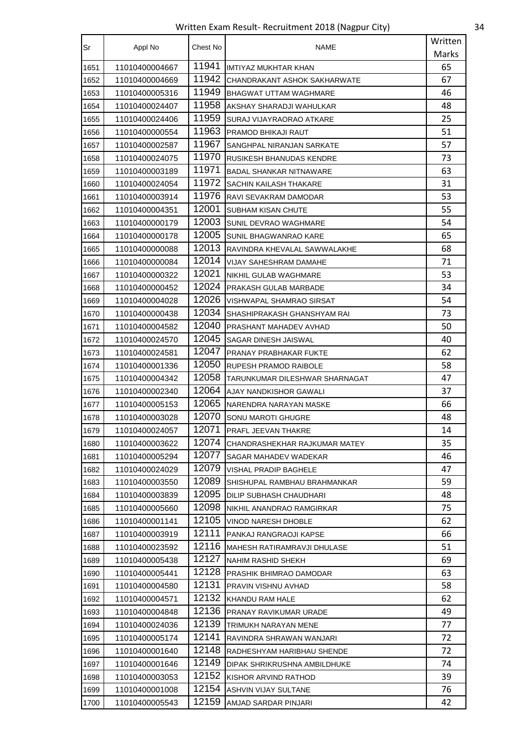Written Exam Result- Recruitment 2018 (Nagpur City)

| Sr | Appl No | Chest No | NAME | Written Marks |
|---|---|---|---|---|
| 1651 | 11010400004667 | 11941 | IMTIYAZ MUKHTAR KHAN | 65 |
| 1652 | 11010400004669 | 11942 | CHANDRAKANT ASHOK SAKHARWATE | 67 |
| 1653 | 11010400005316 | 11949 | BHAGWAT UTTAM WAGHMARE | 46 |
| 1654 | 11010400024407 | 11958 | AKSHAY SHARADJI WAHULKAR | 48 |
| 1655 | 11010400024406 | 11959 | SURAJ VIJAYRAORAO ATKARE | 25 |
| 1656 | 11010400000554 | 11963 | PRAMOD BHIKAJI RAUT | 51 |
| 1657 | 11010400002587 | 11967 | SANGHPAL NIRANJAN SARKATE | 57 |
| 1658 | 11010400024075 | 11970 | RUSIKESH BHANUDAS KENDRE | 73 |
| 1659 | 11010400003189 | 11971 | BADAL SHANKAR NITNAWARE | 63 |
| 1660 | 11010400024054 | 11972 | SACHIN KAILASH THAKARE | 31 |
| 1661 | 11010400003914 | 11976 | RAVI SEVAKRAM DAMODAR | 53 |
| 1662 | 11010400004351 | 12001 | SUBHAM KISAN CHUTE | 55 |
| 1663 | 11010400000179 | 12003 | SUNIL DEVRAO WAGHMARE | 54 |
| 1664 | 11010400000178 | 12005 | SUNIL BHAGWANRAO KARE | 65 |
| 1665 | 11010400000088 | 12013 | RAVINDRA KHEVALAL SAWWALAKHE | 68 |
| 1666 | 11010400000084 | 12014 | VIJAY SAHESHRAM DAMAHE | 71 |
| 1667 | 11010400000322 | 12021 | NIKHIL GULAB WAGHMARE | 53 |
| 1668 | 11010400000452 | 12024 | PRAKASH GULAB MARBADE | 34 |
| 1669 | 11010400004028 | 12026 | VISHWAPAL SHAMRAO SIRSAT | 54 |
| 1670 | 11010400000438 | 12034 | SHASHIPRAKASH GHANSHYAM RAI | 73 |
| 1671 | 11010400004582 | 12040 | PRASHANT MAHADEV AVHAD | 50 |
| 1672 | 11010400024570 | 12045 | SAGAR DINESH JAISWAL | 40 |
| 1673 | 11010400024581 | 12047 | PRANAY PRABHAKAR FUKTE | 62 |
| 1674 | 11010400001336 | 12050 | RUPESH PRAMOD RAIBOLE | 58 |
| 1675 | 11010400004342 | 12058 | TARUNKUMAR DILESHWAR SHARNAGAT | 47 |
| 1676 | 11010400002340 | 12064 | AJAY NANDKISHOR GAWALI | 37 |
| 1677 | 11010400005153 | 12065 | NARENDRA NARAYAN MASKE | 66 |
| 1678 | 11010400003028 | 12070 | SONU MAROTI GHUGRE | 48 |
| 1679 | 11010400024057 | 12071 | PRAFL JEEVAN THAKRE | 14 |
| 1680 | 11010400003622 | 12074 | CHANDRASHEKHAR RAJKUMAR MATEY | 35 |
| 1681 | 11010400005294 | 12077 | SAGAR MAHADEV WADEKAR | 46 |
| 1682 | 11010400024029 | 12079 | VISHAL PRADIP BAGHELE | 47 |
| 1683 | 11010400003550 | 12089 | SHISHUPAL RAMBHAU BRAHMANKAR | 59 |
| 1684 | 11010400003839 | 12095 | DILIP SUBHASH CHAUDHARI | 48 |
| 1685 | 11010400005660 | 12098 | NIKHIL ANANDRAO RAMGIRKAR | 75 |
| 1686 | 11010400001141 | 12105 | VINOD NARESH DHOBLE | 62 |
| 1687 | 11010400003919 | 12111 | PANKAJ RANGRAOJI KAPSE | 66 |
| 1688 | 11010400023592 | 12116 | MAHESH RATIRAMRAVJI DHULASE | 51 |
| 1689 | 11010400005438 | 12127 | NAHIM RASHID SHEKH | 69 |
| 1690 | 11010400005441 | 12128 | PRASHIK BHIMRAO DAMODAR | 63 |
| 1691 | 11010400004580 | 12131 | PRAVIN VISHNU AVHAD | 58 |
| 1692 | 11010400004571 | 12132 | KHANDU RAM HALE | 62 |
| 1693 | 11010400004848 | 12136 | PRANAY RAVIKUMAR URADE | 49 |
| 1694 | 11010400024036 | 12139 | TRIMUKH NARAYAN MENE | 77 |
| 1695 | 11010400005174 | 12141 | RAVINDRA SHRAWAN WANJARI | 72 |
| 1696 | 11010400001640 | 12148 | RADHESHYAM HARIBHAU SHENDE | 72 |
| 1697 | 11010400001646 | 12149 | DIPAK SHRIKRUSHNA AMBILDHUKE | 74 |
| 1698 | 11010400003053 | 12152 | KISHOR ARVIND RATHOD | 39 |
| 1699 | 11010400001008 | 12154 | ASHVIN VIJAY SULTANE | 76 |
| 1700 | 11010400005543 | 12159 | AMJAD SARDAR PINJARI | 42 |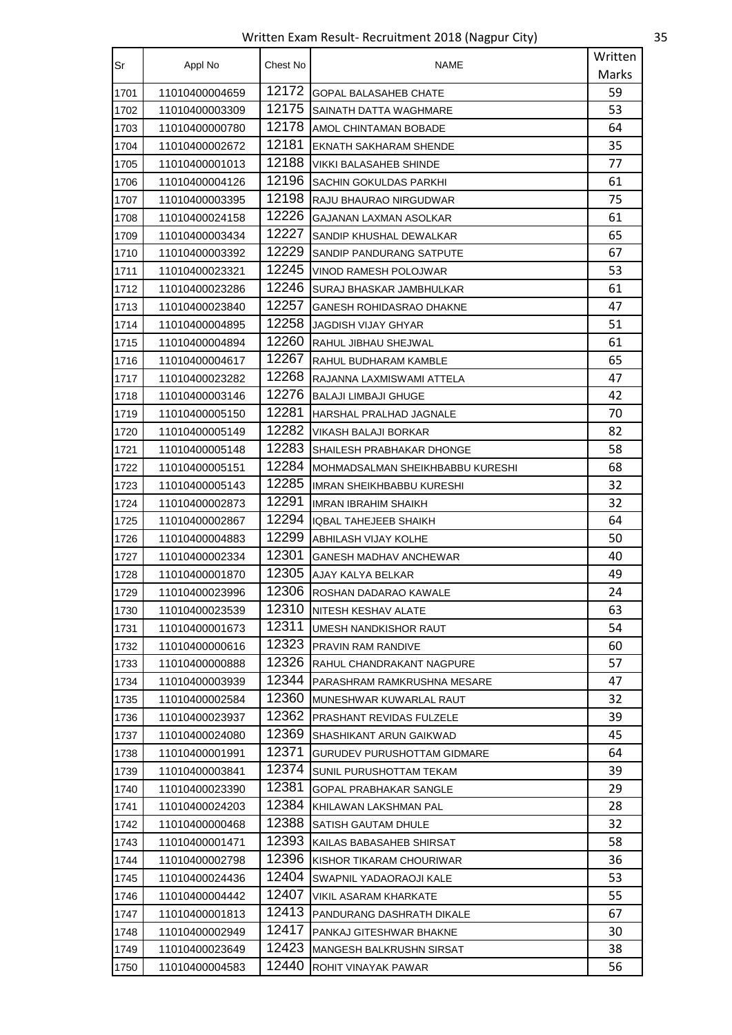Written Exam Result- Recruitment 2018 (Nagpur City)

| Sr | Appl No | Chest No | NAME | Written Marks |
|---|---|---|---|---|
| 1701 | 11010400004659 | 12172 | GOPAL BALASAHEB CHATE | 59 |
| 1702 | 11010400003309 | 12175 | SAINATH DATTA WAGHMARE | 53 |
| 1703 | 11010400000780 | 12178 | AMOL CHINTAMAN BOBADE | 64 |
| 1704 | 11010400002672 | 12181 | EKNATH SAKHARAM SHENDE | 35 |
| 1705 | 11010400001013 | 12188 | VIKKI BALASAHEB SHINDE | 77 |
| 1706 | 11010400004126 | 12196 | SACHIN GOKULDAS PARKHI | 61 |
| 1707 | 11010400003395 | 12198 | RAJU BHAURAO NIRGUDWAR | 75 |
| 1708 | 11010400024158 | 12226 | GAJANAN LAXMAN ASOLKAR | 61 |
| 1709 | 11010400003434 | 12227 | SANDIP KHUSHAL DEWALKAR | 65 |
| 1710 | 11010400003392 | 12229 | SANDIP PANDURANG SATPUTE | 67 |
| 1711 | 11010400023321 | 12245 | VINOD RAMESH POLOJWAR | 53 |
| 1712 | 11010400023286 | 12246 | SURAJ BHASKAR JAMBHULKAR | 61 |
| 1713 | 11010400023840 | 12257 | GANESH ROHIDASRAO DHAKNE | 47 |
| 1714 | 11010400004895 | 12258 | JAGDISH VIJAY GHYAR | 51 |
| 1715 | 11010400004894 | 12260 | RAHUL JIBHAU SHEJWAL | 61 |
| 1716 | 11010400004617 | 12267 | RAHUL BUDHARAM KAMBLE | 65 |
| 1717 | 11010400023282 | 12268 | RAJANNA LAXMISWAMI ATTELA | 47 |
| 1718 | 11010400003146 | 12276 | BALAJI LIMBAJI GHUGE | 42 |
| 1719 | 11010400005150 | 12281 | HARSHAL PRALHAD JAGNALE | 70 |
| 1720 | 11010400005149 | 12282 | VIKASH BALAJI BORKAR | 82 |
| 1721 | 11010400005148 | 12283 | SHAILESH PRABHAKAR DHONGE | 58 |
| 1722 | 11010400005151 | 12284 | MOHMADSALMAN SHEIKHBABBU KURESHI | 68 |
| 1723 | 11010400005143 | 12285 | IMRAN SHEIKHBABBU KURESHI | 32 |
| 1724 | 11010400002873 | 12291 | IMRAN IBRAHIM SHAIKH | 32 |
| 1725 | 11010400002867 | 12294 | IQBAL TAHEJEEB SHAIKH | 64 |
| 1726 | 11010400004883 | 12299 | ABHILASH VIJAY KOLHE | 50 |
| 1727 | 11010400002334 | 12301 | GANESH MADHAV ANCHEWAR | 40 |
| 1728 | 11010400001870 | 12305 | AJAY KALYA BELKAR | 49 |
| 1729 | 11010400023996 | 12306 | ROSHAN DADARAO KAWALE | 24 |
| 1730 | 11010400023539 | 12310 | NITESH KESHAV ALATE | 63 |
| 1731 | 11010400001673 | 12311 | UMESH NANDKISHOR RAUT | 54 |
| 1732 | 11010400000616 | 12323 | PRAVIN RAM RANDIVE | 60 |
| 1733 | 11010400000888 | 12326 | RAHUL CHANDRAKANT NAGPURE | 57 |
| 1734 | 11010400003939 | 12344 | PARASHRAM RAMKRUSHNA MESARE | 47 |
| 1735 | 11010400002584 | 12360 | MUNESHWAR KUWARLAL RAUT | 32 |
| 1736 | 11010400023937 | 12362 | PRASHANT REVIDAS FULZELE | 39 |
| 1737 | 11010400024080 | 12369 | SHASHIKANT ARUN GAIKWAD | 45 |
| 1738 | 11010400001991 | 12371 | GURUDEV PURUSHOTTAM GIDMARE | 64 |
| 1739 | 11010400003841 | 12374 | SUNIL PURUSHOTTAM TEKAM | 39 |
| 1740 | 11010400023390 | 12381 | GOPAL PRABHAKAR SANGLE | 29 |
| 1741 | 11010400024203 | 12384 | KHILAWAN LAKSHMAN PAL | 28 |
| 1742 | 11010400000468 | 12388 | SATISH GAUTAM DHULE | 32 |
| 1743 | 11010400001471 | 12393 | KAILAS BABASAHEB SHIRSAT | 58 |
| 1744 | 11010400002798 | 12396 | KISHOR TIKARAM CHOURIWAR | 36 |
| 1745 | 11010400024436 | 12404 | SWAPNIL YADAORAOJI KALE | 53 |
| 1746 | 11010400004442 | 12407 | VIKIL ASARAM KHARKATE | 55 |
| 1747 | 11010400001813 | 12413 | PANDURANG DASHRATH DIKALE | 67 |
| 1748 | 11010400002949 | 12417 | PANKAJ GITESHWAR BHAKNE | 30 |
| 1749 | 11010400023649 | 12423 | MANGESH BALKRUSHN SIRSAT | 38 |
| 1750 | 11010400004583 | 12440 | ROHIT VINAYAK PAWAR | 56 |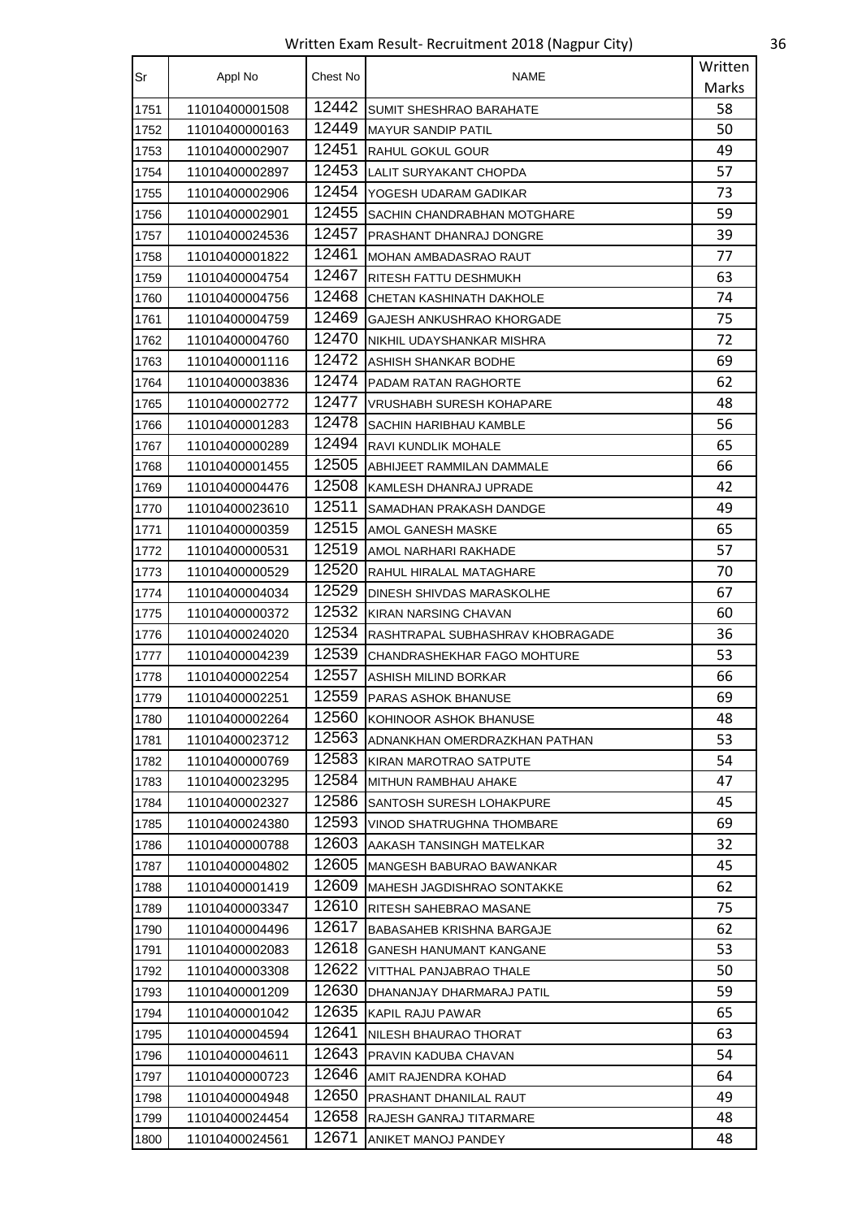| Sr | Appl No | Chest No | NAME | Written Marks |
|---|---|---|---|---|
| 1751 | 11010400001508 | 12442 | SUMIT SHESHRAO BARAHATE | 58 |
| 1752 | 11010400000163 | 12449 | MAYUR SANDIP PATIL | 50 |
| 1753 | 11010400002907 | 12451 | RAHUL GOKUL GOUR | 49 |
| 1754 | 11010400002897 | 12453 | LALIT SURYAKANT CHOPDA | 57 |
| 1755 | 11010400002906 | 12454 | YOGESH UDARAM GADIKAR | 73 |
| 1756 | 11010400002901 | 12455 | SACHIN CHANDRABHAN MOTGHARE | 59 |
| 1757 | 11010400024536 | 12457 | PRASHANT DHANRAJ DONGRE | 39 |
| 1758 | 11010400001822 | 12461 | MOHAN AMBADASRAO RAUT | 77 |
| 1759 | 11010400004754 | 12467 | RITESH FATTU DESHMUKH | 63 |
| 1760 | 11010400004756 | 12468 | CHETAN KASHINATH DAKHOLE | 74 |
| 1761 | 11010400004759 | 12469 | GAJESH ANKUSHRAO KHORGADE | 75 |
| 1762 | 11010400004760 | 12470 | NIKHIL UDAYSHANKAR MISHRA | 72 |
| 1763 | 11010400001116 | 12472 | ASHISH SHANKAR BODHE | 69 |
| 1764 | 11010400003836 | 12474 | PADAM RATAN RAGHORTE | 62 |
| 1765 | 11010400002772 | 12477 | VRUSHABH SURESH KOHAPARE | 48 |
| 1766 | 11010400001283 | 12478 | SACHIN HARIBHAU KAMBLE | 56 |
| 1767 | 11010400000289 | 12494 | RAVI KUNDLIK MOHALE | 65 |
| 1768 | 11010400001455 | 12505 | ABHIJEET RAMMILAN DAMMALE | 66 |
| 1769 | 11010400004476 | 12508 | KAMLESH DHANRAJ UPRADE | 42 |
| 1770 | 11010400023610 | 12511 | SAMADHAN PRAKASH DANDGE | 49 |
| 1771 | 11010400000359 | 12515 | AMOL GANESH MASKE | 65 |
| 1772 | 11010400000531 | 12519 | AMOL NARHARI RAKHADE | 57 |
| 1773 | 11010400000529 | 12520 | RAHUL HIRALAL MATAGHARE | 70 |
| 1774 | 11010400004034 | 12529 | DINESH SHIVDAS MARASKOLHE | 67 |
| 1775 | 11010400000372 | 12532 | KIRAN NARSING CHAVAN | 60 |
| 1776 | 11010400024020 | 12534 | RASHTRAPAL SUBHASHRAV KHOBRAGADE | 36 |
| 1777 | 11010400004239 | 12539 | CHANDRASHEKHAR FAGO MOHTURE | 53 |
| 1778 | 11010400002254 | 12557 | ASHISH MILIND BORKAR | 66 |
| 1779 | 11010400002251 | 12559 | PARAS ASHOK BHANUSE | 69 |
| 1780 | 11010400002264 | 12560 | KOHINOOR ASHOK BHANUSE | 48 |
| 1781 | 11010400023712 | 12563 | ADNANKHAN OMERDRAZKHAN PATHAN | 53 |
| 1782 | 11010400000769 | 12583 | KIRAN MAROTRAO SATPUTE | 54 |
| 1783 | 11010400023295 | 12584 | MITHUN RAMBHAU AHAKE | 47 |
| 1784 | 11010400002327 | 12586 | SANTOSH SURESH LOHAKPURE | 45 |
| 1785 | 11010400024380 | 12593 | VINOD SHATRUGHNA THOMBARE | 69 |
| 1786 | 11010400000788 | 12603 | AAKASH TANSINGH MATELKAR | 32 |
| 1787 | 11010400004802 | 12605 | MANGESH BABURAO BAWANKAR | 45 |
| 1788 | 11010400001419 | 12609 | MAHESH JAGDISHRAO SONTAKKE | 62 |
| 1789 | 11010400003347 | 12610 | RITESH SAHEBRAO MASANE | 75 |
| 1790 | 11010400004496 | 12617 | BABASAHEB KRISHNA BARGAJE | 62 |
| 1791 | 11010400002083 | 12618 | GANESH HANUMANT KANGANE | 53 |
| 1792 | 11010400003308 | 12622 | VITTHAL PANJABRAO THALE | 50 |
| 1793 | 11010400001209 | 12630 | DHANANJAY DHARMARAJ PATIL | 59 |
| 1794 | 11010400001042 | 12635 | KAPIL RAJU PAWAR | 65 |
| 1795 | 11010400004594 | 12641 | NILESH BHAURAO THORAT | 63 |
| 1796 | 11010400004611 | 12643 | PRAVIN KADUBA CHAVAN | 54 |
| 1797 | 11010400000723 | 12646 | AMIT RAJENDRA KOHAD | 64 |
| 1798 | 11010400004948 | 12650 | PRASHANT DHANILAL RAUT | 49 |
| 1799 | 11010400024454 | 12658 | RAJESH GANRAJ TITARMARE | 48 |
| 1800 | 11010400024561 | 12671 | ANIKET MANOJ PANDEY | 48 |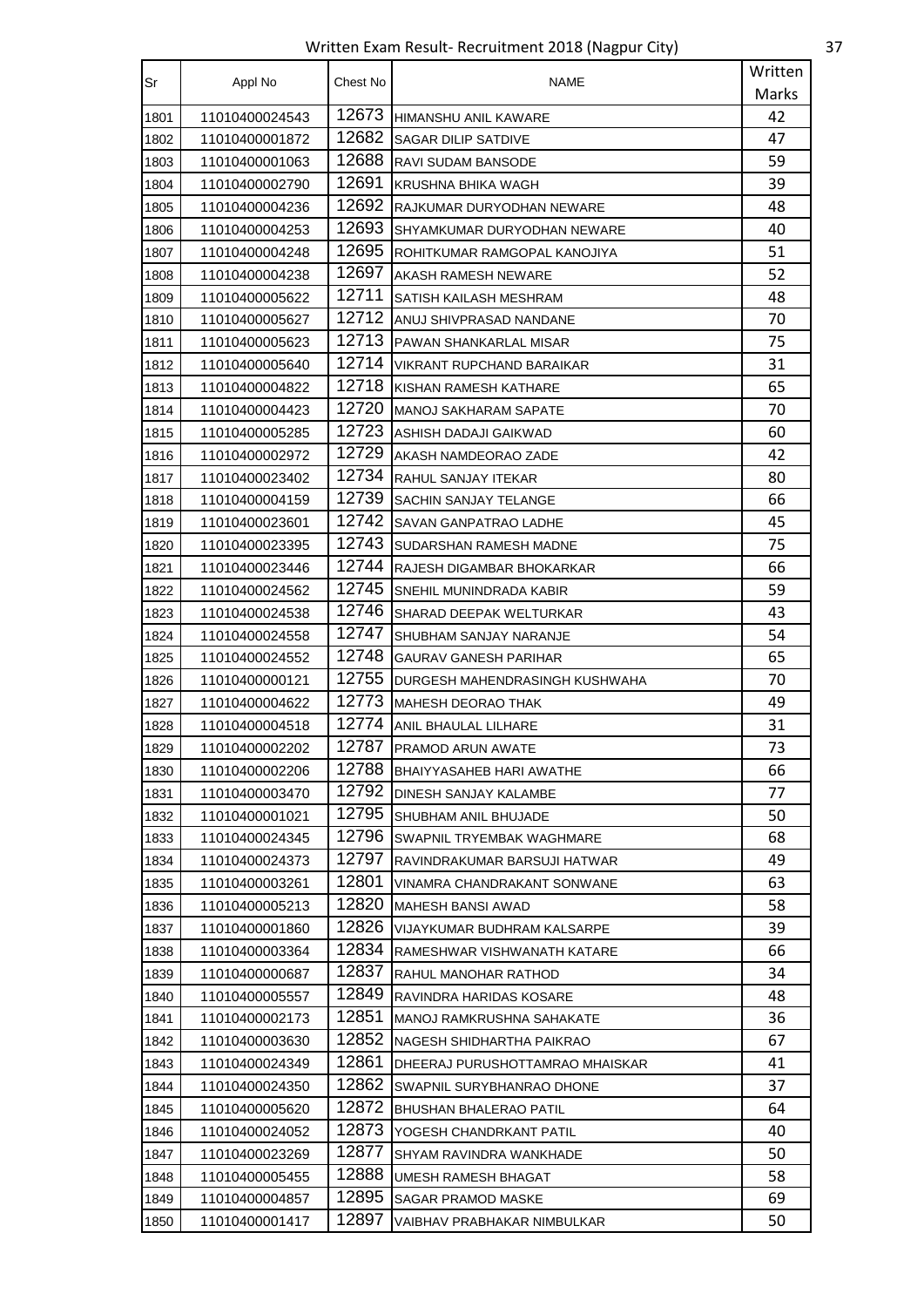| Sr | Appl No | Chest No | NAME | Written Marks |
|---|---|---|---|---|
| 1801 | 11010400024543 | 12673 | HIMANSHU ANIL KAWARE | 42 |
| 1802 | 11010400001872 | 12682 | SAGAR DILIP SATDIVE | 47 |
| 1803 | 11010400001063 | 12688 | RAVI SUDAM BANSODE | 59 |
| 1804 | 11010400002790 | 12691 | KRUSHNA BHIKA WAGH | 39 |
| 1805 | 11010400004236 | 12692 | RAJKUMAR DURYODHAN NEWARE | 48 |
| 1806 | 11010400004253 | 12693 | SHYAMKUMAR DURYODHAN NEWARE | 40 |
| 1807 | 11010400004248 | 12695 | ROHITKUMAR RAMGOPAL KANOJIYA | 51 |
| 1808 | 11010400004238 | 12697 | AKASH RAMESH NEWARE | 52 |
| 1809 | 11010400005622 | 12711 | SATISH KAILASH MESHRAM | 48 |
| 1810 | 11010400005627 | 12712 | ANUJ SHIVPRASAD NANDANE | 70 |
| 1811 | 11010400005623 | 12713 | PAWAN SHANKARLAL MISAR | 75 |
| 1812 | 11010400005640 | 12714 | VIKRANT RUPCHAND BARAIKAR | 31 |
| 1813 | 11010400004822 | 12718 | KISHAN RAMESH KATHARE | 65 |
| 1814 | 11010400004423 | 12720 | MANOJ SAKHARAM SAPATE | 70 |
| 1815 | 11010400005285 | 12723 | ASHISH DADAJI GAIKWAD | 60 |
| 1816 | 11010400002972 | 12729 | AKASH NAMDEORAO ZADE | 42 |
| 1817 | 11010400023402 | 12734 | RAHUL SANJAY ITEKAR | 80 |
| 1818 | 11010400004159 | 12739 | SACHIN SANJAY TELANGE | 66 |
| 1819 | 11010400023601 | 12742 | SAVAN GANPATRAO LADHE | 45 |
| 1820 | 11010400023395 | 12743 | SUDARSHAN RAMESH MADNE | 75 |
| 1821 | 11010400023446 | 12744 | RAJESH DIGAMBAR BHOKARKAR | 66 |
| 1822 | 11010400024562 | 12745 | SNEHIL MUNINDRADA KABIR | 59 |
| 1823 | 11010400024538 | 12746 | SHARAD DEEPAK WELTURKAR | 43 |
| 1824 | 11010400024558 | 12747 | SHUBHAM SANJAY NARANJE | 54 |
| 1825 | 11010400024552 | 12748 | GAURAV GANESH PARIHAR | 65 |
| 1826 | 11010400000121 | 12755 | DURGESH MAHENDRASINGH KUSHWAHA | 70 |
| 1827 | 11010400004622 | 12773 | MAHESH DEORAO THAK | 49 |
| 1828 | 11010400004518 | 12774 | ANIL BHAULAL LILHARE | 31 |
| 1829 | 11010400002202 | 12787 | PRAMOD ARUN AWATE | 73 |
| 1830 | 11010400002206 | 12788 | BHAIYYASAHEB HARI AWATHE | 66 |
| 1831 | 11010400003470 | 12792 | DINESH SANJAY KALAMBE | 77 |
| 1832 | 11010400001021 | 12795 | SHUBHAM ANIL BHUJADE | 50 |
| 1833 | 11010400024345 | 12796 | SWAPNIL TRYEMBAK WAGHMARE | 68 |
| 1834 | 11010400024373 | 12797 | RAVINDRAKUMAR BARSUJI HATWAR | 49 |
| 1835 | 11010400003261 | 12801 | VINAMRA CHANDRAKANT SONWANE | 63 |
| 1836 | 11010400005213 | 12820 | MAHESH BANSI AWAD | 58 |
| 1837 | 11010400001860 | 12826 | VIJAYKUMAR BUDHRAM KALSARPE | 39 |
| 1838 | 11010400003364 | 12834 | RAMESHWAR VISHWANATH KATARE | 66 |
| 1839 | 11010400000687 | 12837 | RAHUL MANOHAR RATHOD | 34 |
| 1840 | 11010400005557 | 12849 | RAVINDRA HARIDAS KOSARE | 48 |
| 1841 | 11010400002173 | 12851 | MANOJ RAMKRUSHNA SAHAKATE | 36 |
| 1842 | 11010400003630 | 12852 | NAGESH SHIDHARTHA PAIKRAO | 67 |
| 1843 | 11010400024349 | 12861 | DHEERAJ PURUSHOTTAMRAO MHAISKAR | 41 |
| 1844 | 11010400024350 | 12862 | SWAPNIL SURYBHANRAO DHONE | 37 |
| 1845 | 11010400005620 | 12872 | BHUSHAN BHALERAO PATIL | 64 |
| 1846 | 11010400024052 | 12873 | YOGESH CHANDRKANT PATIL | 40 |
| 1847 | 11010400023269 | 12877 | SHYAM RAVINDRA WANKHADE | 50 |
| 1848 | 11010400005455 | 12888 | UMESH RAMESH BHAGAT | 58 |
| 1849 | 11010400004857 | 12895 | SAGAR PRAMOD MASKE | 69 |
| 1850 | 11010400001417 | 12897 | VAIBHAV PRABHAKAR NIMBULKAR | 50 |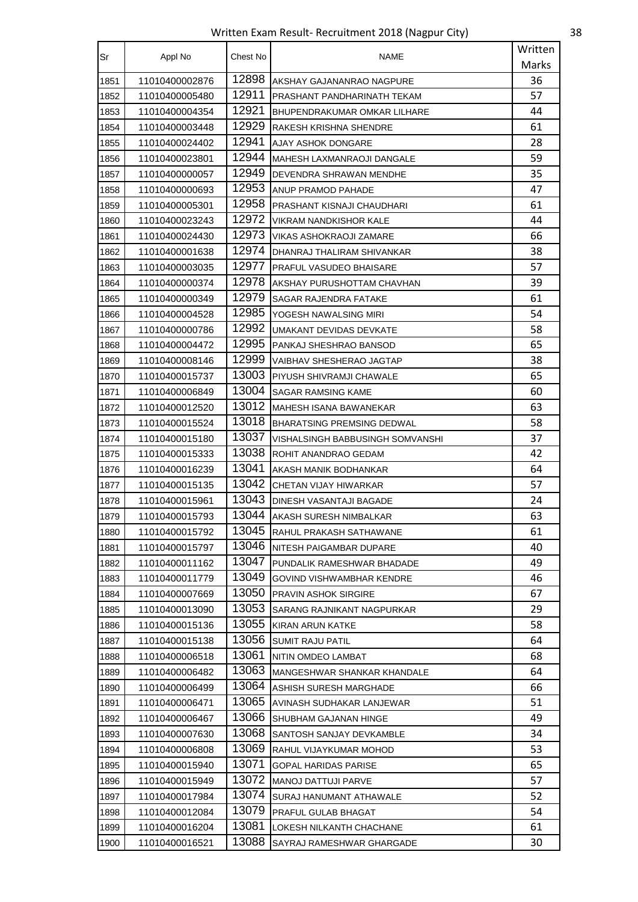| Sr | Appl No | Chest No | NAME | Written Marks |
|---|---|---|---|---|
| 1851 | 11010400002876 | 12898 | AKSHAY GAJANANRAO NAGPURE | 36 |
| 1852 | 11010400005480 | 12911 | PRASHANT PANDHARINATH TEKAM | 57 |
| 1853 | 11010400004354 | 12921 | BHUPENDRAKUMAR OMKAR LILHARE | 44 |
| 1854 | 11010400003448 | 12929 | RAKESH KRISHNA SHENDRE | 61 |
| 1855 | 11010400024402 | 12941 | AJAY ASHOK DONGARE | 28 |
| 1856 | 11010400023801 | 12944 | MAHESH LAXMANRAOJI DANGALE | 59 |
| 1857 | 11010400000057 | 12949 | DEVENDRA SHRAWAN MENDHE | 35 |
| 1858 | 11010400000693 | 12953 | ANUP PRAMOD PAHADE | 47 |
| 1859 | 11010400005301 | 12958 | PRASHANT KISNAJI CHAUDHARI | 61 |
| 1860 | 11010400023243 | 12972 | VIKRAM NANDKISHOR KALE | 44 |
| 1861 | 11010400024430 | 12973 | VIKAS ASHOKRAOJI ZAMARE | 66 |
| 1862 | 11010400001638 | 12974 | DHANRAJ THALIRAM SHIVANKAR | 38 |
| 1863 | 11010400003035 | 12977 | PRAFUL VASUDEO BHAISARE | 57 |
| 1864 | 11010400000374 | 12978 | AKSHAY PURUSHOTTAM CHAVHAN | 39 |
| 1865 | 11010400000349 | 12979 | SAGAR RAJENDRA FATAKE | 61 |
| 1866 | 11010400004528 | 12985 | YOGESH NAWALSING MIRI | 54 |
| 1867 | 11010400000786 | 12992 | UMAKANT DEVIDAS DEVKATE | 58 |
| 1868 | 11010400004472 | 12995 | PANKAJ SHESHRAO BANSOD | 65 |
| 1869 | 11010400008146 | 12999 | VAIBHAV SHESHERAO JAGTAP | 38 |
| 1870 | 11010400015737 | 13003 | PIYUSH SHIVRAMJI CHAWALE | 65 |
| 1871 | 11010400006849 | 13004 | SAGAR RAMSING KAME | 60 |
| 1872 | 11010400012520 | 13012 | MAHESH ISANA BAWANEKAR | 63 |
| 1873 | 11010400015524 | 13018 | BHARATSING PREMSING DEDWAL | 58 |
| 1874 | 11010400015180 | 13037 | VISHALSINGH BABBUSINGH SOMVANSHI | 37 |
| 1875 | 11010400015333 | 13038 | ROHIT ANANDRAO GEDAM | 42 |
| 1876 | 11010400016239 | 13041 | AKASH MANIK BODHANKAR | 64 |
| 1877 | 11010400015135 | 13042 | CHETAN VIJAY HIWARKAR | 57 |
| 1878 | 11010400015961 | 13043 | DINESH VASANTAJI BAGADE | 24 |
| 1879 | 11010400015793 | 13044 | AKASH SURESH NIMBALKAR | 63 |
| 1880 | 11010400015792 | 13045 | RAHUL PRAKASH SATHAWANE | 61 |
| 1881 | 11010400015797 | 13046 | NITESH PAIGAMBAR DUPARE | 40 |
| 1882 | 11010400011162 | 13047 | PUNDALIK RAMESHWAR BHADADE | 49 |
| 1883 | 11010400011779 | 13049 | GOVIND VISHWAMBHAR KENDRE | 46 |
| 1884 | 11010400007669 | 13050 | PRAVIN ASHOK SIRGIRE | 67 |
| 1885 | 11010400013090 | 13053 | SARANG RAJNIKANT NAGPURKAR | 29 |
| 1886 | 11010400015136 | 13055 | KIRAN ARUN KATKE | 58 |
| 1887 | 11010400015138 | 13056 | SUMIT RAJU PATIL | 64 |
| 1888 | 11010400006518 | 13061 | NITIN OMDEO LAMBAT | 68 |
| 1889 | 11010400006482 | 13063 | MANGESHWAR SHANKAR KHANDALE | 64 |
| 1890 | 11010400006499 | 13064 | ASHISH SURESH MARGHADE | 66 |
| 1891 | 11010400006471 | 13065 | AVINASH SUDHAKAR LANJEWAR | 51 |
| 1892 | 11010400006467 | 13066 | SHUBHAM GAJANAN HINGE | 49 |
| 1893 | 11010400007630 | 13068 | SANTOSH SANJAY DEVKAMBLE | 34 |
| 1894 | 11010400006808 | 13069 | RAHUL VIJAYKUMAR MOHOD | 53 |
| 1895 | 11010400015940 | 13071 | GOPAL HARIDAS PARISE | 65 |
| 1896 | 11010400015949 | 13072 | MANOJ DATTUJI PARVE | 57 |
| 1897 | 11010400017984 | 13074 | SURAJ HANUMANT ATHAWALE | 52 |
| 1898 | 11010400012084 | 13079 | PRAFUL GULAB BHAGAT | 54 |
| 1899 | 11010400016204 | 13081 | LOKESH NILKANTH CHACHANE | 61 |
| 1900 | 11010400016521 | 13088 | SAYRAJ RAMESHWAR GHARGADE | 30 |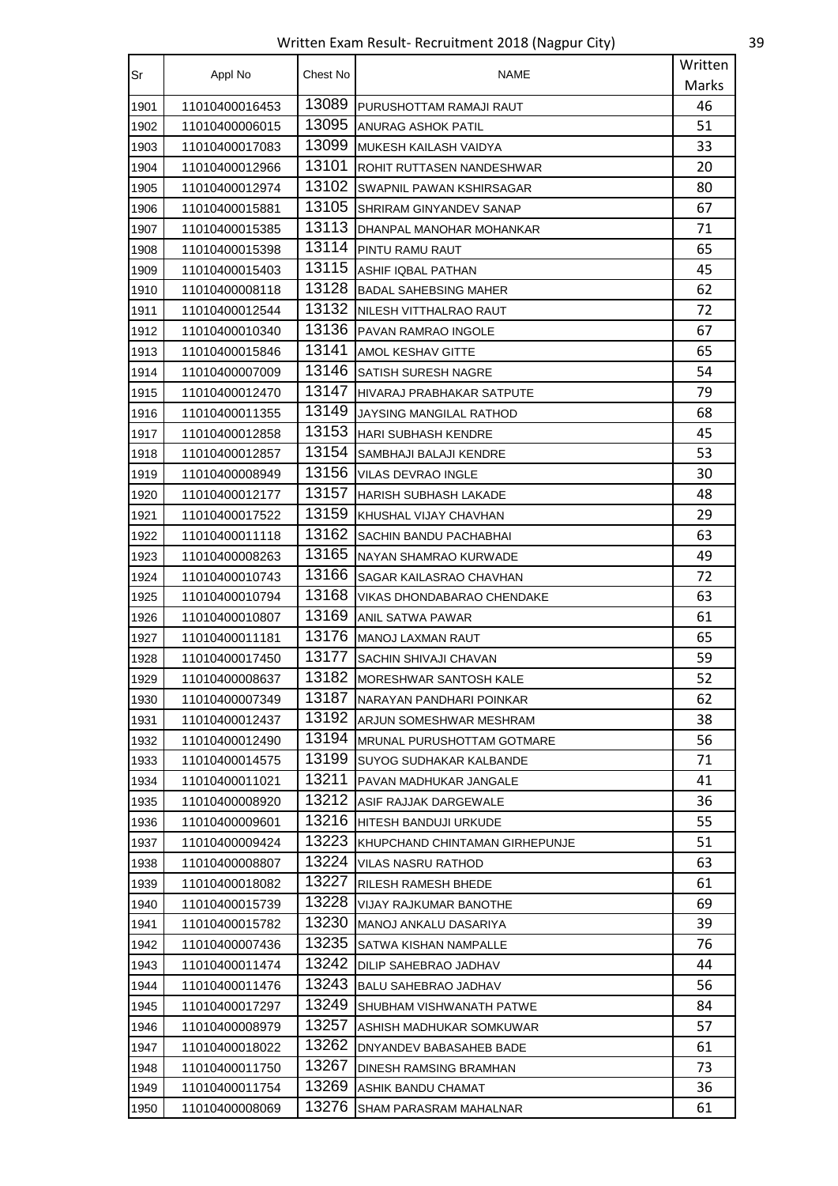Written Exam Result- Recruitment 2018 (Nagpur City)

| Sr | Appl No | Chest No | NAME | Written Marks |
|---|---|---|---|---|
| 1901 | 11010400016453 | 13089 | PURUSHOTTAM RAMAJI RAUT | 46 |
| 1902 | 11010400006015 | 13095 | ANURAG ASHOK PATIL | 51 |
| 1903 | 11010400017083 | 13099 | MUKESH KAILASH VAIDYA | 33 |
| 1904 | 11010400012966 | 13101 | ROHIT RUTTASEN NANDESHWAR | 20 |
| 1905 | 11010400012974 | 13102 | SWAPNIL PAWAN KSHIRSAGAR | 80 |
| 1906 | 11010400015881 | 13105 | SHRIRAM GINYANDEV SANAP | 67 |
| 1907 | 11010400015385 | 13113 | DHANPAL MANOHAR MOHANKAR | 71 |
| 1908 | 11010400015398 | 13114 | PINTU RAMU RAUT | 65 |
| 1909 | 11010400015403 | 13115 | ASHIF IQBAL PATHAN | 45 |
| 1910 | 11010400008118 | 13128 | BADAL SAHEBSING MAHER | 62 |
| 1911 | 11010400012544 | 13132 | NILESH VITTHALRAO RAUT | 72 |
| 1912 | 11010400010340 | 13136 | PAVAN RAMRAO INGOLE | 67 |
| 1913 | 11010400015846 | 13141 | AMOL KESHAV GITTE | 65 |
| 1914 | 11010400007009 | 13146 | SATISH SURESH NAGRE | 54 |
| 1915 | 11010400012470 | 13147 | HIVARAJ PRABHAKAR SATPUTE | 79 |
| 1916 | 11010400011355 | 13149 | JAYSING MANGILAL RATHOD | 68 |
| 1917 | 11010400012858 | 13153 | HARI SUBHASH KENDRE | 45 |
| 1918 | 11010400012857 | 13154 | SAMBHAJI BALAJI KENDRE | 53 |
| 1919 | 11010400008949 | 13156 | VILAS DEVRAO INGLE | 30 |
| 1920 | 11010400012177 | 13157 | HARISH SUBHASH LAKADE | 48 |
| 1921 | 11010400017522 | 13159 | KHUSHAL VIJAY CHAVHAN | 29 |
| 1922 | 11010400011118 | 13162 | SACHIN BANDU PACHABHAI | 63 |
| 1923 | 11010400008263 | 13165 | NAYAN SHAMRAO KURWADE | 49 |
| 1924 | 11010400010743 | 13166 | SAGAR KAILASRAO CHAVHAN | 72 |
| 1925 | 11010400010794 | 13168 | VIKAS DHONDABARAO CHENDAKE | 63 |
| 1926 | 11010400010807 | 13169 | ANIL SATWA PAWAR | 61 |
| 1927 | 11010400011181 | 13176 | MANOJ LAXMAN RAUT | 65 |
| 1928 | 11010400017450 | 13177 | SACHIN SHIVAJI CHAVAN | 59 |
| 1929 | 11010400008637 | 13182 | MORESHWAR SANTOSH KALE | 52 |
| 1930 | 11010400007349 | 13187 | NARAYAN PANDHARI POINKAR | 62 |
| 1931 | 11010400012437 | 13192 | ARJUN SOMESHWAR MESHRAM | 38 |
| 1932 | 11010400012490 | 13194 | MRUNAL PURUSHOTTAM GOTMARE | 56 |
| 1933 | 11010400014575 | 13199 | SUYOG SUDHAKAR KALBANDE | 71 |
| 1934 | 11010400011021 | 13211 | PAVAN MADHUKAR JANGALE | 41 |
| 1935 | 11010400008920 | 13212 | ASIF RAJJAK DARGEWALE | 36 |
| 1936 | 11010400009601 | 13216 | HITESH BANDUJI URKUDE | 55 |
| 1937 | 11010400009424 | 13223 | KHUPCHAND CHINTAMAN GIRHEPUNJE | 51 |
| 1938 | 11010400008807 | 13224 | VILAS NASRU RATHOD | 63 |
| 1939 | 11010400018082 | 13227 | RILESH RAMESH BHEDE | 61 |
| 1940 | 11010400015739 | 13228 | VIJAY RAJKUMAR BANOTHE | 69 |
| 1941 | 11010400015782 | 13230 | MANOJ ANKALU DASARIYA | 39 |
| 1942 | 11010400007436 | 13235 | SATWA KISHAN NAMPALLE | 76 |
| 1943 | 11010400011474 | 13242 | DILIP SAHEBRAO JADHAV | 44 |
| 1944 | 11010400011476 | 13243 | BALU SAHEBRAO JADHAV | 56 |
| 1945 | 11010400017297 | 13249 | SHUBHAM VISHWANATH PATWE | 84 |
| 1946 | 11010400008979 | 13257 | ASHISH MADHUKAR SOMKUWAR | 57 |
| 1947 | 11010400018022 | 13262 | DNYANDEV BABASAHEB BADE | 61 |
| 1948 | 11010400011750 | 13267 | DINESH RAMSING BRAMHAN | 73 |
| 1949 | 11010400011754 | 13269 | ASHIK BANDU CHAMAT | 36 |
| 1950 | 11010400008069 | 13276 | SHAM PARASRAM MAHALNAR | 61 |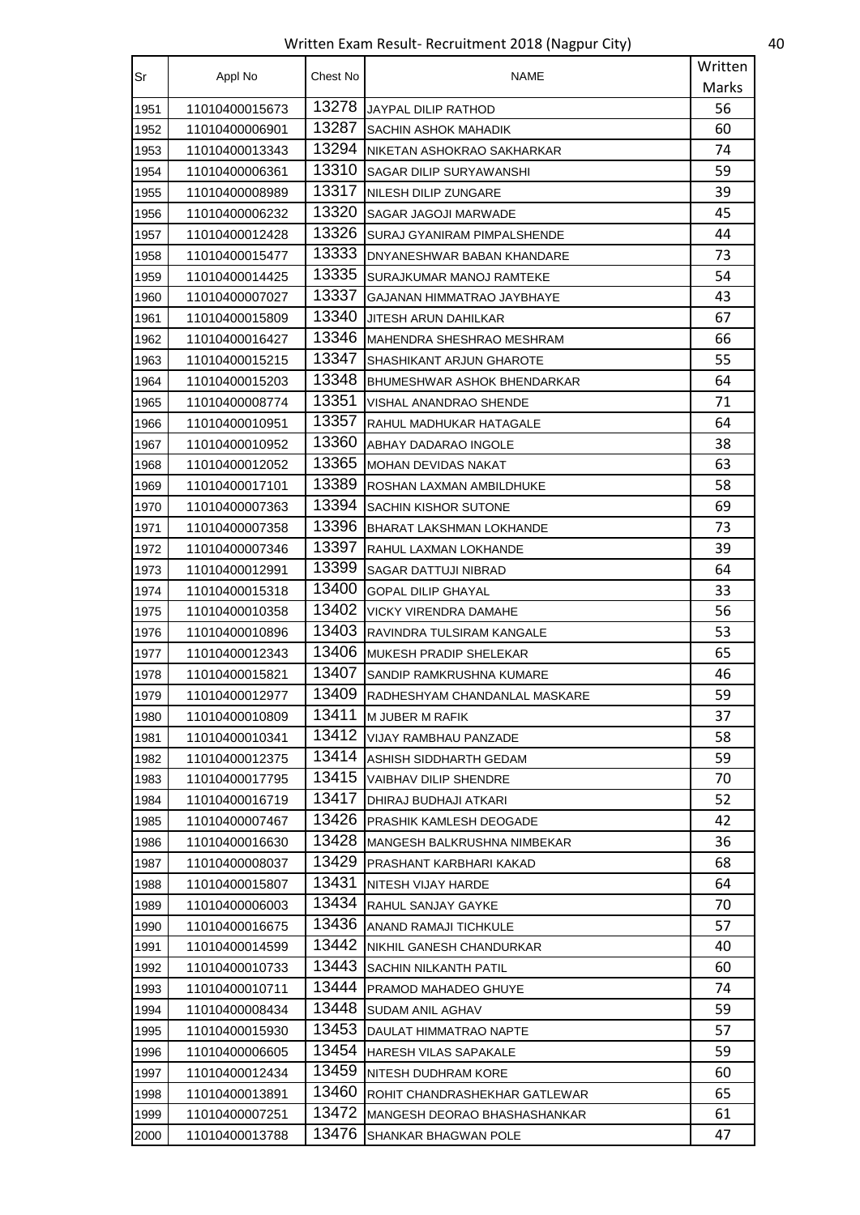Written Exam Result- Recruitment 2018 (Nagpur City)

| Sr | Appl No | Chest No | NAME | Written Marks |
|---|---|---|---|---|
| 1951 | 11010400015673 | 13278 | JAYPAL DILIP RATHOD | 56 |
| 1952 | 11010400006901 | 13287 | SACHIN ASHOK MAHADIK | 60 |
| 1953 | 11010400013343 | 13294 | NIKETAN ASHOKRAO SAKHARKAR | 74 |
| 1954 | 11010400006361 | 13310 | SAGAR DILIP SURYAWANSHI | 59 |
| 1955 | 11010400008989 | 13317 | NILESH DILIP ZUNGARE | 39 |
| 1956 | 11010400006232 | 13320 | SAGAR JAGOJI MARWADE | 45 |
| 1957 | 11010400012428 | 13326 | SURAJ GYANIRAM PIMPALSHENDE | 44 |
| 1958 | 11010400015477 | 13333 | DNYANESHWAR BABAN KHANDARE | 73 |
| 1959 | 11010400014425 | 13335 | SURAJKUMAR MANOJ RAMTEKE | 54 |
| 1960 | 11010400007027 | 13337 | GAJANAN HIMMATRAO JAYBHAYE | 43 |
| 1961 | 11010400015809 | 13340 | JITESH ARUN DAHILKAR | 67 |
| 1962 | 11010400016427 | 13346 | MAHENDRA SHESHRAO MESHRAM | 66 |
| 1963 | 11010400015215 | 13347 | SHASHIKANT ARJUN GHAROTE | 55 |
| 1964 | 11010400015203 | 13348 | BHUMESHWAR ASHOK BHENDARKAR | 64 |
| 1965 | 11010400008774 | 13351 | VISHAL ANANDRAO SHENDE | 71 |
| 1966 | 11010400010951 | 13357 | RAHUL MADHUKAR HATAGALE | 64 |
| 1967 | 11010400010952 | 13360 | ABHAY DADARAO INGOLE | 38 |
| 1968 | 11010400012052 | 13365 | MOHAN DEVIDAS NAKAT | 63 |
| 1969 | 11010400017101 | 13389 | ROSHAN LAXMAN AMBILDHUKE | 58 |
| 1970 | 11010400007363 | 13394 | SACHIN KISHOR SUTONE | 69 |
| 1971 | 11010400007358 | 13396 | BHARAT LAKSHMAN LOKHANDE | 73 |
| 1972 | 11010400007346 | 13397 | RAHUL LAXMAN LOKHANDE | 39 |
| 1973 | 11010400012991 | 13399 | SAGAR DATTUJI NIBRAD | 64 |
| 1974 | 11010400015318 | 13400 | GOPAL DILIP GHAYAL | 33 |
| 1975 | 11010400010358 | 13402 | VICKY VIRENDRA DAMAHE | 56 |
| 1976 | 11010400010896 | 13403 | RAVINDRA TULSIRAM KANGALE | 53 |
| 1977 | 11010400012343 | 13406 | MUKESH PRADIP SHELEKAR | 65 |
| 1978 | 11010400015821 | 13407 | SANDIP RAMKRUSHNA KUMARE | 46 |
| 1979 | 11010400012977 | 13409 | RADHESHYAM CHANDANLAL MASKARE | 59 |
| 1980 | 11010400010809 | 13411 | M JUBER M RAFIK | 37 |
| 1981 | 11010400010341 | 13412 | VIJAY RAMBHAU PANZADE | 58 |
| 1982 | 11010400012375 | 13414 | ASHISH SIDDHARTH GEDAM | 59 |
| 1983 | 11010400017795 | 13415 | VAIBHAV DILIP SHENDRE | 70 |
| 1984 | 11010400016719 | 13417 | DHIRAJ BUDHAJI ATKARI | 52 |
| 1985 | 11010400007467 | 13426 | PRASHIK KAMLESH DEOGADE | 42 |
| 1986 | 11010400016630 | 13428 | MANGESH BALKRUSHNA NIMBEKAR | 36 |
| 1987 | 11010400008037 | 13429 | PRASHANT KARBHARI KAKAD | 68 |
| 1988 | 11010400015807 | 13431 | NITESH VIJAY HARDE | 64 |
| 1989 | 11010400006003 | 13434 | RAHUL SANJAY GAYKE | 70 |
| 1990 | 11010400016675 | 13436 | ANAND RAMAJI TICHKULE | 57 |
| 1991 | 11010400014599 | 13442 | NIKHIL GANESH CHANDURKAR | 40 |
| 1992 | 11010400010733 | 13443 | SACHIN NILKANTH PATIL | 60 |
| 1993 | 11010400010711 | 13444 | PRAMOD MAHADEO GHUYE | 74 |
| 1994 | 11010400008434 | 13448 | SUDAM ANIL AGHAV | 59 |
| 1995 | 11010400015930 | 13453 | DAULAT HIMMATRAO NAPTE | 57 |
| 1996 | 11010400006605 | 13454 | HARESH VILAS SAPAKALE | 59 |
| 1997 | 11010400012434 | 13459 | NITESH DUDHRAM KORE | 60 |
| 1998 | 11010400013891 | 13460 | ROHIT CHANDRASHEKHAR GATLEWAR | 65 |
| 1999 | 11010400007251 | 13472 | MANGESH DEORAO BHASHASHANKAR | 61 |
| 2000 | 11010400013788 | 13476 | SHANKAR BHAGWAN POLE | 47 |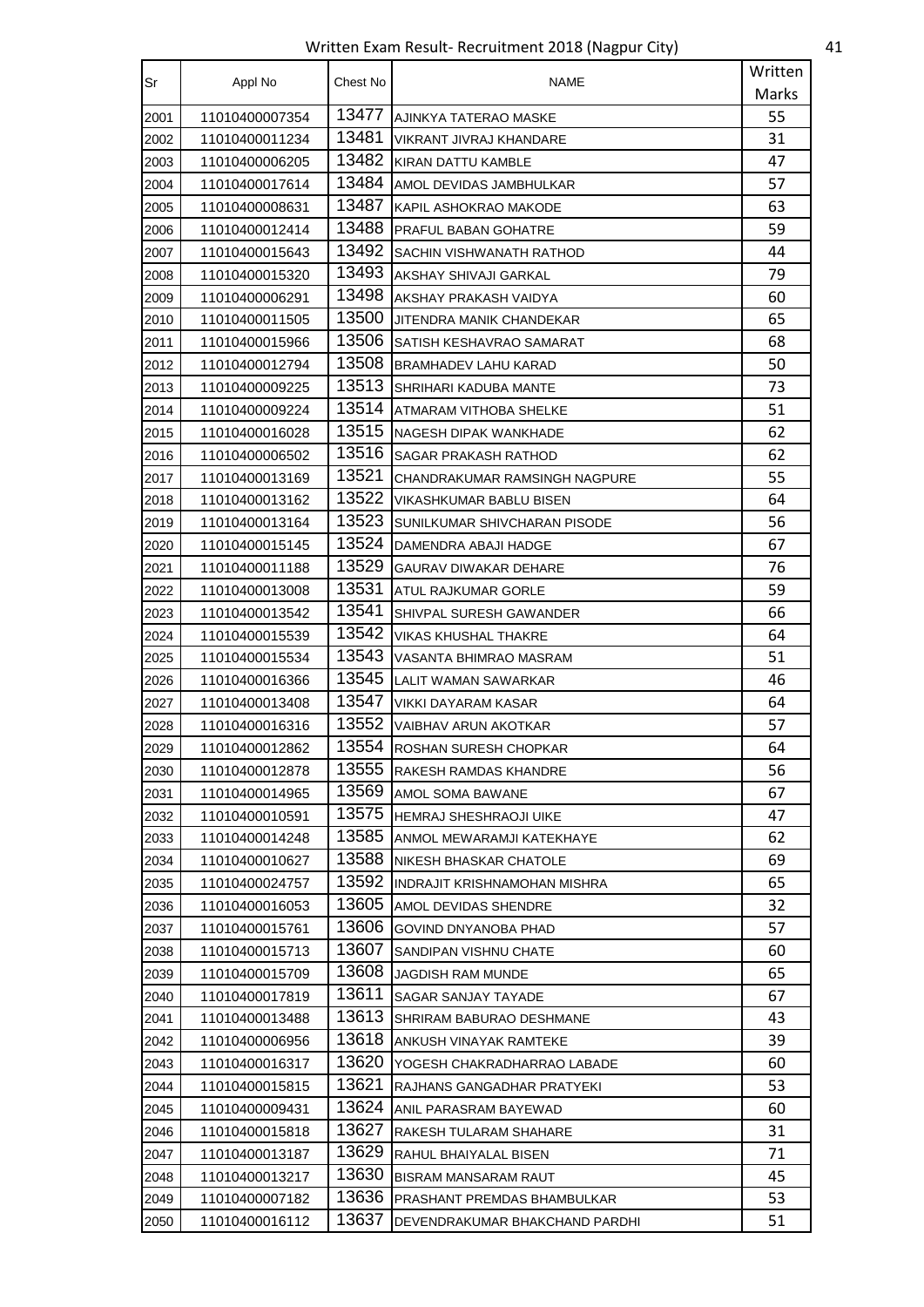Written Exam Result- Recruitment 2018 (Nagpur City)

| Sr | Appl No | Chest No | NAME | Written Marks |
|---|---|---|---|---|
| 2001 | 11010400007354 | 13477 | AJINKYA TATERAO MASKE | 55 |
| 2002 | 11010400011234 | 13481 | VIKRANT JIVRAJ KHANDARE | 31 |
| 2003 | 11010400006205 | 13482 | KIRAN DATTU KAMBLE | 47 |
| 2004 | 11010400017614 | 13484 | AMOL DEVIDAS JAMBHULKAR | 57 |
| 2005 | 11010400008631 | 13487 | KAPIL ASHOKRAO MAKODE | 63 |
| 2006 | 11010400012414 | 13488 | PRAFUL BABAN GOHATRE | 59 |
| 2007 | 11010400015643 | 13492 | SACHIN VISHWANATH RATHOD | 44 |
| 2008 | 11010400015320 | 13493 | AKSHAY SHIVAJI GARKAL | 79 |
| 2009 | 11010400006291 | 13498 | AKSHAY PRAKASH VAIDYA | 60 |
| 2010 | 11010400011505 | 13500 | JITENDRA MANIK CHANDEKAR | 65 |
| 2011 | 11010400015966 | 13506 | SATISH KESHAVRAO SAMARAT | 68 |
| 2012 | 11010400012794 | 13508 | BRAMHADEV LAHU KARAD | 50 |
| 2013 | 11010400009225 | 13513 | SHRIHARI KADUBA MANTE | 73 |
| 2014 | 11010400009224 | 13514 | ATMARAM VITHOBA SHELKE | 51 |
| 2015 | 11010400016028 | 13515 | NAGESH DIPAK WANKHADE | 62 |
| 2016 | 11010400006502 | 13516 | SAGAR PRAKASH RATHOD | 62 |
| 2017 | 11010400013169 | 13521 | CHANDRAKUMAR RAMSINGH NAGPURE | 55 |
| 2018 | 11010400013162 | 13522 | VIKASHKUMAR BABLU BISEN | 64 |
| 2019 | 11010400013164 | 13523 | SUNILKUMAR SHIVCHARAN PISODE | 56 |
| 2020 | 11010400015145 | 13524 | DAMENDRA ABAJI HADGE | 67 |
| 2021 | 11010400011188 | 13529 | GAURAV DIWAKAR DEHARE | 76 |
| 2022 | 11010400013008 | 13531 | ATUL RAJKUMAR GORLE | 59 |
| 2023 | 11010400013542 | 13541 | SHIVPAL SURESH GAWANDER | 66 |
| 2024 | 11010400015539 | 13542 | VIKAS KHUSHAL THAKRE | 64 |
| 2025 | 11010400015534 | 13543 | VASANTA BHIMRAO MASRAM | 51 |
| 2026 | 11010400016366 | 13545 | LALIT WAMAN SAWARKAR | 46 |
| 2027 | 11010400013408 | 13547 | VIKKI DAYARAM KASAR | 64 |
| 2028 | 11010400016316 | 13552 | VAIBHAV ARUN AKOTKAR | 57 |
| 2029 | 11010400012862 | 13554 | ROSHAN SURESH CHOPKAR | 64 |
| 2030 | 11010400012878 | 13555 | RAKESH RAMDAS KHANDRE | 56 |
| 2031 | 11010400014965 | 13569 | AMOL SOMA BAWANE | 67 |
| 2032 | 11010400010591 | 13575 | HEMRAJ SHESHRAOJI UIKE | 47 |
| 2033 | 11010400014248 | 13585 | ANMOL MEWARAMJI KATEKHAYE | 62 |
| 2034 | 11010400010627 | 13588 | NIKESH BHASKAR CHATOLE | 69 |
| 2035 | 11010400024757 | 13592 | INDRAJIT KRISHNAMOHAN MISHRA | 65 |
| 2036 | 11010400016053 | 13605 | AMOL DEVIDAS SHENDRE | 32 |
| 2037 | 11010400015761 | 13606 | GOVIND DNYANOBA PHAD | 57 |
| 2038 | 11010400015713 | 13607 | SANDIPAN VISHNU CHATE | 60 |
| 2039 | 11010400015709 | 13608 | JAGDISH RAM MUNDE | 65 |
| 2040 | 11010400017819 | 13611 | SAGAR SANJAY TAYADE | 67 |
| 2041 | 11010400013488 | 13613 | SHRIRAM BABURAO DESHMANE | 43 |
| 2042 | 11010400006956 | 13618 | ANKUSH VINAYAK RAMTEKE | 39 |
| 2043 | 11010400016317 | 13620 | YOGESH CHAKRADHARRAO LABADE | 60 |
| 2044 | 11010400015815 | 13621 | RAJHANS GANGADHAR PRATYEKI | 53 |
| 2045 | 11010400009431 | 13624 | ANIL PARASRAM BAYEWAD | 60 |
| 2046 | 11010400015818 | 13627 | RAKESH TULARAM SHAHARE | 31 |
| 2047 | 11010400013187 | 13629 | RAHUL BHAIYALAL BISEN | 71 |
| 2048 | 11010400013217 | 13630 | BISRAM MANSARAM RAUT | 45 |
| 2049 | 11010400007182 | 13636 | PRASHANT PREMDAS BHAMBULKAR | 53 |
| 2050 | 11010400016112 | 13637 | DEVENDRAKUMAR BHAKCHAND PARDHI | 51 |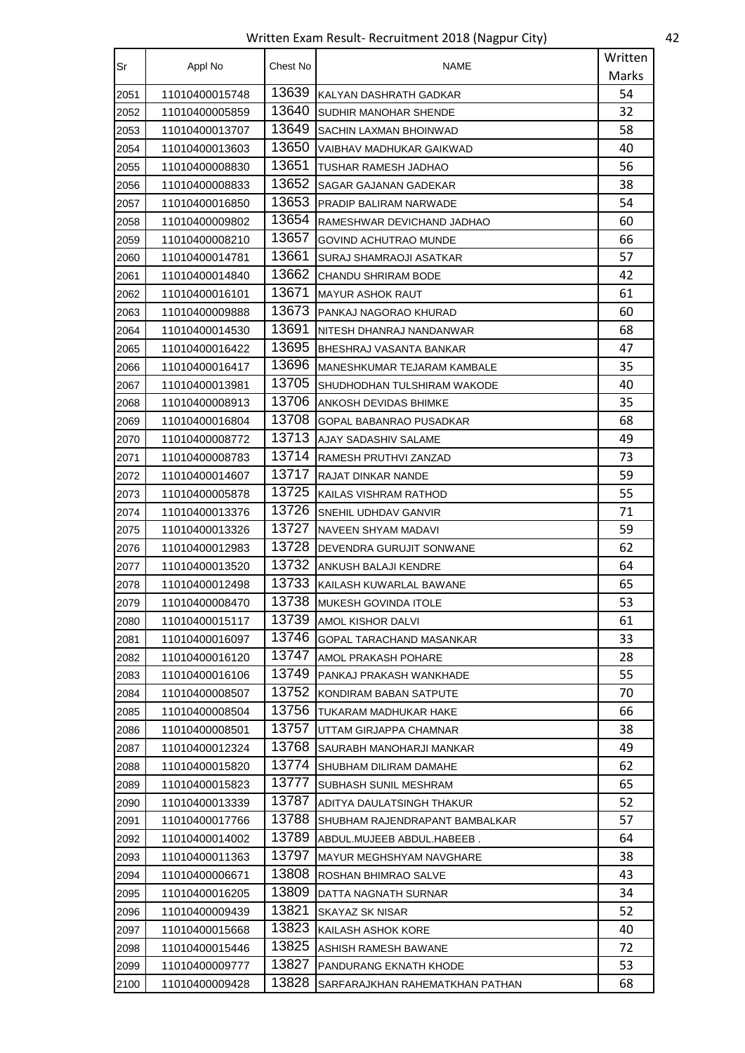| Sr | Appl No | Chest No | NAME | Written Marks |
|---|---|---|---|---|
| 2051 | 11010400015748 | 13639 | KALYAN DASHRATH GADKAR | 54 |
| 2052 | 11010400005859 | 13640 | SUDHIR MANOHAR SHENDE | 32 |
| 2053 | 11010400013707 | 13649 | SACHIN LAXMAN BHOINWAD | 58 |
| 2054 | 11010400013603 | 13650 | VAIBHAV MADHUKAR GAIKWAD | 40 |
| 2055 | 11010400008830 | 13651 | TUSHAR RAMESH JADHAO | 56 |
| 2056 | 11010400008833 | 13652 | SAGAR GAJANAN GADEKAR | 38 |
| 2057 | 11010400016850 | 13653 | PRADIP BALIRAM NARWADE | 54 |
| 2058 | 11010400009802 | 13654 | RAMESHWAR DEVICHAND JADHAO | 60 |
| 2059 | 11010400008210 | 13657 | GOVIND ACHUTRAO MUNDE | 66 |
| 2060 | 11010400014781 | 13661 | SURAJ SHAMRAOJI ASATKAR | 57 |
| 2061 | 11010400014840 | 13662 | CHANDU SHRIRAM BODE | 42 |
| 2062 | 11010400016101 | 13671 | MAYUR ASHOK RAUT | 61 |
| 2063 | 11010400009888 | 13673 | PANKAJ NAGORAO KHURAD | 60 |
| 2064 | 11010400014530 | 13691 | NITESH DHANRAJ NANDANWAR | 68 |
| 2065 | 11010400016422 | 13695 | BHESHRAJ VASANTA BANKAR | 47 |
| 2066 | 11010400016417 | 13696 | MANESHKUMAR TEJARAM KAMBALE | 35 |
| 2067 | 11010400013981 | 13705 | SHUDHODHAN TULSHIRAM WAKODE | 40 |
| 2068 | 11010400008913 | 13706 | ANKOSH DEVIDAS BHIMKE | 35 |
| 2069 | 11010400016804 | 13708 | GOPAL BABANRAO PUSADKAR | 68 |
| 2070 | 11010400008772 | 13713 | AJAY SADASHIV SALAME | 49 |
| 2071 | 11010400008783 | 13714 | RAMESH PRUTHVI ZANZAD | 73 |
| 2072 | 11010400014607 | 13717 | RAJAT DINKAR NANDE | 59 |
| 2073 | 11010400005878 | 13725 | KAILAS VISHRAM RATHOD | 55 |
| 2074 | 11010400013376 | 13726 | SNEHIL UDHDAV GANVIR | 71 |
| 2075 | 11010400013326 | 13727 | NAVEEN SHYAM MADAVI | 59 |
| 2076 | 11010400012983 | 13728 | DEVENDRA GURUJIT SONWANE | 62 |
| 2077 | 11010400013520 | 13732 | ANKUSH BALAJI KENDRE | 64 |
| 2078 | 11010400012498 | 13733 | KAILASH KUWARLAL BAWANE | 65 |
| 2079 | 11010400008470 | 13738 | MUKESH GOVINDA ITOLE | 53 |
| 2080 | 11010400015117 | 13739 | AMOL KISHOR DALVI | 61 |
| 2081 | 11010400016097 | 13746 | GOPAL TARACHAND MASANKAR | 33 |
| 2082 | 11010400016120 | 13747 | AMOL PRAKASH POHARE | 28 |
| 2083 | 11010400016106 | 13749 | PANKAJ PRAKASH WANKHADE | 55 |
| 2084 | 11010400008507 | 13752 | KONDIRAM BABAN SATPUTE | 70 |
| 2085 | 11010400008504 | 13756 | TUKARAM MADHUKAR HAKE | 66 |
| 2086 | 11010400008501 | 13757 | UTTAM GIRJAPPA CHAMNAR | 38 |
| 2087 | 11010400012324 | 13768 | SAURABH MANOHARJI MANKAR | 49 |
| 2088 | 11010400015820 | 13774 | SHUBHAM DILIRAM DAMAHE | 62 |
| 2089 | 11010400015823 | 13777 | SUBHASH SUNIL MESHRAM | 65 |
| 2090 | 11010400013339 | 13787 | ADITYA DAULATSINGH THAKUR | 52 |
| 2091 | 11010400017766 | 13788 | SHUBHAM RAJENDRAPANT BAMBALKAR | 57 |
| 2092 | 11010400014002 | 13789 | ABDUL.MUJEEB ABDUL.HABEEB . | 64 |
| 2093 | 11010400011363 | 13797 | MAYUR MEGHSHYAM NAVGHARE | 38 |
| 2094 | 11010400006671 | 13808 | ROSHAN BHIMRAO SALVE | 43 |
| 2095 | 11010400016205 | 13809 | DATTA NAGNATH SURNAR | 34 |
| 2096 | 11010400009439 | 13821 | SKAYAZ SK NISAR | 52 |
| 2097 | 11010400015668 | 13823 | KAILASH ASHOK KORE | 40 |
| 2098 | 11010400015446 | 13825 | ASHISH RAMESH BAWANE | 72 |
| 2099 | 11010400009777 | 13827 | PANDURANG EKNATH KHODE | 53 |
| 2100 | 11010400009428 | 13828 | SARFARAJKHAN RAHEMATKHAN PATHAN | 68 |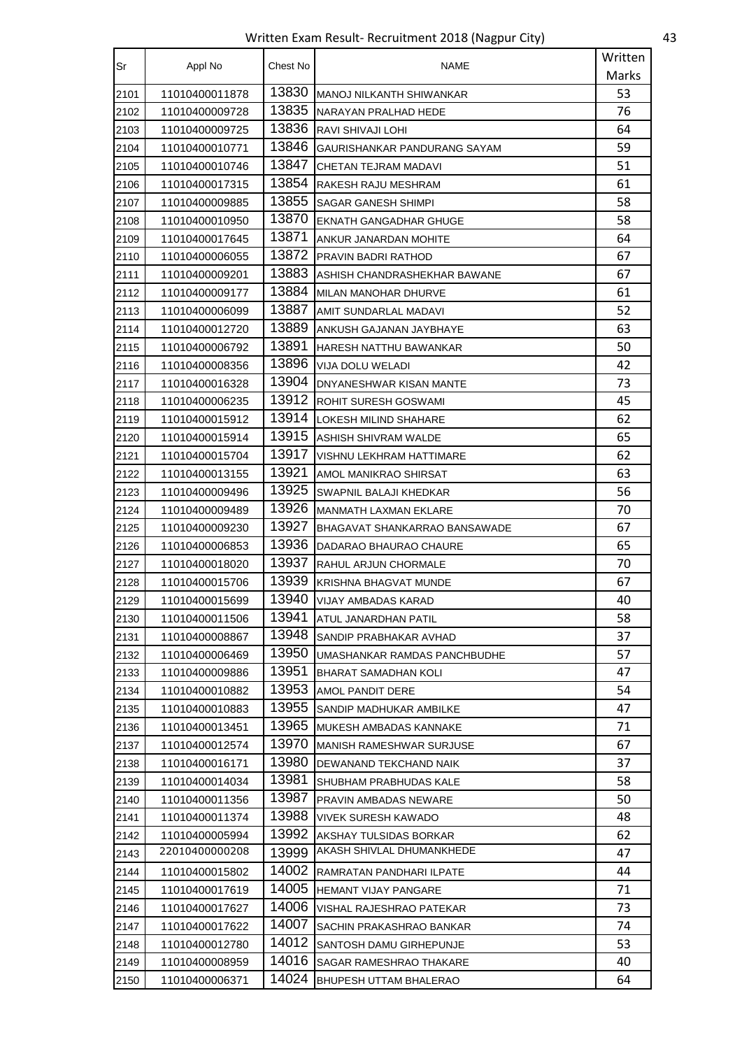Written Exam Result- Recruitment 2018 (Nagpur City)

| Sr | Appl No | Chest No | NAME | Written Marks |
|---|---|---|---|---|
| 2101 | 11010400011878 | 13830 | MANOJ NILKANTH SHIWANKAR | 53 |
| 2102 | 11010400009728 | 13835 | NARAYAN PRALHAD HEDE | 76 |
| 2103 | 11010400009725 | 13836 | RAVI SHIVAJI LOHI | 64 |
| 2104 | 11010400010771 | 13846 | GAURISHANKAR PANDURANG SAYAM | 59 |
| 2105 | 11010400010746 | 13847 | CHETAN TEJRAM MADAVI | 51 |
| 2106 | 11010400017315 | 13854 | RAKESH RAJU MESHRAM | 61 |
| 2107 | 11010400009885 | 13855 | SAGAR GANESH SHIMPI | 58 |
| 2108 | 11010400010950 | 13870 | EKNATH GANGADHAR GHUGE | 58 |
| 2109 | 11010400017645 | 13871 | ANKUR JANARDAN MOHITE | 64 |
| 2110 | 11010400006055 | 13872 | PRAVIN BADRI RATHOD | 67 |
| 2111 | 11010400009201 | 13883 | ASHISH CHANDRASHEKHAR BAWANE | 67 |
| 2112 | 11010400009177 | 13884 | MILAN MANOHAR DHURVE | 61 |
| 2113 | 11010400006099 | 13887 | AMIT SUNDARLAL MADAVI | 52 |
| 2114 | 11010400012720 | 13889 | ANKUSH GAJANAN JAYBHAYE | 63 |
| 2115 | 11010400006792 | 13891 | HARESH NATTHU BAWANKAR | 50 |
| 2116 | 11010400008356 | 13896 | VIJA DOLU WELADI | 42 |
| 2117 | 11010400016328 | 13904 | DNYANESHWAR KISAN MANTE | 73 |
| 2118 | 11010400006235 | 13912 | ROHIT SURESH GOSWAMI | 45 |
| 2119 | 11010400015912 | 13914 | LOKESH MILIND SHAHARE | 62 |
| 2120 | 11010400015914 | 13915 | ASHISH SHIVRAM WALDE | 65 |
| 2121 | 11010400015704 | 13917 | VISHNU LEKHRAM HATTIMARE | 62 |
| 2122 | 11010400013155 | 13921 | AMOL MANIKRAO SHIRSAT | 63 |
| 2123 | 11010400009496 | 13925 | SWAPNIL BALAJI KHEDKAR | 56 |
| 2124 | 11010400009489 | 13926 | MANMATH LAXMAN EKLARE | 70 |
| 2125 | 11010400009230 | 13927 | BHAGAVAT SHANKARRAO BANSAWADE | 67 |
| 2126 | 11010400006853 | 13936 | DADARAO BHAURAO CHAURE | 65 |
| 2127 | 11010400018020 | 13937 | RAHUL ARJUN CHORMALE | 70 |
| 2128 | 11010400015706 | 13939 | KRISHNA BHAGVAT MUNDE | 67 |
| 2129 | 11010400015699 | 13940 | VIJAY AMBADAS KARAD | 40 |
| 2130 | 11010400011506 | 13941 | ATUL JANARDHAN PATIL | 58 |
| 2131 | 11010400008867 | 13948 | SANDIP PRABHAKAR AVHAD | 37 |
| 2132 | 11010400006469 | 13950 | UMASHANKAR RAMDAS PANCHBUDHE | 57 |
| 2133 | 11010400009886 | 13951 | BHARAT SAMADHAN KOLI | 47 |
| 2134 | 11010400010882 | 13953 | AMOL PANDIT DERE | 54 |
| 2135 | 11010400010883 | 13955 | SANDIP MADHUKAR AMBILKE | 47 |
| 2136 | 11010400013451 | 13965 | MUKESH AMBADAS KANNAKE | 71 |
| 2137 | 11010400012574 | 13970 | MANISH RAMESHWAR SURJUSE | 67 |
| 2138 | 11010400016171 | 13980 | DEWANAND TEKCHAND NAIK | 37 |
| 2139 | 11010400014034 | 13981 | SHUBHAM PRABHUDAS KALE | 58 |
| 2140 | 11010400011356 | 13987 | PRAVIN AMBADAS NEWARE | 50 |
| 2141 | 11010400011374 | 13988 | VIVEK SURESH KAWADO | 48 |
| 2142 | 11010400005994 | 13992 | AKSHAY TULSIDAS BORKAR | 62 |
| 2143 | 22010400000208 | 13999 | AKASH SHIVLAL DHUMANKHEDE | 47 |
| 2144 | 11010400015802 | 14002 | RAMRATAN PANDHARI ILPATE | 44 |
| 2145 | 11010400017619 | 14005 | HEMANT VIJAY PANGARE | 71 |
| 2146 | 11010400017627 | 14006 | VISHAL RAJESHRAO PATEKAR | 73 |
| 2147 | 11010400017622 | 14007 | SACHIN PRAKASHRAO BANKAR | 74 |
| 2148 | 11010400012780 | 14012 | SANTOSH DAMU GIRHEPUNJE | 53 |
| 2149 | 11010400008959 | 14016 | SAGAR RAMESHRAO THAKARE | 40 |
| 2150 | 11010400006371 | 14024 | BHUPESH UTTAM BHALERAO | 64 |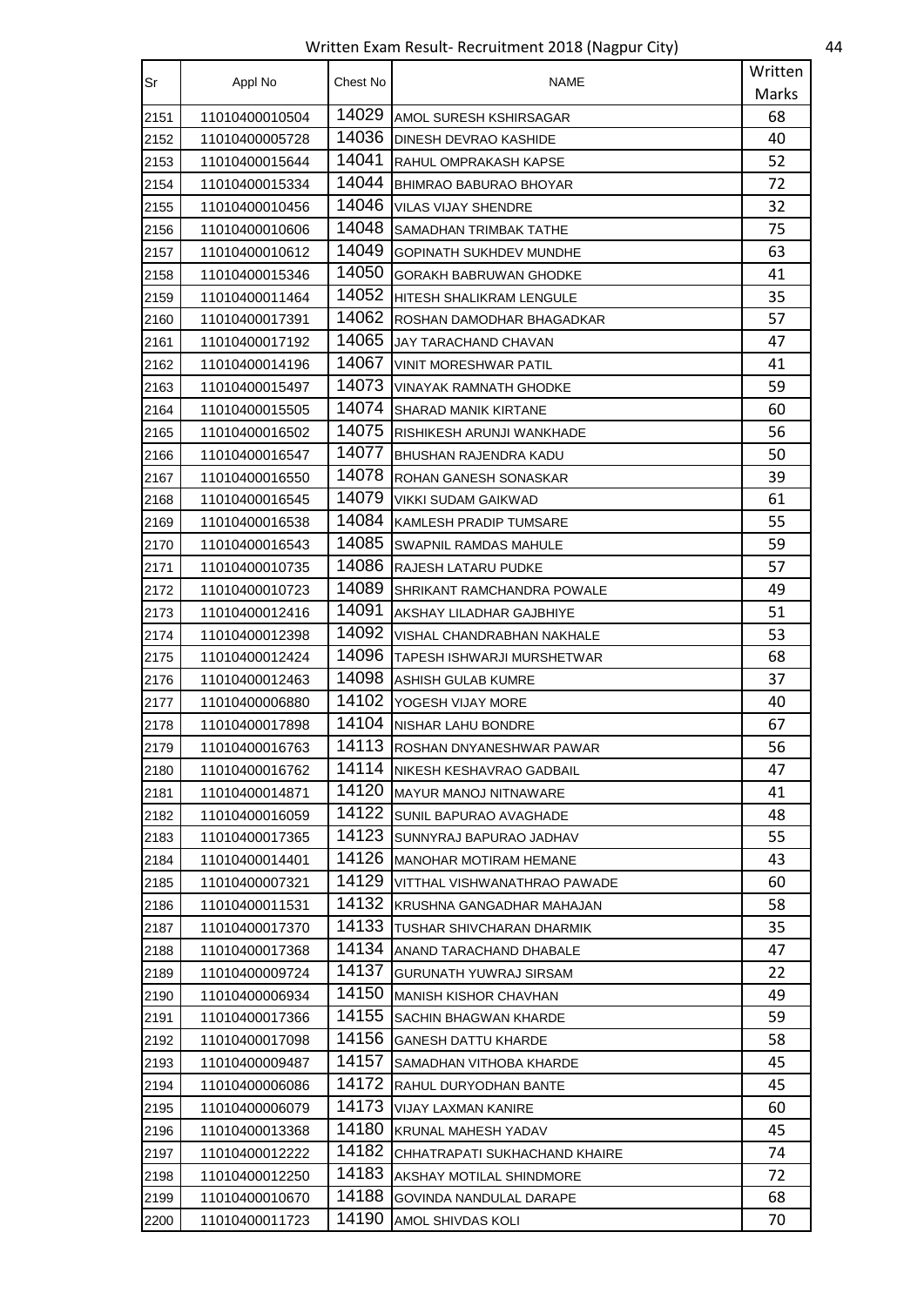Written Exam Result- Recruitment 2018 (Nagpur City)

| Sr | Appl No | Chest No | NAME | Written Marks |
|---|---|---|---|---|
| 2151 | 11010400010504 | 14029 | AMOL SURESH KSHIRSAGAR | 68 |
| 2152 | 11010400005728 | 14036 | DINESH DEVRAO KASHIDE | 40 |
| 2153 | 11010400015644 | 14041 | RAHUL OMPRAKASH KAPSE | 52 |
| 2154 | 11010400015334 | 14044 | BHIMRAO BABURAO BHOYAR | 72 |
| 2155 | 11010400010456 | 14046 | VILAS VIJAY SHENDRE | 32 |
| 2156 | 11010400010606 | 14048 | SAMADHAN TRIMBAK TATHE | 75 |
| 2157 | 11010400010612 | 14049 | GOPINATH SUKHDEV MUNDHE | 63 |
| 2158 | 11010400015346 | 14050 | GORAKH BABRUWAN GHODKE | 41 |
| 2159 | 11010400011464 | 14052 | HITESH SHALIKRAM LENGULE | 35 |
| 2160 | 11010400017391 | 14062 | ROSHAN DAMODHAR BHAGADKAR | 57 |
| 2161 | 11010400017192 | 14065 | JAY TARACHAND CHAVAN | 47 |
| 2162 | 11010400014196 | 14067 | VINIT MORESHWAR PATIL | 41 |
| 2163 | 11010400015497 | 14073 | VINAYAK RAMNATH GHODKE | 59 |
| 2164 | 11010400015505 | 14074 | SHARAD MANIK KIRTANE | 60 |
| 2165 | 11010400016502 | 14075 | RISHIKESH ARUNJI WANKHADE | 56 |
| 2166 | 11010400016547 | 14077 | BHUSHAN RAJENDRA KADU | 50 |
| 2167 | 11010400016550 | 14078 | ROHAN GANESH SONASKAR | 39 |
| 2168 | 11010400016545 | 14079 | VIKKI SUDAM GAIKWAD | 61 |
| 2169 | 11010400016538 | 14084 | KAMLESH PRADIP TUMSARE | 55 |
| 2170 | 11010400016543 | 14085 | SWAPNIL RAMDAS MAHULE | 59 |
| 2171 | 11010400010735 | 14086 | RAJESH LATARU PUDKE | 57 |
| 2172 | 11010400010723 | 14089 | SHRIKANT RAMCHANDRA POWALE | 49 |
| 2173 | 11010400012416 | 14091 | AKSHAY LILADHAR GAJBHIYE | 51 |
| 2174 | 11010400012398 | 14092 | VISHAL CHANDRABHAN NAKHALE | 53 |
| 2175 | 11010400012424 | 14096 | TAPESH ISHWARJI MURSHETWAR | 68 |
| 2176 | 11010400012463 | 14098 | ASHISH GULAB KUMRE | 37 |
| 2177 | 11010400006880 | 14102 | YOGESH VIJAY MORE | 40 |
| 2178 | 11010400017898 | 14104 | NISHAR LAHU BONDRE | 67 |
| 2179 | 11010400016763 | 14113 | ROSHAN DNYANESHWAR PAWAR | 56 |
| 2180 | 11010400016762 | 14114 | NIKESH KESHAVRAO GADBAIL | 47 |
| 2181 | 11010400014871 | 14120 | MAYUR MANOJ NITNAWARE | 41 |
| 2182 | 11010400016059 | 14122 | SUNIL BAPURAO AVAGHADE | 48 |
| 2183 | 11010400017365 | 14123 | SUNNYRAJ BAPURAO JADHAV | 55 |
| 2184 | 11010400014401 | 14126 | MANOHAR MOTIRAM HEMANE | 43 |
| 2185 | 11010400007321 | 14129 | VITTHAL VISHWANATHRAO PAWADE | 60 |
| 2186 | 11010400011531 | 14132 | KRUSHNA GANGADHAR MAHAJAN | 58 |
| 2187 | 11010400017370 | 14133 | TUSHAR SHIVCHARAN DHARMIK | 35 |
| 2188 | 11010400017368 | 14134 | ANAND TARACHAND DHABALE | 47 |
| 2189 | 11010400009724 | 14137 | GURUNATH YUWRAJ SIRSAM | 22 |
| 2190 | 11010400006934 | 14150 | MANISH KISHOR CHAVHAN | 49 |
| 2191 | 11010400017366 | 14155 | SACHIN BHAGWAN KHARDE | 59 |
| 2192 | 11010400017098 | 14156 | GANESH DATTU KHARDE | 58 |
| 2193 | 11010400009487 | 14157 | SAMADHAN VITHOBA KHARDE | 45 |
| 2194 | 11010400006086 | 14172 | RAHUL DURYODHAN BANTE | 45 |
| 2195 | 11010400006079 | 14173 | VIJAY LAXMAN KANIRE | 60 |
| 2196 | 11010400013368 | 14180 | KRUNAL MAHESH YADAV | 45 |
| 2197 | 11010400012222 | 14182 | CHHATRAPATI SUKHACHAND KHAIRE | 74 |
| 2198 | 11010400012250 | 14183 | AKSHAY MOTILAL SHINDMORE | 72 |
| 2199 | 11010400010670 | 14188 | GOVINDA NANDULAL DARAPE | 68 |
| 2200 | 11010400011723 | 14190 | AMOL SHIVDAS KOLI | 70 |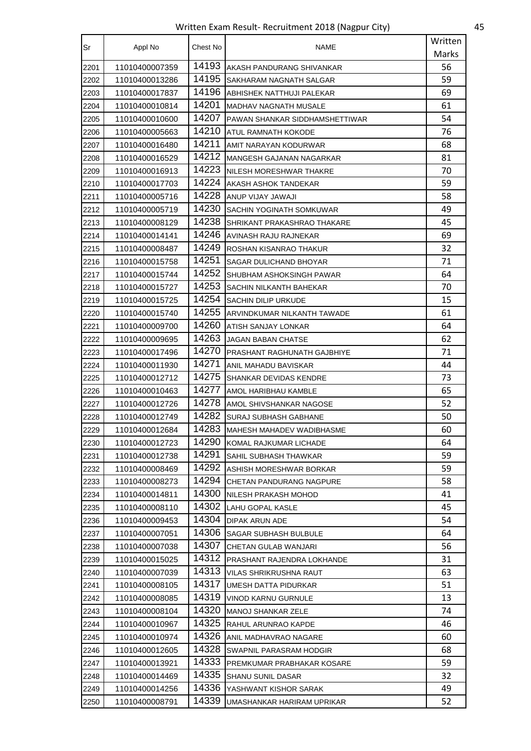Written Exam Result- Recruitment 2018 (Nagpur City)

| Sr | Appl No | Chest No | NAME | Written Marks |
|---|---|---|---|---|
| 2201 | 11010400007359 | 14193 | AKASH PANDURANG SHIVANKAR | 56 |
| 2202 | 11010400013286 | 14195 | SAKHARAM NAGNATH SALGAR | 59 |
| 2203 | 11010400017837 | 14196 | ABHISHEK NATTHUJI PALEKAR | 69 |
| 2204 | 11010400010814 | 14201 | MADHAV NAGNATH MUSALE | 61 |
| 2205 | 11010400010600 | 14207 | PAWAN SHANKAR SIDDHAMSHETTIWAR | 54 |
| 2206 | 11010400005663 | 14210 | ATUL RAMNATH KOKODE | 76 |
| 2207 | 11010400016480 | 14211 | AMIT NARAYAN KODURWAR | 68 |
| 2208 | 11010400016529 | 14212 | MANGESH GAJANAN NAGARKAR | 81 |
| 2209 | 11010400016913 | 14223 | NILESH MORESHWAR THAKRE | 70 |
| 2210 | 11010400017703 | 14224 | AKASH ASHOK TANDEKAR | 59 |
| 2211 | 11010400005716 | 14228 | ANUP VIJAY JAWAJI | 58 |
| 2212 | 11010400005719 | 14230 | SACHIN YOGINATH SOMKUWAR | 49 |
| 2213 | 11010400008129 | 14238 | SHRIKANT PRAKASHRAO THAKARE | 45 |
| 2214 | 11010400014141 | 14246 | AVINASH RAJU RAJNEKAR | 69 |
| 2215 | 11010400008487 | 14249 | ROSHAN KISANRAO THAKUR | 32 |
| 2216 | 11010400015758 | 14251 | SAGAR DULICHAND BHOYAR | 71 |
| 2217 | 11010400015744 | 14252 | SHUBHAM ASHOKSINGH PAWAR | 64 |
| 2218 | 11010400015727 | 14253 | SACHIN NILKANTH BAHEKAR | 70 |
| 2219 | 11010400015725 | 14254 | SACHIN DILIP URKUDE | 15 |
| 2220 | 11010400015740 | 14255 | ARVINDKUMAR NILKANTH TAWADE | 61 |
| 2221 | 11010400009700 | 14260 | ATISH SANJAY LONKAR | 64 |
| 2222 | 11010400009695 | 14263 | JAGAN BABAN CHATSE | 62 |
| 2223 | 11010400017496 | 14270 | PRASHANT RAGHUNATH GAJBHIYE | 71 |
| 2224 | 11010400011930 | 14271 | ANIL MAHADU BAVISKAR | 44 |
| 2225 | 11010400012712 | 14275 | SHANKAR DEVIDAS KENDRE | 73 |
| 2226 | 11010400010463 | 14277 | AMOL HARIBHAU KAMBLE | 65 |
| 2227 | 11010400012726 | 14278 | AMOL SHIVSHANKAR NAGOSE | 52 |
| 2228 | 11010400012749 | 14282 | SURAJ SUBHASH GABHANE | 50 |
| 2229 | 11010400012684 | 14283 | MAHESH MAHADEV WADIBHASME | 60 |
| 2230 | 11010400012723 | 14290 | KOMAL RAJKUMAR LICHADE | 64 |
| 2231 | 11010400012738 | 14291 | SAHIL SUBHASH THAWKAR | 59 |
| 2232 | 11010400008469 | 14292 | ASHISH MORESHWAR BORKAR | 59 |
| 2233 | 11010400008273 | 14294 | CHETAN PANDURANG NAGPURE | 58 |
| 2234 | 11010400014811 | 14300 | NILESH PRAKASH MOHOD | 41 |
| 2235 | 11010400008110 | 14302 | LAHU GOPAL KASLE | 45 |
| 2236 | 11010400009453 | 14304 | DIPAK ARUN ADE | 54 |
| 2237 | 11010400007051 | 14306 | SAGAR SUBHASH BULBULE | 64 |
| 2238 | 11010400007038 | 14307 | CHETAN GULAB WANJARI | 56 |
| 2239 | 11010400015025 | 14312 | PRASHANT RAJENDRA LOKHANDE | 31 |
| 2240 | 11010400007039 | 14313 | VILAS SHRIKRUSHNA RAUT | 63 |
| 2241 | 11010400008105 | 14317 | UMESH DATTA PIDURKAR | 51 |
| 2242 | 11010400008085 | 14319 | VINOD KARNU GURNULE | 13 |
| 2243 | 11010400008104 | 14320 | MANOJ SHANKAR ZELE | 74 |
| 2244 | 11010400010967 | 14325 | RAHUL ARUNRAO KAPDE | 46 |
| 2245 | 11010400010974 | 14326 | ANIL MADHAVRAO NAGARE | 60 |
| 2246 | 11010400012605 | 14328 | SWAPNIL PARASRAM HODGIR | 68 |
| 2247 | 11010400013921 | 14333 | PREMKUMAR PRABHAKAR KOSARE | 59 |
| 2248 | 11010400014469 | 14335 | SHANU SUNIL DASAR | 32 |
| 2249 | 11010400014256 | 14336 | YASHWANT KISHOR SARAK | 49 |
| 2250 | 11010400008791 | 14339 | UMASHANKAR HARIRAM UPRIKAR | 52 |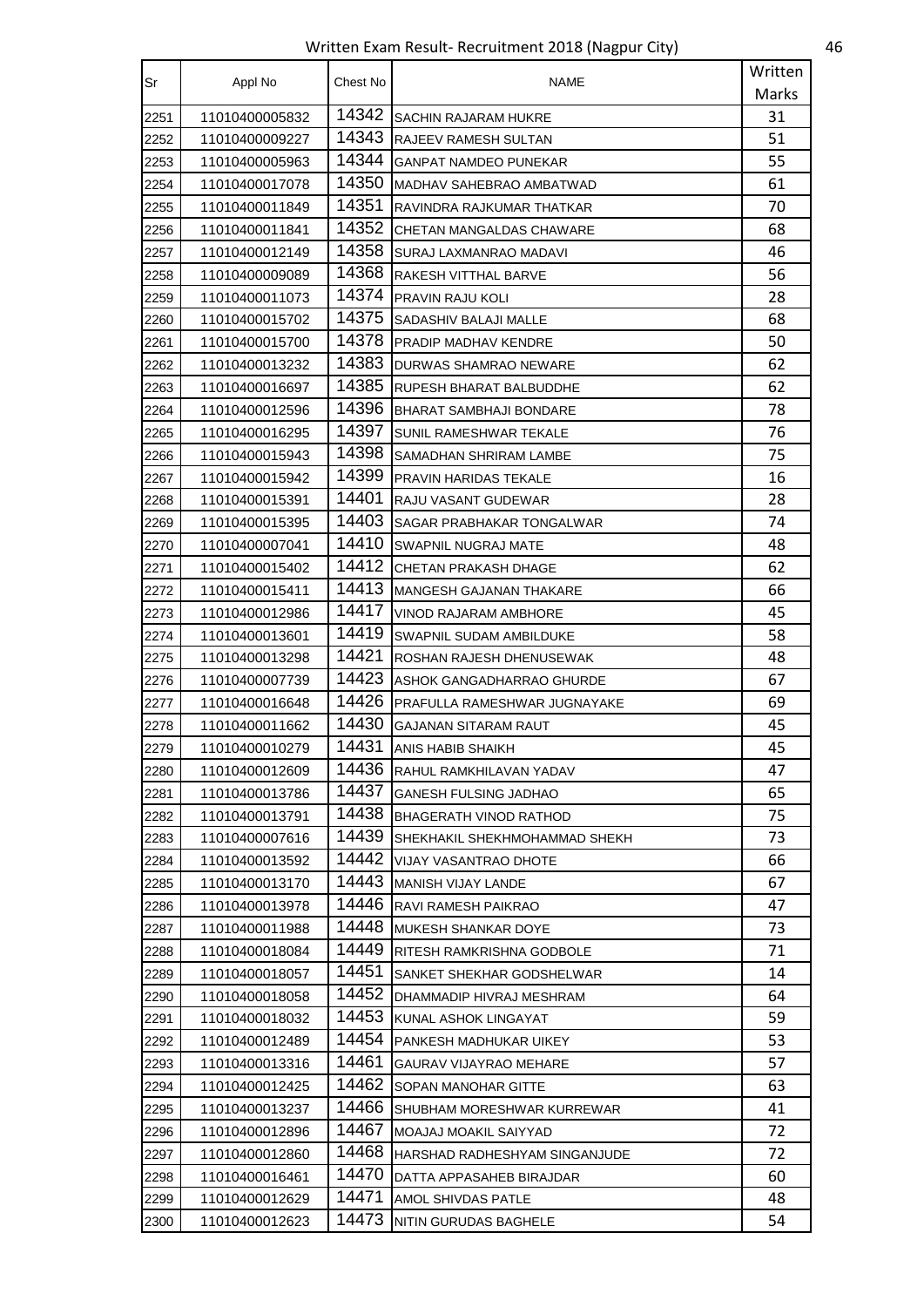Written Exam Result- Recruitment 2018 (Nagpur City)

| Sr | Appl No | Chest No | NAME | Written Marks |
|---|---|---|---|---|
| 2251 | 11010400005832 | 14342 | SACHIN RAJARAM HUKRE | 31 |
| 2252 | 11010400009227 | 14343 | RAJEEV RAMESH SULTAN | 51 |
| 2253 | 11010400005963 | 14344 | GANPAT NAMDEO PUNEKAR | 55 |
| 2254 | 11010400017078 | 14350 | MADHAV SAHEBRAO AMBATWAD | 61 |
| 2255 | 11010400011849 | 14351 | RAVINDRA RAJKUMAR THATKAR | 70 |
| 2256 | 11010400011841 | 14352 | CHETAN MANGALDAS CHAWARE | 68 |
| 2257 | 11010400012149 | 14358 | SURAJ LAXMANRAO MADAVI | 46 |
| 2258 | 11010400009089 | 14368 | RAKESH VITTHAL BARVE | 56 |
| 2259 | 11010400011073 | 14374 | PRAVIN RAJU KOLI | 28 |
| 2260 | 11010400015702 | 14375 | SADASHIV BALAJI MALLE | 68 |
| 2261 | 11010400015700 | 14378 | PRADIP MADHAV KENDRE | 50 |
| 2262 | 11010400013232 | 14383 | DURWAS SHAMRAO NEWARE | 62 |
| 2263 | 11010400016697 | 14385 | RUPESH BHARAT BALBUDDHE | 62 |
| 2264 | 11010400012596 | 14396 | BHARAT SAMBHAJI BONDARE | 78 |
| 2265 | 11010400016295 | 14397 | SUNIL RAMESHWAR TEKALE | 76 |
| 2266 | 11010400015943 | 14398 | SAMADHAN SHRIRAM LAMBE | 75 |
| 2267 | 11010400015942 | 14399 | PRAVIN HARIDAS TEKALE | 16 |
| 2268 | 11010400015391 | 14401 | RAJU VASANT GUDEWAR | 28 |
| 2269 | 11010400015395 | 14403 | SAGAR PRABHAKAR TONGALWAR | 74 |
| 2270 | 11010400007041 | 14410 | SWAPNIL NUGRAJ MATE | 48 |
| 2271 | 11010400015402 | 14412 | CHETAN PRAKASH DHAGE | 62 |
| 2272 | 11010400015411 | 14413 | MANGESH GAJANAN THAKARE | 66 |
| 2273 | 11010400012986 | 14417 | VINOD RAJARAM AMBHORE | 45 |
| 2274 | 11010400013601 | 14419 | SWAPNIL SUDAM AMBILDUKE | 58 |
| 2275 | 11010400013298 | 14421 | ROSHAN RAJESH DHENUSEWAK | 48 |
| 2276 | 11010400007739 | 14423 | ASHOK GANGADHARRAO GHURDE | 67 |
| 2277 | 11010400016648 | 14426 | PRAFULLA RAMESHWAR JUGNAYAKE | 69 |
| 2278 | 11010400011662 | 14430 | GAJANAN SITARAM RAUT | 45 |
| 2279 | 11010400010279 | 14431 | ANIS HABIB SHAIKH | 45 |
| 2280 | 11010400012609 | 14436 | RAHUL RAMKHILAVAN YADAV | 47 |
| 2281 | 11010400013786 | 14437 | GANESH FULSING JADHAO | 65 |
| 2282 | 11010400013791 | 14438 | BHAGERATH VINOD RATHOD | 75 |
| 2283 | 11010400007616 | 14439 | SHEKHAKIL SHEKHMOHAMMAD SHEKH | 73 |
| 2284 | 11010400013592 | 14442 | VIJAY VASANTRAO DHOTE | 66 |
| 2285 | 11010400013170 | 14443 | MANISH VIJAY LANDE | 67 |
| 2286 | 11010400013978 | 14446 | RAVI RAMESH PAIKRAO | 47 |
| 2287 | 11010400011988 | 14448 | MUKESH SHANKAR DOYE | 73 |
| 2288 | 11010400018084 | 14449 | RITESH RAMKRISHNA GODBOLE | 71 |
| 2289 | 11010400018057 | 14451 | SANKET SHEKHAR GODSHELWAR | 14 |
| 2290 | 11010400018058 | 14452 | DHAMMADIP HIVRAJ MESHRAM | 64 |
| 2291 | 11010400018032 | 14453 | KUNAL ASHOK LINGAYAT | 59 |
| 2292 | 11010400012489 | 14454 | PANKESH MADHUKAR UIKEY | 53 |
| 2293 | 11010400013316 | 14461 | GAURAV VIJAYRAO MEHARE | 57 |
| 2294 | 11010400012425 | 14462 | SOPAN MANOHAR GITTE | 63 |
| 2295 | 11010400013237 | 14466 | SHUBHAM MORESHWAR KURREWAR | 41 |
| 2296 | 11010400012896 | 14467 | MOAJAJ MOAKIL SAIYYAD | 72 |
| 2297 | 11010400012860 | 14468 | HARSHAD RADHESHYAM SINGANJUDE | 72 |
| 2298 | 11010400016461 | 14470 | DATTA APPASAHEB BIRAJDAR | 60 |
| 2299 | 11010400012629 | 14471 | AMOL SHIVDAS PATLE | 48 |
| 2300 | 11010400012623 | 14473 | NITIN GURUDAS BAGHELE | 54 |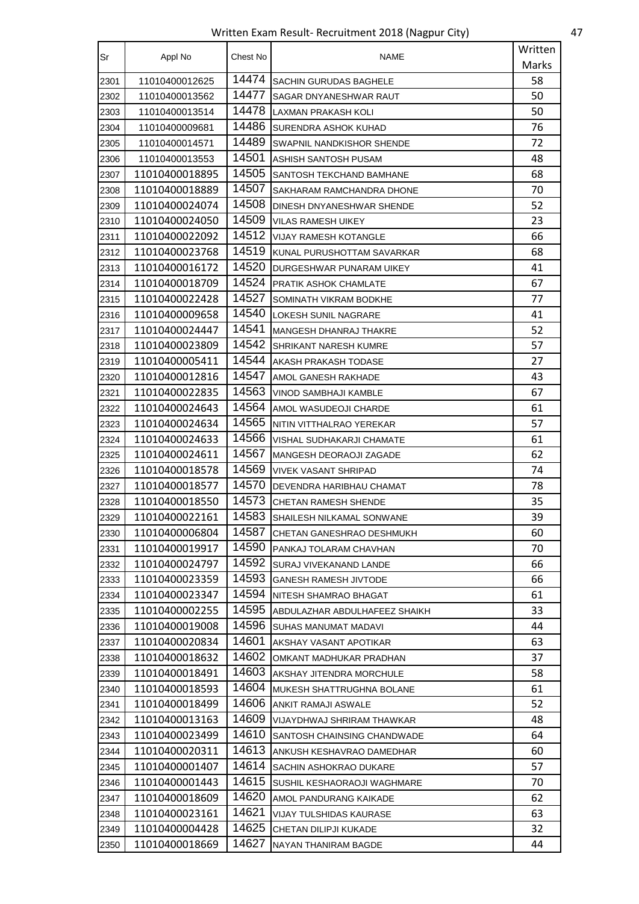# Written Exam Result- Recruitment 2018 (Nagpur City)

| Sr | Appl No | Chest No | NAME | Written Marks |
|---|---|---|---|---|
| 2301 | 11010400012625 | 14474 | SACHIN GURUDAS BAGHELE | 58 |
| 2302 | 11010400013562 | 14477 | SAGAR DNYANESHWAR RAUT | 50 |
| 2303 | 11010400013514 | 14478 | LAXMAN PRAKASH KOLI | 50 |
| 2304 | 11010400009681 | 14486 | SURENDRA ASHOK KUHAD | 76 |
| 2305 | 11010400014571 | 14489 | SWAPNIL NANDKISHOR SHENDE | 72 |
| 2306 | 11010400013553 | 14501 | ASHISH SANTOSH PUSAM | 48 |
| 2307 | 11010400018895 | 14505 | SANTOSH TEKCHAND BAMHANE | 68 |
| 2308 | 11010400018889 | 14507 | SAKHARAM RAMCHANDRA DHONE | 70 |
| 2309 | 11010400024074 | 14508 | DINESH DNYANESHWAR SHENDE | 52 |
| 2310 | 11010400024050 | 14509 | VILAS RAMESH UIKEY | 23 |
| 2311 | 11010400022092 | 14512 | VIJAY RAMESH KOTANGLE | 66 |
| 2312 | 11010400023768 | 14519 | KUNAL PURUSHOTTAM SAVARKAR | 68 |
| 2313 | 11010400016172 | 14520 | DURGESHWAR PUNARAM UIKEY | 41 |
| 2314 | 11010400018709 | 14524 | PRATIK ASHOK CHAMLATE | 67 |
| 2315 | 11010400022428 | 14527 | SOMINATH VIKRAM BODKHE | 77 |
| 2316 | 11010400009658 | 14540 | LOKESH SUNIL NAGRARE | 41 |
| 2317 | 11010400024447 | 14541 | MANGESH DHANRAJ THAKRE | 52 |
| 2318 | 11010400023809 | 14542 | SHRIKANT NARESH KUMRE | 57 |
| 2319 | 11010400005411 | 14544 | AKASH PRAKASH TODASE | 27 |
| 2320 | 11010400012816 | 14547 | AMOL GANESH RAKHADE | 43 |
| 2321 | 11010400022835 | 14563 | VINOD SAMBHAJI KAMBLE | 67 |
| 2322 | 11010400024643 | 14564 | AMOL WASUDEOJI CHARDE | 61 |
| 2323 | 11010400024634 | 14565 | NITIN VITTHALRAO YEREKAR | 57 |
| 2324 | 11010400024633 | 14566 | VISHAL SUDHAKARJI CHAMATE | 61 |
| 2325 | 11010400024611 | 14567 | MANGESH DEORAOJI ZAGADE | 62 |
| 2326 | 11010400018578 | 14569 | VIVEK VASANT SHRIPAD | 74 |
| 2327 | 11010400018577 | 14570 | DEVENDRA HARIBHAU CHAMAT | 78 |
| 2328 | 11010400018550 | 14573 | CHETAN RAMESH SHENDE | 35 |
| 2329 | 11010400022161 | 14583 | SHAILESH NILKAMAL SONWANE | 39 |
| 2330 | 11010400006804 | 14587 | CHETAN GANESHRAO DESHMUKH | 60 |
| 2331 | 11010400019917 | 14590 | PANKAJ TOLARAM CHAVHAN | 70 |
| 2332 | 11010400024797 | 14592 | SURAJ VIVEKANAND LANDE | 66 |
| 2333 | 11010400023359 | 14593 | GANESH RAMESH JIVTODE | 66 |
| 2334 | 11010400023347 | 14594 | NITESH SHAMRAO BHAGAT | 61 |
| 2335 | 11010400002255 | 14595 | ABDULAZHAR ABDULHAFEEZ SHAIKH | 33 |
| 2336 | 11010400019008 | 14596 | SUHAS MANUMAT MADAVI | 44 |
| 2337 | 11010400020834 | 14601 | AKSHAY VASANT APOTIKAR | 63 |
| 2338 | 11010400018632 | 14602 | OMKANT MADHUKAR PRADHAN | 37 |
| 2339 | 11010400018491 | 14603 | AKSHAY JITENDRA MORCHULE | 58 |
| 2340 | 11010400018593 | 14604 | MUKESH SHATTRUGHNA BOLANE | 61 |
| 2341 | 11010400018499 | 14606 | ANKIT RAMAJI ASWALE | 52 |
| 2342 | 11010400013163 | 14609 | VIJAYDHWAJ SHRIRAM THAWKAR | 48 |
| 2343 | 11010400023499 | 14610 | SANTOSH CHAINSING CHANDWADE | 64 |
| 2344 | 11010400020311 | 14613 | ANKUSH KESHAVRAO DAMEDHAR | 60 |
| 2345 | 11010400001407 | 14614 | SACHIN ASHOKRAO DUKARE | 57 |
| 2346 | 11010400001443 | 14615 | SUSHIL KESHAORAOJI WAGHMARE | 70 |
| 2347 | 11010400018609 | 14620 | AMOL PANDURANG KAIKADE | 62 |
| 2348 | 11010400023161 | 14621 | VIJAY TULSHIDAS KAURASE | 63 |
| 2349 | 11010400004428 | 14625 | CHETAN DILIPJI KUKADE | 32 |
| 2350 | 11010400018669 | 14627 | NAYAN THANIRAM BAGDE | 44 |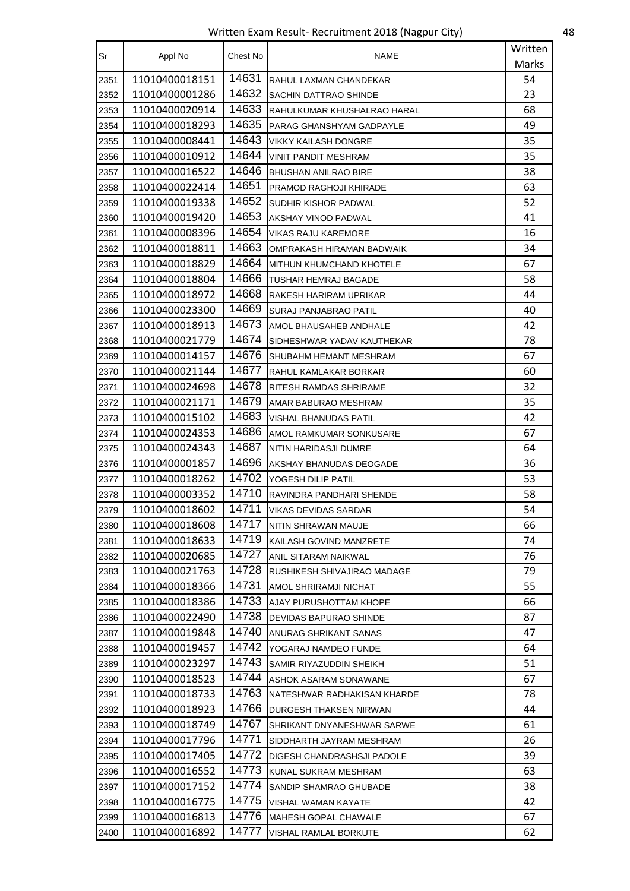Written Exam Result- Recruitment 2018 (Nagpur City)

| Sr | Appl No | Chest No | NAME | Written Marks |
|---|---|---|---|---|
| 2351 | 11010400018151 | 14631 | RAHUL LAXMAN CHANDEKAR | 54 |
| 2352 | 11010400001286 | 14632 | SACHIN DATTRAO SHINDE | 23 |
| 2353 | 11010400020914 | 14633 | RAHULKUMAR KHUSHALRAO HARAL | 68 |
| 2354 | 11010400018293 | 14635 | PARAG GHANSHYAM GADPAYLE | 49 |
| 2355 | 11010400008441 | 14643 | VIKKY KAILASH DONGRE | 35 |
| 2356 | 11010400010912 | 14644 | VINIT PANDIT MESHRAM | 35 |
| 2357 | 11010400016522 | 14646 | BHUSHAN ANILRAO BIRE | 38 |
| 2358 | 11010400022414 | 14651 | PRAMOD RAGHOJI KHIRADE | 63 |
| 2359 | 11010400019338 | 14652 | SUDHIR KISHOR PADWAL | 52 |
| 2360 | 11010400019420 | 14653 | AKSHAY VINOD PADWAL | 41 |
| 2361 | 11010400008396 | 14654 | VIKAS RAJU KAREMORE | 16 |
| 2362 | 11010400018811 | 14663 | OMPRAKASH HIRAMAN BADWAIK | 34 |
| 2363 | 11010400018829 | 14664 | MITHUN KHUMCHAND KHOTELE | 67 |
| 2364 | 11010400018804 | 14666 | TUSHAR HEMRAJ BAGADE | 58 |
| 2365 | 11010400018972 | 14668 | RAKESH HARIRAM UPRIKAR | 44 |
| 2366 | 11010400023300 | 14669 | SURAJ PANJABRAO PATIL | 40 |
| 2367 | 11010400018913 | 14673 | AMOL BHAUSAHEB ANDHALE | 42 |
| 2368 | 11010400021779 | 14674 | SIDHESHWAR YADAV KAUTHEKAR | 78 |
| 2369 | 11010400014157 | 14676 | SHUBAHM HEMANT MESHRAM | 67 |
| 2370 | 11010400021144 | 14677 | RAHUL KAMLAKAR BORKAR | 60 |
| 2371 | 11010400024698 | 14678 | RITESH RAMDAS SHRIRAME | 32 |
| 2372 | 11010400021171 | 14679 | AMAR BABURAO MESHRAM | 35 |
| 2373 | 11010400015102 | 14683 | VISHAL BHANUDAS PATIL | 42 |
| 2374 | 11010400024353 | 14686 | AMOL RAMKUMAR SONKUSARE | 67 |
| 2375 | 11010400024343 | 14687 | NITIN HARIDASJI DUMRE | 64 |
| 2376 | 11010400001857 | 14696 | AKSHAY BHANUDAS DEOGADE | 36 |
| 2377 | 11010400018262 | 14702 | YOGESH DILIP PATIL | 53 |
| 2378 | 11010400003352 | 14710 | RAVINDRA PANDHARI SHENDE | 58 |
| 2379 | 11010400018602 | 14711 | VIKAS DEVIDAS SARDAR | 54 |
| 2380 | 11010400018608 | 14717 | NITIN SHRAWAN MAUJE | 66 |
| 2381 | 11010400018633 | 14719 | KAILASH GOVIND MANZRETE | 74 |
| 2382 | 11010400020685 | 14727 | ANIL SITARAM NAIKWAL | 76 |
| 2383 | 11010400021763 | 14728 | RUSHIKESH SHIVAJIRAO MADAGE | 79 |
| 2384 | 11010400018366 | 14731 | AMOL SHRIRAMJI NICHAT | 55 |
| 2385 | 11010400018386 | 14733 | AJAY PURUSHOTTAM KHOPE | 66 |
| 2386 | 11010400022490 | 14738 | DEVIDAS BAPURAO SHINDE | 87 |
| 2387 | 11010400019848 | 14740 | ANURAG SHRIKANT SANAS | 47 |
| 2388 | 11010400019457 | 14742 | YOGARAJ NAMDEO FUNDE | 64 |
| 2389 | 11010400023297 | 14743 | SAMIR RIYAZUDDIN SHEIKH | 51 |
| 2390 | 11010400018523 | 14744 | ASHOK ASARAM SONAWANE | 67 |
| 2391 | 11010400018733 | 14763 | NATESHWAR RADHAKISAN KHARDE | 78 |
| 2392 | 11010400018923 | 14766 | DURGESH THAKSEN NIRWAN | 44 |
| 2393 | 11010400018749 | 14767 | SHRIKANT DNYANESHWAR SARWE | 61 |
| 2394 | 11010400017796 | 14771 | SIDDHARTH JAYRAM MESHRAM | 26 |
| 2395 | 11010400017405 | 14772 | DIGESH CHANDRASHSJI PADOLE | 39 |
| 2396 | 11010400016552 | 14773 | KUNAL SUKRAM MESHRAM | 63 |
| 2397 | 11010400017152 | 14774 | SANDIP SHAMRAO GHUBADE | 38 |
| 2398 | 11010400016775 | 14775 | VISHAL WAMAN KAYATE | 42 |
| 2399 | 11010400016813 | 14776 | MAHESH GOPAL CHAWALE | 67 |
| 2400 | 11010400016892 | 14777 | VISHAL RAMLAL BORKUTE | 62 |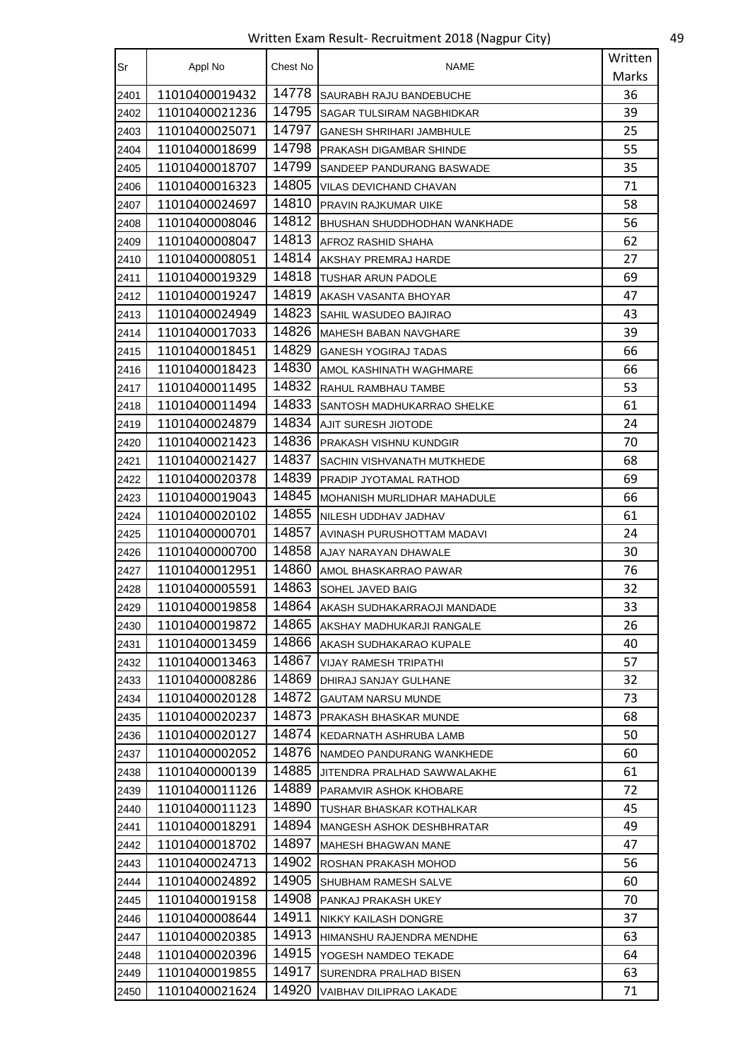Written Exam Result- Recruitment 2018 (Nagpur City)

| Sr | Appl No | Chest No | NAME | Written Marks |
|---|---|---|---|---|
| 2401 | 11010400019432 | 14778 | SAURABH RAJU BANDEBUCHE | 36 |
| 2402 | 11010400021236 | 14795 | SAGAR TULSIRAM NAGBHIDKAR | 39 |
| 2403 | 11010400025071 | 14797 | GANESH SHRIHARI JAMBHULE | 25 |
| 2404 | 11010400018699 | 14798 | PRAKASH DIGAMBAR SHINDE | 55 |
| 2405 | 11010400018707 | 14799 | SANDEEP PANDURANG BASWADE | 35 |
| 2406 | 11010400016323 | 14805 | VILAS DEVICHAND CHAVAN | 71 |
| 2407 | 11010400024697 | 14810 | PRAVIN RAJKUMAR UIKE | 58 |
| 2408 | 11010400008046 | 14812 | BHUSHAN SHUDDHODHAN WANKHADE | 56 |
| 2409 | 11010400008047 | 14813 | AFROZ RASHID SHAHA | 62 |
| 2410 | 11010400008051 | 14814 | AKSHAY PREMRAJ HARDE | 27 |
| 2411 | 11010400019329 | 14818 | TUSHAR ARUN PADOLE | 69 |
| 2412 | 11010400019247 | 14819 | AKASH VASANTA BHOYAR | 47 |
| 2413 | 11010400024949 | 14823 | SAHIL WASUDEO BAJIRAO | 43 |
| 2414 | 11010400017033 | 14826 | MAHESH BABAN NAVGHARE | 39 |
| 2415 | 11010400018451 | 14829 | GANESH YOGIRAJ TADAS | 66 |
| 2416 | 11010400018423 | 14830 | AMOL KASHINATH WAGHMARE | 66 |
| 2417 | 11010400011495 | 14832 | RAHUL RAMBHAU TAMBE | 53 |
| 2418 | 11010400011494 | 14833 | SANTOSH MADHUKARRAO SHELKE | 61 |
| 2419 | 11010400024879 | 14834 | AJIT SURESH JIOTODE | 24 |
| 2420 | 11010400021423 | 14836 | PRAKASH VISHNU KUNDGIR | 70 |
| 2421 | 11010400021427 | 14837 | SACHIN VISHVANATH MUTKHEDE | 68 |
| 2422 | 11010400020378 | 14839 | PRADIP JYOTAMAL RATHOD | 69 |
| 2423 | 11010400019043 | 14845 | MOHANISH MURLIDHAR MAHADULE | 66 |
| 2424 | 11010400020102 | 14855 | NILESH UDDHAV JADHAV | 61 |
| 2425 | 11010400000701 | 14857 | AVINASH PURUSHOTTAM MADAVI | 24 |
| 2426 | 11010400000700 | 14858 | AJAY NARAYAN DHAWALE | 30 |
| 2427 | 11010400012951 | 14860 | AMOL BHASKARRAO PAWAR | 76 |
| 2428 | 11010400005591 | 14863 | SOHEL JAVED BAIG | 32 |
| 2429 | 11010400019858 | 14864 | AKASH SUDHAKARRAOJI MANDADE | 33 |
| 2430 | 11010400019872 | 14865 | AKSHAY MADHUKARJI RANGALE | 26 |
| 2431 | 11010400013459 | 14866 | AKASH SUDHAKARAO KUPALE | 40 |
| 2432 | 11010400013463 | 14867 | VIJAY RAMESH TRIPATHI | 57 |
| 2433 | 11010400008286 | 14869 | DHIRAJ SANJAY GULHANE | 32 |
| 2434 | 11010400020128 | 14872 | GAUTAM NARSU MUNDE | 73 |
| 2435 | 11010400020237 | 14873 | PRAKASH BHASKAR MUNDE | 68 |
| 2436 | 11010400020127 | 14874 | KEDARNATH ASHRUBA LAMB | 50 |
| 2437 | 11010400002052 | 14876 | NAMDEO PANDURANG WANKHEDE | 60 |
| 2438 | 11010400000139 | 14885 | JITENDRA PRALHAD SAWWALAKHE | 61 |
| 2439 | 11010400011126 | 14889 | PARAMVIR ASHOK KHOBARE | 72 |
| 2440 | 11010400011123 | 14890 | TUSHAR BHASKAR KOTHALKAR | 45 |
| 2441 | 11010400018291 | 14894 | MANGESH ASHOK DESHBHRATAR | 49 |
| 2442 | 11010400018702 | 14897 | MAHESH BHAGWAN MANE | 47 |
| 2443 | 11010400024713 | 14902 | ROSHAN PRAKASH MOHOD | 56 |
| 2444 | 11010400024892 | 14905 | SHUBHAM RAMESH SALVE | 60 |
| 2445 | 11010400019158 | 14908 | PANKAJ PRAKASH UKEY | 70 |
| 2446 | 11010400008644 | 14911 | NIKKY KAILASH DONGRE | 37 |
| 2447 | 11010400020385 | 14913 | HIMANSHU RAJENDRA MENDHE | 63 |
| 2448 | 11010400020396 | 14915 | YOGESH NAMDEO TEKADE | 64 |
| 2449 | 11010400019855 | 14917 | SURENDRA PRALHAD BISEN | 63 |
| 2450 | 11010400021624 | 14920 | VAIBHAV DILIPRAO LAKADE | 71 |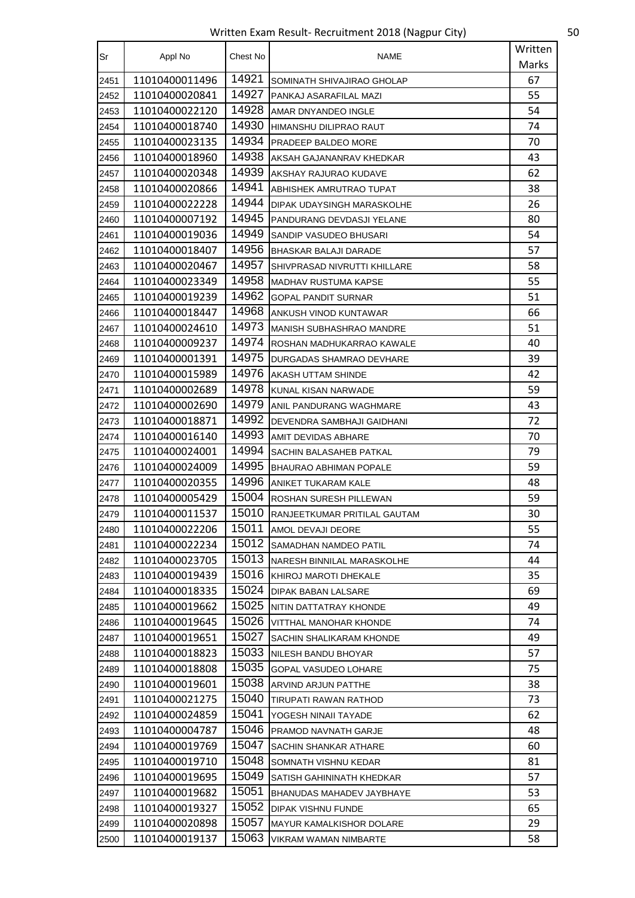| Sr | Appl No | Chest No | NAME | Written Marks |
|---|---|---|---|---|
| 2451 | 11010400011496 | 14921 | SOMINATH SHIVAJIRAO GHOLAP | 67 |
| 2452 | 11010400020841 | 14927 | PANKAJ ASARAFILAL MAZI | 55 |
| 2453 | 11010400022120 | 14928 | AMAR DNYANDEO INGLE | 54 |
| 2454 | 11010400018740 | 14930 | HIMANSHU DILIPRAO RAUT | 74 |
| 2455 | 11010400023135 | 14934 | PRADEEP BALDEO MORE | 70 |
| 2456 | 11010400018960 | 14938 | AKSAH GAJANANRAV KHEDKAR | 43 |
| 2457 | 11010400020348 | 14939 | AKSHAY RAJURAO KUDAVE | 62 |
| 2458 | 11010400020866 | 14941 | ABHISHEK AMRUTRAO TUPAT | 38 |
| 2459 | 11010400022228 | 14944 | DIPAK UDAYSINGH MARASKOLHE | 26 |
| 2460 | 11010400007192 | 14945 | PANDURANG DEVDASJI YELANE | 80 |
| 2461 | 11010400019036 | 14949 | SANDIP VASUDEO BHUSARI | 54 |
| 2462 | 11010400018407 | 14956 | BHASKAR BALAJI DARADE | 57 |
| 2463 | 11010400020467 | 14957 | SHIVPRASAD NIVRUTTI KHILLARE | 58 |
| 2464 | 11010400023349 | 14958 | MADHAV RUSTUMA KAPSE | 55 |
| 2465 | 11010400019239 | 14962 | GOPAL PANDIT SURNAR | 51 |
| 2466 | 11010400018447 | 14968 | ANKUSH VINOD KUNTAWAR | 66 |
| 2467 | 11010400024610 | 14973 | MANISH SUBHASHRAO MANDRE | 51 |
| 2468 | 11010400009237 | 14974 | ROSHAN MADHUKARRAO KAWALE | 40 |
| 2469 | 11010400001391 | 14975 | DURGADAS SHAMRAO DEVHARE | 39 |
| 2470 | 11010400015989 | 14976 | AKASH UTTAM SHINDE | 42 |
| 2471 | 11010400002689 | 14978 | KUNAL KISAN NARWADE | 59 |
| 2472 | 11010400002690 | 14979 | ANIL PANDURANG WAGHMARE | 43 |
| 2473 | 11010400018871 | 14992 | DEVENDRA SAMBHAJI GAIDHANI | 72 |
| 2474 | 11010400016140 | 14993 | AMIT DEVIDAS ABHARE | 70 |
| 2475 | 11010400024001 | 14994 | SACHIN BALASAHEB PATKAL | 79 |
| 2476 | 11010400024009 | 14995 | BHAURAO ABHIMAN POPALE | 59 |
| 2477 | 11010400020355 | 14996 | ANIKET TUKARAM KALE | 48 |
| 2478 | 11010400005429 | 15004 | ROSHAN SURESH PILLEWAN | 59 |
| 2479 | 11010400011537 | 15010 | RANJEETKUMAR PRITILAL GAUTAM | 30 |
| 2480 | 11010400022206 | 15011 | AMOL DEVAJI DEORE | 55 |
| 2481 | 11010400022234 | 15012 | SAMADHAN NAMDEO PATIL | 74 |
| 2482 | 11010400023705 | 15013 | NARESH BINNILAL MARASKOLHE | 44 |
| 2483 | 11010400019439 | 15016 | KHIROJ MAROTI DHEKALE | 35 |
| 2484 | 11010400018335 | 15024 | DIPAK BABAN LALSARE | 69 |
| 2485 | 11010400019662 | 15025 | NITIN DATTATRAY KHONDE | 49 |
| 2486 | 11010400019645 | 15026 | VITTHAL MANOHAR KHONDE | 74 |
| 2487 | 11010400019651 | 15027 | SACHIN SHALIKARAM KHONDE | 49 |
| 2488 | 11010400018823 | 15033 | NILESH BANDU BHOYAR | 57 |
| 2489 | 11010400018808 | 15035 | GOPAL VASUDEO LOHARE | 75 |
| 2490 | 11010400019601 | 15038 | ARVIND ARJUN PATTHE | 38 |
| 2491 | 11010400021275 | 15040 | TIRUPATI RAWAN RATHOD | 73 |
| 2492 | 11010400024859 | 15041 | YOGESH NINAII TAYADE | 62 |
| 2493 | 11010400004787 | 15046 | PRAMOD NAVNATH GARJE | 48 |
| 2494 | 11010400019769 | 15047 | SACHIN SHANKAR ATHARE | 60 |
| 2495 | 11010400019710 | 15048 | SOMNATH VISHNU KEDAR | 81 |
| 2496 | 11010400019695 | 15049 | SATISH GAHININATH KHEDKAR | 57 |
| 2497 | 11010400019682 | 15051 | BHANUDAS MAHADEV JAYBHAYE | 53 |
| 2498 | 11010400019327 | 15052 | DIPAK VISHNU FUNDE | 65 |
| 2499 | 11010400020898 | 15057 | MAYUR KAMALKISHOR DOLARE | 29 |
| 2500 | 11010400019137 | 15063 | VIKRAM WAMAN NIMBARTE | 58 |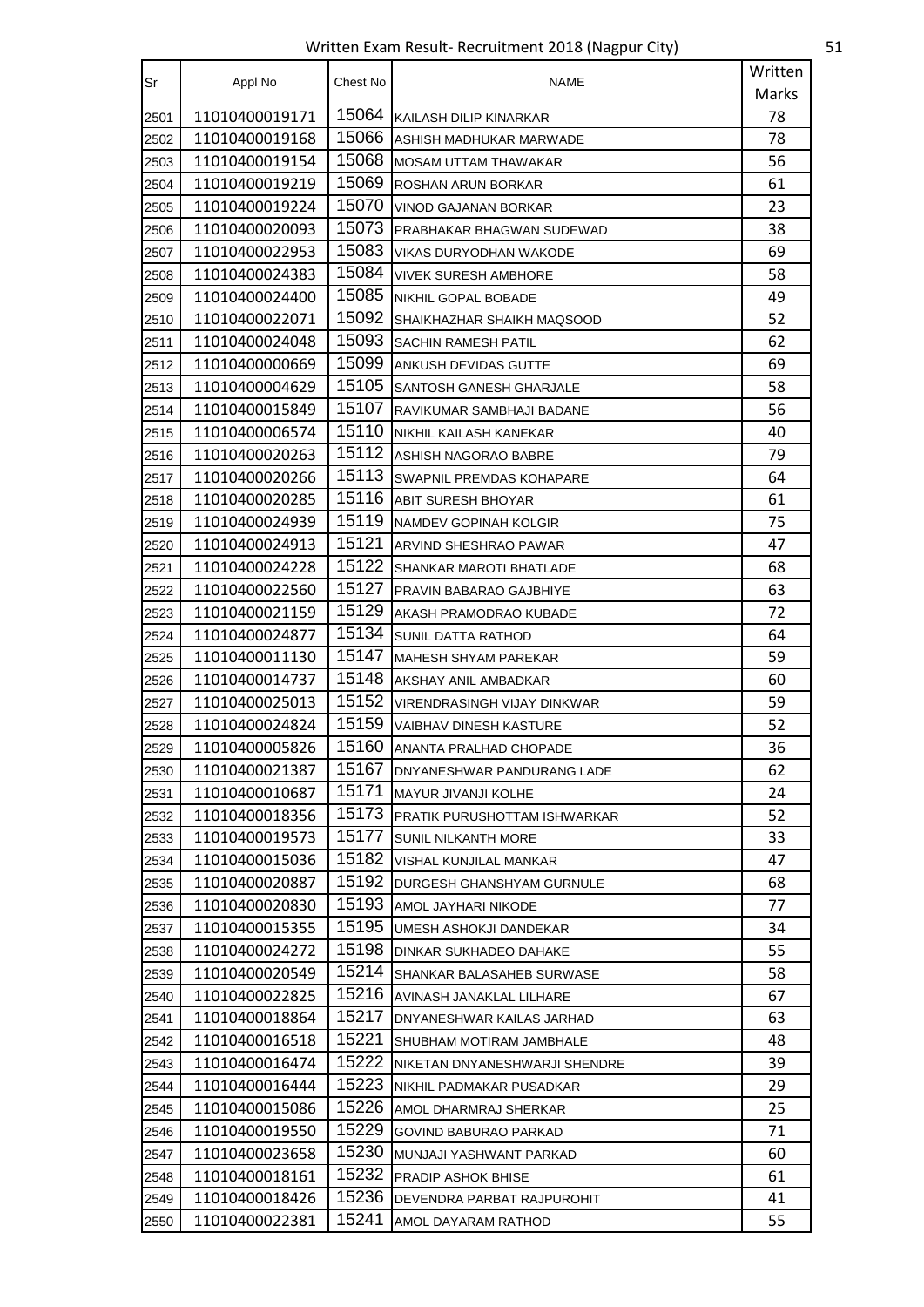| Sr | Appl No | Chest No | NAME | Written Marks |
|---|---|---|---|---|
| 2501 | 11010400019171 | 15064 | KAILASH DILIP KINARKAR | 78 |
| 2502 | 11010400019168 | 15066 | ASHISH MADHUKAR MARWADE | 78 |
| 2503 | 11010400019154 | 15068 | MOSAM UTTAM THAWAKAR | 56 |
| 2504 | 11010400019219 | 15069 | ROSHAN ARUN BORKAR | 61 |
| 2505 | 11010400019224 | 15070 | VINOD GAJANAN BORKAR | 23 |
| 2506 | 11010400020093 | 15073 | PRABHAKAR BHAGWAN SUDEWAD | 38 |
| 2507 | 11010400022953 | 15083 | VIKAS DURYODHAN WAKODE | 69 |
| 2508 | 11010400024383 | 15084 | VIVEK SURESH AMBHORE | 58 |
| 2509 | 11010400024400 | 15085 | NIKHIL GOPAL BOBADE | 49 |
| 2510 | 11010400022071 | 15092 | SHAIKHAZHAR SHAIKH MAQSOOD | 52 |
| 2511 | 11010400024048 | 15093 | SACHIN RAMESH PATIL | 62 |
| 2512 | 11010400000669 | 15099 | ANKUSH DEVIDAS GUTTE | 69 |
| 2513 | 11010400004629 | 15105 | SANTOSH GANESH GHARJALE | 58 |
| 2514 | 11010400015849 | 15107 | RAVIKUMAR SAMBHAJI BADANE | 56 |
| 2515 | 11010400006574 | 15110 | NIKHIL KAILASH KANEKAR | 40 |
| 2516 | 11010400020263 | 15112 | ASHISH NAGORAO BABRE | 79 |
| 2517 | 11010400020266 | 15113 | SWAPNIL PREMDAS KOHAPARE | 64 |
| 2518 | 11010400020285 | 15116 | ABIT SURESH BHOYAR | 61 |
| 2519 | 11010400024939 | 15119 | NAMDEV GOPINAH KOLGIR | 75 |
| 2520 | 11010400024913 | 15121 | ARVIND SHESHRAO PAWAR | 47 |
| 2521 | 11010400024228 | 15122 | SHANKAR MAROTI BHATLADE | 68 |
| 2522 | 11010400022560 | 15127 | PRAVIN BABARAO GAJBHIYE | 63 |
| 2523 | 11010400021159 | 15129 | AKASH PRAMODRAO KUBADE | 72 |
| 2524 | 11010400024877 | 15134 | SUNIL DATTA RATHOD | 64 |
| 2525 | 11010400011130 | 15147 | MAHESH SHYAM PAREKAR | 59 |
| 2526 | 11010400014737 | 15148 | AKSHAY ANIL AMBADKAR | 60 |
| 2527 | 11010400025013 | 15152 | VIRENDRASINGH VIJAY DINKWAR | 59 |
| 2528 | 11010400024824 | 15159 | VAIBHAV DINESH KASTURE | 52 |
| 2529 | 11010400005826 | 15160 | ANANTA PRALHAD CHOPADE | 36 |
| 2530 | 11010400021387 | 15167 | DNYANESHWAR PANDURANG LADE | 62 |
| 2531 | 11010400010687 | 15171 | MAYUR JIVANJI KOLHE | 24 |
| 2532 | 11010400018356 | 15173 | PRATIK PURUSHOTTAM ISHWARKAR | 52 |
| 2533 | 11010400019573 | 15177 | SUNIL NILKANTH MORE | 33 |
| 2534 | 11010400015036 | 15182 | VISHAL KUNJILAL MANKAR | 47 |
| 2535 | 11010400020887 | 15192 | DURGESH GHANSHYAM GURNULE | 68 |
| 2536 | 11010400020830 | 15193 | AMOL JAYHARI NIKODE | 77 |
| 2537 | 11010400015355 | 15195 | UMESH ASHOKJI DANDEKAR | 34 |
| 2538 | 11010400024272 | 15198 | DINKAR SUKHADEO DAHAKE | 55 |
| 2539 | 11010400020549 | 15214 | SHANKAR BALASAHEB SURWASE | 58 |
| 2540 | 11010400022825 | 15216 | AVINASH JANAKLAL LILHARE | 67 |
| 2541 | 11010400018864 | 15217 | DNYANESHWAR KAILAS JARHAD | 63 |
| 2542 | 11010400016518 | 15221 | SHUBHAM MOTIRAM JAMBHALE | 48 |
| 2543 | 11010400016474 | 15222 | NIKETAN DNYANESHWARJI SHENDRE | 39 |
| 2544 | 11010400016444 | 15223 | NIKHIL PADMAKAR PUSADKAR | 29 |
| 2545 | 11010400015086 | 15226 | AMOL DHARMRAJ SHERKAR | 25 |
| 2546 | 11010400019550 | 15229 | GOVIND BABURAO PARKAD | 71 |
| 2547 | 11010400023658 | 15230 | MUNJAJI YASHWANT PARKAD | 60 |
| 2548 | 11010400018161 | 15232 | PRADIP ASHOK BHISE | 61 |
| 2549 | 11010400018426 | 15236 | DEVENDRA PARBAT RAJPUROHIT | 41 |
| 2550 | 11010400022381 | 15241 | AMOL DAYARAM RATHOD | 55 |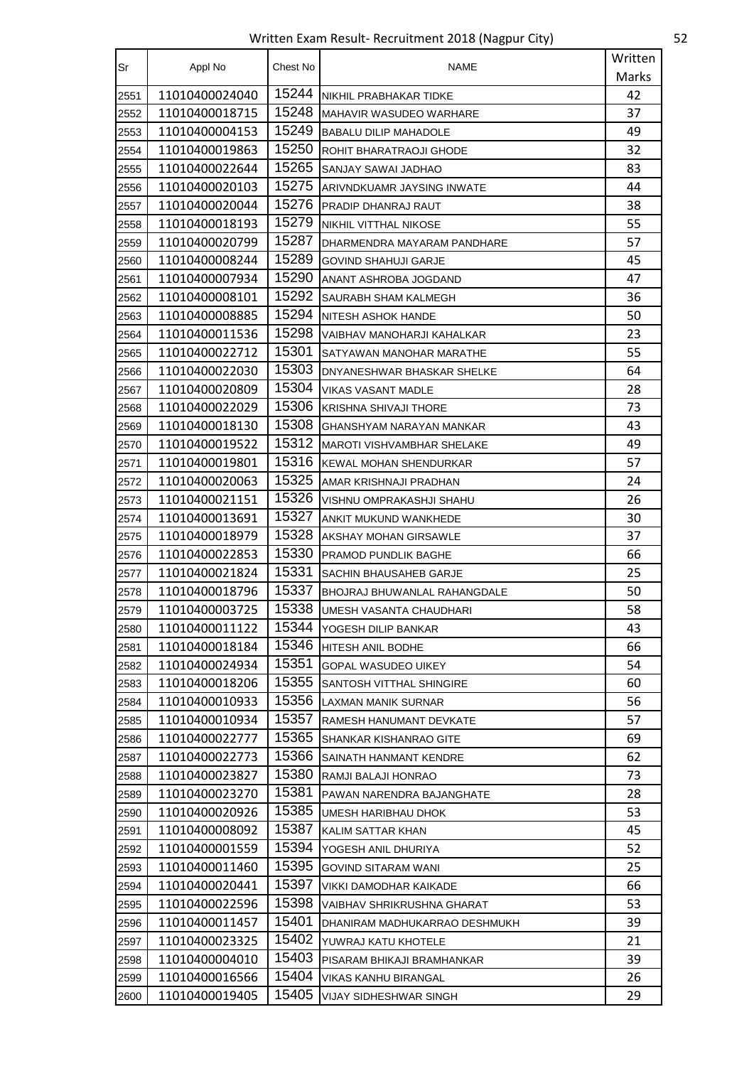Written Exam Result- Recruitment 2018 (Nagpur City)

| Sr | Appl No | Chest No | NAME | Written Marks |
|---|---|---|---|---|
| 2551 | 11010400024040 | 15244 | NIKHIL PRABHAKAR TIDKE | 42 |
| 2552 | 11010400018715 | 15248 | MAHAVIR WASUDEO WARHARE | 37 |
| 2553 | 11010400004153 | 15249 | BABALU DILIP MAHADOLE | 49 |
| 2554 | 11010400019863 | 15250 | ROHIT BHARATRAOJI GHODE | 32 |
| 2555 | 11010400022644 | 15265 | SANJAY SAWAI JADHAO | 83 |
| 2556 | 11010400020103 | 15275 | ARIVNDKUAMR JAYSING INWATE | 44 |
| 2557 | 11010400020044 | 15276 | PRADIP DHANRAJ RAUT | 38 |
| 2558 | 11010400018193 | 15279 | NIKHIL VITTHAL NIKOSE | 55 |
| 2559 | 11010400020799 | 15287 | DHARMENDRA MAYARAM PANDHARE | 57 |
| 2560 | 11010400008244 | 15289 | GOVIND SHAHUJI GARJE | 45 |
| 2561 | 11010400007934 | 15290 | ANANT ASHROBA JOGDAND | 47 |
| 2562 | 11010400008101 | 15292 | SAURABH SHAM KALMEGH | 36 |
| 2563 | 11010400008885 | 15294 | NITESH ASHOK HANDE | 50 |
| 2564 | 11010400011536 | 15298 | VAIBHAV MANOHARJI KAHALKAR | 23 |
| 2565 | 11010400022712 | 15301 | SATYAWAN MANOHAR MARATHE | 55 |
| 2566 | 11010400022030 | 15303 | DNYANESHWAR BHASKAR SHELKE | 64 |
| 2567 | 11010400020809 | 15304 | VIKAS VASANT MADLE | 28 |
| 2568 | 11010400022029 | 15306 | KRISHNA SHIVAJI THORE | 73 |
| 2569 | 11010400018130 | 15308 | GHANSHYAM NARAYAN MANKAR | 43 |
| 2570 | 11010400019522 | 15312 | MAROTI VISHVAMBHAR SHELAKE | 49 |
| 2571 | 11010400019801 | 15316 | KEWAL MOHAN SHENDURKAR | 57 |
| 2572 | 11010400020063 | 15325 | AMAR KRISHNAJI PRADHAN | 24 |
| 2573 | 11010400021151 | 15326 | VISHNU OMPRAKASHJI SHAHU | 26 |
| 2574 | 11010400013691 | 15327 | ANKIT MUKUND WANKHEDE | 30 |
| 2575 | 11010400018979 | 15328 | AKSHAY MOHAN GIRSAWLE | 37 |
| 2576 | 11010400022853 | 15330 | PRAMOD PUNDLIK BAGHE | 66 |
| 2577 | 11010400021824 | 15331 | SACHIN BHAUSAHEB GARJE | 25 |
| 2578 | 11010400018796 | 15337 | BHOJRAJ BHUWANLAL RAHANGDALE | 50 |
| 2579 | 11010400003725 | 15338 | UMESH VASANTA CHAUDHARI | 58 |
| 2580 | 11010400011122 | 15344 | YOGESH DILIP BANKAR | 43 |
| 2581 | 11010400018184 | 15346 | HITESH ANIL BODHE | 66 |
| 2582 | 11010400024934 | 15351 | GOPAL WASUDEO UIKEY | 54 |
| 2583 | 11010400018206 | 15355 | SANTOSH VITTHAL SHINGIRE | 60 |
| 2584 | 11010400010933 | 15356 | LAXMAN MANIK SURNAR | 56 |
| 2585 | 11010400010934 | 15357 | RAMESH HANUMANT DEVKATE | 57 |
| 2586 | 11010400022777 | 15365 | SHANKAR KISHANRAO GITE | 69 |
| 2587 | 11010400022773 | 15366 | SAINATH HANMANT KENDRE | 62 |
| 2588 | 11010400023827 | 15380 | RAMJI BALAJI HONRAO | 73 |
| 2589 | 11010400023270 | 15381 | PAWAN NARENDRA BAJANGHATE | 28 |
| 2590 | 11010400020926 | 15385 | UMESH HARIBHAU DHOK | 53 |
| 2591 | 11010400008092 | 15387 | KALIM SATTAR KHAN | 45 |
| 2592 | 11010400001559 | 15394 | YOGESH ANIL DHURIYA | 52 |
| 2593 | 11010400011460 | 15395 | GOVIND SITARAM WANI | 25 |
| 2594 | 11010400020441 | 15397 | VIKKI DAMODHAR KAIKADE | 66 |
| 2595 | 11010400022596 | 15398 | VAIBHAV SHRIKRUSHNA GHARAT | 53 |
| 2596 | 11010400011457 | 15401 | DHANIRAM MADHUKARRAO DESHMUKH | 39 |
| 2597 | 11010400023325 | 15402 | YUWRAJ KATU KHOTELE | 21 |
| 2598 | 11010400004010 | 15403 | PISARAM BHIKAJI BRAMHANKAR | 39 |
| 2599 | 11010400016566 | 15404 | VIKAS KANHU BIRANGAL | 26 |
| 2600 | 11010400019405 | 15405 | VIJAY SIDHESHWAR SINGH | 29 |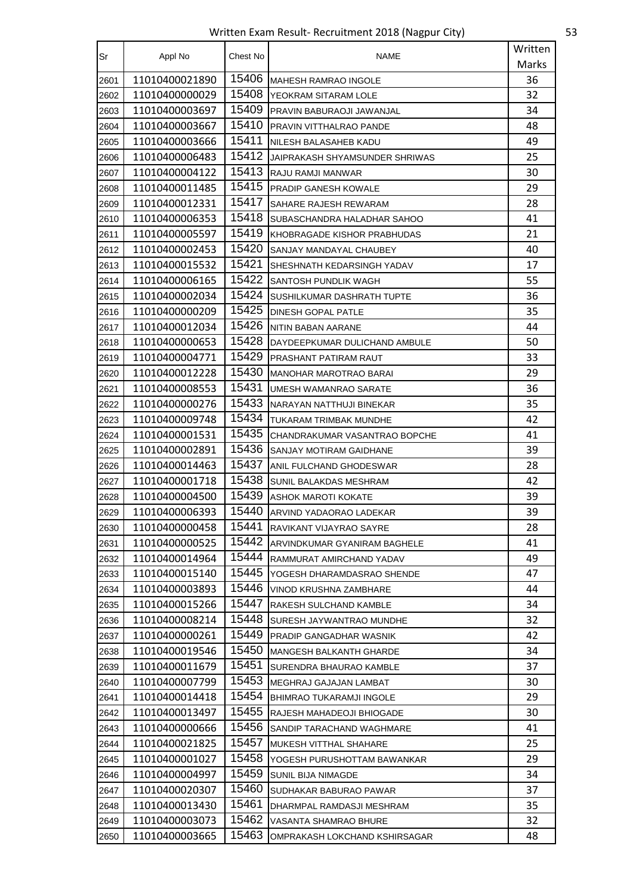| Sr | Appl No | Chest No | NAME | Written Marks |
|---|---|---|---|---|
| 2601 | 11010400021890 | 15406 | MAHESH RAMRAO INGOLE | 36 |
| 2602 | 11010400000029 | 15408 | YEOKRAM SITARAM LOLE | 32 |
| 2603 | 11010400003697 | 15409 | PRAVIN BABURAOJI JAWANJAL | 34 |
| 2604 | 11010400003667 | 15410 | PRAVIN VITTHALRAO PANDE | 48 |
| 2605 | 11010400003666 | 15411 | NILESH BALASAHEB KADU | 49 |
| 2606 | 11010400006483 | 15412 | JAIPRAKASH SHYAMSUNDER SHRIWAS | 25 |
| 2607 | 11010400004122 | 15413 | RAJU RAMJI MANWAR | 30 |
| 2608 | 11010400011485 | 15415 | PRADIP GANESH KOWALE | 29 |
| 2609 | 11010400012331 | 15417 | SAHARE RAJESH REWARAM | 28 |
| 2610 | 11010400006353 | 15418 | SUBASCHANDRA HALADHAR SAHOO | 41 |
| 2611 | 11010400005597 | 15419 | KHOBRAGADE KISHOR PRABHUDAS | 21 |
| 2612 | 11010400002453 | 15420 | SANJAY MANDAYAL CHAUBEY | 40 |
| 2613 | 11010400015532 | 15421 | SHESHNATH KEDARSINGH YADAV | 17 |
| 2614 | 11010400006165 | 15422 | SANTOSH PUNDLIK WAGH | 55 |
| 2615 | 11010400002034 | 15424 | SUSHILKUMAR DASHRATH TUPTE | 36 |
| 2616 | 11010400000209 | 15425 | DINESH GOPAL PATLE | 35 |
| 2617 | 11010400012034 | 15426 | NITIN BABAN AARANE | 44 |
| 2618 | 11010400000653 | 15428 | DAYDEEPKUMAR DULICHAND AMBULE | 50 |
| 2619 | 11010400004771 | 15429 | PRASHANT PATIRAM RAUT | 33 |
| 2620 | 11010400012228 | 15430 | MANOHAR MAROTRAO BARAI | 29 |
| 2621 | 11010400008553 | 15431 | UMESH WAMANRAO SARATE | 36 |
| 2622 | 11010400000276 | 15433 | NARAYAN NATTHUJI BINEKAR | 35 |
| 2623 | 11010400009748 | 15434 | TUKARAM TRIMBAK MUNDHE | 42 |
| 2624 | 11010400001531 | 15435 | CHANDRAKUMAR VASANTRAO BOPCHE | 41 |
| 2625 | 11010400002891 | 15436 | SANJAY MOTIRAM GAIDHANE | 39 |
| 2626 | 11010400014463 | 15437 | ANIL FULCHAND GHODESWAR | 28 |
| 2627 | 11010400001718 | 15438 | SUNIL BALAKDAS MESHRAM | 42 |
| 2628 | 11010400004500 | 15439 | ASHOK MAROTI KOKATE | 39 |
| 2629 | 11010400006393 | 15440 | ARVIND YADAORAO LADEKAR | 39 |
| 2630 | 11010400000458 | 15441 | RAVIKANT VIJAYRAO SAYRE | 28 |
| 2631 | 11010400000525 | 15442 | ARVINDKUMAR GYANIRAM BAGHELE | 41 |
| 2632 | 11010400014964 | 15444 | RAMMURAT AMIRCHAND YADAV | 49 |
| 2633 | 11010400015140 | 15445 | YOGESH DHARAMDASRAO SHENDE | 47 |
| 2634 | 11010400003893 | 15446 | VINOD KRUSHNA ZAMBHARE | 44 |
| 2635 | 11010400015266 | 15447 | RAKESH SULCHAND KAMBLE | 34 |
| 2636 | 11010400008214 | 15448 | SURESH JAYWANTRAO MUNDHE | 32 |
| 2637 | 11010400000261 | 15449 | PRADIP GANGADHAR WASNIK | 42 |
| 2638 | 11010400019546 | 15450 | MANGESH BALKANTH GHARDE | 34 |
| 2639 | 11010400011679 | 15451 | SURENDRA BHAURAO KAMBLE | 37 |
| 2640 | 11010400007799 | 15453 | MEGHRAJ GAJAJAN LAMBAT | 30 |
| 2641 | 11010400014418 | 15454 | BHIMRAO TUKARAMJI INGOLE | 29 |
| 2642 | 11010400013497 | 15455 | RAJESH MAHADEOJI BHIOGADE | 30 |
| 2643 | 11010400000666 | 15456 | SANDIP TARACHAND WAGHMARE | 41 |
| 2644 | 11010400021825 | 15457 | MUKESH VITTHAL SHAHARE | 25 |
| 2645 | 11010400001027 | 15458 | YOGESH PURUSHOTTAM BAWANKAR | 29 |
| 2646 | 11010400004997 | 15459 | SUNIL BIJA NIMAGDE | 34 |
| 2647 | 11010400020307 | 15460 | SUDHAKAR BABURAO PAWAR | 37 |
| 2648 | 11010400013430 | 15461 | DHARMPAL RAMDASJI MESHRAM | 35 |
| 2649 | 11010400003073 | 15462 | VASANTA SHAMRAO BHURE | 32 |
| 2650 | 11010400003665 | 15463 | OMPRAKASH LOKCHAND KSHIRSAGAR | 48 |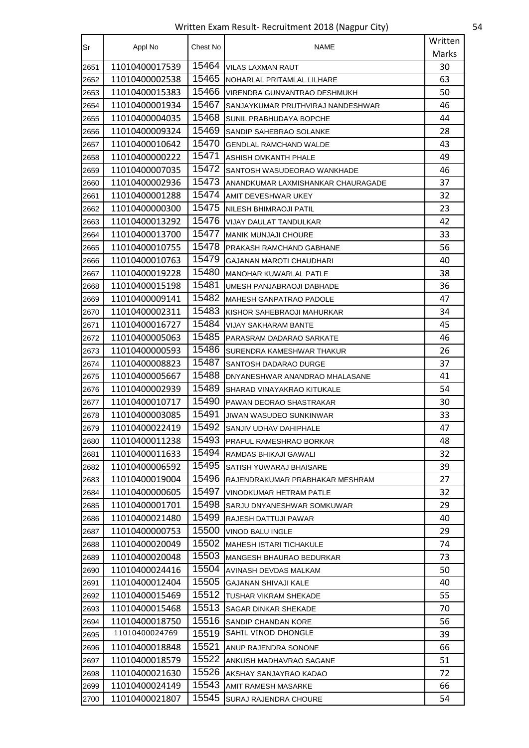Written Exam Result- Recruitment 2018 (Nagpur City)

| Sr | Appl No | Chest No | NAME | Written Marks |
|---|---|---|---|---|
| 2651 | 11010400017539 | 15464 | VILAS LAXMAN RAUT | 30 |
| 2652 | 11010400002538 | 15465 | NOHARLAL PRITAMLAL LILHARE | 63 |
| 2653 | 11010400015383 | 15466 | VIRENDRA GUNVANTRAO DESHMUKH | 50 |
| 2654 | 11010400001934 | 15467 | SANJAYKUMAR PRUTHVIRAJ NANDESHWAR | 46 |
| 2655 | 11010400004035 | 15468 | SUNIL PRABHUDAYA BOPCHE | 44 |
| 2656 | 11010400009324 | 15469 | SANDIP SAHEBRAO SOLANKE | 28 |
| 2657 | 11010400010642 | 15470 | GENDLAL RAMCHAND WALDE | 43 |
| 2658 | 11010400000222 | 15471 | ASHISH OMKANTH PHALE | 49 |
| 2659 | 11010400007035 | 15472 | SANTOSH WASUDEORAO WANKHADE | 46 |
| 2660 | 11010400002936 | 15473 | ANANDKUMAR LAXMISHANKAR CHAURAGADE | 37 |
| 2661 | 11010400001288 | 15474 | AMIT DEVESHWAR UKEY | 32 |
| 2662 | 11010400000300 | 15475 | NILESH BHIMRAOJI PATIL | 23 |
| 2663 | 11010400013292 | 15476 | VIJAY DAULAT TANDULKAR | 42 |
| 2664 | 11010400013700 | 15477 | MANIK MUNJAJI CHOURE | 33 |
| 2665 | 11010400010755 | 15478 | PRAKASH RAMCHAND GABHANE | 56 |
| 2666 | 11010400010763 | 15479 | GAJANAN MAROTI CHAUDHARI | 40 |
| 2667 | 11010400019228 | 15480 | MANOHAR KUWARLAL PATLE | 38 |
| 2668 | 11010400015198 | 15481 | UMESH PANJABRAOJI DABHADE | 36 |
| 2669 | 11010400009141 | 15482 | MAHESH GANPATRAO PADOLE | 47 |
| 2670 | 11010400002311 | 15483 | KISHOR SAHEBRAOJI MAHURKAR | 34 |
| 2671 | 11010400016727 | 15484 | VIJAY SAKHARAM BANTE | 45 |
| 2672 | 11010400005063 | 15485 | PARASRAM DADARAO SARKATE | 46 |
| 2673 | 11010400000593 | 15486 | SURENDRA KAMESHWAR THAKUR | 26 |
| 2674 | 11010400008823 | 15487 | SANTOSH DADARAO DURGE | 37 |
| 2675 | 11010400005667 | 15488 | DNYANESHWAR ANANDRAO MHALASANE | 41 |
| 2676 | 11010400002939 | 15489 | SHARAD VINAYAKRAO KITUKALE | 54 |
| 2677 | 11010400010717 | 15490 | PAWAN DEORAO SHASTRAKAR | 30 |
| 2678 | 11010400003085 | 15491 | JIWAN WASUDEO SUNKINWAR | 33 |
| 2679 | 11010400022419 | 15492 | SANJIV UDHAV DAHIPHALE | 47 |
| 2680 | 11010400011238 | 15493 | PRAFUL RAMESHRAO BORKAR | 48 |
| 2681 | 11010400011633 | 15494 | RAMDAS BHIKAJI GAWALI | 32 |
| 2682 | 11010400006592 | 15495 | SATISH YUWARAJ BHAISARE | 39 |
| 2683 | 11010400019004 | 15496 | RAJENDRAKUMAR PRABHAKAR MESHRAM | 27 |
| 2684 | 11010400000605 | 15497 | VINODKUMAR HETRAM PATLE | 32 |
| 2685 | 11010400001701 | 15498 | SARJU DNYANESHWAR SOMKUWAR | 29 |
| 2686 | 11010400021480 | 15499 | RAJESH DATTUJI PAWAR | 40 |
| 2687 | 11010400000753 | 15500 | VINOD BALU INGLE | 29 |
| 2688 | 11010400020049 | 15502 | MAHESH ISTARI TICHAKULE | 74 |
| 2689 | 11010400020048 | 15503 | MANGESH BHAURAO BEDURKAR | 73 |
| 2690 | 11010400024416 | 15504 | AVINASH DEVDAS MALKAM | 50 |
| 2691 | 11010400012404 | 15505 | GAJANAN SHIVAJI KALE | 40 |
| 2692 | 11010400015469 | 15512 | TUSHAR VIKRAM SHEKADE | 55 |
| 2693 | 11010400015468 | 15513 | SAGAR DINKAR SHEKADE | 70 |
| 2694 | 11010400018750 | 15516 | SANDIP CHANDAN KORE | 56 |
| 2695 | 11010400024769 | 15519 | SAHIL VINOD DHONGLE | 39 |
| 2696 | 11010400018848 | 15521 | ANUP RAJENDRA SONONE | 66 |
| 2697 | 11010400018579 | 15522 | ANKUSH MADHAVRAO SAGANE | 51 |
| 2698 | 11010400021630 | 15526 | AKSHAY SANJAYRAO KADAO | 72 |
| 2699 | 11010400024149 | 15543 | AMIT RAMESH MASARKE | 66 |
| 2700 | 11010400021807 | 15545 | SURAJ RAJENDRA CHOURE | 54 |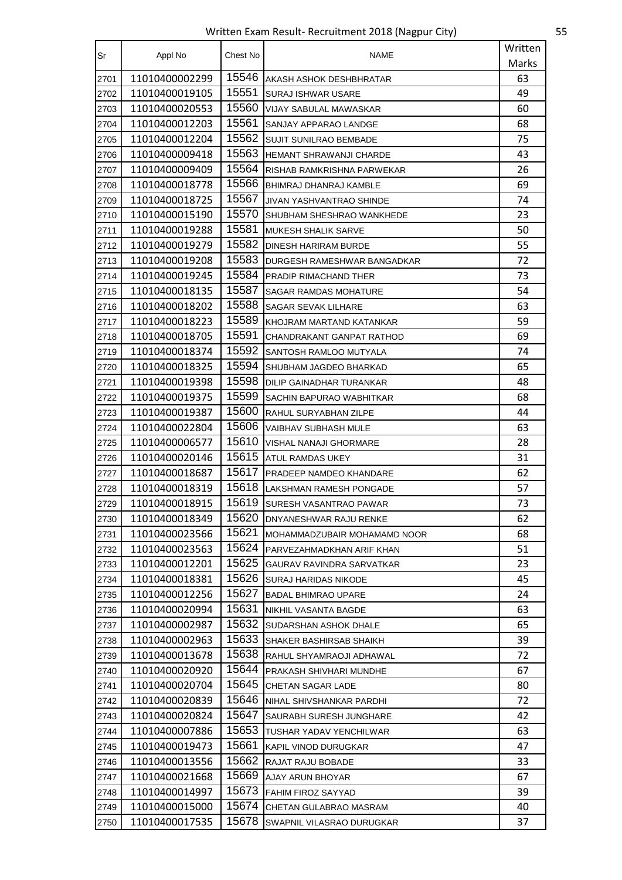Written Exam Result- Recruitment 2018 (Nagpur City)

| Sr | Appl No | Chest No | NAME | Written Marks |
|---|---|---|---|---|
| 2701 | 11010400002299 | 15546 | AKASH ASHOK DESHBHRATAR | 63 |
| 2702 | 11010400019105 | 15551 | SURAJ ISHWAR USARE | 49 |
| 2703 | 11010400020553 | 15560 | VIJAY SABULAL MAWASKAR | 60 |
| 2704 | 11010400012203 | 15561 | SANJAY APPARAO LANDGE | 68 |
| 2705 | 11010400012204 | 15562 | SUJIT SUNILRAO BEMBADE | 75 |
| 2706 | 11010400009418 | 15563 | HEMANT SHRAWANJI CHARDE | 43 |
| 2707 | 11010400009409 | 15564 | RISHAB RAMKRISHNA PARWEKAR | 26 |
| 2708 | 11010400018778 | 15566 | BHIMRAJ DHANRAJ KAMBLE | 69 |
| 2709 | 11010400018725 | 15567 | JIVAN YASHVANTRAO SHINDE | 74 |
| 2710 | 11010400015190 | 15570 | SHUBHAM SHESHRAO WANKHEDE | 23 |
| 2711 | 11010400019288 | 15581 | MUKESH SHALIK SARVE | 50 |
| 2712 | 11010400019279 | 15582 | DINESH HARIRAM BURDE | 55 |
| 2713 | 11010400019208 | 15583 | DURGESH RAMESHWAR BANGADKAR | 72 |
| 2714 | 11010400019245 | 15584 | PRADIP RIMACHAND THER | 73 |
| 2715 | 11010400018135 | 15587 | SAGAR RAMDAS MOHATURE | 54 |
| 2716 | 11010400018202 | 15588 | SAGAR SEVAK LILHARE | 63 |
| 2717 | 11010400018223 | 15589 | KHOJRAM MARTAND KATANKAR | 59 |
| 2718 | 11010400018705 | 15591 | CHANDRAKANT GANPAT RATHOD | 69 |
| 2719 | 11010400018374 | 15592 | SANTOSH RAMLOO MUTYALA | 74 |
| 2720 | 11010400018325 | 15594 | SHUBHAM JAGDEO BHARKAD | 65 |
| 2721 | 11010400019398 | 15598 | DILIP GAINADHAR TURANKAR | 48 |
| 2722 | 11010400019375 | 15599 | SACHIN BAPURAO WABHITKAR | 68 |
| 2723 | 11010400019387 | 15600 | RAHUL SURYABHAN ZILPE | 44 |
| 2724 | 11010400022804 | 15606 | VAIBHAV SUBHASH MULE | 63 |
| 2725 | 11010400006577 | 15610 | VISHAL NANAJI GHORMARE | 28 |
| 2726 | 11010400020146 | 15615 | ATUL RAMDAS UKEY | 31 |
| 2727 | 11010400018687 | 15617 | PRADEEP NAMDEO KHANDARE | 62 |
| 2728 | 11010400018319 | 15618 | LAKSHMAN RAMESH PONGADE | 57 |
| 2729 | 11010400018915 | 15619 | SURESH VASANTRAO PAWAR | 73 |
| 2730 | 11010400018349 | 15620 | DNYANESHWAR RAJU RENKE | 62 |
| 2731 | 11010400023566 | 15621 | MOHAMMADZUBAIR MOHAMAMD NOOR | 68 |
| 2732 | 11010400023563 | 15624 | PARVEZAHMADKHAN ARIF KHAN | 51 |
| 2733 | 11010400012201 | 15625 | GAURAV RAVINDRA SARVATKAR | 23 |
| 2734 | 11010400018381 | 15626 | SURAJ HARIDAS NIKODE | 45 |
| 2735 | 11010400012256 | 15627 | BADAL BHIMRAO UPARE | 24 |
| 2736 | 11010400020994 | 15631 | NIKHIL VASANTA BAGDE | 63 |
| 2737 | 11010400002987 | 15632 | SUDARSHAN ASHOK DHALE | 65 |
| 2738 | 11010400002963 | 15633 | SHAKER BASHIRSAB SHAIKH | 39 |
| 2739 | 11010400013678 | 15638 | RAHUL SHYAMRAOJI ADHAWAL | 72 |
| 2740 | 11010400020920 | 15644 | PRAKASH SHIVHARI MUNDHE | 67 |
| 2741 | 11010400020704 | 15645 | CHETAN SAGAR LADE | 80 |
| 2742 | 11010400020839 | 15646 | NIHAL SHIVSHANKAR PARDHI | 72 |
| 2743 | 11010400020824 | 15647 | SAURABH SURESH JUNGHARE | 42 |
| 2744 | 11010400007886 | 15653 | TUSHAR YADAV YENCHILWAR | 63 |
| 2745 | 11010400019473 | 15661 | KAPIL VINOD DURUGKAR | 47 |
| 2746 | 11010400013556 | 15662 | RAJAT RAJU BOBADE | 33 |
| 2747 | 11010400021668 | 15669 | AJAY ARUN BHOYAR | 67 |
| 2748 | 11010400014997 | 15673 | FAHIM FIROZ SAYYAD | 39 |
| 2749 | 11010400015000 | 15674 | CHETAN GULABRAO MASRAM | 40 |
| 2750 | 11010400017535 | 15678 | SWAPNIL VILASRAO DURUGKAR | 37 |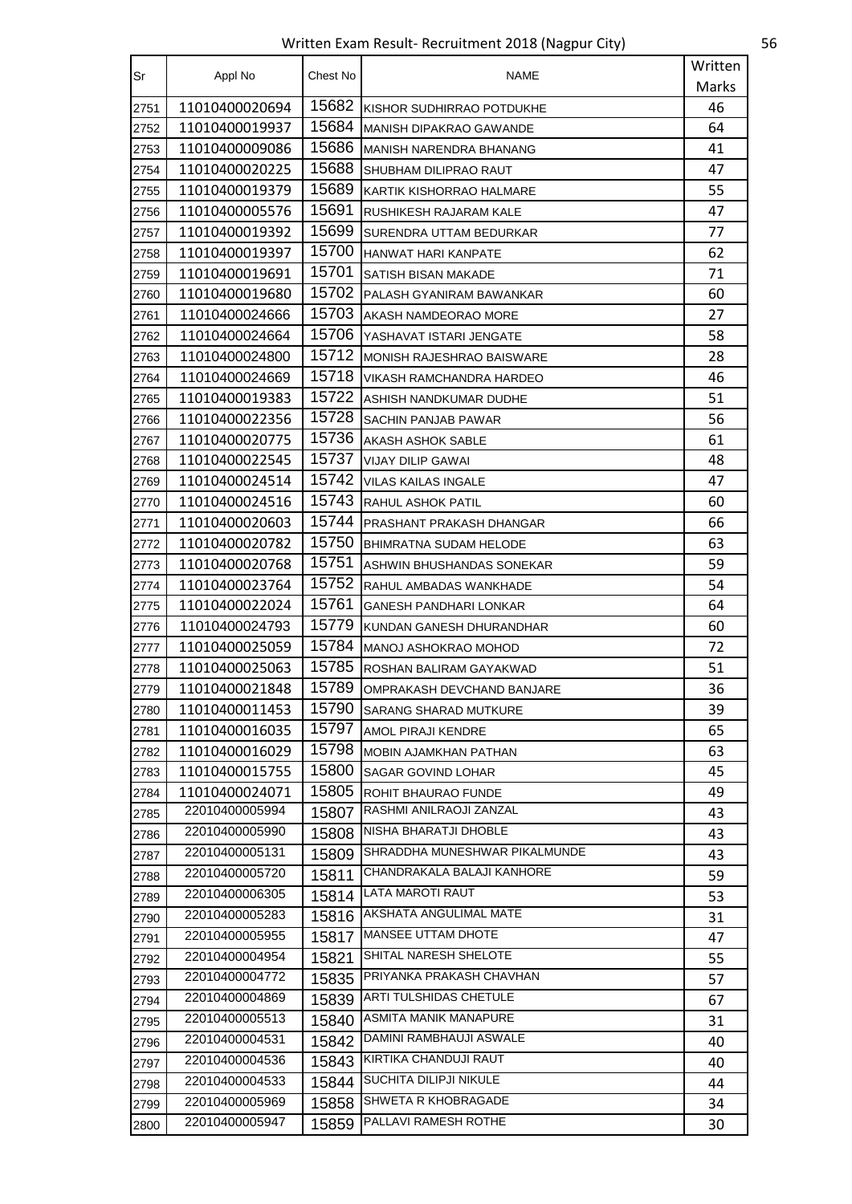# Written Exam Result- Recruitment 2018 (Nagpur City)

| Sr | Appl No | Chest No | NAME | Written Marks |
|---|---|---|---|---|
| 2751 | 11010400020694 | 15682 | KISHOR SUDHIRRAO POTDUKHE | 46 |
| 2752 | 11010400019937 | 15684 | MANISH DIPAKRAO GAWANDE | 64 |
| 2753 | 11010400009086 | 15686 | MANISH NARENDRA BHANANG | 41 |
| 2754 | 11010400020225 | 15688 | SHUBHAM DILIPRAO RAUT | 47 |
| 2755 | 11010400019379 | 15689 | KARTIK KISHORRAO HALMARE | 55 |
| 2756 | 11010400005576 | 15691 | RUSHIKESH RAJARAM KALE | 47 |
| 2757 | 11010400019392 | 15699 | SURENDRA UTTAM BEDURKAR | 77 |
| 2758 | 11010400019397 | 15700 | HANWAT HARI KANPATE | 62 |
| 2759 | 11010400019691 | 15701 | SATISH BISAN MAKADE | 71 |
| 2760 | 11010400019680 | 15702 | PALASH GYANIRAM BAWANKAR | 60 |
| 2761 | 11010400024666 | 15703 | AKASH NAMDEORAO MORE | 27 |
| 2762 | 11010400024664 | 15706 | YASHAVAT ISTARI JENGATE | 58 |
| 2763 | 11010400024800 | 15712 | MONISH RAJESHRAO BAISWARE | 28 |
| 2764 | 11010400024669 | 15718 | VIKASH RAMCHANDRA HARDEO | 46 |
| 2765 | 11010400019383 | 15722 | ASHISH NANDKUMAR DUDHE | 51 |
| 2766 | 11010400022356 | 15728 | SACHIN PANJAB PAWAR | 56 |
| 2767 | 11010400020775 | 15736 | AKASH ASHOK SABLE | 61 |
| 2768 | 11010400022545 | 15737 | VIJAY DILIP GAWAI | 48 |
| 2769 | 11010400024514 | 15742 | VILAS KAILAS INGALE | 47 |
| 2770 | 11010400024516 | 15743 | RAHUL ASHOK PATIL | 60 |
| 2771 | 11010400020603 | 15744 | PRASHANT PRAKASH DHANGAR | 66 |
| 2772 | 11010400020782 | 15750 | BHIMRATNA SUDAM HELODE | 63 |
| 2773 | 11010400020768 | 15751 | ASHWIN BHUSHANDAS SONEKAR | 59 |
| 2774 | 11010400023764 | 15752 | RAHUL AMBADAS WANKHADE | 54 |
| 2775 | 11010400022024 | 15761 | GANESH PANDHARI LONKAR | 64 |
| 2776 | 11010400024793 | 15779 | KUNDAN GANESH DHURANDHAR | 60 |
| 2777 | 11010400025059 | 15784 | MANOJ ASHOKRAO MOHOD | 72 |
| 2778 | 11010400025063 | 15785 | ROSHAN BALIRAM GAYAKWAD | 51 |
| 2779 | 11010400021848 | 15789 | OMPRAKASH DEVCHAND BANJARE | 36 |
| 2780 | 11010400011453 | 15790 | SARANG SHARAD MUTKURE | 39 |
| 2781 | 11010400016035 | 15797 | AMOL PIRAJI KENDRE | 65 |
| 2782 | 11010400016029 | 15798 | MOBIN AJAMKHAN PATHAN | 63 |
| 2783 | 11010400015755 | 15800 | SAGAR GOVIND LOHAR | 45 |
| 2784 | 11010400024071 | 15805 | ROHIT BHAURAO FUNDE | 49 |
| 2785 | 22010400005994 | 15807 | RASHMI ANILRAOJI ZANZAL | 43 |
| 2786 | 22010400005990 | 15808 | NISHA BHARATJI DHOBLE | 43 |
| 2787 | 22010400005131 | 15809 | SHRADDHA MUNESHWAR PIKALMUNDE | 43 |
| 2788 | 22010400005720 | 15811 | CHANDRAKALA BALAJI KANHORE | 59 |
| 2789 | 22010400006305 | 15814 | LATA MAROTI RAUT | 53 |
| 2790 | 22010400005283 | 15816 | AKSHATA ANGULIMAL MATE | 31 |
| 2791 | 22010400005955 | 15817 | MANSEE UTTAM DHOTE | 47 |
| 2792 | 22010400004954 | 15821 | SHITAL NARESH SHELOTE | 55 |
| 2793 | 22010400004772 | 15835 | PRIYANKA PRAKASH CHAVHAN | 57 |
| 2794 | 22010400004869 | 15839 | ARTI TULSHIDAS CHETULE | 67 |
| 2795 | 22010400005513 | 15840 | ASMITA MANIK MANAPURE | 31 |
| 2796 | 22010400004531 | 15842 | DAMINI RAMBHAUJI ASWALE | 40 |
| 2797 | 22010400004536 | 15843 | KIRTIKA CHANDUJI RAUT | 40 |
| 2798 | 22010400004533 | 15844 | SUCHITA DILIPJI NIKULE | 44 |
| 2799 | 22010400005969 | 15858 | SHWETA R KHOBRAGADE | 34 |
| 2800 | 22010400005947 | 15859 | PALLAVI RAMESH ROTHE | 30 |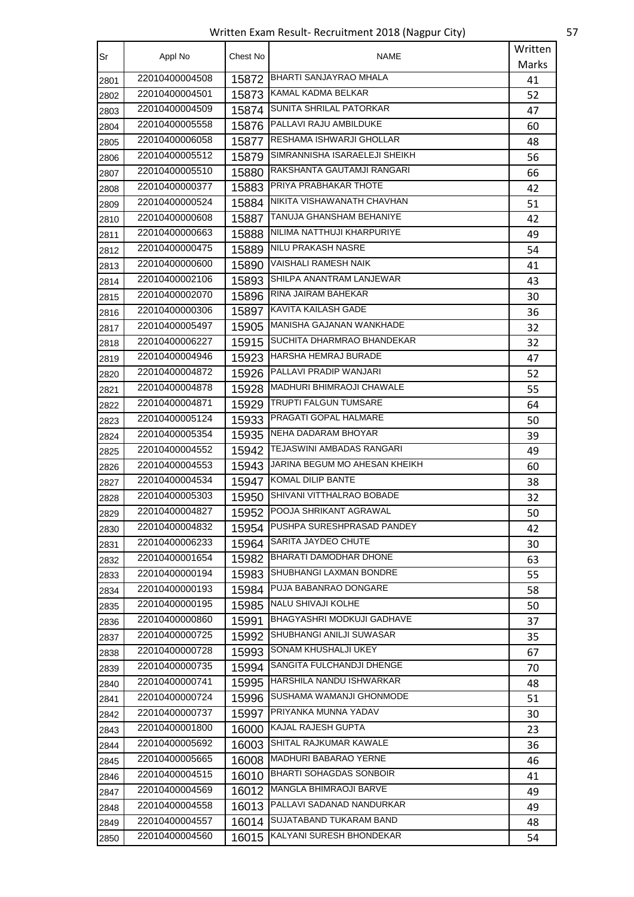| Sr | Appl No | Chest No | NAME | Written Marks |
|---|---|---|---|---|
| 2801 | 22010400004508 | 15872 | BHARTI SANJAYRAO MHALA | 41 |
| 2802 | 22010400004501 | 15873 | KAMAL KADMA BELKAR | 52 |
| 2803 | 22010400004509 | 15874 | SUNITA SHRILAL PATORKAR | 47 |
| 2804 | 22010400005558 | 15876 | PALLAVI RAJU AMBILDUKE | 60 |
| 2805 | 22010400006058 | 15877 | RESHAMA ISHWARJI GHOLLAR | 48 |
| 2806 | 22010400005512 | 15879 | SIMRANNISHA ISARAELEJI SHEIKH | 56 |
| 2807 | 22010400005510 | 15880 | RAKSHANTA GAUTAMJI RANGARI | 66 |
| 2808 | 22010400000377 | 15883 | PRIYA PRABHAKAR THOTE | 42 |
| 2809 | 22010400000524 | 15884 | NIKITA VISHAWANATH CHAVHAN | 51 |
| 2810 | 22010400000608 | 15887 | TANUJA GHANSHAM BEHANIYE | 42 |
| 2811 | 22010400000663 | 15888 | NILIMA NATTHUJI KHARPURIYE | 49 |
| 2812 | 22010400000475 | 15889 | NILU PRAKASH NASRE | 54 |
| 2813 | 22010400000600 | 15890 | VAISHALI RAMESH NAIK | 41 |
| 2814 | 22010400002106 | 15893 | SHILPA ANANTRAM LANJEWAR | 43 |
| 2815 | 22010400002070 | 15896 | RINA JAIRAM BAHEKAR | 30 |
| 2816 | 22010400000306 | 15897 | KAVITA KAILASH GADE | 36 |
| 2817 | 22010400005497 | 15905 | MANISHA GAJANAN WANKHADE | 32 |
| 2818 | 22010400006227 | 15915 | SUCHITA DHARMRAO BHANDEKAR | 32 |
| 2819 | 22010400004946 | 15923 | HARSHA HEMRAJ BURADE | 47 |
| 2820 | 22010400004872 | 15926 | PALLAVI PRADIP WANJARI | 52 |
| 2821 | 22010400004878 | 15928 | MADHURI BHIMRAOJI CHAWALE | 55 |
| 2822 | 22010400004871 | 15929 | TRUPTI FALGUN TUMSARE | 64 |
| 2823 | 22010400005124 | 15933 | PRAGATI GOPAL HALMARE | 50 |
| 2824 | 22010400005354 | 15935 | NEHA DADARAM BHOYAR | 39 |
| 2825 | 22010400004552 | 15942 | TEJASWINI AMBADAS RANGARI | 49 |
| 2826 | 22010400004553 | 15943 | JARINA BEGUM MO AHESAN KHEIKH | 60 |
| 2827 | 22010400004534 | 15947 | KOMAL DILIP BANTE | 38 |
| 2828 | 22010400005303 | 15950 | SHIVANI VITTHALRAO BOBADE | 32 |
| 2829 | 22010400004827 | 15952 | POOJA SHRIKANT AGRAWAL | 50 |
| 2830 | 22010400004832 | 15954 | PUSHPA SURESHPRASAD PANDEY | 42 |
| 2831 | 22010400006233 | 15964 | SARITA JAYDEO CHUTE | 30 |
| 2832 | 22010400001654 | 15982 | BHARATI DAMODHAR DHONE | 63 |
| 2833 | 22010400000194 | 15983 | SHUBHANGI LAXMAN BONDRE | 55 |
| 2834 | 22010400000193 | 15984 | PUJA BABANRAO DONGARE | 58 |
| 2835 | 22010400000195 | 15985 | NALU SHIVAJI KOLHE | 50 |
| 2836 | 22010400000860 | 15991 | BHAGYASHRI MODKUJI GADHAVE | 37 |
| 2837 | 22010400000725 | 15992 | SHUBHANGI ANILJI SUWASAR | 35 |
| 2838 | 22010400000728 | 15993 | SONAM KHUSHALJI UKEY | 67 |
| 2839 | 22010400000735 | 15994 | SANGITA FULCHANDJI DHENGE | 70 |
| 2840 | 22010400000741 | 15995 | HARSHILA NANDU ISHWARKAR | 48 |
| 2841 | 22010400000724 | 15996 | SUSHAMA WAMANJI GHONMODE | 51 |
| 2842 | 22010400000737 | 15997 | PRIYANKA MUNNA YADAV | 30 |
| 2843 | 22010400001800 | 16000 | KAJAL RAJESH GUPTA | 23 |
| 2844 | 22010400005692 | 16003 | SHITAL RAJKUMAR KAWALE | 36 |
| 2845 | 22010400005665 | 16008 | MADHURI BABARAO YERNE | 46 |
| 2846 | 22010400004515 | 16010 | BHARTI SOHAGDAS SONBOIR | 41 |
| 2847 | 22010400004569 | 16012 | MANGLA BHIMRAOJI BARVE | 49 |
| 2848 | 22010400004558 | 16013 | PALLAVI SADANAD NANDURKAR | 49 |
| 2849 | 22010400004557 | 16014 | SUJATABAND TUKARAM BAND | 48 |
| 2850 | 22010400004560 | 16015 | KALYANI SURESH BHONDEKAR | 54 |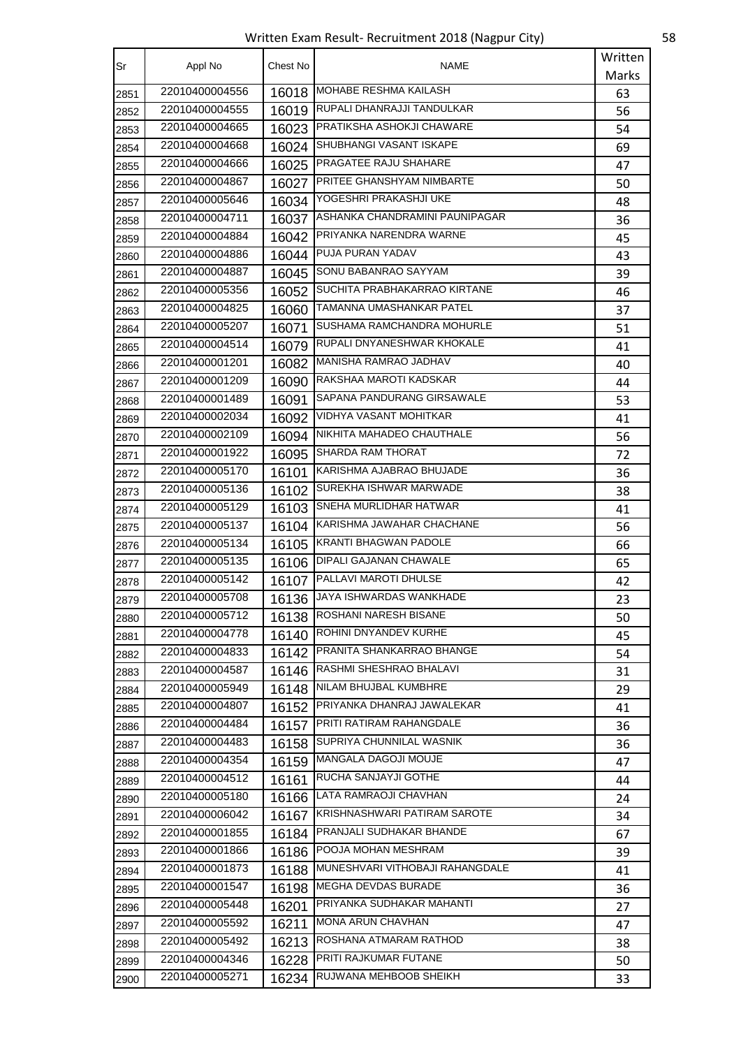# Written Exam Result- Recruitment 2018 (Nagpur City)

| Sr | Appl No | Chest No | NAME | Written Marks |
|---|---|---|---|---|
| 2851 | 22010400004556 | 16018 | MOHABE RESHMA KAILASH | 63 |
| 2852 | 22010400004555 | 16019 | RUPALI DHANRAJJI TANDULKAR | 56 |
| 2853 | 22010400004665 | 16023 | PRATIKSHA ASHOKJI CHAWARE | 54 |
| 2854 | 22010400004668 | 16024 | SHUBHANGI VASANT ISKAPE | 69 |
| 2855 | 22010400004666 | 16025 | PRAGATEE RAJU SHAHARE | 47 |
| 2856 | 22010400004867 | 16027 | PRITEE GHANSHYAM NIMBARTE | 50 |
| 2857 | 22010400005646 | 16034 | YOGESHRI PRAKASHJI UKE | 48 |
| 2858 | 22010400004711 | 16037 | ASHANKA CHANDRAMINI PAUNIPAGAR | 36 |
| 2859 | 22010400004884 | 16042 | PRIYANKA NARENDRA WARNE | 45 |
| 2860 | 22010400004886 | 16044 | PUJA PURAN YADAV | 43 |
| 2861 | 22010400004887 | 16045 | SONU BABANRAO SAYYAM | 39 |
| 2862 | 22010400005356 | 16052 | SUCHITA PRABHAKARRAO KIRTANE | 46 |
| 2863 | 22010400004825 | 16060 | TAMANNA UMASHANKAR PATEL | 37 |
| 2864 | 22010400005207 | 16071 | SUSHAMA RAMCHANDRA MOHURLE | 51 |
| 2865 | 22010400004514 | 16079 | RUPALI DNYANESHWAR KHOKALE | 41 |
| 2866 | 22010400001201 | 16082 | MANISHA RAMRAO JADHAV | 40 |
| 2867 | 22010400001209 | 16090 | RAKSHAA MAROTI KADSKAR | 44 |
| 2868 | 22010400001489 | 16091 | SAPANA PANDURANG GIRSAWALE | 53 |
| 2869 | 22010400002034 | 16092 | VIDHYA VASANT MOHITKAR | 41 |
| 2870 | 22010400002109 | 16094 | NIKHITA MAHADEO CHAUTHALE | 56 |
| 2871 | 22010400001922 | 16095 | SHARDA RAM THORAT | 72 |
| 2872 | 22010400005170 | 16101 | KARISHMA AJABRAO BHUJADE | 36 |
| 2873 | 22010400005136 | 16102 | SUREKHA ISHWAR MARWADE | 38 |
| 2874 | 22010400005129 | 16103 | SNEHA MURLIDHAR HATWAR | 41 |
| 2875 | 22010400005137 | 16104 | KARISHMA JAWAHAR CHACHANE | 56 |
| 2876 | 22010400005134 | 16105 | KRANTI BHAGWAN PADOLE | 66 |
| 2877 | 22010400005135 | 16106 | DIPALI GAJANAN CHAWALE | 65 |
| 2878 | 22010400005142 | 16107 | PALLAVI MAROTI DHULSE | 42 |
| 2879 | 22010400005708 | 16136 | JAYA ISHWARDAS WANKHADE | 23 |
| 2880 | 22010400005712 | 16138 | ROSHANI NARESH BISANE | 50 |
| 2881 | 22010400004778 | 16140 | ROHINI DNYANDEV KURHE | 45 |
| 2882 | 22010400004833 | 16142 | PRANITA SHANKARRAO BHANGE | 54 |
| 2883 | 22010400004587 | 16146 | RASHMI SHESHRAO BHALAVI | 31 |
| 2884 | 22010400005949 | 16148 | NILAM BHUJBAL KUMBHRE | 29 |
| 2885 | 22010400004807 | 16152 | PRIYANKA DHANRAJ JAWALEKAR | 41 |
| 2886 | 22010400004484 | 16157 | PRITI RATIRAM RAHANGDALE | 36 |
| 2887 | 22010400004483 | 16158 | SUPRIYA CHUNNILAL WASNIK | 36 |
| 2888 | 22010400004354 | 16159 | MANGALA DAGOJI MOUJE | 47 |
| 2889 | 22010400004512 | 16161 | RUCHA SANJAYJI GOTHE | 44 |
| 2890 | 22010400005180 | 16166 | LATA RAMRAOJI CHAVHAN | 24 |
| 2891 | 22010400006042 | 16167 | KRISHNASHWARI PATIRAM SAROTE | 34 |
| 2892 | 22010400001855 | 16184 | PRANJALI SUDHAKAR BHANDE | 67 |
| 2893 | 22010400001866 | 16186 | POOJA MOHAN MESHRAM | 39 |
| 2894 | 22010400001873 | 16188 | MUNESHVARI VITHOBAJI RAHANGDALE | 41 |
| 2895 | 22010400001547 | 16198 | MEGHA DEVDAS BURADE | 36 |
| 2896 | 22010400005448 | 16201 | PRIYANKA SUDHAKAR MAHANTI | 27 |
| 2897 | 22010400005592 | 16211 | MONA ARUN CHAVHAN | 47 |
| 2898 | 22010400005492 | 16213 | ROSHANA ATMARAM RATHOD | 38 |
| 2899 | 22010400004346 | 16228 | PRITI RAJKUMAR FUTANE | 50 |
| 2900 | 22010400005271 | 16234 | RUJWANA MEHBOOB SHEIKH | 33 |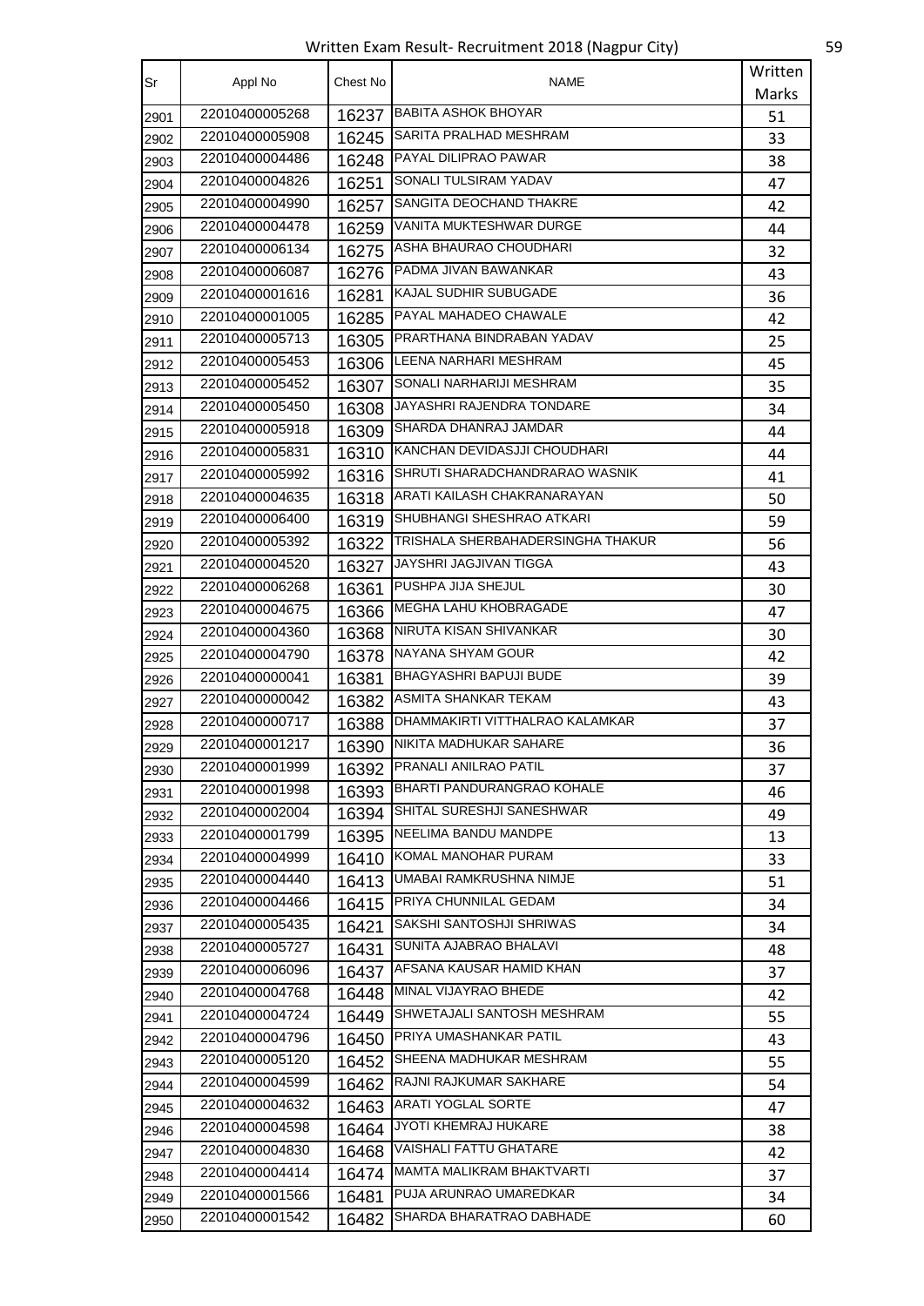Written Exam Result- Recruitment 2018 (Nagpur City)

| Sr | Appl No | Chest No | NAME | Written Marks |
|---|---|---|---|---|
| 2901 | 22010400005268 | 16237 | BABITA ASHOK BHOYAR | 51 |
| 2902 | 22010400005908 | 16245 | SARITA PRALHAD MESHRAM | 33 |
| 2903 | 22010400004486 | 16248 | PAYAL DILIPRAO PAWAR | 38 |
| 2904 | 22010400004826 | 16251 | SONALI TULSIRAM YADAV | 47 |
| 2905 | 22010400004990 | 16257 | SANGITA DEOCHAND THAKRE | 42 |
| 2906 | 22010400004478 | 16259 | VANITA MUKTESHWAR DURGE | 44 |
| 2907 | 22010400006134 | 16275 | ASHA BHAURAO CHOUDHARI | 32 |
| 2908 | 22010400006087 | 16276 | PADMA JIVAN BAWANKAR | 43 |
| 2909 | 22010400001616 | 16281 | KAJAL SUDHIR SUBUGADE | 36 |
| 2910 | 22010400001005 | 16285 | PAYAL MAHADEO CHAWALE | 42 |
| 2911 | 22010400005713 | 16305 | PRARTHANA BINDRABAN YADAV | 25 |
| 2912 | 22010400005453 | 16306 | LEENA NARHARI MESHRAM | 45 |
| 2913 | 22010400005452 | 16307 | SONALI NARHARIJI MESHRAM | 35 |
| 2914 | 22010400005450 | 16308 | JAYASHRI RAJENDRA TONDARE | 34 |
| 2915 | 22010400005918 | 16309 | SHARDA DHANRAJ JAMDAR | 44 |
| 2916 | 22010400005831 | 16310 | KANCHAN DEVIDASJJI CHOUDHARI | 44 |
| 2917 | 22010400005992 | 16316 | SHRUTI SHARADCHANDRARAO WASNIK | 41 |
| 2918 | 22010400004635 | 16318 | ARATI KAILASH CHAKRANARAYAN | 50 |
| 2919 | 22010400006400 | 16319 | SHUBHANGI SHESHRAO ATKARI | 59 |
| 2920 | 22010400005392 | 16322 | TRISHALA SHERBAHADERSINGHA THAKUR | 56 |
| 2921 | 22010400004520 | 16327 | JAYSHRI JAGJIVAN TIGGA | 43 |
| 2922 | 22010400006268 | 16361 | PUSHPA JIJA SHEJUL | 30 |
| 2923 | 22010400004675 | 16366 | MEGHA LAHU KHOBRAGADE | 47 |
| 2924 | 22010400004360 | 16368 | NIRUTA KISAN SHIVANKAR | 30 |
| 2925 | 22010400004790 | 16378 | NAYANA SHYAM GOUR | 42 |
| 2926 | 22010400000041 | 16381 | BHAGYASHRI BAPUJI BUDE | 39 |
| 2927 | 22010400000042 | 16382 | ASMITA SHANKAR TEKAM | 43 |
| 2928 | 22010400000717 | 16388 | DHAMMAKIRTI VITTHALRAO KALAMKAR | 37 |
| 2929 | 22010400001217 | 16390 | NIKITA MADHUKAR SAHARE | 36 |
| 2930 | 22010400001999 | 16392 | PRANALI ANILRAO PATIL | 37 |
| 2931 | 22010400001998 | 16393 | BHARTI PANDURANGRAO KOHALE | 46 |
| 2932 | 22010400002004 | 16394 | SHITAL SURESHJI SANESHWAR | 49 |
| 2933 | 22010400001799 | 16395 | NEELIMA BANDU MANDPE | 13 |
| 2934 | 22010400004999 | 16410 | KOMAL MANOHAR PURAM | 33 |
| 2935 | 22010400004440 | 16413 | UMABAI RAMKRUSHNA NIMJE | 51 |
| 2936 | 22010400004466 | 16415 | PRIYA CHUNNILAL GEDAM | 34 |
| 2937 | 22010400005435 | 16421 | SAKSHI SANTOSHJI SHRIWAS | 34 |
| 2938 | 22010400005727 | 16431 | SUNITA AJABRAO BHALAVI | 48 |
| 2939 | 22010400006096 | 16437 | AFSANA KAUSAR HAMID KHAN | 37 |
| 2940 | 22010400004768 | 16448 | MINAL VIJAYRAO BHEDE | 42 |
| 2941 | 22010400004724 | 16449 | SHWETAJALI SANTOSH MESHRAM | 55 |
| 2942 | 22010400004796 | 16450 | PRIYA UMASHANKAR PATIL | 43 |
| 2943 | 22010400005120 | 16452 | SHEENA MADHUKAR MESHRAM | 55 |
| 2944 | 22010400004599 | 16462 | RAJNI RAJKUMAR SAKHARE | 54 |
| 2945 | 22010400004632 | 16463 | ARATI YOGLAL SORTE | 47 |
| 2946 | 22010400004598 | 16464 | JYOTI KHEMRAJ HUKARE | 38 |
| 2947 | 22010400004830 | 16468 | VAISHALI FATTU GHATARE | 42 |
| 2948 | 22010400004414 | 16474 | MAMTA MALIKRAM BHAKTVARTI | 37 |
| 2949 | 22010400001566 | 16481 | PUJA ARUNRAO UMAREDKAR | 34 |
| 2950 | 22010400001542 | 16482 | SHARDA BHARATRAO DABHADE | 60 |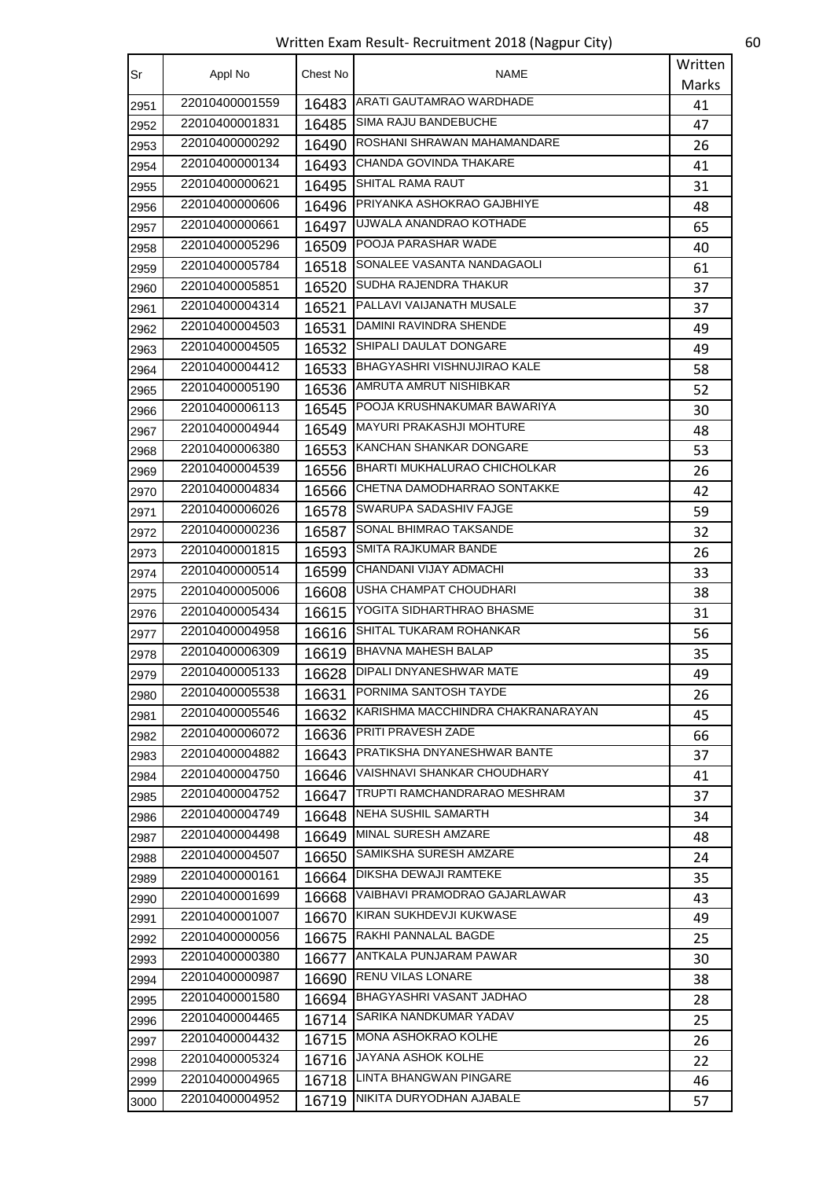# Written Exam Result- Recruitment 2018 (Nagpur City)

| Sr | Appl No | Chest No | NAME | Written Marks |
|---|---|---|---|---|
| 2951 | 22010400001559 | 16483 | ARATI GAUTAMRAO WARDHADE | 41 |
| 2952 | 22010400001831 | 16485 | SIMA RAJU BANDEBUCHE | 47 |
| 2953 | 22010400000292 | 16490 | ROSHANI SHRAWAN MAHAMANDARE | 26 |
| 2954 | 22010400000134 | 16493 | CHANDA GOVINDA THAKARE | 41 |
| 2955 | 22010400000621 | 16495 | SHITAL RAMA RAUT | 31 |
| 2956 | 22010400000606 | 16496 | PRIYANKA ASHOKRAO GAJBHIYE | 48 |
| 2957 | 22010400000661 | 16497 | UJWALA ANANDRAO KOTHADE | 65 |
| 2958 | 22010400005296 | 16509 | POOJA PARASHAR WADE | 40 |
| 2959 | 22010400005784 | 16518 | SONALEE VASANTA NANDAGAOLI | 61 |
| 2960 | 22010400005851 | 16520 | SUDHA RAJENDRA THAKUR | 37 |
| 2961 | 22010400004314 | 16521 | PALLAVI VAIJANATH MUSALE | 37 |
| 2962 | 22010400004503 | 16531 | DAMINI RAVINDRA SHENDE | 49 |
| 2963 | 22010400004505 | 16532 | SHIPALI DAULAT DONGARE | 49 |
| 2964 | 22010400004412 | 16533 | BHAGYASHRI VISHNUJIRAO KALE | 58 |
| 2965 | 22010400005190 | 16536 | AMRUTA AMRUT NISHIBKAR | 52 |
| 2966 | 22010400006113 | 16545 | POOJA KRUSHNAKUMAR BAWARIYA | 30 |
| 2967 | 22010400004944 | 16549 | MAYURI PRAKASHJI MOHTURE | 48 |
| 2968 | 22010400006380 | 16553 | KANCHAN SHANKAR DONGARE | 53 |
| 2969 | 22010400004539 | 16556 | BHARTI MUKHALURAO CHICHOLKAR | 26 |
| 2970 | 22010400004834 | 16566 | CHETNA DAMODHARRAO SONTAKKE | 42 |
| 2971 | 22010400006026 | 16578 | SWARUPA SADASHIV FAJGE | 59 |
| 2972 | 22010400000236 | 16587 | SONAL BHIMRAO TAKSANDE | 32 |
| 2973 | 22010400001815 | 16593 | SMITA RAJKUMAR BANDE | 26 |
| 2974 | 22010400000514 | 16599 | CHANDANI VIJAY ADMACHI | 33 |
| 2975 | 22010400005006 | 16608 | USHA CHAMPAT CHOUDHARI | 38 |
| 2976 | 22010400005434 | 16615 | YOGITA SIDHARTHRAO BHASME | 31 |
| 2977 | 22010400004958 | 16616 | SHITAL TUKARAM ROHANKAR | 56 |
| 2978 | 22010400006309 | 16619 | BHAVNA MAHESH BALAP | 35 |
| 2979 | 22010400005133 | 16628 | DIPALI DNYANESHWAR MATE | 49 |
| 2980 | 22010400005538 | 16631 | PORNIMA SANTOSH TAYDE | 26 |
| 2981 | 22010400005546 | 16632 | KARISHMA MACCHINDRA CHAKRANARAYAN | 45 |
| 2982 | 22010400006072 | 16636 | PRITI PRAVESH ZADE | 66 |
| 2983 | 22010400004882 | 16643 | PRATIKSHA DNYANESHWAR BANTE | 37 |
| 2984 | 22010400004750 | 16646 | VAISHNAVI SHANKAR CHOUDHARY | 41 |
| 2985 | 22010400004752 | 16647 | TRUPTI RAMCHANDRARAO MESHRAM | 37 |
| 2986 | 22010400004749 | 16648 | NEHA SUSHIL SAMARTH | 34 |
| 2987 | 22010400004498 | 16649 | MINAL SURESH AMZARE | 48 |
| 2988 | 22010400004507 | 16650 | SAMIKSHA SURESH AMZARE | 24 |
| 2989 | 22010400000161 | 16664 | DIKSHA DEWAJI RAMTEKE | 35 |
| 2990 | 22010400001699 | 16668 | VAIBHAVI PRAMODRAO GAJARLAWAR | 43 |
| 2991 | 22010400001007 | 16670 | KIRAN SUKHDEVJI KUKWASE | 49 |
| 2992 | 22010400000056 | 16675 | RAKHI PANNALAL BAGDE | 25 |
| 2993 | 22010400000380 | 16677 | ANTKALA PUNJARAM PAWAR | 30 |
| 2994 | 22010400000987 | 16690 | RENU VILAS LONARE | 38 |
| 2995 | 22010400001580 | 16694 | BHAGYASHRI VASANT JADHAO | 28 |
| 2996 | 22010400004465 | 16714 | SARIKA NANDKUMAR YADAV | 25 |
| 2997 | 22010400004432 | 16715 | MONA ASHOKRAO KOLHE | 26 |
| 2998 | 22010400005324 | 16716 | JAYANA ASHOK KOLHE | 22 |
| 2999 | 22010400004965 | 16718 | LINTA BHANGWAN PINGARE | 46 |
| 3000 | 22010400004952 | 16719 | NIKITA DURYODHAN AJABALE | 57 |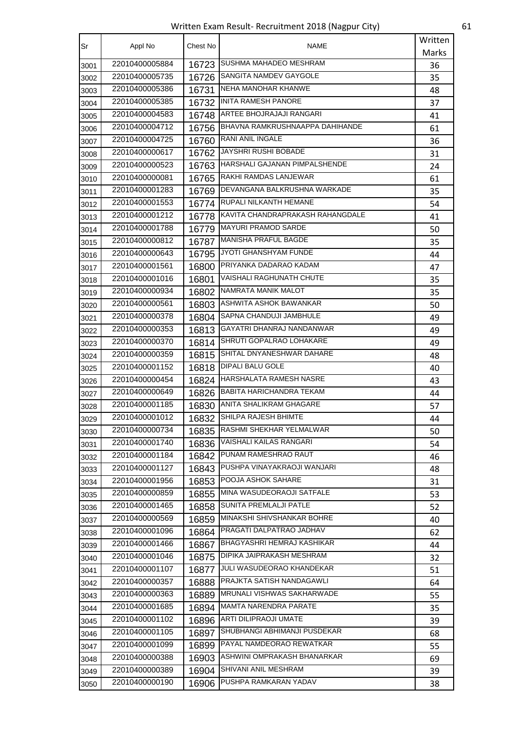Written Exam Result- Recruitment 2018 (Nagpur City)

| Sr | Appl No | Chest No | NAME | Written Marks |
|---|---|---|---|---|
| 3001 | 22010400005884 | 16723 | SUSHMA MAHADEO MESHRAM | 36 |
| 3002 | 22010400005735 | 16726 | SANGITA NAMDEV GAYGOLE | 35 |
| 3003 | 22010400005386 | 16731 | NEHA MANOHAR KHANWE | 48 |
| 3004 | 22010400005385 | 16732 | INITA RAMESH PANORE | 37 |
| 3005 | 22010400004583 | 16748 | ARTEE BHOJRAJAJI RANGARI | 41 |
| 3006 | 22010400004712 | 16756 | BHAVNA RAMKRUSHNAAPPA DAHIHANDE | 61 |
| 3007 | 22010400004725 | 16760 | RANI ANIL INGALE | 36 |
| 3008 | 22010400000617 | 16762 | JAYSHRI RUSHI BOBADE | 31 |
| 3009 | 22010400000523 | 16763 | HARSHALI GAJANAN PIMPALSHENDE | 24 |
| 3010 | 22010400000081 | 16765 | RAKHI RAMDAS LANJEWAR | 61 |
| 3011 | 22010400001283 | 16769 | DEVANGANA BALKRUSHNA WARKADE | 35 |
| 3012 | 22010400001553 | 16774 | RUPALI NILKANTH HEMANE | 54 |
| 3013 | 22010400001212 | 16778 | KAVITA CHANDRAPRAKASH RAHANGDALE | 41 |
| 3014 | 22010400001788 | 16779 | MAYURI PRAMOD SARDE | 50 |
| 3015 | 22010400000812 | 16787 | MANISHA PRAFUL BAGDE | 35 |
| 3016 | 22010400000643 | 16795 | JYOTI GHANSHYAM FUNDE | 44 |
| 3017 | 22010400001561 | 16800 | PRIYANKA DADARAO KADAM | 47 |
| 3018 | 22010400001016 | 16801 | VAISHALI RAGHUNATH CHUTE | 35 |
| 3019 | 22010400000934 | 16802 | NAMRATA MANIK MALOT | 35 |
| 3020 | 22010400000561 | 16803 | ASHWITA ASHOK BAWANKAR | 50 |
| 3021 | 22010400000378 | 16804 | SAPNA CHANDUJI JAMBHULE | 49 |
| 3022 | 22010400000353 | 16813 | GAYATRI DHANRAJ NANDANWAR | 49 |
| 3023 | 22010400000370 | 16814 | SHRUTI GOPALRAO LOHAKARE | 49 |
| 3024 | 22010400000359 | 16815 | SHITAL DNYANESHWAR DAHARE | 48 |
| 3025 | 22010400001152 | 16818 | DIPALI BALU GOLE | 40 |
| 3026 | 22010400000454 | 16824 | HARSHALATA RAMESH NASRE | 43 |
| 3027 | 22010400000649 | 16826 | BABITA HARICHANDRA TEKAM | 44 |
| 3028 | 22010400001185 | 16830 | ANITA SHALIKRAM GHAGARE | 57 |
| 3029 | 22010400001012 | 16832 | SHILPA RAJESH BHIMTE | 44 |
| 3030 | 22010400000734 | 16835 | RASHMI SHEKHAR YELMALWAR | 50 |
| 3031 | 22010400001740 | 16836 | VAISHALI KAILAS RANGARI | 54 |
| 3032 | 22010400001184 | 16842 | PUNAM RAMESHRAO RAUT | 46 |
| 3033 | 22010400001127 | 16843 | PUSHPA VINAYAKRAOJI WANJARI | 48 |
| 3034 | 22010400001956 | 16853 | POOJA ASHOK SAHARE | 31 |
| 3035 | 22010400000859 | 16855 | MINA WASUDEORAOJI SATFALE | 53 |
| 3036 | 22010400001465 | 16858 | SUNITA PREMLALJI PATLE | 52 |
| 3037 | 22010400000569 | 16859 | MINAKSHI SHIVSHANKAR BOHRE | 40 |
| 3038 | 22010400001096 | 16864 | PRAGATI DALPATRAO JADHAV | 62 |
| 3039 | 22010400001466 | 16867 | BHAGYASHRI HEMRAJ KASHIKAR | 44 |
| 3040 | 22010400001046 | 16875 | DIPIKA JAIPRAKASH MESHRAM | 32 |
| 3041 | 22010400001107 | 16877 | JULI WASUDEORAO KHANDEKAR | 51 |
| 3042 | 22010400000357 | 16888 | PRAJKTA SATISH NANDAGAWLI | 64 |
| 3043 | 22010400000363 | 16889 | MRUNALI VISHWAS SAKHARWADE | 55 |
| 3044 | 22010400001685 | 16894 | MAMTA NARENDRA PARATE | 35 |
| 3045 | 22010400001102 | 16896 | ARTI DILIPRAOJI UMATE | 39 |
| 3046 | 22010400001105 | 16897 | SHUBHANGI ABHIMANJI PUSDEKAR | 68 |
| 3047 | 22010400001099 | 16899 | PAYAL NAMDEORAO REWATKAR | 55 |
| 3048 | 22010400000388 | 16903 | ASHWINI OMPRAKASH BHANARKAR | 69 |
| 3049 | 22010400000389 | 16904 | SHIVANI ANIL MESHRAM | 39 |
| 3050 | 22010400000190 | 16906 | PUSHPA RAMKARAN YADAV | 38 |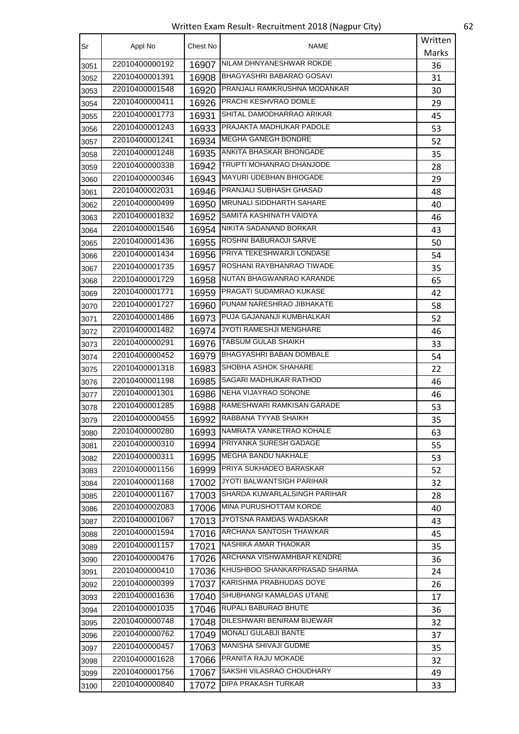Written Exam Result- Recruitment 2018 (Nagpur City)

| Sr | Appl No | Chest No | NAME | Written Marks |
|---|---|---|---|---|
| 3051 | 22010400000192 | 16907 | NILAM DHNYANESHWAR ROKDE | 36 |
| 3052 | 22010400001391 | 16908 | BHAGYASHRI BABARAO GOSAVI | 31 |
| 3053 | 22010400001548 | 16920 | PRANJALI RAMKRUSHNA MODANKAR | 30 |
| 3054 | 22010400000411 | 16926 | PRACHI KESHVRAO DOMLE | 29 |
| 3055 | 22010400001773 | 16931 | SHITAL DAMODHARRAO ARIKAR | 45 |
| 3056 | 22010400001243 | 16933 | PRAJAKTA MADHUKAR PADOLE | 53 |
| 3057 | 22010400001241 | 16934 | MEGHA GANEGH BONDRE | 52 |
| 3058 | 22010400001248 | 16935 | ANKITA BHASKAR BHONGADE | 35 |
| 3059 | 22010400000338 | 16942 | TRUPTI MOHANRAO DHANJODE | 28 |
| 3060 | 22010400000346 | 16943 | MAYURI UDEBHAN BHIOGADE | 29 |
| 3061 | 22010400002031 | 16946 | PRANJALI SUBHASH GHASAD | 48 |
| 3062 | 22010400000499 | 16950 | MRUNALI SIDDHARTH SAHARE | 40 |
| 3063 | 22010400001832 | 16952 | SAMITA KASHINATH VAIDYA | 46 |
| 3064 | 22010400001546 | 16954 | NIKITA SADANAND BORKAR | 43 |
| 3065 | 22010400001436 | 16955 | ROSHNI BABURAOJI SARVE | 50 |
| 3066 | 22010400001434 | 16956 | PRIYA TEKESHWARJI LONDASE | 54 |
| 3067 | 22010400001735 | 16957 | ROSHANI RAYBHANRAO TIWADE | 35 |
| 3068 | 22010400001729 | 16958 | NUTAN BHAGWANRAO KARANDE | 65 |
| 3069 | 22010400001771 | 16959 | PRAGATI SUDAMRAO KUKASE | 42 |
| 3070 | 22010400001727 | 16960 | PUNAM NARESHRAO JIBHAKATE | 58 |
| 3071 | 22010400001486 | 16973 | PUJA GAJANANJI KUMBHALKAR | 52 |
| 3072 | 22010400001482 | 16974 | JYOTI RAMESHJI MENGHARE | 46 |
| 3073 | 22010400000291 | 16976 | TABSUM GULAB SHAIKH | 33 |
| 3074 | 22010400000452 | 16979 | BHAGYASHRI BABAN DOMBALE | 54 |
| 3075 | 22010400001318 | 16983 | SHOBHA ASHOK SHAHARE | 22 |
| 3076 | 22010400001198 | 16985 | SAGARI MADHUKAR RATHOD | 46 |
| 3077 | 22010400001301 | 16986 | NEHA VIJAYRAO SONONE | 46 |
| 3078 | 22010400001285 | 16988 | RAMESHWARI RAMKISAN GARADE | 53 |
| 3079 | 22010400000455 | 16992 | RABBANA TYYAB SHAIKH | 35 |
| 3080 | 22010400000280 | 16993 | NAMRATA VANKETRAO KOHALE | 63 |
| 3081 | 22010400000310 | 16994 | PRIYANKA SURESH GADAGE | 55 |
| 3082 | 22010400000311 | 16995 | MEGHA BANDU NAKHALE | 53 |
| 3083 | 22010400001156 | 16999 | PRIYA SUKHADEO BARASKAR | 52 |
| 3084 | 22010400001168 | 17002 | JYOTI BALWANTSIGH PARIHAR | 32 |
| 3085 | 22010400001167 | 17003 | SHARDA KUWARLALSINGH PARIHAR | 28 |
| 3086 | 22010400002083 | 17006 | MINA PURUSHOTTAM KORDE | 40 |
| 3087 | 22010400001067 | 17013 | JYOTSNA RAMDAS WADASKAR | 43 |
| 3088 | 22010400001594 | 17016 | ARCHANA SANTOSH THAWKAR | 45 |
| 3089 | 22010400001157 | 17021 | NASHIKA AMAR THAOKAR | 35 |
| 3090 | 22010400000476 | 17026 | ARCHANA VISHWAMHBAR KENDRE | 36 |
| 3091 | 22010400000410 | 17036 | KHUSHBOO SHANKARPRASAD SHARMA | 24 |
| 3092 | 22010400000399 | 17037 | KARISHMA PRABHUDAS DOYE | 26 |
| 3093 | 22010400001636 | 17040 | SHUBHANGI KAMALDAS UTANE | 17 |
| 3094 | 22010400001035 | 17046 | RUPALI BABURAO BHUTE | 36 |
| 3095 | 22010400000748 | 17048 | DILESHWARI BENIRAM BIJEWAR | 32 |
| 3096 | 22010400000762 | 17049 | MONALI GULABJI BANTE | 37 |
| 3097 | 22010400000457 | 17063 | MANISHA SHIVAJI GUDME | 35 |
| 3098 | 22010400001628 | 17066 | PRANITA RAJU MOKADE | 32 |
| 3099 | 22010400001756 | 17067 | SAKSHI VILASRAO CHOUDHARY | 49 |
| 3100 | 22010400000840 | 17072 | DIPA PRAKASH TURKAR | 33 |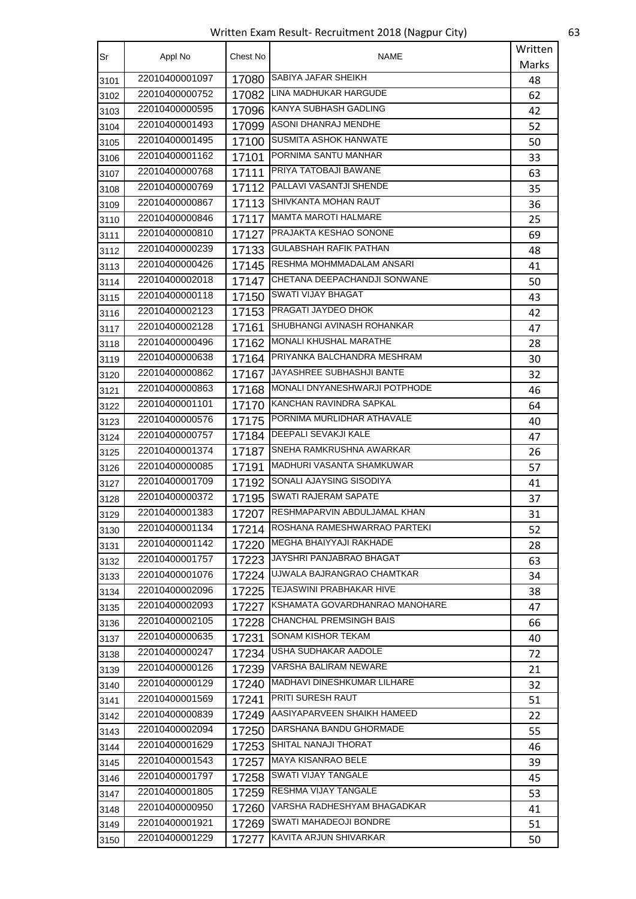# Written Exam Result- Recruitment 2018 (Nagpur City)

| Sr | Appl No | Chest No | NAME | Written Marks |
|---|---|---|---|---|
| 3101 | 22010400001097 | 17080 | SABIYA JAFAR SHEIKH | 48 |
| 3102 | 22010400000752 | 17082 | LINA MADHUKAR HARGUDE | 62 |
| 3103 | 22010400000595 | 17096 | KANYA SUBHASH GADLING | 42 |
| 3104 | 22010400001493 | 17099 | ASONI DHANRAJ MENDHE | 52 |
| 3105 | 22010400001495 | 17100 | SUSMITA ASHOK HANWATE | 50 |
| 3106 | 22010400001162 | 17101 | PORNIMA SANTU MANHAR | 33 |
| 3107 | 22010400000768 | 17111 | PRIYA TATOBAJI BAWANE | 63 |
| 3108 | 22010400000769 | 17112 | PALLAVI VASANTJI SHENDE | 35 |
| 3109 | 22010400000867 | 17113 | SHIVKANTA MOHAN RAUT | 36 |
| 3110 | 22010400000846 | 17117 | MAMTA MAROTI HALMARE | 25 |
| 3111 | 22010400000810 | 17127 | PRAJAKTA KESHAO SONONE | 69 |
| 3112 | 22010400000239 | 17133 | GULABSHAH RAFIK PATHAN | 48 |
| 3113 | 22010400000426 | 17145 | RESHMA MOHMMADALAM ANSARI | 41 |
| 3114 | 22010400002018 | 17147 | CHETANA DEEPACHANDJI SONWANE | 50 |
| 3115 | 22010400000118 | 17150 | SWATI VIJAY BHAGAT | 43 |
| 3116 | 22010400002123 | 17153 | PRAGATI JAYDEO DHOK | 42 |
| 3117 | 22010400002128 | 17161 | SHUBHANGI AVINASH ROHANKAR | 47 |
| 3118 | 22010400000496 | 17162 | MONALI KHUSHAL MARATHE | 28 |
| 3119 | 22010400000638 | 17164 | PRIYANKA BALCHANDRA MESHRAM | 30 |
| 3120 | 22010400000862 | 17167 | JAYASHREE SUBHASHJI BANTE | 32 |
| 3121 | 22010400000863 | 17168 | MONALI DNYANESHWARJI POTPHODE | 46 |
| 3122 | 22010400001101 | 17170 | KANCHAN RAVINDRA SAPKAL | 64 |
| 3123 | 22010400000576 | 17175 | PORNIMA MURLIDHAR ATHAVALE | 40 |
| 3124 | 22010400000757 | 17184 | DEEPALI SEVAKJI KALE | 47 |
| 3125 | 22010400001374 | 17187 | SNEHA RAMKRUSHNA AWARKAR | 26 |
| 3126 | 22010400000085 | 17191 | MADHURI VASANTA SHAMKUWAR | 57 |
| 3127 | 22010400001709 | 17192 | SONALI AJAYSING SISODIYA | 41 |
| 3128 | 22010400000372 | 17195 | SWATI RAJERAM SAPATE | 37 |
| 3129 | 22010400001383 | 17207 | RESHMAPARVIN ABDULJAMAL KHAN | 31 |
| 3130 | 22010400001134 | 17214 | ROSHANA RAMESHWARRAO PARTEKI | 52 |
| 3131 | 22010400001142 | 17220 | MEGHA BHAIYYAJI RAKHADE | 28 |
| 3132 | 22010400001757 | 17223 | JAYSHRI PANJABRAO BHAGAT | 63 |
| 3133 | 22010400001076 | 17224 | UJWALA BAJRANGRAO CHAMTKAR | 34 |
| 3134 | 22010400002096 | 17225 | TEJASWINI PRABHAKAR HIVE | 38 |
| 3135 | 22010400002093 | 17227 | KSHAMATA GOVARDHANRAO MANOHARE | 47 |
| 3136 | 22010400002105 | 17228 | CHANCHAL PREMSINGH BAIS | 66 |
| 3137 | 22010400000635 | 17231 | SONAM KISHOR TEKAM | 40 |
| 3138 | 22010400000247 | 17234 | USHA SUDHAKAR AADOLE | 72 |
| 3139 | 22010400000126 | 17239 | VARSHA BALIRAM NEWARE | 21 |
| 3140 | 22010400000129 | 17240 | MADHAVI DINESHKUMAR LILHARE | 32 |
| 3141 | 22010400001569 | 17241 | PRITI SURESH RAUT | 51 |
| 3142 | 22010400000839 | 17249 | AASIYAPARVEEN SHAIKH HAMEED | 22 |
| 3143 | 22010400002094 | 17250 | DARSHANA BANDU GHORMADE | 55 |
| 3144 | 22010400001629 | 17253 | SHITAL NANAJI THORAT | 46 |
| 3145 | 22010400001543 | 17257 | MAYA KISANRAO BELE | 39 |
| 3146 | 22010400001797 | 17258 | SWATI VIJAY TANGALE | 45 |
| 3147 | 22010400001805 | 17259 | RESHMA VIJAY TANGALE | 53 |
| 3148 | 22010400000950 | 17260 | VARSHA RADHESHYAM BHAGADKAR | 41 |
| 3149 | 22010400001921 | 17269 | SWATI MAHADEOJI BONDRE | 51 |
| 3150 | 22010400001229 | 17277 | KAVITA ARJUN SHIVARKAR | 50 |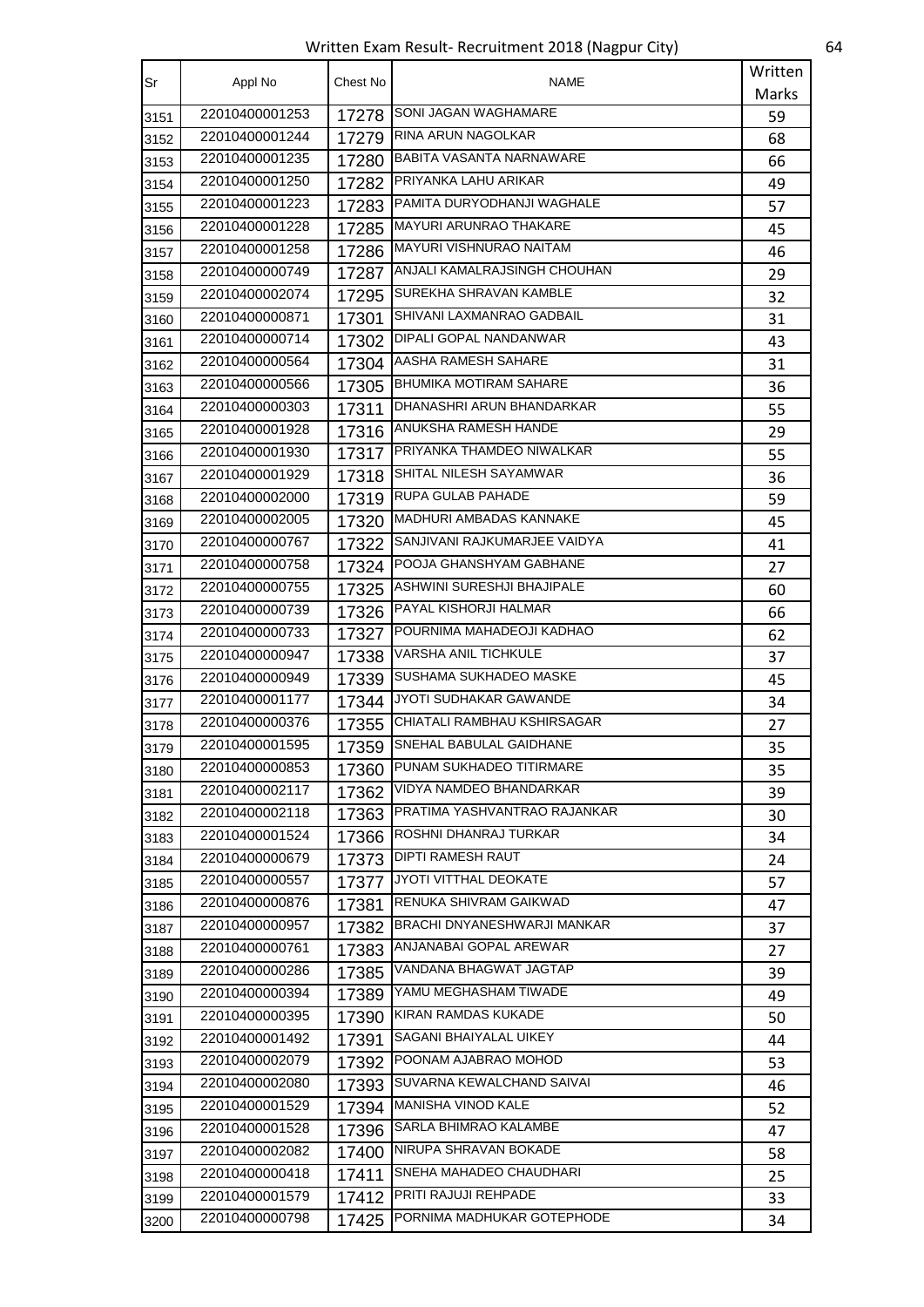Written Exam Result- Recruitment 2018 (Nagpur City)

| Sr | Appl No | Chest No | NAME | Written Marks |
|---|---|---|---|---|
| 3151 | 22010400001253 | 17278 | SONI JAGAN WAGHAMARE | 59 |
| 3152 | 22010400001244 | 17279 | RINA ARUN NAGOLKAR | 68 |
| 3153 | 22010400001235 | 17280 | BABITA VASANTA NARNAWARE | 66 |
| 3154 | 22010400001250 | 17282 | PRIYANKA LAHU ARIKAR | 49 |
| 3155 | 22010400001223 | 17283 | PAMITA DURYODHANJI WAGHALE | 57 |
| 3156 | 22010400001228 | 17285 | MAYURI ARUNRAO THAKARE | 45 |
| 3157 | 22010400001258 | 17286 | MAYURI VISHNURAO NAITAM | 46 |
| 3158 | 22010400000749 | 17287 | ANJALI KAMALRAJSINGH CHOUHAN | 29 |
| 3159 | 22010400002074 | 17295 | SUREKHA SHRAVAN KAMBLE | 32 |
| 3160 | 22010400000871 | 17301 | SHIVANI LAXMANRAO GADBAIL | 31 |
| 3161 | 22010400000714 | 17302 | DIPALI GOPAL NANDANWAR | 43 |
| 3162 | 22010400000564 | 17304 | AASHA RAMESH SAHARE | 31 |
| 3163 | 22010400000566 | 17305 | BHUMIKA MOTIRAM SAHARE | 36 |
| 3164 | 22010400000303 | 17311 | DHANASHRI ARUN BHANDARKAR | 55 |
| 3165 | 22010400001928 | 17316 | ANUKSHA RAMESH HANDE | 29 |
| 3166 | 22010400001930 | 17317 | PRIYANKA THAMDEO NIWALKAR | 55 |
| 3167 | 22010400001929 | 17318 | SHITAL NILESH SAYAMWAR | 36 |
| 3168 | 22010400002000 | 17319 | RUPA GULAB PAHADE | 59 |
| 3169 | 22010400002005 | 17320 | MADHURI AMBADAS KANNAKE | 45 |
| 3170 | 22010400000767 | 17322 | SANJIVANI RAJKUMARJEE VAIDYA | 41 |
| 3171 | 22010400000758 | 17324 | POOJA GHANSHYAM GABHANE | 27 |
| 3172 | 22010400000755 | 17325 | ASHWINI SURESHJI BHAJIPALE | 60 |
| 3173 | 22010400000739 | 17326 | PAYAL KISHORJI HALMAR | 66 |
| 3174 | 22010400000733 | 17327 | POURNIMA MAHADEOJI KADHAO | 62 |
| 3175 | 22010400000947 | 17338 | VARSHA ANIL TICHKULE | 37 |
| 3176 | 22010400000949 | 17339 | SUSHAMA SUKHADEO MASKE | 45 |
| 3177 | 22010400001177 | 17344 | JYOTI SUDHAKAR GAWANDE | 34 |
| 3178 | 22010400000376 | 17355 | CHIATALI RAMBHAU KSHIRSAGAR | 27 |
| 3179 | 22010400001595 | 17359 | SNEHAL BABULAL GAIDHANE | 35 |
| 3180 | 22010400000853 | 17360 | PUNAM SUKHADEO TITIRMARE | 35 |
| 3181 | 22010400002117 | 17362 | VIDYA NAMDEO BHANDARKAR | 39 |
| 3182 | 22010400002118 | 17363 | PRATIMA YASHVANTRAO RAJANKAR | 30 |
| 3183 | 22010400001524 | 17366 | ROSHNI DHANRAJ TURKAR | 34 |
| 3184 | 22010400000679 | 17373 | DIPTI RAMESH RAUT | 24 |
| 3185 | 22010400000557 | 17377 | JYOTI VITTHAL DEOKATE | 57 |
| 3186 | 22010400000876 | 17381 | RENUKA SHIVRAM GAIKWAD | 47 |
| 3187 | 22010400000957 | 17382 | BRACHI DNYANESHWARJI MANKAR | 37 |
| 3188 | 22010400000761 | 17383 | ANJANABAI GOPAL AREWAR | 27 |
| 3189 | 22010400000286 | 17385 | VANDANA BHAGWAT JAGTAP | 39 |
| 3190 | 22010400000394 | 17389 | YAMU MEGHASHAM TIWADE | 49 |
| 3191 | 22010400000395 | 17390 | KIRAN RAMDAS KUKADE | 50 |
| 3192 | 22010400001492 | 17391 | SAGANI BHAIYALAL UIKEY | 44 |
| 3193 | 22010400002079 | 17392 | POONAM AJABRAO MOHOD | 53 |
| 3194 | 22010400002080 | 17393 | SUVARNA KEWALCHAND SAIVAI | 46 |
| 3195 | 22010400001529 | 17394 | MANISHA VINOD KALE | 52 |
| 3196 | 22010400001528 | 17396 | SARLA BHIMRAO KALAMBE | 47 |
| 3197 | 22010400002082 | 17400 | NIRUPA SHRAVAN BOKADE | 58 |
| 3198 | 22010400000418 | 17411 | SNEHA MAHADEO CHAUDHARI | 25 |
| 3199 | 22010400001579 | 17412 | PRITI RAJUJI REHPADE | 33 |
| 3200 | 22010400000798 | 17425 | PORNIMA MADHUKAR GOTEPHODE | 34 |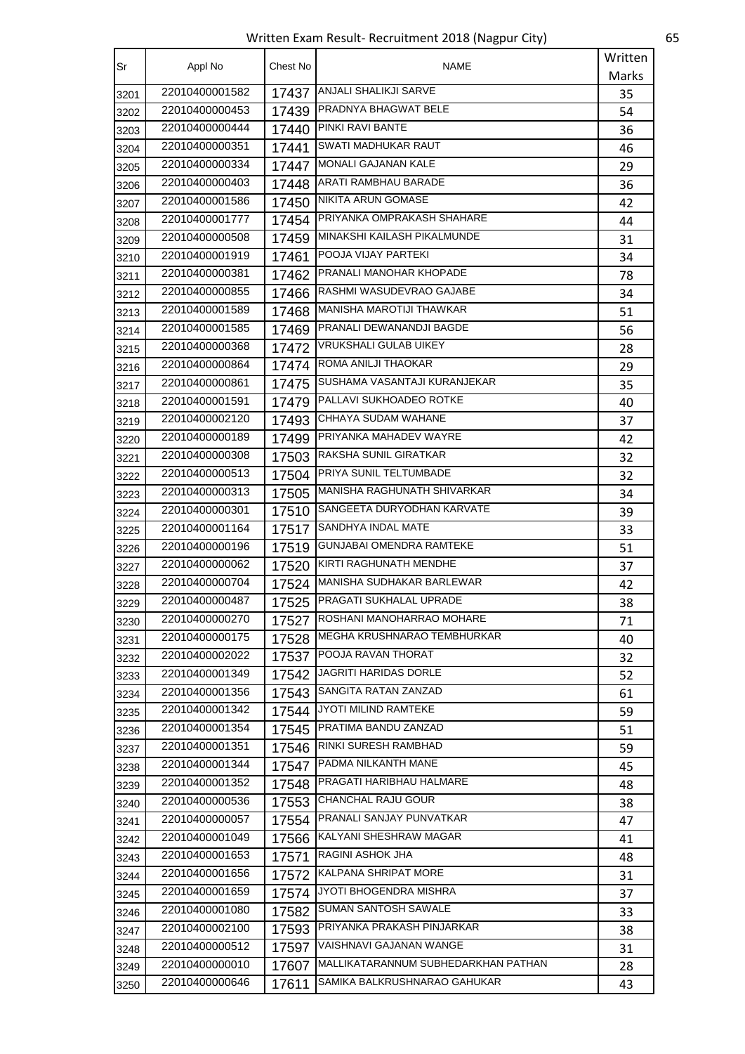Written Exam Result- Recruitment 2018 (Nagpur City)

| Sr | Appl No | Chest No | NAME | Written Marks |
|---|---|---|---|---|
| 3201 | 22010400001582 | 17437 | ANJALI SHALIKJI SARVE | 35 |
| 3202 | 22010400000453 | 17439 | PRADNYA BHAGWAT BELE | 54 |
| 3203 | 22010400000444 | 17440 | PINKI RAVI BANTE | 36 |
| 3204 | 22010400000351 | 17441 | SWATI MADHUKAR RAUT | 46 |
| 3205 | 22010400000334 | 17447 | MONALI GAJANAN KALE | 29 |
| 3206 | 22010400000403 | 17448 | ARATI RAMBHAU BARADE | 36 |
| 3207 | 22010400001586 | 17450 | NIKITA ARUN GOMASE | 42 |
| 3208 | 22010400001777 | 17454 | PRIYANKA OMPRAKASH SHAHARE | 44 |
| 3209 | 22010400000508 | 17459 | MINAKSHI KAILASH PIKALMUNDE | 31 |
| 3210 | 22010400001919 | 17461 | POOJA VIJAY PARTEKI | 34 |
| 3211 | 22010400000381 | 17462 | PRANALI MANOHAR KHOPADE | 78 |
| 3212 | 22010400000855 | 17466 | RASHMI WASUDEVRAO GAJABE | 34 |
| 3213 | 22010400001589 | 17468 | MANISHA MAROTIJI THAWKAR | 51 |
| 3214 | 22010400001585 | 17469 | PRANALI DEWANANDJI BAGDE | 56 |
| 3215 | 22010400000368 | 17472 | VRUKSHALI GULAB UIKEY | 28 |
| 3216 | 22010400000864 | 17474 | ROMA ANILJI THAOKAR | 29 |
| 3217 | 22010400000861 | 17475 | SUSHAMA VASANTAJI KURANJEKAR | 35 |
| 3218 | 22010400001591 | 17479 | PALLAVI SUKHOADEO ROTKE | 40 |
| 3219 | 22010400002120 | 17493 | CHHAYA SUDAM WAHANE | 37 |
| 3220 | 22010400000189 | 17499 | PRIYANKA MAHADEV WAYRE | 42 |
| 3221 | 22010400000308 | 17503 | RAKSHA SUNIL GIRATKAR | 32 |
| 3222 | 22010400000513 | 17504 | PRIYA SUNIL TELTUMBADE | 32 |
| 3223 | 22010400000313 | 17505 | MANISHA RAGHUNATH SHIVARKAR | 34 |
| 3224 | 22010400000301 | 17510 | SANGEETA DURYODHAN KARVATE | 39 |
| 3225 | 22010400001164 | 17517 | SANDHYA INDAL MATE | 33 |
| 3226 | 22010400000196 | 17519 | GUNJABAI OMENDRA RAMTEKE | 51 |
| 3227 | 22010400000062 | 17520 | KIRTI RAGHUNATH MENDHE | 37 |
| 3228 | 22010400000704 | 17524 | MANISHA SUDHAKAR BARLEWAR | 42 |
| 3229 | 22010400000487 | 17525 | PRAGATI SUKHALAL UPRADE | 38 |
| 3230 | 22010400000270 | 17527 | ROSHANI MANOHARRAO MOHARE | 71 |
| 3231 | 22010400000175 | 17528 | MEGHA KRUSHNARAO TEMBHURKAR | 40 |
| 3232 | 22010400002022 | 17537 | POOJA RAVAN THORAT | 32 |
| 3233 | 22010400001349 | 17542 | JAGRITI HARIDAS DORLE | 52 |
| 3234 | 22010400001356 | 17543 | SANGITA RATAN ZANZAD | 61 |
| 3235 | 22010400001342 | 17544 | JYOTI MILIND RAMTEKE | 59 |
| 3236 | 22010400001354 | 17545 | PRATIMA BANDU ZANZAD | 51 |
| 3237 | 22010400001351 | 17546 | RINKI SURESH RAMBHAD | 59 |
| 3238 | 22010400001344 | 17547 | PADMA NILKANTH MANE | 45 |
| 3239 | 22010400001352 | 17548 | PRAGATI HARIBHAU HALMARE | 48 |
| 3240 | 22010400000536 | 17553 | CHANCHAL RAJU GOUR | 38 |
| 3241 | 22010400000057 | 17554 | PRANALI SANJAY PUNVATKAR | 47 |
| 3242 | 22010400001049 | 17566 | KALYANI SHESHRAW MAGAR | 41 |
| 3243 | 22010400001653 | 17571 | RAGINI ASHOK JHA | 48 |
| 3244 | 22010400001656 | 17572 | KALPANA SHRIPAT MORE | 31 |
| 3245 | 22010400001659 | 17574 | JYOTI BHOGENDRA MISHRA | 37 |
| 3246 | 22010400001080 | 17582 | SUMAN SANTOSH SAWALE | 33 |
| 3247 | 22010400002100 | 17593 | PRIYANKA PRAKASH PINJARKAR | 38 |
| 3248 | 22010400000512 | 17597 | VAISHNAVI GAJANAN WANGE | 31 |
| 3249 | 22010400000010 | 17607 | MALLIKATARANNUM SUBHEDARKHAN PATHAN | 28 |
| 3250 | 22010400000646 | 17611 | SAMIKA BALKRUSHNARAO GAHUKAR | 43 |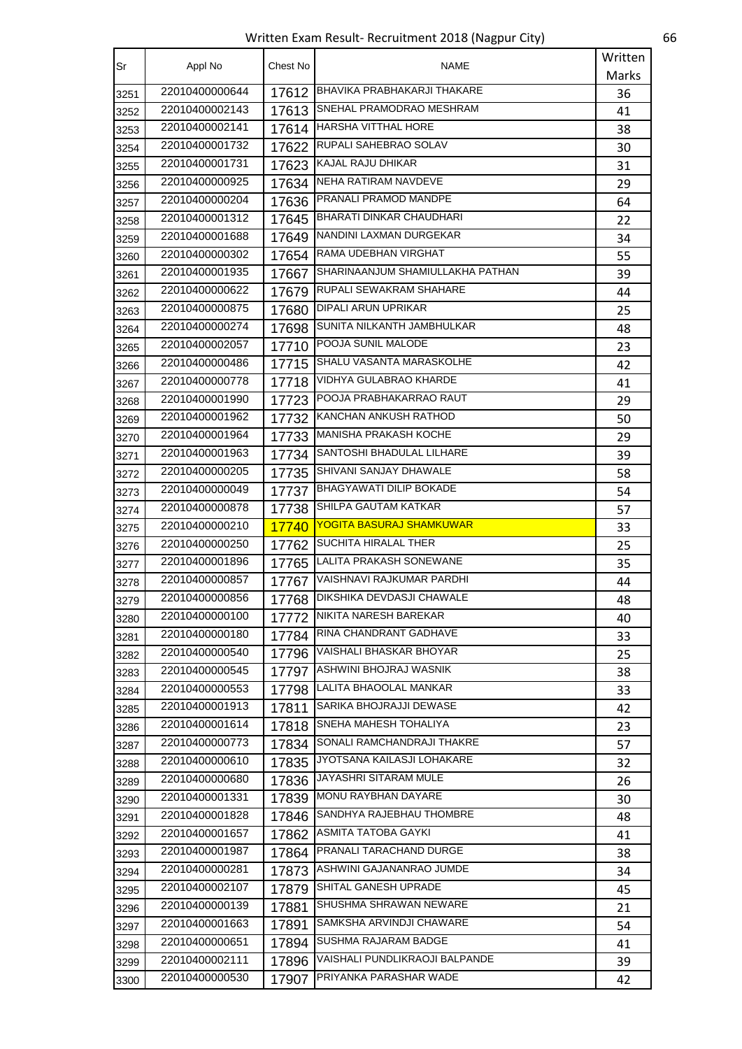Written Exam Result- Recruitment 2018 (Nagpur City)

| Sr | Appl No | Chest No | NAME | Written Marks |
|---|---|---|---|---|
| 3251 | 22010400000644 | 17612 | BHAVIKA PRABHAKARJI THAKARE | 36 |
| 3252 | 22010400002143 | 17613 | SNEHAL PRAMODRAO MESHRAM | 41 |
| 3253 | 22010400002141 | 17614 | HARSHA VITTHAL HORE | 38 |
| 3254 | 22010400001732 | 17622 | RUPALI SAHEBRAO SOLAV | 30 |
| 3255 | 22010400001731 | 17623 | KAJAL RAJU DHIKAR | 31 |
| 3256 | 22010400000925 | 17634 | NEHA RATIRAM NAVDEVE | 29 |
| 3257 | 22010400000204 | 17636 | PRANALI PRAMOD MANDPE | 64 |
| 3258 | 22010400001312 | 17645 | BHARATI DINKAR CHAUDHARI | 22 |
| 3259 | 22010400001688 | 17649 | NANDINI LAXMAN DURGEKAR | 34 |
| 3260 | 22010400000302 | 17654 | RAMA UDEBHAN VIRGHAT | 55 |
| 3261 | 22010400001935 | 17667 | SHARINAANJUM SHAMIULLAKHA PATHAN | 39 |
| 3262 | 22010400000622 | 17679 | RUPALI SEWAKRAM SHAHARE | 44 |
| 3263 | 22010400000875 | 17680 | DIPALI ARUN UPRIKAR | 25 |
| 3264 | 22010400000274 | 17698 | SUNITA NILKANTH JAMBHULKAR | 48 |
| 3265 | 22010400002057 | 17710 | POOJA SUNIL MALODE | 23 |
| 3266 | 22010400000486 | 17715 | SHALU VASANTA MARASKOLHE | 42 |
| 3267 | 22010400000778 | 17718 | VIDHYA GULABRAO KHARDE | 41 |
| 3268 | 22010400001990 | 17723 | POOJA PRABHAKARRAO RAUT | 29 |
| 3269 | 22010400001962 | 17732 | KANCHAN ANKUSH RATHOD | 50 |
| 3270 | 22010400001964 | 17733 | MANISHA PRAKASH KOCHE | 29 |
| 3271 | 22010400001963 | 17734 | SANTOSHI BHADULAL LILHARE | 39 |
| 3272 | 22010400000205 | 17735 | SHIVANI SANJAY DHAWALE | 58 |
| 3273 | 22010400000049 | 17737 | BHAGYAWATI DILIP BOKADE | 54 |
| 3274 | 22010400000878 | 17738 | SHILPA GAUTAM KATKAR | 57 |
| 3275 | 22010400000210 | 17740 | YOGITA BASURAJ SHAMKUWAR | 33 |
| 3276 | 22010400000250 | 17762 | SUCHITA HIRALAL THER | 25 |
| 3277 | 22010400001896 | 17765 | LALITA PRAKASH SONEWANE | 35 |
| 3278 | 22010400000857 | 17767 | VAISHNAVI RAJKUMAR PARDHI | 44 |
| 3279 | 22010400000856 | 17768 | DIKSHIKA DEVDASJI CHAWALE | 48 |
| 3280 | 22010400000100 | 17772 | NIKITA NARESH BAREKAR | 40 |
| 3281 | 22010400000180 | 17784 | RINA CHANDRANT GADHAVE | 33 |
| 3282 | 22010400000540 | 17796 | VAISHALI BHASKAR BHOYAR | 25 |
| 3283 | 22010400000545 | 17797 | ASHWINI BHOJRAJ WASNIK | 38 |
| 3284 | 22010400000553 | 17798 | LALITA BHAOOLAL MANKAR | 33 |
| 3285 | 22010400001913 | 17811 | SARIKA BHOJRAJJI DEWASE | 42 |
| 3286 | 22010400001614 | 17818 | SNEHA MAHESH TOHALIYA | 23 |
| 3287 | 22010400000773 | 17834 | SONALI RAMCHANDRAJI THAKRE | 57 |
| 3288 | 22010400000610 | 17835 | JYOTSANA KAILASJI LOHAKARE | 32 |
| 3289 | 22010400000680 | 17836 | JAYASHRI SITARAM MULE | 26 |
| 3290 | 22010400001331 | 17839 | MONU RAYBHAN DAYARE | 30 |
| 3291 | 22010400001828 | 17846 | SANDHYA RAJEBHAU THOMBRE | 48 |
| 3292 | 22010400001657 | 17862 | ASMITA TATOBA GAYKI | 41 |
| 3293 | 22010400001987 | 17864 | PRANALI TARACHAND DURGE | 38 |
| 3294 | 22010400000281 | 17873 | ASHWINI GAJANANRAO JUMDE | 34 |
| 3295 | 22010400002107 | 17879 | SHITAL GANESH UPRADE | 45 |
| 3296 | 22010400000139 | 17881 | SHUSHMA SHRAWAN NEWARE | 21 |
| 3297 | 22010400001663 | 17891 | SAMKSHA ARVINDJI CHAWARE | 54 |
| 3298 | 22010400000651 | 17894 | SUSHMA RAJARAM BADGE | 41 |
| 3299 | 22010400002111 | 17896 | VAISHALI PUNDLIKRAOJI BALPANDE | 39 |
| 3300 | 22010400000530 | 17907 | PRIYANKA PARASHAR WADE | 42 |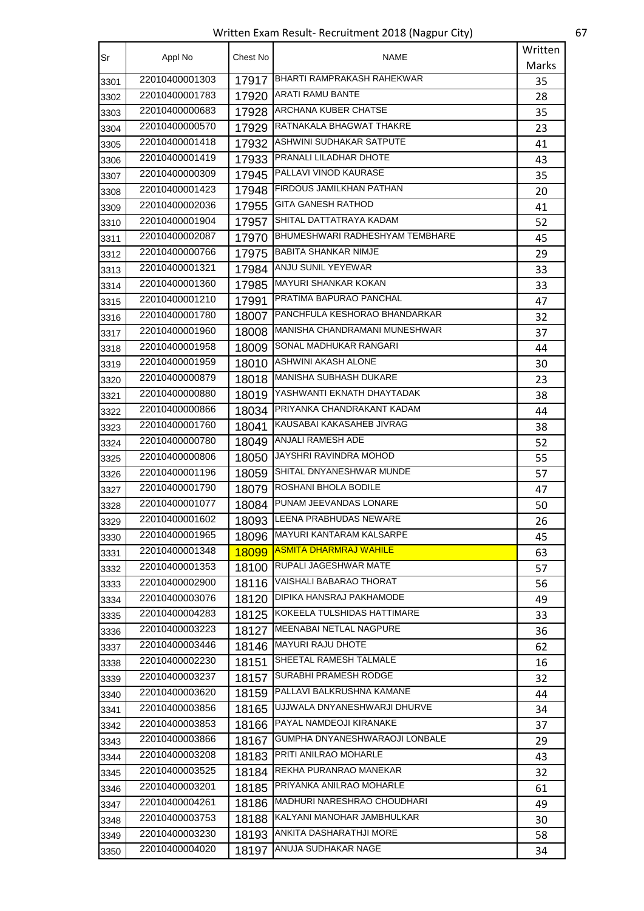Written Exam Result- Recruitment 2018 (Nagpur City)

| Sr | Appl No | Chest No | NAME | Written Marks |
|---|---|---|---|---|
| 3301 | 22010400001303 | 17917 | BHARTI RAMPRAKASH RAHEKWAR | 35 |
| 3302 | 22010400001783 | 17920 | ARATI RAMU BANTE | 28 |
| 3303 | 22010400000683 | 17928 | ARCHANA KUBER CHATSE | 35 |
| 3304 | 22010400000570 | 17929 | RATNAKALA BHAGWAT THAKRE | 23 |
| 3305 | 22010400001418 | 17932 | ASHWINI SUDHAKAR SATPUTE | 41 |
| 3306 | 22010400001419 | 17933 | PRANALI LILADHAR DHOTE | 43 |
| 3307 | 22010400000309 | 17945 | PALLAVI VINOD KAURASE | 35 |
| 3308 | 22010400001423 | 17948 | FIRDOUS JAMILKHAN PATHAN | 20 |
| 3309 | 22010400002036 | 17955 | GITA GANESH RATHOD | 41 |
| 3310 | 22010400001904 | 17957 | SHITAL DATTATRAYA KADAM | 52 |
| 3311 | 22010400002087 | 17970 | BHUMESHWARI RADHESHYAM TEMBHARE | 45 |
| 3312 | 22010400000766 | 17975 | BABITA SHANKAR NIMJE | 29 |
| 3313 | 22010400001321 | 17984 | ANJU SUNIL YEYEWAR | 33 |
| 3314 | 22010400001360 | 17985 | MAYURI SHANKAR KOKAN | 33 |
| 3315 | 22010400001210 | 17991 | PRATIMA BAPURAO PANCHAL | 47 |
| 3316 | 22010400001780 | 18007 | PANCHFULA KESHORAO BHANDARKAR | 32 |
| 3317 | 22010400001960 | 18008 | MANISHA CHANDRAMANI MUNESHWAR | 37 |
| 3318 | 22010400001958 | 18009 | SONAL MADHUKAR RANGARI | 44 |
| 3319 | 22010400001959 | 18010 | ASHWINI AKASH ALONE | 30 |
| 3320 | 22010400000879 | 18018 | MANISHA SUBHASH DUKARE | 23 |
| 3321 | 22010400000880 | 18019 | YASHWANTI EKNATH DHAYTADAK | 38 |
| 3322 | 22010400000866 | 18034 | PRIYANKA CHANDRAKANT KADAM | 44 |
| 3323 | 22010400001760 | 18041 | KAUSABAI KAKASAHEB JIVRAG | 38 |
| 3324 | 22010400000780 | 18049 | ANJALI RAMESH ADE | 52 |
| 3325 | 22010400000806 | 18050 | JAYSHRI RAVINDRA MOHOD | 55 |
| 3326 | 22010400001196 | 18059 | SHITAL DNYANESHWAR MUNDE | 57 |
| 3327 | 22010400001790 | 18079 | ROSHANI BHOLA BODILE | 47 |
| 3328 | 22010400001077 | 18084 | PUNAM JEEVANDAS LONARE | 50 |
| 3329 | 22010400001602 | 18093 | LEENA PRABHUDAS NEWARE | 26 |
| 3330 | 22010400001965 | 18096 | MAYURI KANTARAM KALSARPE | 45 |
| 3331 | 22010400001348 | 18099 | ASMITA DHARMRAJ WAHILE | 63 |
| 3332 | 22010400001353 | 18100 | RUPALI JAGESHWAR MATE | 57 |
| 3333 | 22010400002900 | 18116 | VAISHALI BABARAO THORAT | 56 |
| 3334 | 22010400003076 | 18120 | DIPIKA HANSRAJ PAKHAMODE | 49 |
| 3335 | 22010400004283 | 18125 | KOKEELA TULSHIDAS HATTIMARE | 33 |
| 3336 | 22010400003223 | 18127 | MEENABAI NETLAL NAGPURE | 36 |
| 3337 | 22010400003446 | 18146 | MAYURI RAJU DHOTE | 62 |
| 3338 | 22010400002230 | 18151 | SHEETAL RAMESH TALMALE | 16 |
| 3339 | 22010400003237 | 18157 | SURABHI PRAMESH RODGE | 32 |
| 3340 | 22010400003620 | 18159 | PALLAVI BALKRUSHNA KAMANE | 44 |
| 3341 | 22010400003856 | 18165 | UJJWALA DNYANESHWARJI DHURVE | 34 |
| 3342 | 22010400003853 | 18166 | PAYAL NAMDEOJI KIRANAKE | 37 |
| 3343 | 22010400003866 | 18167 | GUMPHA DNYANESHWARAOJI LONBALE | 29 |
| 3344 | 22010400003208 | 18183 | PRITI ANILRAO MOHARLE | 43 |
| 3345 | 22010400003525 | 18184 | REKHA PURANRAO MANEKAR | 32 |
| 3346 | 22010400003201 | 18185 | PRIYANKA ANILRAO MOHARLE | 61 |
| 3347 | 22010400004261 | 18186 | MADHURI NARESHRAO CHOUDHARI | 49 |
| 3348 | 22010400003753 | 18188 | KALYANI MANOHAR JAMBHULKAR | 30 |
| 3349 | 22010400003230 | 18193 | ANKITA DASHARATHJI MORE | 58 |
| 3350 | 22010400004020 | 18197 | ANUJA SUDHAKAR NAGE | 34 |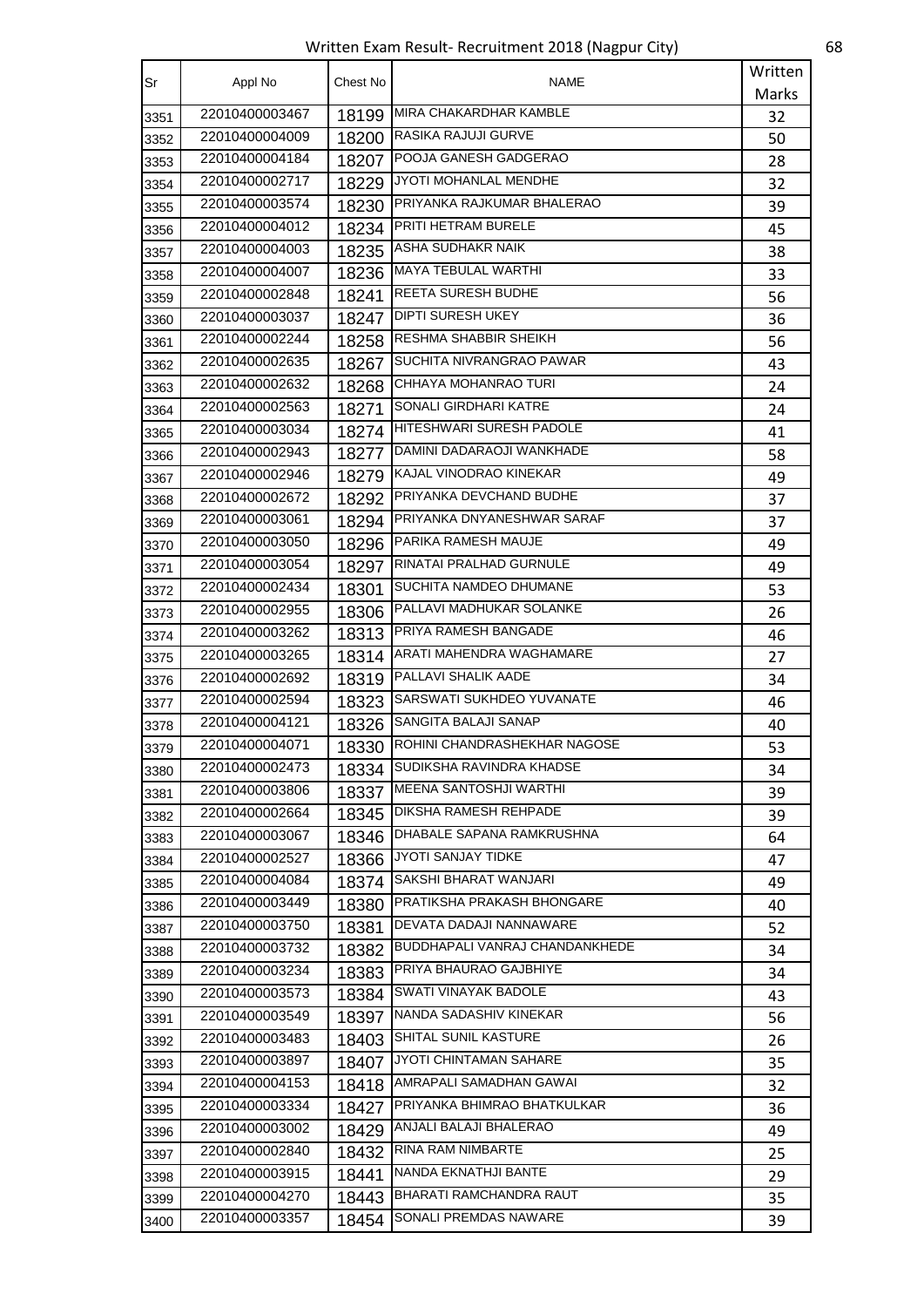# Written Exam Result- Recruitment 2018 (Nagpur City)

| Sr | Appl No | Chest No | NAME | Written Marks |
|---|---|---|---|---|
| 3351 | 22010400003467 | 18199 | MIRA CHAKARDHAR KAMBLE | 32 |
| 3352 | 22010400004009 | 18200 | RASIKA RAJUJI GURVE | 50 |
| 3353 | 22010400004184 | 18207 | POOJA GANESH GADGERAO | 28 |
| 3354 | 22010400002717 | 18229 | JYOTI MOHANLAL MENDHE | 32 |
| 3355 | 22010400003574 | 18230 | PRIYANKA RAJKUMAR BHALERAO | 39 |
| 3356 | 22010400004012 | 18234 | PRITI HETRAM BURELE | 45 |
| 3357 | 22010400004003 | 18235 | ASHA SUDHAKR NAIK | 38 |
| 3358 | 22010400004007 | 18236 | MAYA TEBULAL WARTHI | 33 |
| 3359 | 22010400002848 | 18241 | REETA SURESH BUDHE | 56 |
| 3360 | 22010400003037 | 18247 | DIPTI SURESH UKEY | 36 |
| 3361 | 22010400002244 | 18258 | RESHMA SHABBIR SHEIKH | 56 |
| 3362 | 22010400002635 | 18267 | SUCHITA NIVRANGRAO PAWAR | 43 |
| 3363 | 22010400002632 | 18268 | CHHAYA MOHANRAO TURI | 24 |
| 3364 | 22010400002563 | 18271 | SONALI GIRDHARI KATRE | 24 |
| 3365 | 22010400003034 | 18274 | HITESHWARI SURESH PADOLE | 41 |
| 3366 | 22010400002943 | 18277 | DAMINI DADARAOJI WANKHADE | 58 |
| 3367 | 22010400002946 | 18279 | KAJAL VINODRAO KINEKAR | 49 |
| 3368 | 22010400002672 | 18292 | PRIYANKA DEVCHAND BUDHE | 37 |
| 3369 | 22010400003061 | 18294 | PRIYANKA DNYANESHWAR SARAF | 37 |
| 3370 | 22010400003050 | 18296 | PARIKA RAMESH MAUJE | 49 |
| 3371 | 22010400003054 | 18297 | RINATAI PRALHAD GURNULE | 49 |
| 3372 | 22010400002434 | 18301 | SUCHITA NAMDEO DHUMANE | 53 |
| 3373 | 22010400002955 | 18306 | PALLAVI MADHUKAR SOLANKE | 26 |
| 3374 | 22010400003262 | 18313 | PRIYA RAMESH BANGADE | 46 |
| 3375 | 22010400003265 | 18314 | ARATI MAHENDRA WAGHAMARE | 27 |
| 3376 | 22010400002692 | 18319 | PALLAVI SHALIK AADE | 34 |
| 3377 | 22010400002594 | 18323 | SARSWATI SUKHDEO YUVANATE | 46 |
| 3378 | 22010400004121 | 18326 | SANGITA BALAJI SANAP | 40 |
| 3379 | 22010400004071 | 18330 | ROHINI CHANDRASHEKHAR NAGOSE | 53 |
| 3380 | 22010400002473 | 18334 | SUDIKSHA RAVINDRA KHADSE | 34 |
| 3381 | 22010400003806 | 18337 | MEENA SANTOSHJI WARTHI | 39 |
| 3382 | 22010400002664 | 18345 | DIKSHA RAMESH REHPADE | 39 |
| 3383 | 22010400003067 | 18346 | DHABALE SAPANA RAMKRUSHNA | 64 |
| 3384 | 22010400002527 | 18366 | JYOTI SANJAY TIDKE | 47 |
| 3385 | 22010400004084 | 18374 | SAKSHI BHARAT WANJARI | 49 |
| 3386 | 22010400003449 | 18380 | PRATIKSHA PRAKASH BHONGARE | 40 |
| 3387 | 22010400003750 | 18381 | DEVATA DADAJI NANNAWARE | 52 |
| 3388 | 22010400003732 | 18382 | BUDDHAPALI VANRAJ CHANDANKHEDE | 34 |
| 3389 | 22010400003234 | 18383 | PRIYA BHAURAO GAJBHIYE | 34 |
| 3390 | 22010400003573 | 18384 | SWATI VINAYAK BADOLE | 43 |
| 3391 | 22010400003549 | 18397 | NANDA SADASHIV KINEKAR | 56 |
| 3392 | 22010400003483 | 18403 | SHITAL SUNIL KASTURE | 26 |
| 3393 | 22010400003897 | 18407 | JYOTI CHINTAMAN SAHARE | 35 |
| 3394 | 22010400004153 | 18418 | AMRAPALI SAMADHAN GAWAI | 32 |
| 3395 | 22010400003334 | 18427 | PRIYANKA BHIMRAO BHATKULKAR | 36 |
| 3396 | 22010400003002 | 18429 | ANJALI BALAJI BHALERAO | 49 |
| 3397 | 22010400002840 | 18432 | RINA RAM NIMBARTE | 25 |
| 3398 | 22010400003915 | 18441 | NANDA EKNATHJI BANTE | 29 |
| 3399 | 22010400004270 | 18443 | BHARATI RAMCHANDRA RAUT | 35 |
| 3400 | 22010400003357 | 18454 | SONALI PREMDAS NAWARE | 39 |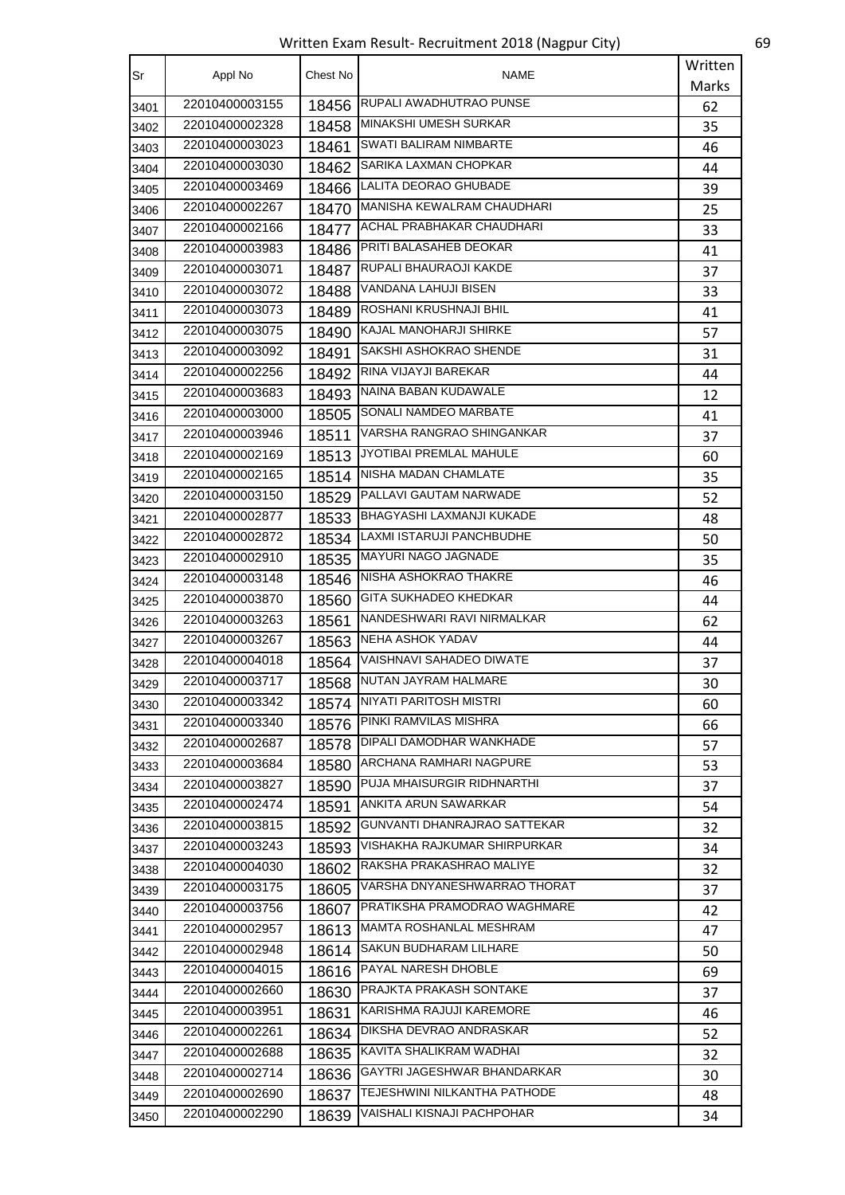# Written Exam Result- Recruitment 2018 (Nagpur City)

| Sr | Appl No | Chest No | NAME | Written Marks |
|---|---|---|---|---|
| 3401 | 22010400003155 | 18456 | RUPALI AWADHUTRAO PUNSE | 62 |
| 3402 | 22010400002328 | 18458 | MINAKSHI UMESH SURKAR | 35 |
| 3403 | 22010400003023 | 18461 | SWATI BALIRAM NIMBARTE | 46 |
| 3404 | 22010400003030 | 18462 | SARIKA LAXMAN CHOPKAR | 44 |
| 3405 | 22010400003469 | 18466 | LALITA DEORAO GHUBADE | 39 |
| 3406 | 22010400002267 | 18470 | MANISHA KEWALRAM CHAUDHARI | 25 |
| 3407 | 22010400002166 | 18477 | ACHAL PRABHAKAR CHAUDHARI | 33 |
| 3408 | 22010400003983 | 18486 | PRITI BALASAHEB DEOKAR | 41 |
| 3409 | 22010400003071 | 18487 | RUPALI BHAURAOJI KAKDE | 37 |
| 3410 | 22010400003072 | 18488 | VANDANA LAHUJI BISEN | 33 |
| 3411 | 22010400003073 | 18489 | ROSHANI KRUSHNAJI BHIL | 41 |
| 3412 | 22010400003075 | 18490 | KAJAL MANOHARJI SHIRKE | 57 |
| 3413 | 22010400003092 | 18491 | SAKSHI ASHOKRAO SHENDE | 31 |
| 3414 | 22010400002256 | 18492 | RINA VIJAYJI BAREKAR | 44 |
| 3415 | 22010400003683 | 18493 | NAINA BABAN KUDAWALE | 12 |
| 3416 | 22010400003000 | 18505 | SONALI NAMDEO MARBATE | 41 |
| 3417 | 22010400003946 | 18511 | VARSHA RANGRAO SHINGANKAR | 37 |
| 3418 | 22010400002169 | 18513 | JYOTIBAI PREMLAL MAHULE | 60 |
| 3419 | 22010400002165 | 18514 | NISHA MADAN CHAMLATE | 35 |
| 3420 | 22010400003150 | 18529 | PALLAVI GAUTAM NARWADE | 52 |
| 3421 | 22010400002877 | 18533 | BHAGYASHI LAXMANJI KUKADE | 48 |
| 3422 | 22010400002872 | 18534 | LAXMI ISTARUJI PANCHBUDHE | 50 |
| 3423 | 22010400002910 | 18535 | MAYURI NAGO JAGNADE | 35 |
| 3424 | 22010400003148 | 18546 | NISHA ASHOKRAO THAKRE | 46 |
| 3425 | 22010400003870 | 18560 | GITA SUKHADEO KHEDKAR | 44 |
| 3426 | 22010400003263 | 18561 | NANDESHWARI RAVI NIRMALKAR | 62 |
| 3427 | 22010400003267 | 18563 | NEHA ASHOK YADAV | 44 |
| 3428 | 22010400004018 | 18564 | VAISHNAVI SAHADEO DIWATE | 37 |
| 3429 | 22010400003717 | 18568 | NUTAN JAYRAM HALMARE | 30 |
| 3430 | 22010400003342 | 18574 | NIYATI PARITOSH MISTRI | 60 |
| 3431 | 22010400003340 | 18576 | PINKI RAMVILAS MISHRA | 66 |
| 3432 | 22010400002687 | 18578 | DIPALI DAMODHAR WANKHADE | 57 |
| 3433 | 22010400003684 | 18580 | ARCHANA RAMHARI NAGPURE | 53 |
| 3434 | 22010400003827 | 18590 | PUJA MHAISURGIR RIDHNARTHI | 37 |
| 3435 | 22010400002474 | 18591 | ANKITA ARUN SAWARKAR | 54 |
| 3436 | 22010400003815 | 18592 | GUNVANTI DHANRAJRAO SATTEKAR | 32 |
| 3437 | 22010400003243 | 18593 | VISHAKHA RAJKUMAR SHIRPURKAR | 34 |
| 3438 | 22010400004030 | 18602 | RAKSHA PRAKASHRAO MALIYE | 32 |
| 3439 | 22010400003175 | 18605 | VARSHA DNYANESHWARRAO THORAT | 37 |
| 3440 | 22010400003756 | 18607 | PRATIKSHA PRAMODRAO WAGHMARE | 42 |
| 3441 | 22010400002957 | 18613 | MAMTA ROSHANLAL MESHRAM | 47 |
| 3442 | 22010400002948 | 18614 | SAKUN BUDHARAM LILHARE | 50 |
| 3443 | 22010400004015 | 18616 | PAYAL NARESH DHOBLE | 69 |
| 3444 | 22010400002660 | 18630 | PRAJKTA PRAKASH SONTAKE | 37 |
| 3445 | 22010400003951 | 18631 | KARISHMA RAJUJI KAREMORE | 46 |
| 3446 | 22010400002261 | 18634 | DIKSHA DEVRAO ANDRASKAR | 52 |
| 3447 | 22010400002688 | 18635 | KAVITA SHALIKRAM WADHAI | 32 |
| 3448 | 22010400002714 | 18636 | GAYTRI JAGESHWAR BHANDARKAR | 30 |
| 3449 | 22010400002690 | 18637 | TEJESHWINI NILKANTHA PATHODE | 48 |
| 3450 | 22010400002290 | 18639 | VAISHALI KISNAJI PACHPOHAR | 34 |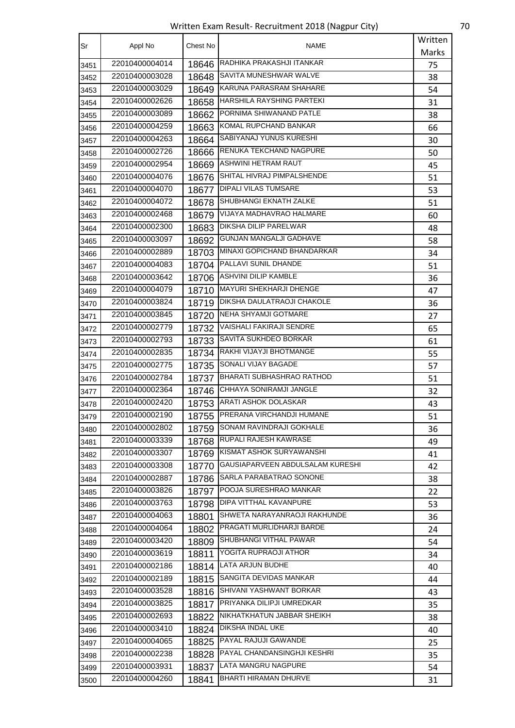Written Exam Result- Recruitment 2018 (Nagpur City)

| Sr | Appl No | Chest No | NAME | Written Marks |
|---|---|---|---|---|
| 3451 | 22010400004014 | 18646 | RADHIKA PRAKASHJI ITANKAR | 75 |
| 3452 | 22010400003028 | 18648 | SAVITA MUNESHWAR WALVE | 38 |
| 3453 | 22010400003029 | 18649 | KARUNA PARASRAM SHAHARE | 54 |
| 3454 | 22010400002626 | 18658 | HARSHILA RAYSHING PARTEKI | 31 |
| 3455 | 22010400003089 | 18662 | PORNIMA SHIWANAND PATLE | 38 |
| 3456 | 22010400004259 | 18663 | KOMAL RUPCHAND BANKAR | 66 |
| 3457 | 22010400004263 | 18664 | SABIYANAJ YUNUS KURESHI | 30 |
| 3458 | 22010400002726 | 18666 | RENUKA TEKCHAND NAGPURE | 50 |
| 3459 | 22010400002954 | 18669 | ASHWINI HETRAM RAUT | 45 |
| 3460 | 22010400004076 | 18676 | SHITAL HIVRAJ PIMPALSHENDE | 51 |
| 3461 | 22010400004070 | 18677 | DIPALI VILAS TUMSARE | 53 |
| 3462 | 22010400004072 | 18678 | SHUBHANGI EKNATH ZALKE | 51 |
| 3463 | 22010400002468 | 18679 | VIJAYA MADHAVRAO HALMARE | 60 |
| 3464 | 22010400002300 | 18683 | DIKSHA DILIP PARELWAR | 48 |
| 3465 | 22010400003097 | 18692 | GUNJAN MANGALJI GADHAVE | 58 |
| 3466 | 22010400002889 | 18703 | MINAXI GOPICHAND BHANDARKAR | 34 |
| 3467 | 22010400004083 | 18704 | PALLAVI SUNIL DHANDE | 51 |
| 3468 | 22010400003642 | 18706 | ASHVINI DILIP KAMBLE | 36 |
| 3469 | 22010400004079 | 18710 | MAYURI SHEKHARJI DHENGE | 47 |
| 3470 | 22010400003824 | 18719 | DIKSHA DAULATRAOJI CHAKOLE | 36 |
| 3471 | 22010400003845 | 18720 | NEHA SHYAMJI GOTMARE | 27 |
| 3472 | 22010400002779 | 18732 | VAISHALI FAKIRAJI SENDRE | 65 |
| 3473 | 22010400002793 | 18733 | SAVITA SUKHDEO BORKAR | 61 |
| 3474 | 22010400002835 | 18734 | RAKHI VIJAYJI BHOTMANGE | 55 |
| 3475 | 22010400002775 | 18735 | SONALI VIJAY BAGADE | 57 |
| 3476 | 22010400002784 | 18737 | BHARATI SUBHASHRAO RATHOD | 51 |
| 3477 | 22010400002364 | 18746 | CHHAYA SONIRAMJI JANGLE | 32 |
| 3478 | 22010400002420 | 18753 | ARATI ASHOK DOLASKAR | 43 |
| 3479 | 22010400002190 | 18755 | PRERANA VIRCHANDJI HUMANE | 51 |
| 3480 | 22010400002802 | 18759 | SONAM RAVINDRAJI GOKHALE | 36 |
| 3481 | 22010400003339 | 18768 | RUPALI RAJESH KAWRASE | 49 |
| 3482 | 22010400003307 | 18769 | KISMAT ASHOK SURYAWANSHI | 41 |
| 3483 | 22010400003308 | 18770 | GAUSIAPARVEEN ABDULSALAM KURESHI | 42 |
| 3484 | 22010400002887 | 18786 | SARLA PARABATRAO SONONE | 38 |
| 3485 | 22010400003826 | 18797 | POOJA SURESHRAO MANKAR | 22 |
| 3486 | 22010400003763 | 18798 | DIPA VITTHAL KAVANPURE | 53 |
| 3487 | 22010400004063 | 18801 | SHWETA NARAYANRAOJI RAKHUNDE | 36 |
| 3488 | 22010400004064 | 18802 | PRAGATI MURLIDHARJI BARDE | 24 |
| 3489 | 22010400003420 | 18809 | SHUBHANGI VITHAL PAWAR | 54 |
| 3490 | 22010400003619 | 18811 | YOGITA RUPRAOJI ATHOR | 34 |
| 3491 | 22010400002186 | 18814 | LATA ARJUN BUDHE | 40 |
| 3492 | 22010400002189 | 18815 | SANGITA DEVIDAS MANKAR | 44 |
| 3493 | 22010400003528 | 18816 | SHIVANI YASHWANT BORKAR | 43 |
| 3494 | 22010400003825 | 18817 | PRIYANKA DILIPJI UMREDKAR | 35 |
| 3495 | 22010400002693 | 18822 | NIKHATKHATUN JABBAR SHEIKH | 38 |
| 3496 | 22010400003410 | 18824 | DIKSHA INDAL UKE | 40 |
| 3497 | 22010400004065 | 18825 | PAYAL RAJUJI GAWANDE | 25 |
| 3498 | 22010400002238 | 18828 | PAYAL CHANDANSINGHJI KESHRI | 35 |
| 3499 | 22010400003931 | 18837 | LATA MANGRU NAGPURE | 54 |
| 3500 | 22010400004260 | 18841 | BHARTI HIRAMAN DHURVE | 31 |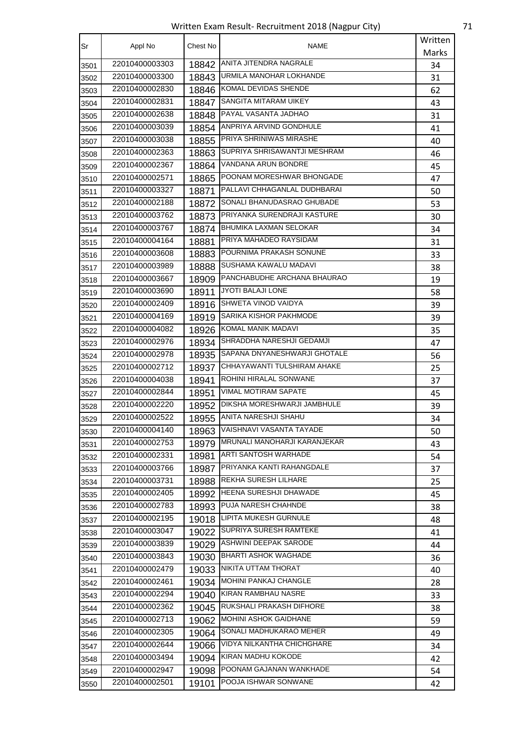Written Exam Result- Recruitment 2018 (Nagpur City)

| Sr | Appl No | Chest No | NAME | Written Marks |
|---|---|---|---|---|
| 3501 | 22010400003303 | 18842 | ANITA JITENDRA NAGRALE | 34 |
| 3502 | 22010400003300 | 18843 | URMILA MANOHAR LOKHANDE | 31 |
| 3503 | 22010400002830 | 18846 | KOMAL DEVIDAS SHENDE | 62 |
| 3504 | 22010400002831 | 18847 | SANGITA MITARAM UIKEY | 43 |
| 3505 | 22010400002638 | 18848 | PAYAL VASANTA JADHAO | 31 |
| 3506 | 22010400003039 | 18854 | ANPRIYA ARVIND GONDHULE | 41 |
| 3507 | 22010400003038 | 18855 | PRIYA SHRINIWAS MIRASHE | 40 |
| 3508 | 22010400002363 | 18863 | SUPRIYA SHRISAWANTJI MESHRAM | 46 |
| 3509 | 22010400002367 | 18864 | VANDANA ARUN BONDRE | 45 |
| 3510 | 22010400002571 | 18865 | POONAM MORESHWAR BHONGADE | 47 |
| 3511 | 22010400003327 | 18871 | PALLAVI CHHAGANLAL DUDHBARAI | 50 |
| 3512 | 22010400002188 | 18872 | SONALI BHANUDASRAO GHUBADE | 53 |
| 3513 | 22010400003762 | 18873 | PRIYANKA SURENDRAJI KASTURE | 30 |
| 3514 | 22010400003767 | 18874 | BHUMIKA LAXMAN SELOKAR | 34 |
| 3515 | 22010400004164 | 18881 | PRIYA MAHADEO RAYSIDAM | 31 |
| 3516 | 22010400003608 | 18883 | POURNIMA PRAKASH SONUNE | 33 |
| 3517 | 22010400003989 | 18888 | SUSHAMA KAWALU MADAVI | 38 |
| 3518 | 22010400003667 | 18909 | PANCHABUDHE ARCHANA BHAURAO | 19 |
| 3519 | 22010400003690 | 18911 | JYOTI BALAJI LONE | 58 |
| 3520 | 22010400002409 | 18916 | SHWETA VINOD VAIDYA | 39 |
| 3521 | 22010400004169 | 18919 | SARIKA KISHOR PAKHMODE | 39 |
| 3522 | 22010400004082 | 18926 | KOMAL MANIK MADAVI | 35 |
| 3523 | 22010400002976 | 18934 | SHRADDHA NARESHJI GEDAMJI | 47 |
| 3524 | 22010400002978 | 18935 | SAPANA DNYANESHWARJI GHOTALE | 56 |
| 3525 | 22010400002712 | 18937 | CHHAYAWANTI TULSHIRAM AHAKE | 25 |
| 3526 | 22010400004038 | 18941 | ROHINI HIRALAL SONWANE | 37 |
| 3527 | 22010400002844 | 18951 | VIMAL MOTIRAM SAPATE | 45 |
| 3528 | 22010400002220 | 18952 | DIKSHA MORESHWARJI JAMBHULE | 39 |
| 3529 | 22010400002522 | 18955 | ANITA NARESHJI SHAHU | 34 |
| 3530 | 22010400004140 | 18963 | VAISHNAVI VASANTA TAYADE | 50 |
| 3531 | 22010400002753 | 18979 | MRUNALI MANOHARJI KARANJEKAR | 43 |
| 3532 | 22010400002331 | 18981 | ARTI SANTOSH WARHADE | 54 |
| 3533 | 22010400003766 | 18987 | PRIYANKA KANTI RAHANGDALE | 37 |
| 3534 | 22010400003731 | 18988 | REKHA SURESH LILHARE | 25 |
| 3535 | 22010400002405 | 18992 | HEENA SURESHJI DHAWADE | 45 |
| 3536 | 22010400002783 | 18993 | PUJA NARESH CHAHNDE | 38 |
| 3537 | 22010400002195 | 19018 | LIPITA MUKESH GURNULE | 48 |
| 3538 | 22010400003047 | 19022 | SUPRIYA SURESH RAMTEKE | 41 |
| 3539 | 22010400003839 | 19029 | ASHWINI DEEPAK SARODE | 44 |
| 3540 | 22010400003843 | 19030 | BHARTI ASHOK WAGHADE | 36 |
| 3541 | 22010400002479 | 19033 | NIKITA UTTAM THORAT | 40 |
| 3542 | 22010400002461 | 19034 | MOHINI PANKAJ CHANGLE | 28 |
| 3543 | 22010400002294 | 19040 | KIRAN RAMBHAU NASRE | 33 |
| 3544 | 22010400002362 | 19045 | RUKSHALI PRAKASH DIFHORE | 38 |
| 3545 | 22010400002713 | 19062 | MOHINI ASHOK GAIDHANE | 59 |
| 3546 | 22010400002305 | 19064 | SONALI MADHUKARAO MEHER | 49 |
| 3547 | 22010400002644 | 19066 | VIDYA NILKANTHA CHICHGHARE | 34 |
| 3548 | 22010400003494 | 19094 | KIRAN MADHU KOKODE | 42 |
| 3549 | 22010400002947 | 19098 | POONAM GAJANAN WANKHADE | 54 |
| 3550 | 22010400002501 | 19101 | POOJA ISHWAR SONWANE | 42 |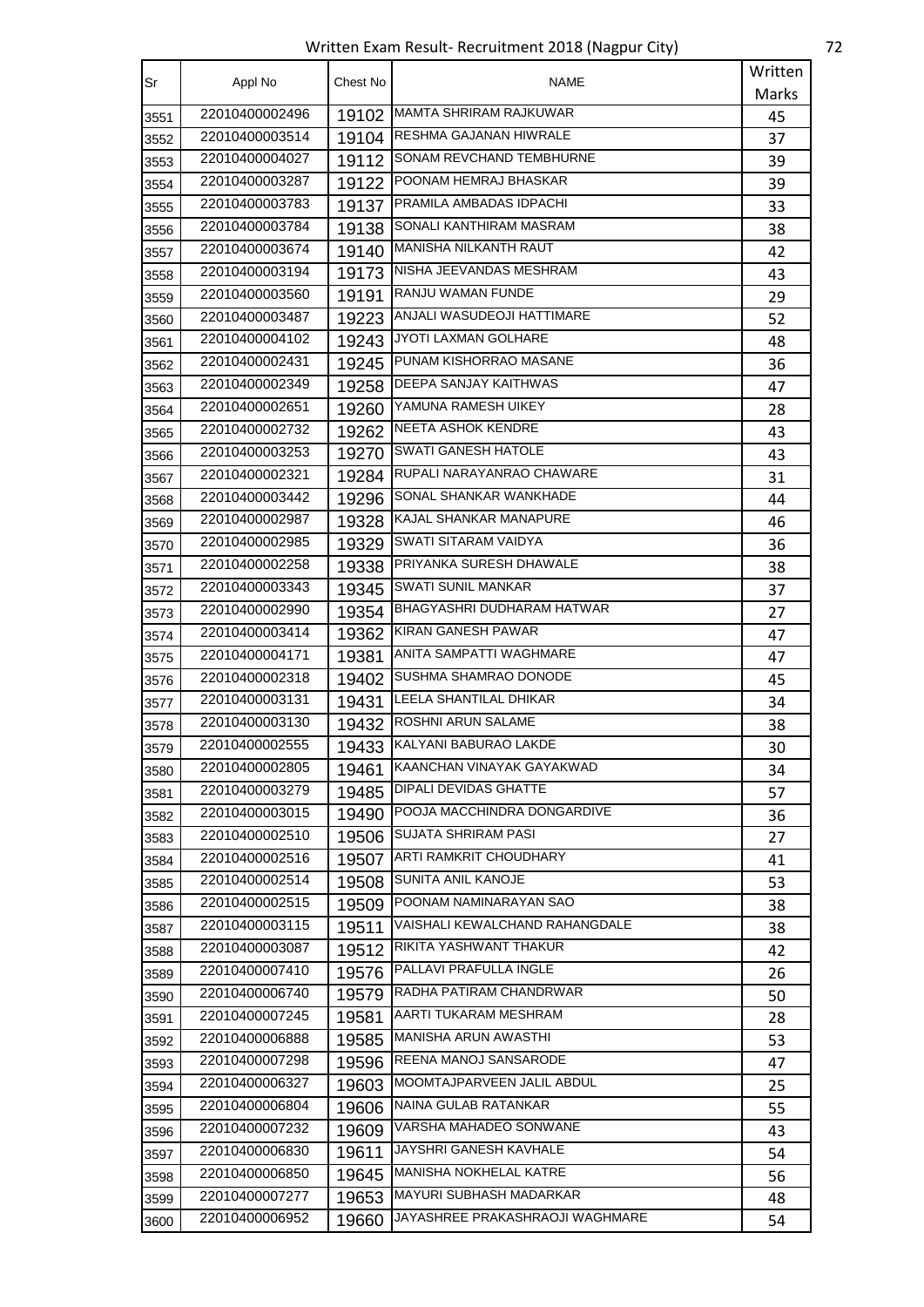# Written Exam Result- Recruitment 2018 (Nagpur City)

| Sr | Appl No | Chest No | NAME | Written Marks |
|---|---|---|---|---|
| 3551 | 22010400002496 | 19102 | MAMTA SHRIRAM RAJKUWAR | 45 |
| 3552 | 22010400003514 | 19104 | RESHMA GAJANAN HIWRALE | 37 |
| 3553 | 22010400004027 | 19112 | SONAM REVCHAND TEMBHURNE | 39 |
| 3554 | 22010400003287 | 19122 | POONAM HEMRAJ BHASKAR | 39 |
| 3555 | 22010400003783 | 19137 | PRAMILA AMBADAS IDPACHI | 33 |
| 3556 | 22010400003784 | 19138 | SONALI KANTHIRAM MASRAM | 38 |
| 3557 | 22010400003674 | 19140 | MANISHA NILKANTH RAUT | 42 |
| 3558 | 22010400003194 | 19173 | NISHA JEEVANDAS MESHRAM | 43 |
| 3559 | 22010400003560 | 19191 | RANJU WAMAN FUNDE | 29 |
| 3560 | 22010400003487 | 19223 | ANJALI WASUDEOJI HATTIMARE | 52 |
| 3561 | 22010400004102 | 19243 | JYOTI LAXMAN GOLHARE | 48 |
| 3562 | 22010400002431 | 19245 | PUNAM KISHORRAO MASANE | 36 |
| 3563 | 22010400002349 | 19258 | DEEPA SANJAY KAITHWAS | 47 |
| 3564 | 22010400002651 | 19260 | YAMUNA RAMESH UIKEY | 28 |
| 3565 | 22010400002732 | 19262 | NEETA ASHOK KENDRE | 43 |
| 3566 | 22010400003253 | 19270 | SWATI GANESH HATOLE | 43 |
| 3567 | 22010400002321 | 19284 | RUPALI NARAYANRAO CHAWARE | 31 |
| 3568 | 22010400003442 | 19296 | SONAL SHANKAR WANKHADE | 44 |
| 3569 | 22010400002987 | 19328 | KAJAL SHANKAR MANAPURE | 46 |
| 3570 | 22010400002985 | 19329 | SWATI SITARAM VAIDYA | 36 |
| 3571 | 22010400002258 | 19338 | PRIYANKA SURESH DHAWALE | 38 |
| 3572 | 22010400003343 | 19345 | SWATI SUNIL MANKAR | 37 |
| 3573 | 22010400002990 | 19354 | BHAGYASHRI DUDHARAM HATWAR | 27 |
| 3574 | 22010400003414 | 19362 | KIRAN GANESH PAWAR | 47 |
| 3575 | 22010400004171 | 19381 | ANITA SAMPATTI WAGHMARE | 47 |
| 3576 | 22010400002318 | 19402 | SUSHMA SHAMRAO DONODE | 45 |
| 3577 | 22010400003131 | 19431 | LEELA SHANTILAL DHIKAR | 34 |
| 3578 | 22010400003130 | 19432 | ROSHNI ARUN SALAME | 38 |
| 3579 | 22010400002555 | 19433 | KALYANI BABURAO LAKDE | 30 |
| 3580 | 22010400002805 | 19461 | KAANCHAN VINAYAK GAYAKWAD | 34 |
| 3581 | 22010400003279 | 19485 | DIPALI DEVIDAS GHATTE | 57 |
| 3582 | 22010400003015 | 19490 | POOJA MACCHINDRA DONGARDIVE | 36 |
| 3583 | 22010400002510 | 19506 | SUJATA SHRIRAM PASI | 27 |
| 3584 | 22010400002516 | 19507 | ARTI RAMKRIT CHOUDHARY | 41 |
| 3585 | 22010400002514 | 19508 | SUNITA ANIL KANOJE | 53 |
| 3586 | 22010400002515 | 19509 | POONAM NAMINARAYAN SAO | 38 |
| 3587 | 22010400003115 | 19511 | VAISHALI KEWALCHAND RAHANGDALE | 38 |
| 3588 | 22010400003087 | 19512 | RIKITA YASHWANT THAKUR | 42 |
| 3589 | 22010400007410 | 19576 | PALLAVI PRAFULLA INGLE | 26 |
| 3590 | 22010400006740 | 19579 | RADHA PATIRAM CHANDRWAR | 50 |
| 3591 | 22010400007245 | 19581 | AARTI TUKARAM MESHRAM | 28 |
| 3592 | 22010400006888 | 19585 | MANISHA ARUN AWASTHI | 53 |
| 3593 | 22010400007298 | 19596 | REENA MANOJ SANSARODE | 47 |
| 3594 | 22010400006327 | 19603 | MOOMTAJPARVEEN JALIL ABDUL | 25 |
| 3595 | 22010400006804 | 19606 | NAINA GULAB RATANKAR | 55 |
| 3596 | 22010400007232 | 19609 | VARSHA MAHADEO SONWANE | 43 |
| 3597 | 22010400006830 | 19611 | JAYSHRI GANESH KAVHALE | 54 |
| 3598 | 22010400006850 | 19645 | MANISHA NOKHELAL KATRE | 56 |
| 3599 | 22010400007277 | 19653 | MAYURI SUBHASH MADARKAR | 48 |
| 3600 | 22010400006952 | 19660 | JAYASHREE PRAKASHRAOJI WAGHMARE | 54 |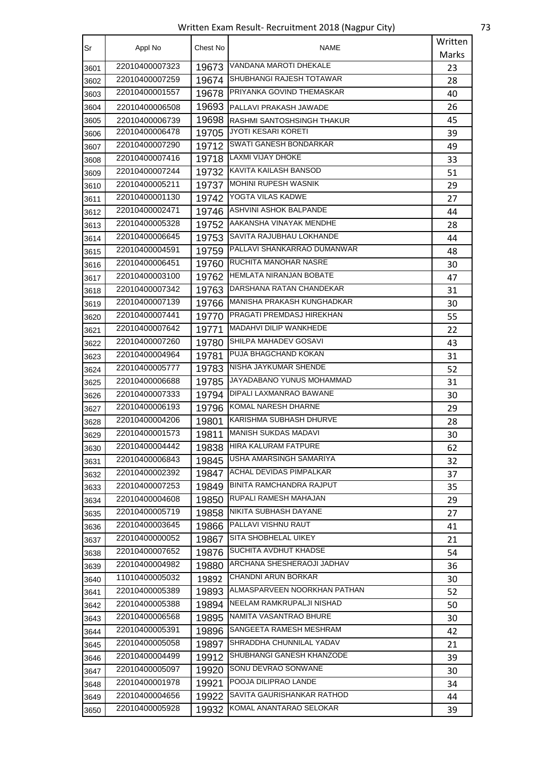Written Exam Result- Recruitment 2018 (Nagpur City)

| Sr | Appl No | Chest No | NAME | Written Marks |
|---|---|---|---|---|
| 3601 | 22010400007323 | 19673 | VANDANA MAROTI DHEKALE | 23 |
| 3602 | 22010400007259 | 19674 | SHUBHANGI RAJESH TOTAWAR | 28 |
| 3603 | 22010400001557 | 19678 | PRIYANKA GOVIND THEMASKAR | 40 |
| 3604 | 22010400006508 | 19693 | PALLAVI PRAKASH JAWADE | 26 |
| 3605 | 22010400006739 | 19698 | RASHMI SANTOSHSINGH THAKUR | 45 |
| 3606 | 22010400006478 | 19705 | JYOTI KESARI KORETI | 39 |
| 3607 | 22010400007290 | 19712 | SWATI GANESH BONDARKAR | 49 |
| 3608 | 22010400007416 | 19718 | LAXMI VIJAY DHOKE | 33 |
| 3609 | 22010400007244 | 19732 | KAVITA KAILASH BANSOD | 51 |
| 3610 | 22010400005211 | 19737 | MOHINI RUPESH WASNIK | 29 |
| 3611 | 22010400001130 | 19742 | YOGTA VILAS KADWE | 27 |
| 3612 | 22010400002471 | 19746 | ASHVINI ASHOK BALPANDE | 44 |
| 3613 | 22010400005328 | 19752 | AAKANSHA VINAYAK MENDHE | 28 |
| 3614 | 22010400006645 | 19753 | SAVITA RAJUBHAU LOKHANDE | 44 |
| 3615 | 22010400004591 | 19759 | PALLAVI SHANKARRAO DUMANWAR | 48 |
| 3616 | 22010400006451 | 19760 | RUCHITA MANOHAR NASRE | 30 |
| 3617 | 22010400003100 | 19762 | HEMLATA NIRANJAN BOBATE | 47 |
| 3618 | 22010400007342 | 19763 | DARSHANA RATAN CHANDEKAR | 31 |
| 3619 | 22010400007139 | 19766 | MANISHA PRAKASH KUNGHADKAR | 30 |
| 3620 | 22010400007441 | 19770 | PRAGATI PREMDASJ HIREKHAN | 55 |
| 3621 | 22010400007642 | 19771 | MADAHVI DILIP WANKHEDE | 22 |
| 3622 | 22010400007260 | 19780 | SHILPA MAHADEV GOSAVI | 43 |
| 3623 | 22010400004964 | 19781 | PUJA BHAGCHAND KOKAN | 31 |
| 3624 | 22010400005777 | 19783 | NISHA JAYKUMAR SHENDE | 52 |
| 3625 | 22010400006688 | 19785 | JAYADABANO YUNUS MOHAMMAD | 31 |
| 3626 | 22010400007333 | 19794 | DIPALI LAXMANRAO BAWANE | 30 |
| 3627 | 22010400006193 | 19796 | KOMAL NARESH DHARNE | 29 |
| 3628 | 22010400004206 | 19801 | KARISHMA SUBHASH DHURVE | 28 |
| 3629 | 22010400001573 | 19811 | MANISH SUKDAS MADAVI | 30 |
| 3630 | 22010400004442 | 19838 | HIRA KALURAM FATPURE | 62 |
| 3631 | 22010400006843 | 19845 | USHA AMARSINGH SAMARIYA | 32 |
| 3632 | 22010400002392 | 19847 | ACHAL DEVIDAS PIMPALKAR | 37 |
| 3633 | 22010400007253 | 19849 | BINITA RAMCHANDRA RAJPUT | 35 |
| 3634 | 22010400004608 | 19850 | RUPALI RAMESH MAHAJAN | 29 |
| 3635 | 22010400005719 | 19858 | NIKITA SUBHASH DAYANE | 27 |
| 3636 | 22010400003645 | 19866 | PALLAVI VISHNU RAUT | 41 |
| 3637 | 22010400000052 | 19867 | SITA SHOBHELAL UIKEY | 21 |
| 3638 | 22010400007652 | 19876 | SUCHITA AVDHUT KHADSE | 54 |
| 3639 | 22010400004982 | 19880 | ARCHANA SHESHERAOJI JADHAV | 36 |
| 3640 | 11010400005032 | 19892 | CHANDNI ARUN BORKAR | 30 |
| 3641 | 22010400005389 | 19893 | ALMASPARVEEN NOORKHAN PATHAN | 52 |
| 3642 | 22010400005388 | 19894 | NEELAM RAMKRUPALJI NISHAD | 50 |
| 3643 | 22010400006568 | 19895 | NAMITA VASANTRAO BHURE | 30 |
| 3644 | 22010400005391 | 19896 | SANGEETA RAMESH MESHRAM | 42 |
| 3645 | 22010400005058 | 19897 | SHRADDHA CHUNNILAL YADAV | 21 |
| 3646 | 22010400004499 | 19912 | SHUBHANGI GANESH KHANZODE | 39 |
| 3647 | 22010400005097 | 19920 | SONU DEVRAO SONWANE | 30 |
| 3648 | 22010400001978 | 19921 | POOJA DILIPRAO LANDE | 34 |
| 3649 | 22010400004656 | 19922 | SAVITA GAURISHANKAR RATHOD | 44 |
| 3650 | 22010400005928 | 19932 | KOMAL ANANTARAO SELOKAR | 39 |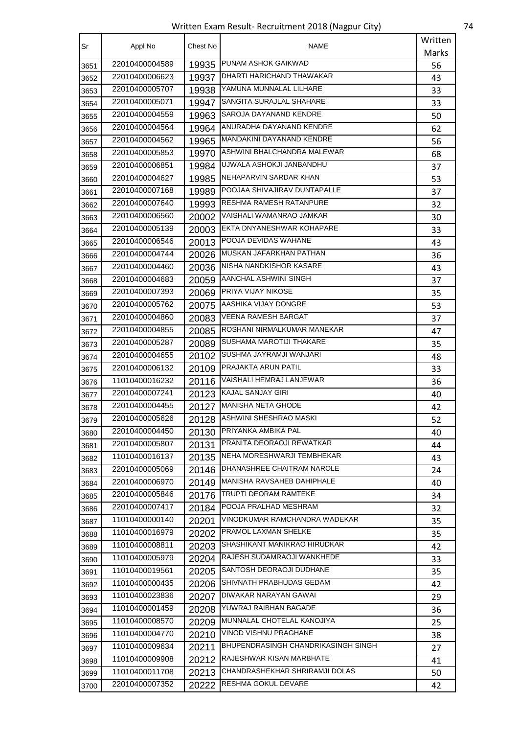# Written Exam Result- Recruitment 2018 (Nagpur City)

| Sr | Appl No | Chest No | NAME | Written Marks |
|---|---|---|---|---|
| 3651 | 22010400004589 | 19935 | PUNAM ASHOK GAIKWAD | 56 |
| 3652 | 22010400006623 | 19937 | DHARTI HARICHAND THAWAKAR | 43 |
| 3653 | 22010400005707 | 19938 | YAMUNA MUNNALAL LILHARE | 33 |
| 3654 | 22010400005071 | 19947 | SANGITA SURAJLAL SHAHARE | 33 |
| 3655 | 22010400004559 | 19963 | SAROJA DAYANAND KENDRE | 50 |
| 3656 | 22010400004564 | 19964 | ANURADHA DAYANAND KENDRE | 62 |
| 3657 | 22010400004562 | 19965 | MANDAKINI DAYANAND KENDRE | 56 |
| 3658 | 22010400005853 | 19970 | ASHWINI BHALCHANDRA MALEWAR | 68 |
| 3659 | 22010400006851 | 19984 | UJWALA ASHOKJI JANBANDHU | 37 |
| 3660 | 22010400004627 | 19985 | NEHAPARVIN SARDAR KHAN | 53 |
| 3661 | 22010400007168 | 19989 | POOJAA SHIVAJIRAV DUNTAPALLE | 37 |
| 3662 | 22010400007640 | 19993 | RESHMA RAMESH RATANPURE | 32 |
| 3663 | 22010400006560 | 20002 | VAISHALI WAMANRAO JAMKAR | 30 |
| 3664 | 22010400005139 | 20003 | EKTA DNYANESHWAR KOHAPARE | 33 |
| 3665 | 22010400006546 | 20013 | POOJA DEVIDAS WAHANE | 43 |
| 3666 | 22010400004744 | 20026 | MUSKAN JAFARKHAN PATHAN | 36 |
| 3667 | 22010400004460 | 20036 | NISHA NANDKISHOR KASARE | 43 |
| 3668 | 22010400004683 | 20059 | AANCHAL ASHWINI SINGH | 37 |
| 3669 | 22010400007393 | 20069 | PRIYA VIJAY NIKOSE | 35 |
| 3670 | 22010400005762 | 20075 | AASHIKA VIJAY DONGRE | 53 |
| 3671 | 22010400004860 | 20083 | VEENA RAMESH BARGAT | 37 |
| 3672 | 22010400004855 | 20085 | ROSHANI NIRMALKUMAR MANEKAR | 47 |
| 3673 | 22010400005287 | 20089 | SUSHAMA MAROTIJI THAKARE | 35 |
| 3674 | 22010400004655 | 20102 | SUSHMA JAYRAMJI WANJARI | 48 |
| 3675 | 22010400006132 | 20109 | PRAJAKTA ARUN PATIL | 33 |
| 3676 | 11010400016232 | 20116 | VAISHALI HEMRAJ LANJEWAR | 36 |
| 3677 | 22010400007241 | 20123 | KAJAL SANJAY GIRI | 40 |
| 3678 | 22010400004455 | 20127 | MANISHA NETA GHODE | 42 |
| 3679 | 22010400005626 | 20128 | ASHWINI SHESHRAO MASKI | 52 |
| 3680 | 22010400004450 | 20130 | PRIYANKA AMBIKA PAL | 40 |
| 3681 | 22010400005807 | 20131 | PRANITA DEORAOJI REWATKAR | 44 |
| 3682 | 11010400016137 | 20135 | NEHA MORESHWARJI TEMBHEKAR | 43 |
| 3683 | 22010400005069 | 20146 | DHANASHREE CHAITRAM NAROLE | 24 |
| 3684 | 22010400006970 | 20149 | MANISHA RAVSAHEB DAHIPHALE | 40 |
| 3685 | 22010400005846 | 20176 | TRUPTI DEORAM RAMTEKE | 34 |
| 3686 | 22010400007417 | 20184 | POOJA PRALHAD MESHRAM | 32 |
| 3687 | 11010400000140 | 20201 | VINODKUMAR RAMCHANDRA WADEKAR | 35 |
| 3688 | 11010400016979 | 20202 | PRAMOL LAXMAN SHELKE | 35 |
| 3689 | 11010400008811 | 20203 | SHASHIKANT MANIKRAO HIRUDKAR | 42 |
| 3690 | 11010400005979 | 20204 | RAJESH SUDAMRAOJI WANKHEDE | 33 |
| 3691 | 11010400019561 | 20205 | SANTOSH DEORAOJI DUDHANE | 35 |
| 3692 | 11010400000435 | 20206 | SHIVNATH PRABHUDAS GEDAM | 42 |
| 3693 | 11010400023836 | 20207 | DIWAKAR NARAYAN GAWAI | 29 |
| 3694 | 11010400001459 | 20208 | YUWRAJ RAIBHAN BAGADE | 36 |
| 3695 | 11010400008570 | 20209 | MUNNALAL CHOTELAL KANOJIYA | 25 |
| 3696 | 11010400004770 | 20210 | VINOD VISHNU PRAGHANE | 38 |
| 3697 | 11010400009634 | 20211 | BHUPENDRASINGH CHANDRIKASINGH SINGH | 27 |
| 3698 | 11010400009908 | 20212 | RAJESHWAR KISAN MARBHATE | 41 |
| 3699 | 11010400011708 | 20213 | CHANDRASHEKHAR SHRIRAMJI DOLAS | 50 |
| 3700 | 22010400007352 | 20222 | RESHMA GOKUL DEVARE | 42 |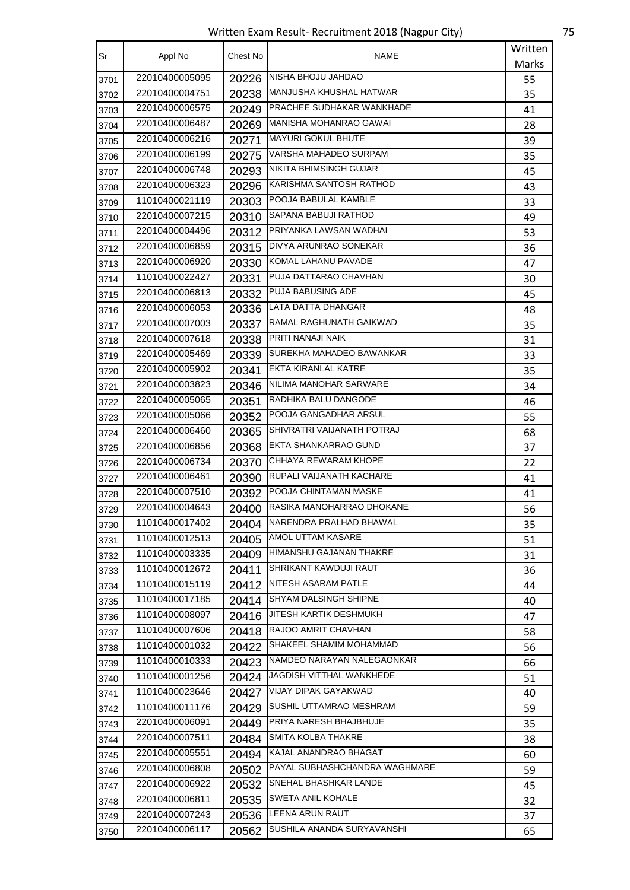| Sr | Appl No | Chest No | NAME | Written Marks |
|---|---|---|---|---|
| 3701 | 22010400005095 | 20226 | NISHA BHOJU JAHDAO | 55 |
| 3702 | 22010400004751 | 20238 | MANJUSHA KHUSHAL HATWAR | 35 |
| 3703 | 22010400006575 | 20249 | PRACHEE SUDHAKAR WANKHADE | 41 |
| 3704 | 22010400006487 | 20269 | MANISHA MOHANRAO GAWAI | 28 |
| 3705 | 22010400006216 | 20271 | MAYURI GOKUL BHUTE | 39 |
| 3706 | 22010400006199 | 20275 | VARSHA MAHADEO SURPAM | 35 |
| 3707 | 22010400006748 | 20293 | NIKITA BHIMSINGH GUJAR | 45 |
| 3708 | 22010400006323 | 20296 | KARISHMA SANTOSH RATHOD | 43 |
| 3709 | 11010400021119 | 20303 | POOJA BABULAL KAMBLE | 33 |
| 3710 | 22010400007215 | 20310 | SAPANA BABUJI RATHOD | 49 |
| 3711 | 22010400004496 | 20312 | PRIYANKA LAWSAN WADHAI | 53 |
| 3712 | 22010400006859 | 20315 | DIVYA ARUNRAO SONEKAR | 36 |
| 3713 | 22010400006920 | 20330 | KOMAL LAHANU PAVADE | 47 |
| 3714 | 11010400022427 | 20331 | PUJA DATTARAO CHAVHAN | 30 |
| 3715 | 22010400006813 | 20332 | PUJA BABUSING ADE | 45 |
| 3716 | 22010400006053 | 20336 | LATA DATTA DHANGAR | 48 |
| 3717 | 22010400007003 | 20337 | RAMAL RAGHUNATH GAIKWAD | 35 |
| 3718 | 22010400007618 | 20338 | PRITI NANAJI NAIK | 31 |
| 3719 | 22010400005469 | 20339 | SUREKHA MAHADEO BAWANKAR | 33 |
| 3720 | 22010400005902 | 20341 | EKTA KIRANLAL KATRE | 35 |
| 3721 | 22010400003823 | 20346 | NILIMA MANOHAR SARWARE | 34 |
| 3722 | 22010400005065 | 20351 | RADHIKA BALU DANGODE | 46 |
| 3723 | 22010400005066 | 20352 | POOJA GANGADHAR ARSUL | 55 |
| 3724 | 22010400006460 | 20365 | SHIVRATRI VAIJANATH POTRAJ | 68 |
| 3725 | 22010400006856 | 20368 | EKTA SHANKARRAO GUND | 37 |
| 3726 | 22010400006734 | 20370 | CHHAYA REWARAM KHOPE | 22 |
| 3727 | 22010400006461 | 20390 | RUPALI VAIJANATH KACHARE | 41 |
| 3728 | 22010400007510 | 20392 | POOJA CHINTAMAN MASKE | 41 |
| 3729 | 22010400004643 | 20400 | RASIKA MANOHARRAO DHOKANE | 56 |
| 3730 | 11010400017402 | 20404 | NARENDRA PRALHAD BHAWAL | 35 |
| 3731 | 11010400012513 | 20405 | AMOL UTTAM KASARE | 51 |
| 3732 | 11010400003335 | 20409 | HIMANSHU GAJANAN THAKRE | 31 |
| 3733 | 11010400012672 | 20411 | SHRIKANT KAWDUJI RAUT | 36 |
| 3734 | 11010400015119 | 20412 | NITESH ASARAM PATLE | 44 |
| 3735 | 11010400017185 | 20414 | SHYAM DALSINGH SHIPNE | 40 |
| 3736 | 11010400008097 | 20416 | JITESH KARTIK DESHMUKH | 47 |
| 3737 | 11010400007606 | 20418 | RAJOO AMRIT CHAVHAN | 58 |
| 3738 | 11010400001032 | 20422 | SHAKEEL SHAMIM MOHAMMAD | 56 |
| 3739 | 11010400010333 | 20423 | NAMDEO NARAYAN NALEGAONKAR | 66 |
| 3740 | 11010400001256 | 20424 | JAGDISH VITTHAL WANKHEDE | 51 |
| 3741 | 11010400023646 | 20427 | VIJAY DIPAK GAYAKWAD | 40 |
| 3742 | 11010400011176 | 20429 | SUSHIL UTTAMRAO MESHRAM | 59 |
| 3743 | 22010400006091 | 20449 | PRIYA NARESH BHAJBHUJE | 35 |
| 3744 | 22010400007511 | 20484 | SMITA KOLBA THAKRE | 38 |
| 3745 | 22010400005551 | 20494 | KAJAL ANANDRAO BHAGAT | 60 |
| 3746 | 22010400006808 | 20502 | PAYAL SUBHASHCHANDRA WAGHMARE | 59 |
| 3747 | 22010400006922 | 20532 | SNEHAL BHASHKAR LANDE | 45 |
| 3748 | 22010400006811 | 20535 | SWETA ANIL KOHALE | 32 |
| 3749 | 22010400007243 | 20536 | LEENA ARUN RAUT | 37 |
| 3750 | 22010400006117 | 20562 | SUSHILA ANANDA SURYAVANSHI | 65 |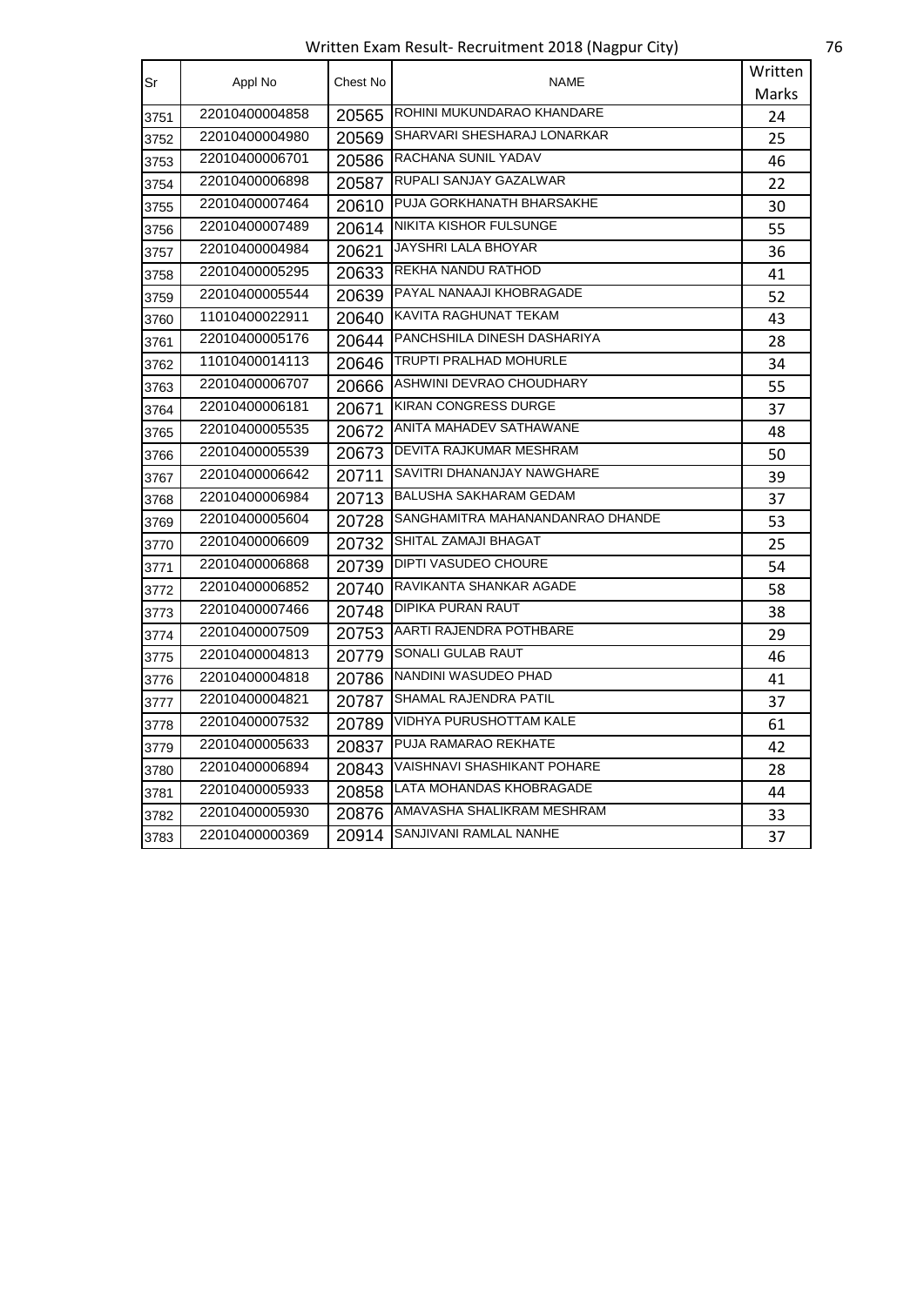Written Exam Result- Recruitment 2018 (Nagpur City)

| Sr | Appl No | Chest No | NAME | Written Marks |
|---|---|---|---|---|
| 3751 | 22010400004858 | 20565 | ROHINI MUKUNDARAO KHANDARE | 24 |
| 3752 | 22010400004980 | 20569 | SHARVARI SHESHARAJ LONARKAR | 25 |
| 3753 | 22010400006701 | 20586 | RACHANA SUNIL YADAV | 46 |
| 3754 | 22010400006898 | 20587 | RUPALI SANJAY GAZALWAR | 22 |
| 3755 | 22010400007464 | 20610 | PUJA GORKHANATH BHARSAKHE | 30 |
| 3756 | 22010400007489 | 20614 | NIKITA KISHOR FULSUNGE | 55 |
| 3757 | 22010400004984 | 20621 | JAYSHRI LALA BHOYAR | 36 |
| 3758 | 22010400005295 | 20633 | REKHA NANDU RATHOD | 41 |
| 3759 | 22010400005544 | 20639 | PAYAL NANAAJI KHOBRAGADE | 52 |
| 3760 | 11010400022911 | 20640 | KAVITA RAGHUNAT TEKAM | 43 |
| 3761 | 22010400005176 | 20644 | PANCHSHILA DINESH DASHARIYA | 28 |
| 3762 | 11010400014113 | 20646 | TRUPTI PRALHAD MOHURLE | 34 |
| 3763 | 22010400006707 | 20666 | ASHWINI DEVRAO CHOUDHARY | 55 |
| 3764 | 22010400006181 | 20671 | KIRAN CONGRESS DURGE | 37 |
| 3765 | 22010400005535 | 20672 | ANITA MAHADEV SATHAWANE | 48 |
| 3766 | 22010400005539 | 20673 | DEVITA RAJKUMAR MESHRAM | 50 |
| 3767 | 22010400006642 | 20711 | SAVITRI DHANANJAY NAWGHARE | 39 |
| 3768 | 22010400006984 | 20713 | BALUSHA SAKHARAM GEDAM | 37 |
| 3769 | 22010400005604 | 20728 | SANGHAMITRA MAHANANDANRAO DHANDE | 53 |
| 3770 | 22010400006609 | 20732 | SHITAL ZAMAJI BHAGAT | 25 |
| 3771 | 22010400006868 | 20739 | DIPTI VASUDEO CHOURE | 54 |
| 3772 | 22010400006852 | 20740 | RAVIKANTA SHANKAR AGADE | 58 |
| 3773 | 22010400007466 | 20748 | DIPIKA PURAN RAUT | 38 |
| 3774 | 22010400007509 | 20753 | AARTI RAJENDRA POTHBARE | 29 |
| 3775 | 22010400004813 | 20779 | SONALI GULAB RAUT | 46 |
| 3776 | 22010400004818 | 20786 | NANDINI WASUDEO PHAD | 41 |
| 3777 | 22010400004821 | 20787 | SHAMAL RAJENDRA PATIL | 37 |
| 3778 | 22010400007532 | 20789 | VIDHYA PURUSHOTTAM KALE | 61 |
| 3779 | 22010400005633 | 20837 | PUJA RAMARAO REKHATE | 42 |
| 3780 | 22010400006894 | 20843 | VAISHNAVI SHASHIKANT POHARE | 28 |
| 3781 | 22010400005933 | 20858 | LATA MOHANDAS KHOBRAGADE | 44 |
| 3782 | 22010400005930 | 20876 | AMAVASHA SHALIKRAM MESHRAM | 33 |
| 3783 | 22010400000369 | 20914 | SANJIVANI RAMLAL NANHE | 37 |